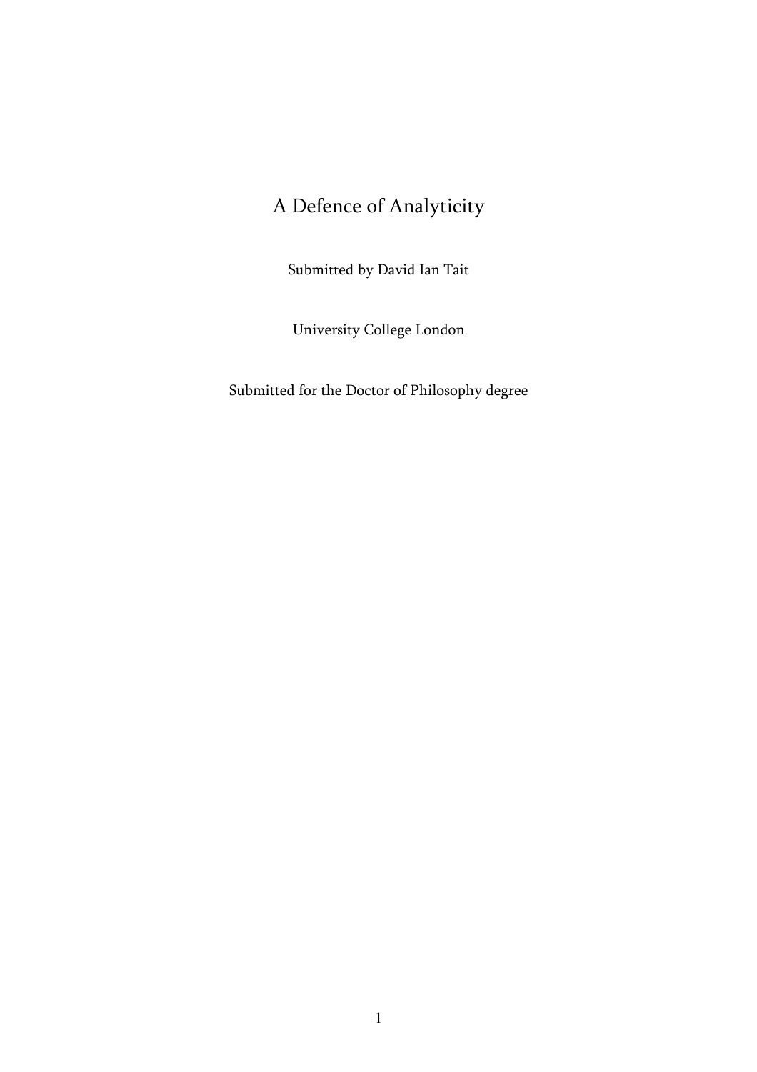# A Defence of Analyticity

Submitted by David Ian Tait

University College London

Submitted for the Doctor of Philosophy degree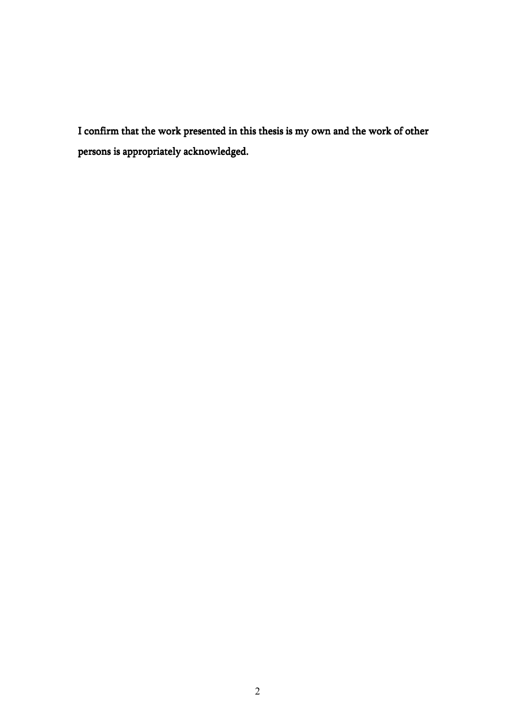I confirm that the work presented in this thesis is my own and the work of other persons is appropriately acknowledged.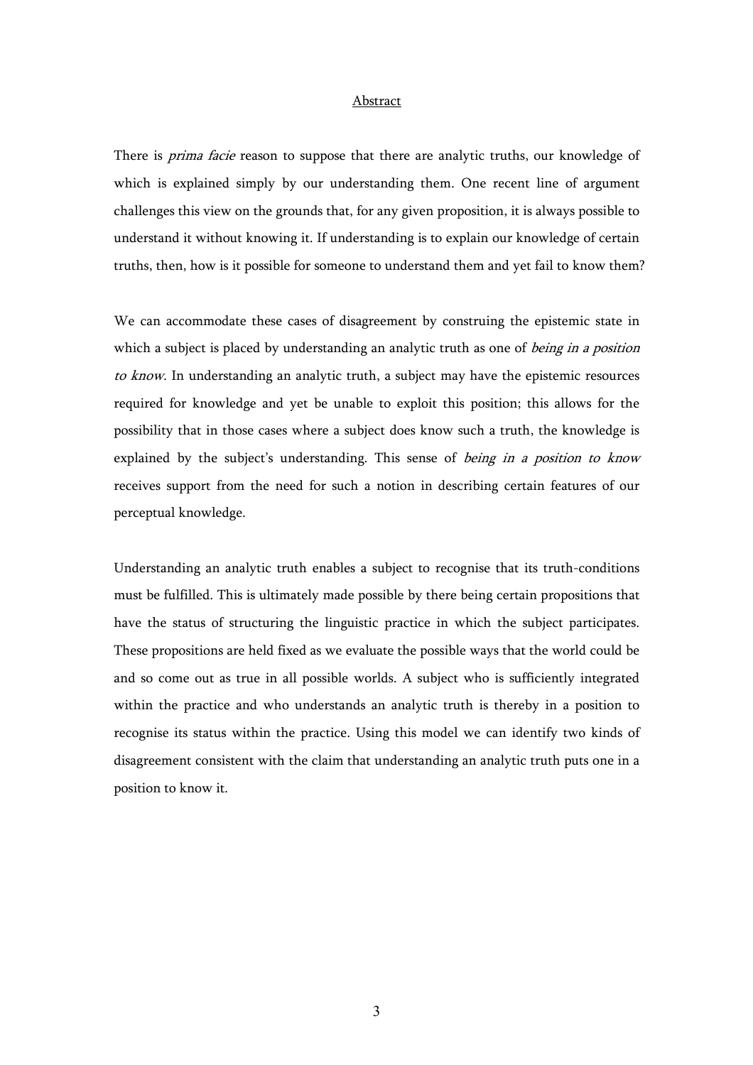# Abstract

There is *prima facie* reason to suppose that there are analytic truths, our knowledge of which is explained simply by our understanding them. One recent line of argument challenges this view on the grounds that, for any given proposition, it is always possible to understand it without knowing it. If understanding is to explain our knowledge of certain truths, then, how is it possible for someone to understand them and yet fail to know them?

We can accommodate these cases of disagreement by construing the epistemic state in which a subject is placed by understanding an analytic truth as one of *being in a position to know*. In understanding an analytic truth, a subject may have the epistemic resources required for knowledge and yet be unable to exploit this position; this allows for the possibility that in those cases where a subject does know such a truth, the knowledge is explained by the subject's understanding. This sense of *being in a position to know* receives support from the need for such a notion in describing certain features of our perceptual knowledge.

Understanding an analytic truth enables a subject to recognise that its truth-conditions must be fulfilled. This is ultimately made possible by there being certain propositions that have the status of structuring the linguistic practice in which the subject participates. These propositions are held fixed as we evaluate the possible ways that the world could be and so come out as true in all possible worlds. A subject who is sufficiently integrated within the practice and who understands an analytic truth is thereby in a position to recognise its status within the practice. Using this model we can identify two kinds of disagreement consistent with the claim that understanding an analytic truth puts one in a position to know it.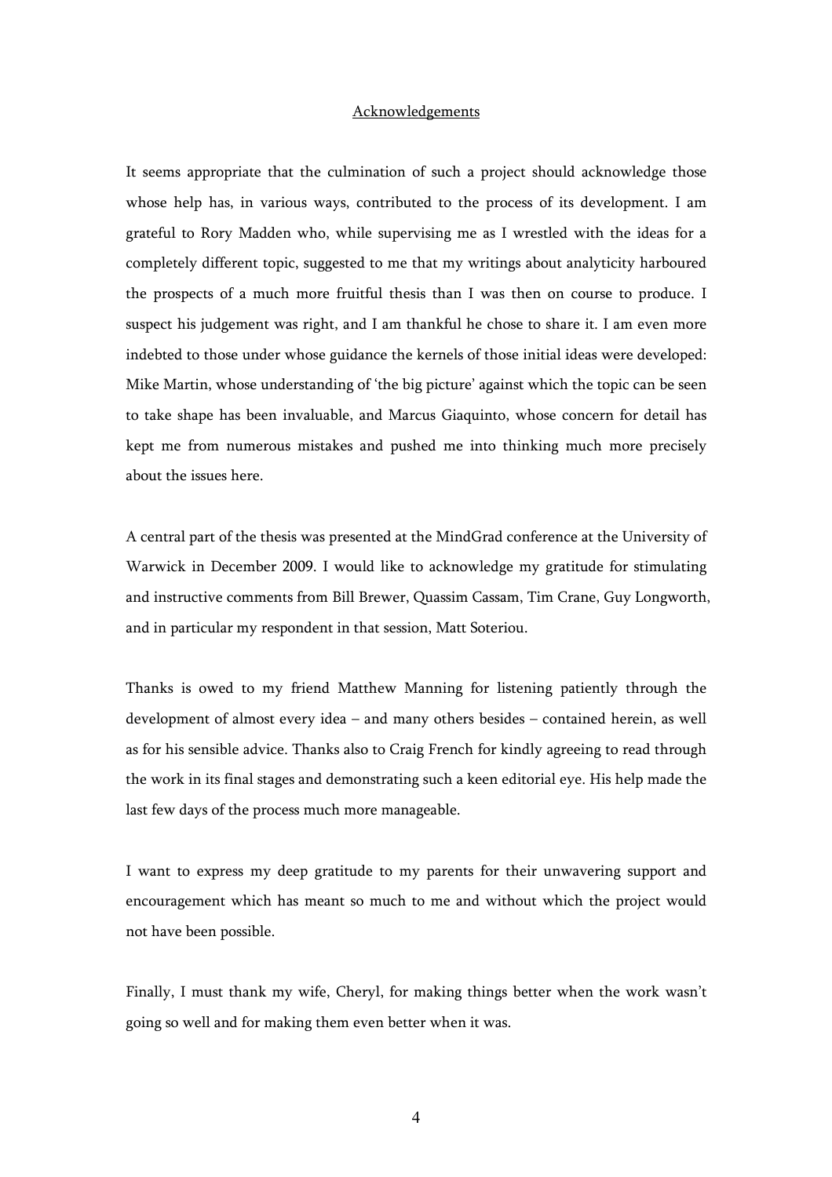## Acknowledgements

It seems appropriate that the culmination of such a project should acknowledge those whose help has, in various ways, contributed to the process of its development. I am grateful to Rory Madden who, while supervising me as I wrestled with the ideas for a completely different topic, suggested to me that my writings about analyticity harboured the prospects of a much more fruitful thesis than I was then on course to produce. I suspect his judgement was right, and I am thankful he chose to share it. I am even more indebted to those under whose guidance the kernels of those initial ideas were developed: Mike Martin, whose understanding of 'the big picture' against which the topic can be seen to take shape has been invaluable, and Marcus Giaquinto, whose concern for detail has kept me from numerous mistakes and pushed me into thinking much more precisely about the issues here.

A central part of the thesis was presented at the MindGrad conference at the University of Warwick in December 2009. I would like to acknowledge my gratitude for stimulating and instructive comments from Bill Brewer, Quassim Cassam, Tim Crane, Guy Longworth, and in particular my respondent in that session, Matt Soteriou.

Thanks is owed to my friend Matthew Manning for listening patiently through the development of almost every idea – and many others besides – contained herein, as well as for his sensible advice. Thanks also to Craig French for kindly agreeing to read through the work in its final stages and demonstrating such a keen editorial eye. His help made the last few days of the process much more manageable.

I want to express my deep gratitude to my parents for their unwavering support and encouragement which has meant so much to me and without which the project would not have been possible.

Finally, I must thank my wife, Cheryl, for making things better when the work wasn't going so well and for making them even better when it was.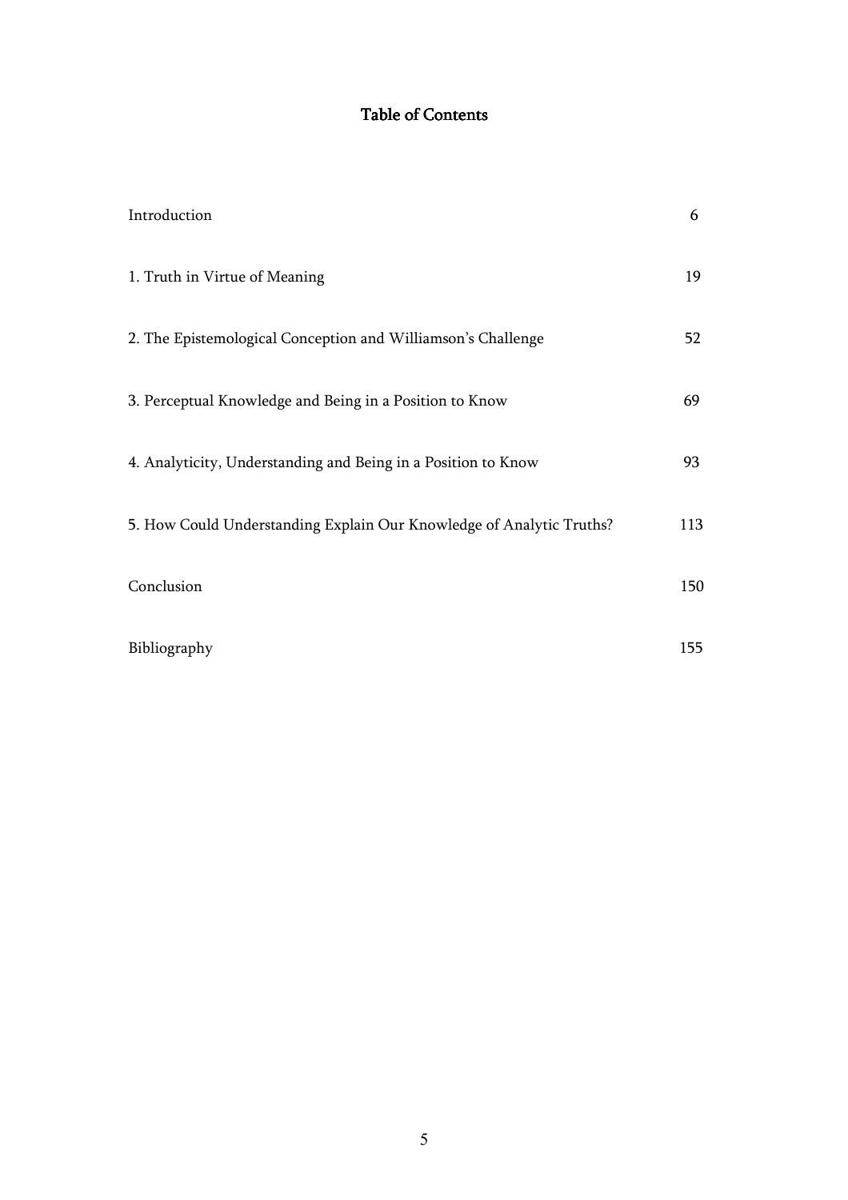# Table of Contents

| | |
|---|---|
| Introduction | 6 |
| 1. Truth in Virtue of Meaning | 19 |
| 2. The Epistemological Conception and Williamson's Challenge | 52 |
| 3. Perceptual Knowledge and Being in a Position to Know | 69 |
| 4. Analyticity, Understanding and Being in a Position to Know | 93 |
| 5. How Could Understanding Explain Our Knowledge of Analytic Truths? | 113 |
| Conclusion | 150 |
| Bibliography | 155 |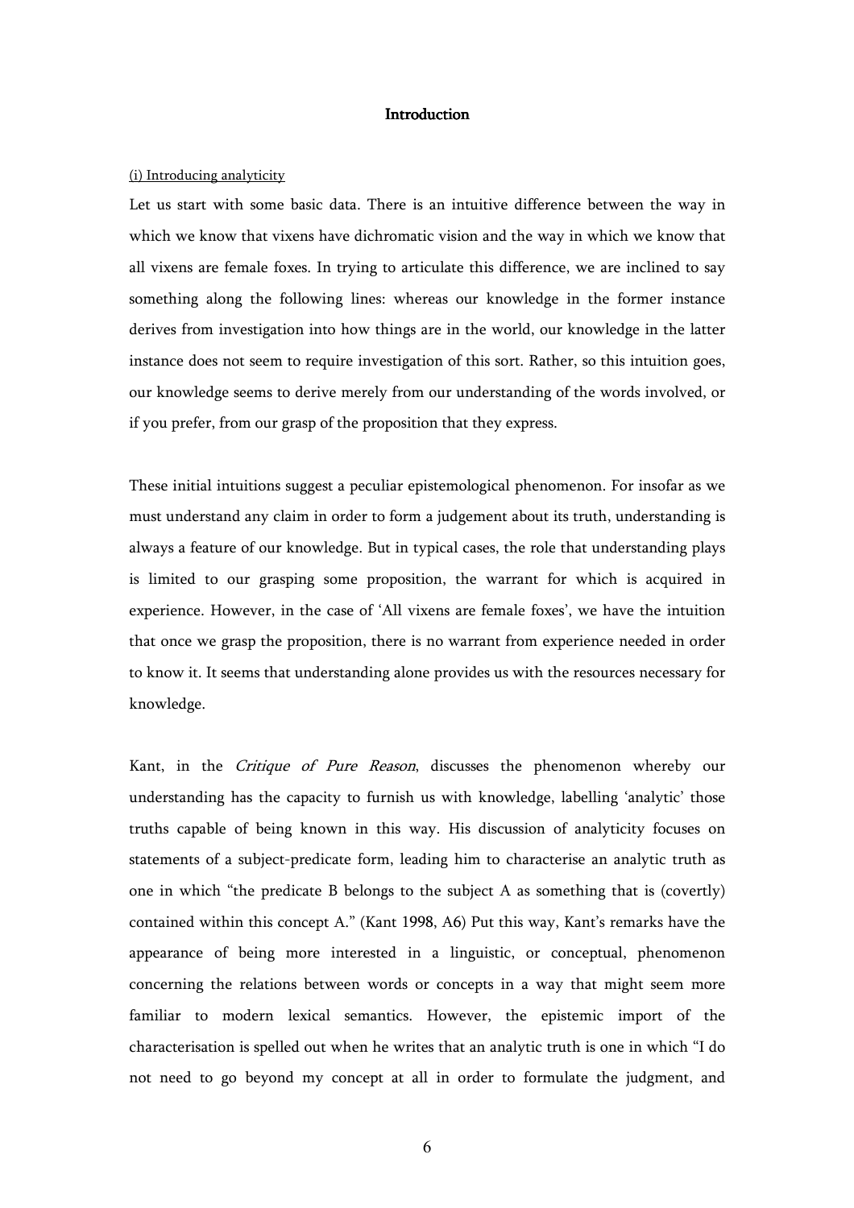## Introduction

(i) Introducing analyticity

Let us start with some basic data. There is an intuitive difference between the way in which we know that vixens have dichromatic vision and the way in which we know that all vixens are female foxes. In trying to articulate this difference, we are inclined to say something along the following lines: whereas our knowledge in the former instance derives from investigation into how things are in the world, our knowledge in the latter instance does not seem to require investigation of this sort. Rather, so this intuition goes, our knowledge seems to derive merely from our understanding of the words involved, or if you prefer, from our grasp of the proposition that they express.

These initial intuitions suggest a peculiar epistemological phenomenon. For insofar as we must understand any claim in order to form a judgement about its truth, understanding is always a feature of our knowledge. But in typical cases, the role that understanding plays is limited to our grasping some proposition, the warrant for which is acquired in experience. However, in the case of 'All vixens are female foxes', we have the intuition that once we grasp the proposition, there is no warrant from experience needed in order to know it. It seems that understanding alone provides us with the resources necessary for knowledge.

Kant, in the *Critique of Pure Reason*, discusses the phenomenon whereby our understanding has the capacity to furnish us with knowledge, labelling 'analytic' those truths capable of being known in this way. His discussion of analyticity focuses on statements of a subject-predicate form, leading him to characterise an analytic truth as one in which "the predicate B belongs to the subject A as something that is (covertly) contained within this concept A." (Kant 1998, A6) Put this way, Kant's remarks have the appearance of being more interested in a linguistic, or conceptual, phenomenon concerning the relations between words or concepts in a way that might seem more familiar to modern lexical semantics. However, the epistemic import of the characterisation is spelled out when he writes that an analytic truth is one in which "I do not need to go beyond my concept at all in order to formulate the judgment, and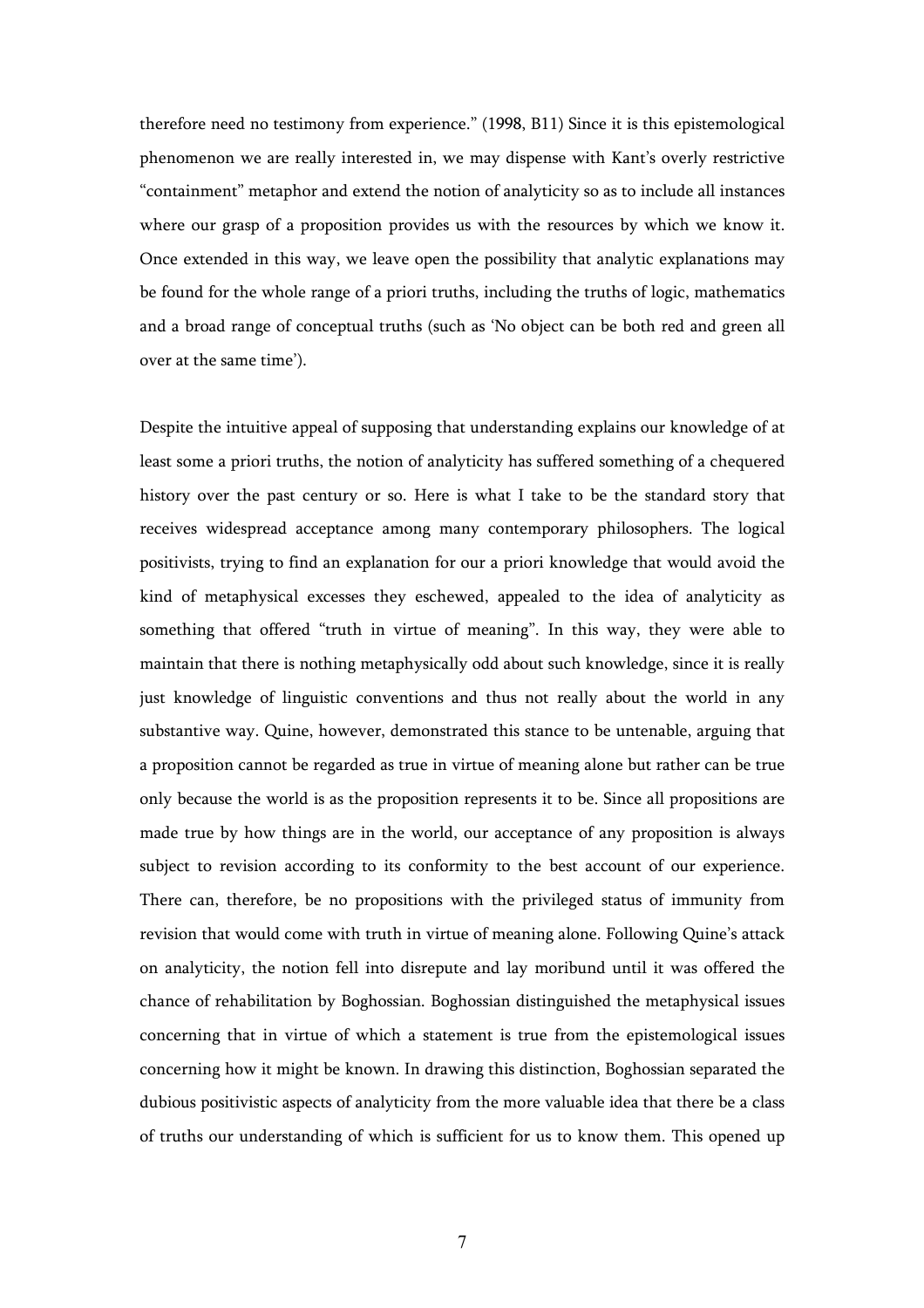therefore need no testimony from experience." (1998, B11) Since it is this epistemological phenomenon we are really interested in, we may dispense with Kant's overly restrictive "containment" metaphor and extend the notion of analyticity so as to include all instances where our grasp of a proposition provides us with the resources by which we know it. Once extended in this way, we leave open the possibility that analytic explanations may be found for the whole range of a priori truths, including the truths of logic, mathematics and a broad range of conceptual truths (such as 'No object can be both red and green all over at the same time').

Despite the intuitive appeal of supposing that understanding explains our knowledge of at least some a priori truths, the notion of analyticity has suffered something of a chequered history over the past century or so. Here is what I take to be the standard story that receives widespread acceptance among many contemporary philosophers. The logical positivists, trying to find an explanation for our a priori knowledge that would avoid the kind of metaphysical excesses they eschewed, appealed to the idea of analyticity as something that offered "truth in virtue of meaning". In this way, they were able to maintain that there is nothing metaphysically odd about such knowledge, since it is really just knowledge of linguistic conventions and thus not really about the world in any substantive way. Quine, however, demonstrated this stance to be untenable, arguing that a proposition cannot be regarded as true in virtue of meaning alone but rather can be true only because the world is as the proposition represents it to be. Since all propositions are made true by how things are in the world, our acceptance of any proposition is always subject to revision according to its conformity to the best account of our experience. There can, therefore, be no propositions with the privileged status of immunity from revision that would come with truth in virtue of meaning alone. Following Quine's attack on analyticity, the notion fell into disrepute and lay moribund until it was offered the chance of rehabilitation by Boghossian. Boghossian distinguished the metaphysical issues concerning that in virtue of which a statement is true from the epistemological issues concerning how it might be known. In drawing this distinction, Boghossian separated the dubious positivistic aspects of analyticity from the more valuable idea that there be a class of truths our understanding of which is sufficient for us to know them. This opened up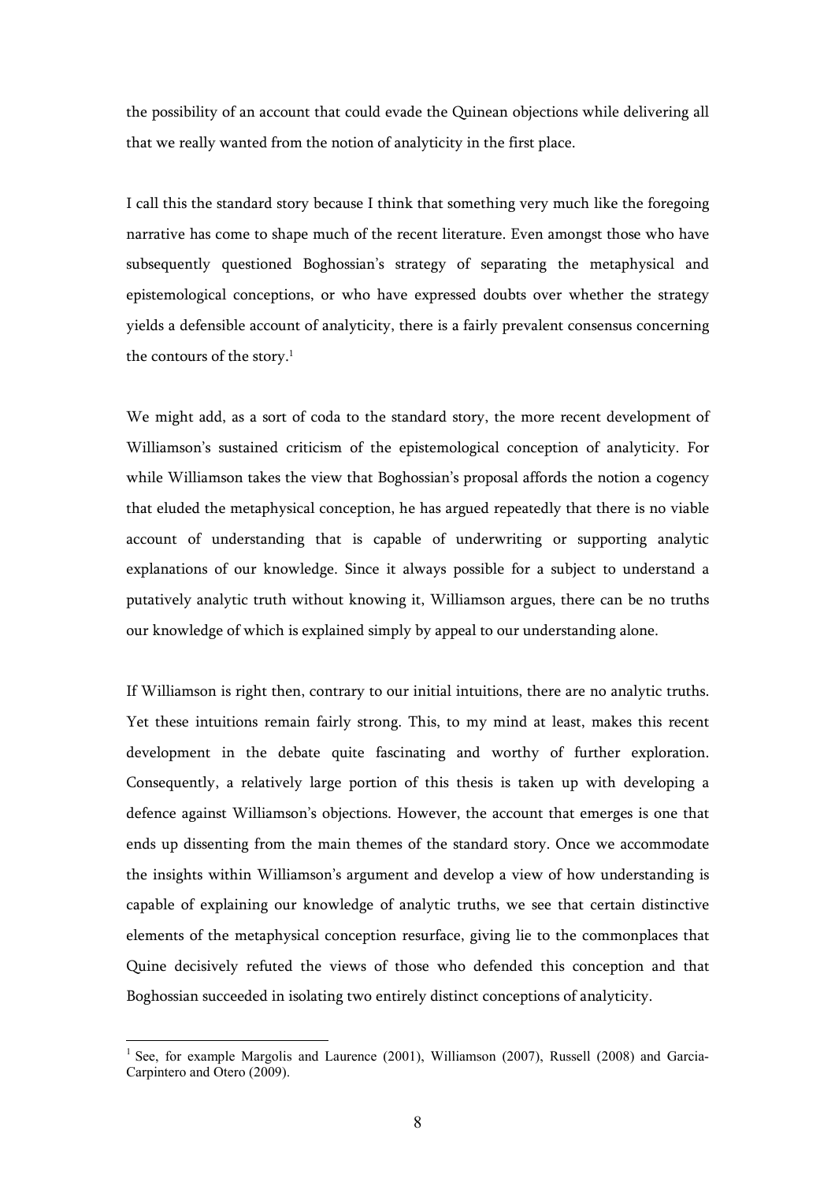the possibility of an account that could evade the Quinean objections while delivering all that we really wanted from the notion of analyticity in the first place.

I call this the standard story because I think that something very much like the foregoing narrative has come to shape much of the recent literature. Even amongst those who have subsequently questioned Boghossian's strategy of separating the metaphysical and epistemological conceptions, or who have expressed doubts over whether the strategy yields a defensible account of analyticity, there is a fairly prevalent consensus concerning the contours of the story.[1]

We might add, as a sort of coda to the standard story, the more recent development of Williamson's sustained criticism of the epistemological conception of analyticity. For while Williamson takes the view that Boghossian's proposal affords the notion a cogency that eluded the metaphysical conception, he has argued repeatedly that there is no viable account of understanding that is capable of underwriting or supporting analytic explanations of our knowledge. Since it always possible for a subject to understand a putatively analytic truth without knowing it, Williamson argues, there can be no truths our knowledge of which is explained simply by appeal to our understanding alone.

If Williamson is right then, contrary to our initial intuitions, there are no analytic truths. Yet these intuitions remain fairly strong. This, to my mind at least, makes this recent development in the debate quite fascinating and worthy of further exploration. Consequently, a relatively large portion of this thesis is taken up with developing a defence against Williamson's objections. However, the account that emerges is one that ends up dissenting from the main themes of the standard story. Once we accommodate the insights within Williamson's argument and develop a view of how understanding is capable of explaining our knowledge of analytic truths, we see that certain distinctive elements of the metaphysical conception resurface, giving lie to the commonplaces that Quine decisively refuted the views of those who defended this conception and that Boghossian succeeded in isolating two entirely distinct conceptions of analyticity.

[1] See, for example Margolis and Laurence (2001), Williamson (2007), Russell (2008) and Garcia-Carpintero and Otero (2009).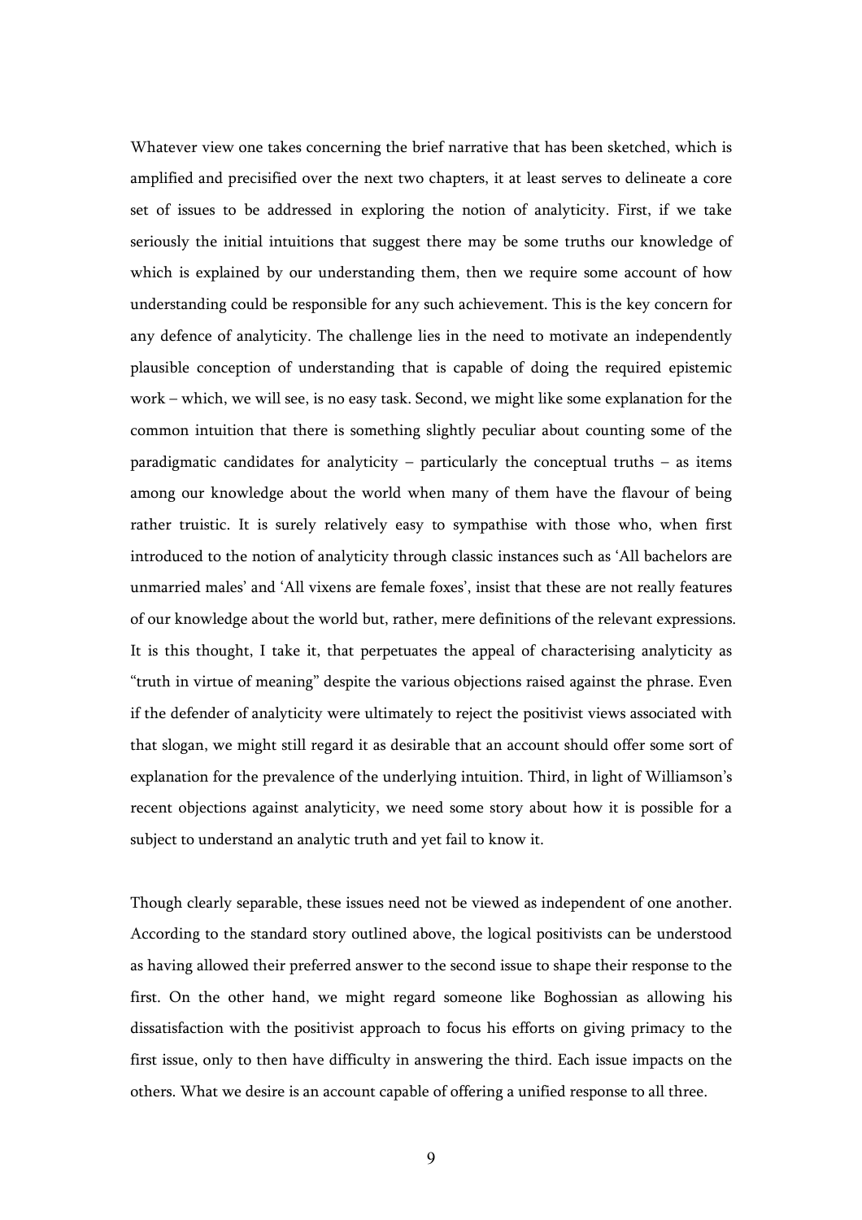Whatever view one takes concerning the brief narrative that has been sketched, which is amplified and precisified over the next two chapters, it at least serves to delineate a core set of issues to be addressed in exploring the notion of analyticity. First, if we take seriously the initial intuitions that suggest there may be some truths our knowledge of which is explained by our understanding them, then we require some account of how understanding could be responsible for any such achievement. This is the key concern for any defence of analyticity. The challenge lies in the need to motivate an independently plausible conception of understanding that is capable of doing the required epistemic work – which, we will see, is no easy task. Second, we might like some explanation for the common intuition that there is something slightly peculiar about counting some of the paradigmatic candidates for analyticity – particularly the conceptual truths – as items among our knowledge about the world when many of them have the flavour of being rather truistic. It is surely relatively easy to sympathise with those who, when first introduced to the notion of analyticity through classic instances such as 'All bachelors are unmarried males' and 'All vixens are female foxes', insist that these are not really features of our knowledge about the world but, rather, mere definitions of the relevant expressions. It is this thought, I take it, that perpetuates the appeal of characterising analyticity as "truth in virtue of meaning" despite the various objections raised against the phrase. Even if the defender of analyticity were ultimately to reject the positivist views associated with that slogan, we might still regard it as desirable that an account should offer some sort of explanation for the prevalence of the underlying intuition. Third, in light of Williamson's recent objections against analyticity, we need some story about how it is possible for a subject to understand an analytic truth and yet fail to know it.

Though clearly separable, these issues need not be viewed as independent of one another. According to the standard story outlined above, the logical positivists can be understood as having allowed their preferred answer to the second issue to shape their response to the first. On the other hand, we might regard someone like Boghossian as allowing his dissatisfaction with the positivist approach to focus his efforts on giving primacy to the first issue, only to then have difficulty in answering the third. Each issue impacts on the others. What we desire is an account capable of offering a unified response to all three.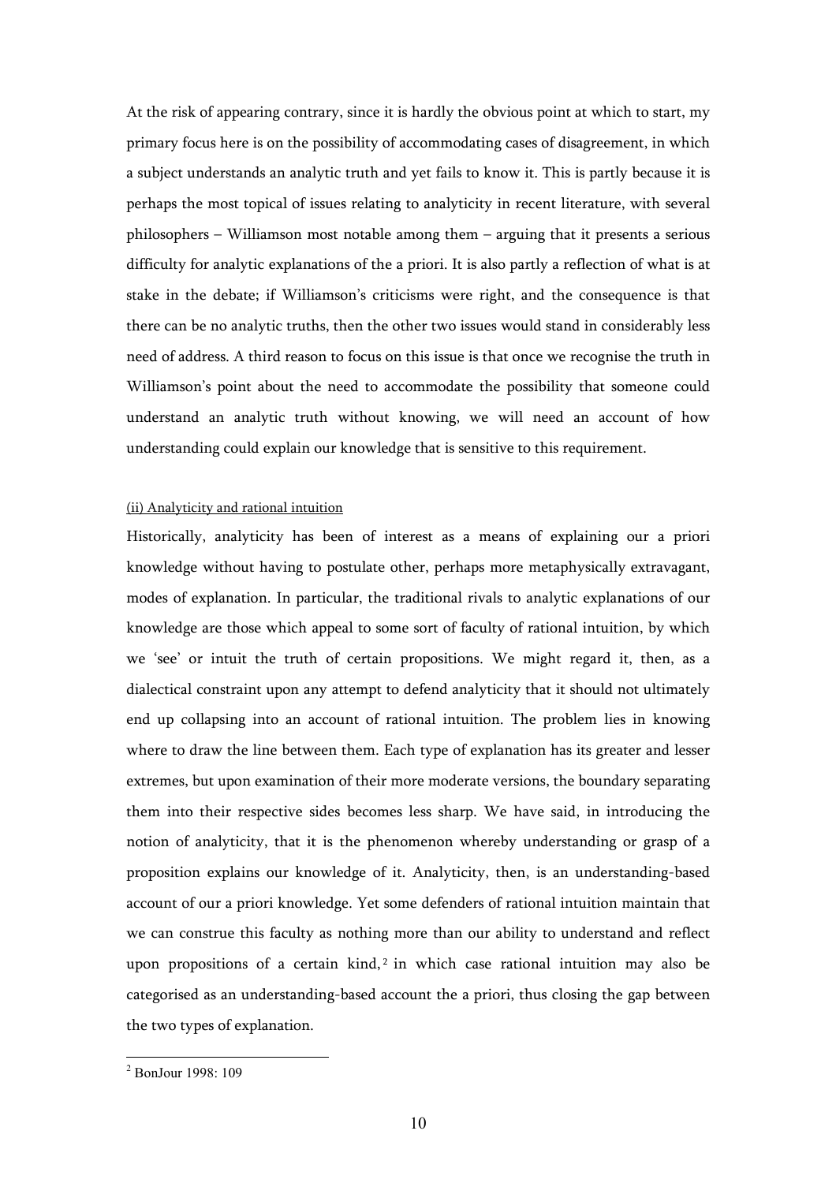At the risk of appearing contrary, since it is hardly the obvious point at which to start, my primary focus here is on the possibility of accommodating cases of disagreement, in which a subject understands an analytic truth and yet fails to know it. This is partly because it is perhaps the most topical of issues relating to analyticity in recent literature, with several philosophers – Williamson most notable among them – arguing that it presents a serious difficulty for analytic explanations of the a priori. It is also partly a reflection of what is at stake in the debate; if Williamson's criticisms were right, and the consequence is that there can be no analytic truths, then the other two issues would stand in considerably less need of address. A third reason to focus on this issue is that once we recognise the truth in Williamson's point about the need to accommodate the possibility that someone could understand an analytic truth without knowing, we will need an account of how understanding could explain our knowledge that is sensitive to this requirement.

### (ii) Analyticity and rational intuition

Historically, analyticity has been of interest as a means of explaining our a priori knowledge without having to postulate other, perhaps more metaphysically extravagant, modes of explanation. In particular, the traditional rivals to analytic explanations of our knowledge are those which appeal to some sort of faculty of rational intuition, by which we 'see' or intuit the truth of certain propositions. We might regard it, then, as a dialectical constraint upon any attempt to defend analyticity that it should not ultimately end up collapsing into an account of rational intuition. The problem lies in knowing where to draw the line between them. Each type of explanation has its greater and lesser extremes, but upon examination of their more moderate versions, the boundary separating them into their respective sides becomes less sharp. We have said, in introducing the notion of analyticity, that it is the phenomenon whereby understanding or grasp of a proposition explains our knowledge of it. Analyticity, then, is an understanding-based account of our a priori knowledge. Yet some defenders of rational intuition maintain that we can construe this faculty as nothing more than our ability to understand and reflect upon propositions of a certain kind,[2] in which case rational intuition may also be categorised as an understanding-based account the a priori, thus closing the gap between the two types of explanation.

[2] BonJour 1998: 109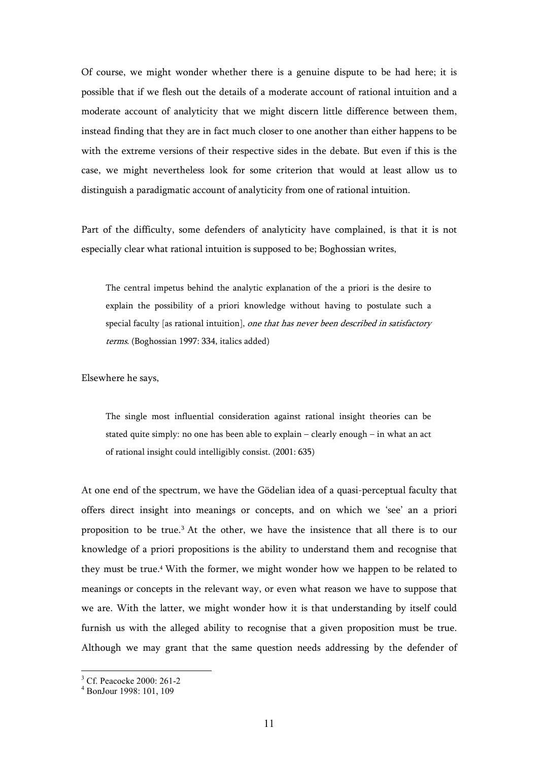Of course, we might wonder whether there is a genuine dispute to be had here; it is possible that if we flesh out the details of a moderate account of rational intuition and a moderate account of analyticity that we might discern little difference between them, instead finding that they are in fact much closer to one another than either happens to be with the extreme versions of their respective sides in the debate. But even if this is the case, we might nevertheless look for some criterion that would at least allow us to distinguish a paradigmatic account of analyticity from one of rational intuition.

Part of the difficulty, some defenders of analyticity have complained, is that it is not especially clear what rational intuition is supposed to be; Boghossian writes,

> The central impetus behind the analytic explanation of the a priori is the desire to explain the possibility of a priori knowledge without having to postulate such a special faculty [as rational intuition], *one that has never been described in satisfactory terms*. (Boghossian 1997: 334, italics added)

Elsewhere he says,

> The single most influential consideration against rational insight theories can be stated quite simply: no one has been able to explain – clearly enough – in what an act of rational insight could intelligibly consist. (2001: 635)

At one end of the spectrum, we have the Gödelian idea of a quasi-perceptual faculty that offers direct insight into meanings or concepts, and on which we 'see' an a priori proposition to be true.[3] At the other, we have the insistence that all there is to our knowledge of a priori propositions is the ability to understand them and recognise that they must be true.[4] With the former, we might wonder how we happen to be related to meanings or concepts in the relevant way, or even what reason we have to suppose that we are. With the latter, we might wonder how it is that understanding by itself could furnish us with the alleged ability to recognise that a given proposition must be true. Although we may grant that the same question needs addressing by the defender of

---

[3] Cf. Peacocke 2000: 261-2

[4] BonJour 1998: 101, 109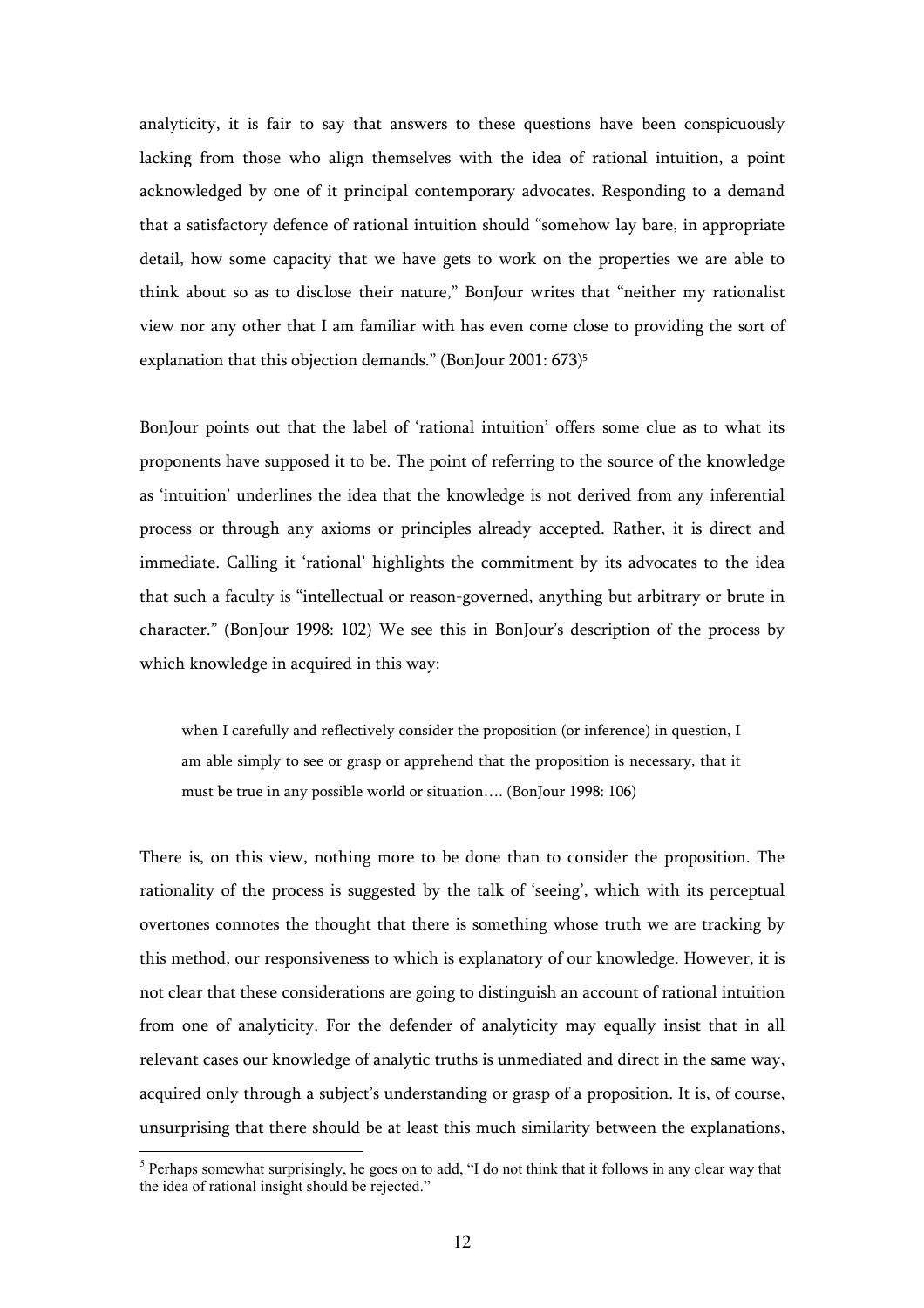analyticity, it is fair to say that answers to these questions have been conspicuously lacking from those who align themselves with the idea of rational intuition, a point acknowledged by one of it principal contemporary advocates. Responding to a demand that a satisfactory defence of rational intuition should "somehow lay bare, in appropriate detail, how some capacity that we have gets to work on the properties we are able to think about so as to disclose their nature," BonJour writes that "neither my rationalist view nor any other that I am familiar with has even come close to providing the sort of explanation that this objection demands." (BonJour 2001: 673)[5]

BonJour points out that the label of 'rational intuition' offers some clue as to what its proponents have supposed it to be. The point of referring to the source of the knowledge as 'intuition' underlines the idea that the knowledge is not derived from any inferential process or through any axioms or principles already accepted. Rather, it is direct and immediate. Calling it 'rational' highlights the commitment by its advocates to the idea that such a faculty is "intellectual or reason-governed, anything but arbitrary or brute in character." (BonJour 1998: 102) We see this in BonJour's description of the process by which knowledge in acquired in this way:

> when I carefully and reflectively consider the proposition (or inference) in question, I am able simply to see or grasp or apprehend that the proposition is necessary, that it must be true in any possible world or situation…. (BonJour 1998: 106)

There is, on this view, nothing more to be done than to consider the proposition. The rationality of the process is suggested by the talk of 'seeing', which with its perceptual overtones connotes the thought that there is something whose truth we are tracking by this method, our responsiveness to which is explanatory of our knowledge. However, it is not clear that these considerations are going to distinguish an account of rational intuition from one of analyticity. For the defender of analyticity may equally insist that in all relevant cases our knowledge of analytic truths is unmediated and direct in the same way, acquired only through a subject's understanding or grasp of a proposition. It is, of course, unsurprising that there should be at least this much similarity between the explanations,

[5] Perhaps somewhat surprisingly, he goes on to add, "I do not think that it follows in any clear way that the idea of rational insight should be rejected."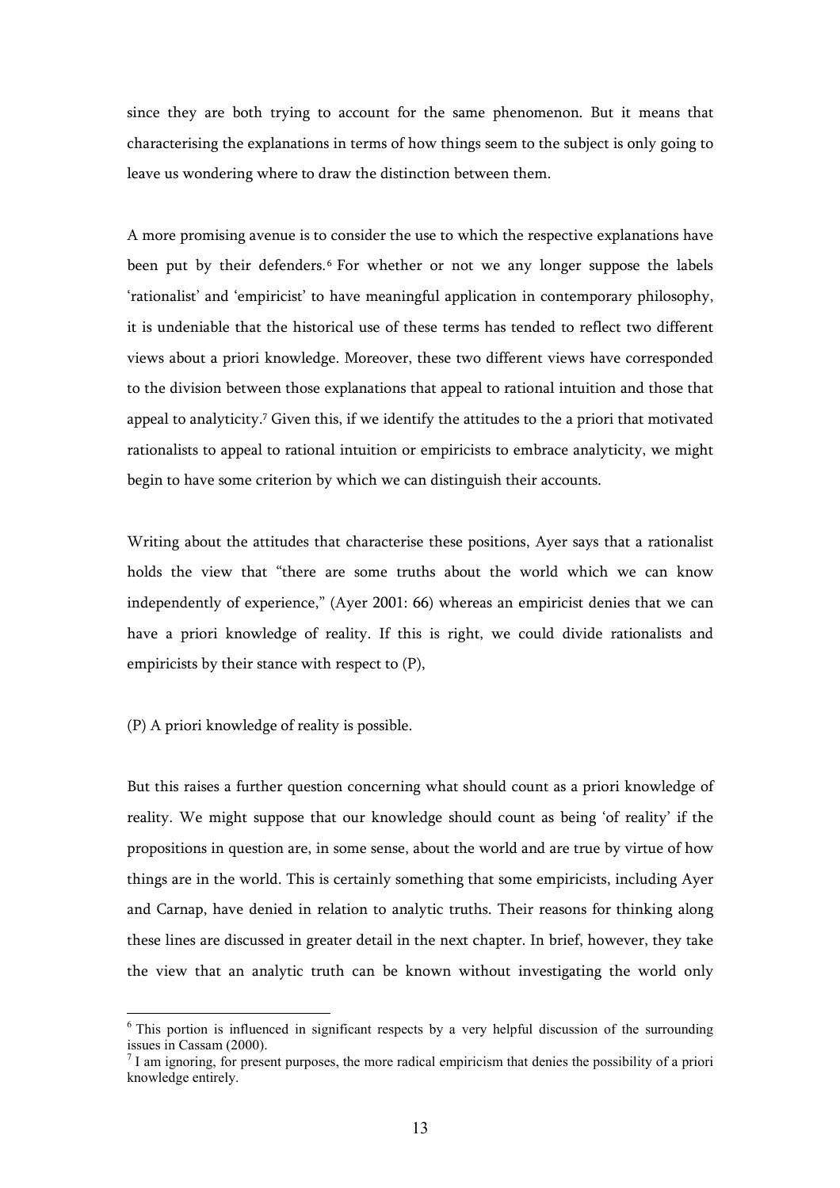since they are both trying to account for the same phenomenon. But it means that characterising the explanations in terms of how things seem to the subject is only going to leave us wondering where to draw the distinction between them.

A more promising avenue is to consider the use to which the respective explanations have been put by their defenders.[6] For whether or not we any longer suppose the labels 'rationalist' and 'empiricist' to have meaningful application in contemporary philosophy, it is undeniable that the historical use of these terms has tended to reflect two different views about a priori knowledge. Moreover, these two different views have corresponded to the division between those explanations that appeal to rational intuition and those that appeal to analyticity.[7] Given this, if we identify the attitudes to the a priori that motivated rationalists to appeal to rational intuition or empiricists to embrace analyticity, we might begin to have some criterion by which we can distinguish their accounts.

Writing about the attitudes that characterise these positions, Ayer says that a rationalist holds the view that "there are some truths about the world which we can know independently of experience," (Ayer 2001: 66) whereas an empiricist denies that we can have a priori knowledge of reality. If this is right, we could divide rationalists and empiricists by their stance with respect to (P),

(P) A priori knowledge of reality is possible.

But this raises a further question concerning what should count as a priori knowledge of reality. We might suppose that our knowledge should count as being 'of reality' if the propositions in question are, in some sense, about the world and are true by virtue of how things are in the world. This is certainly something that some empiricists, including Ayer and Carnap, have denied in relation to analytic truths. Their reasons for thinking along these lines are discussed in greater detail in the next chapter. In brief, however, they take the view that an analytic truth can be known without investigating the world only

---

[6] This portion is influenced in significant respects by a very helpful discussion of the surrounding issues in Cassam (2000).

[7] I am ignoring, for present purposes, the more radical empiricism that denies the possibility of a priori knowledge entirely.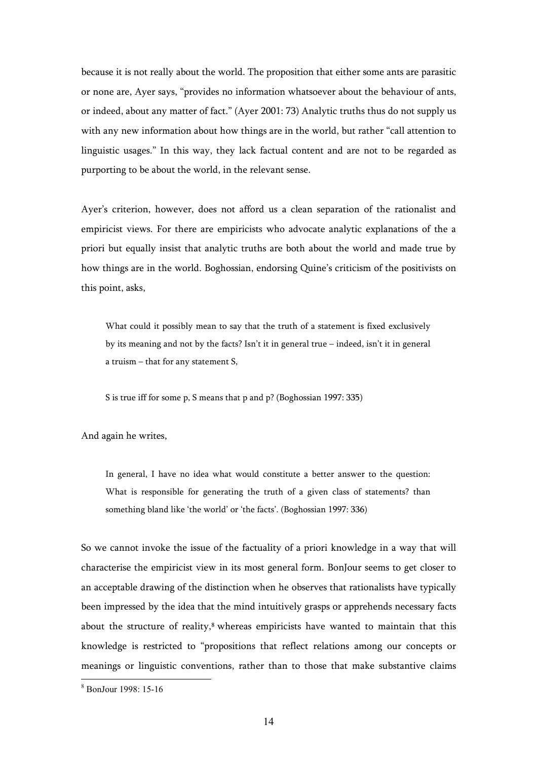because it is not really about the world. The proposition that either some ants are parasitic or none are, Ayer says, "provides no information whatsoever about the behaviour of ants, or indeed, about any matter of fact." (Ayer 2001: 73) Analytic truths thus do not supply us with any new information about how things are in the world, but rather "call attention to linguistic usages." In this way, they lack factual content and are not to be regarded as purporting to be about the world, in the relevant sense.

Ayer's criterion, however, does not afford us a clean separation of the rationalist and empiricist views. For there are empiricists who advocate analytic explanations of the a priori but equally insist that analytic truths are both about the world and made true by how things are in the world. Boghossian, endorsing Quine's criticism of the positivists on this point, asks,

> What could it possibly mean to say that the truth of a statement is fixed exclusively by its meaning and not by the facts? Isn't it in general true – indeed, isn't it in general a truism – that for any statement S,
>
> S is true iff for some p, S means that p and p? (Boghossian 1997: 335)

And again he writes,

> In general, I have no idea what would constitute a better answer to the question: What is responsible for generating the truth of a given class of statements? than something bland like 'the world' or 'the facts'. (Boghossian 1997: 336)

So we cannot invoke the issue of the factuality of a priori knowledge in a way that will characterise the empiricist view in its most general form. BonJour seems to get closer to an acceptable drawing of the distinction when he observes that rationalists have typically been impressed by the idea that the mind intuitively grasps or apprehends necessary facts about the structure of reality,[8] whereas empiricists have wanted to maintain that this knowledge is restricted to "propositions that reflect relations among our concepts or meanings or linguistic conventions, rather than to those that make substantive claims

[8] BonJour 1998: 15-16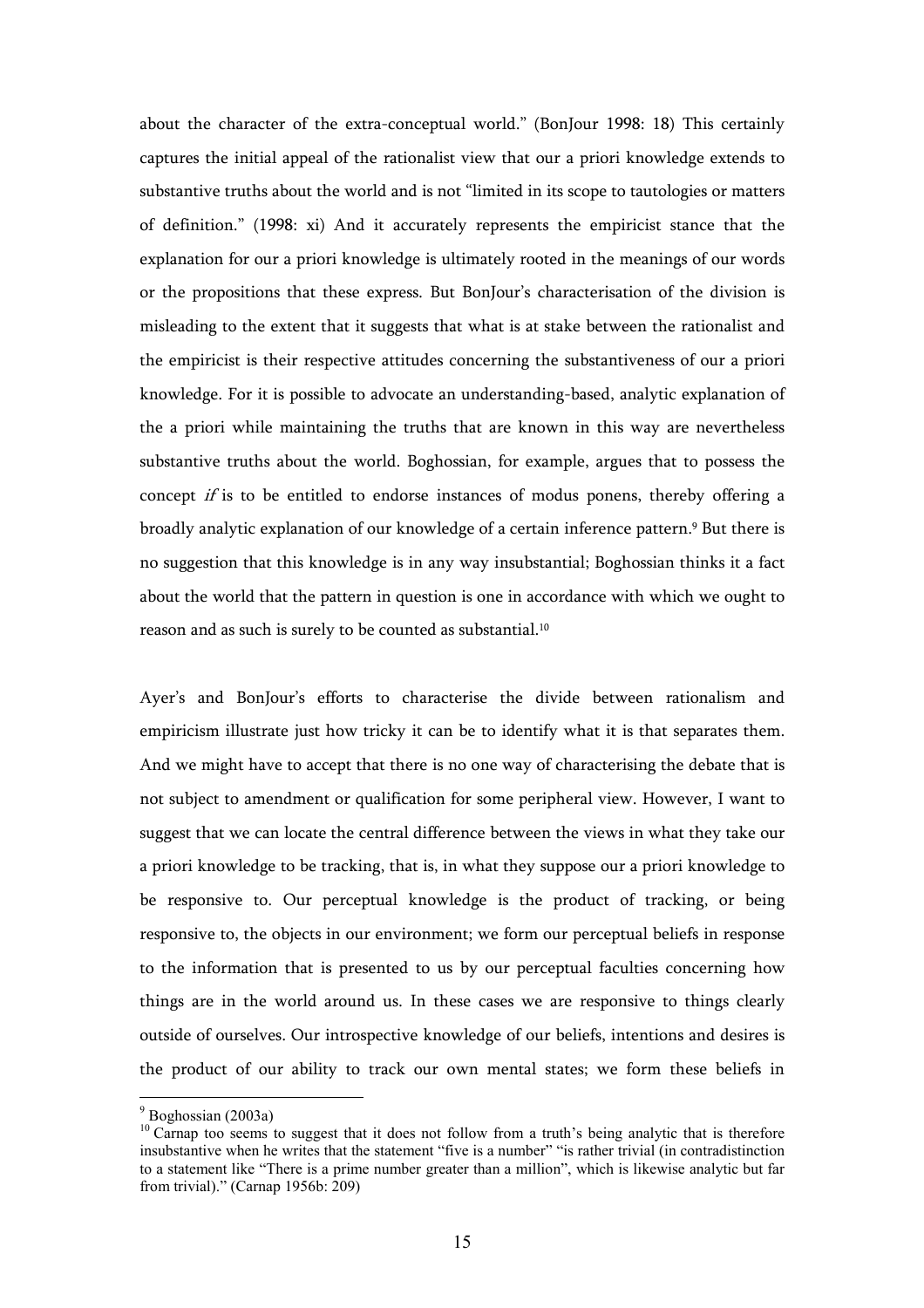about the character of the extra-conceptual world." (BonJour 1998: 18) This certainly captures the initial appeal of the rationalist view that our a priori knowledge extends to substantive truths about the world and is not "limited in its scope to tautologies or matters of definition." (1998: xi) And it accurately represents the empiricist stance that the explanation for our a priori knowledge is ultimately rooted in the meanings of our words or the propositions that these express. But BonJour's characterisation of the division is misleading to the extent that it suggests that what is at stake between the rationalist and the empiricist is their respective attitudes concerning the substantiveness of our a priori knowledge. For it is possible to advocate an understanding-based, analytic explanation of the a priori while maintaining the truths that are known in this way are nevertheless substantive truths about the world. Boghossian, for example, argues that to possess the concept *if* is to be entitled to endorse instances of modus ponens, thereby offering a broadly analytic explanation of our knowledge of a certain inference pattern.[9] But there is no suggestion that this knowledge is in any way insubstantial; Boghossian thinks it a fact about the world that the pattern in question is one in accordance with which we ought to reason and as such is surely to be counted as substantial.[10]

Ayer's and BonJour's efforts to characterise the divide between rationalism and empiricism illustrate just how tricky it can be to identify what it is that separates them. And we might have to accept that there is no one way of characterising the debate that is not subject to amendment or qualification for some peripheral view. However, I want to suggest that we can locate the central difference between the views in what they take our a priori knowledge to be tracking, that is, in what they suppose our a priori knowledge to be responsive to. Our perceptual knowledge is the product of tracking, or being responsive to, the objects in our environment; we form our perceptual beliefs in response to the information that is presented to us by our perceptual faculties concerning how things are in the world around us. In these cases we are responsive to things clearly outside of ourselves. Our introspective knowledge of our beliefs, intentions and desires is the product of our ability to track our own mental states; we form these beliefs in

---

[9] Boghossian (2003a)

[10] Carnap too seems to suggest that it does not follow from a truth's being analytic that is therefore insubstantive when he writes that the statement "five is a number" "is rather trivial (in contradistinction to a statement like "There is a prime number greater than a million", which is likewise analytic but far from trivial)." (Carnap 1956b: 209)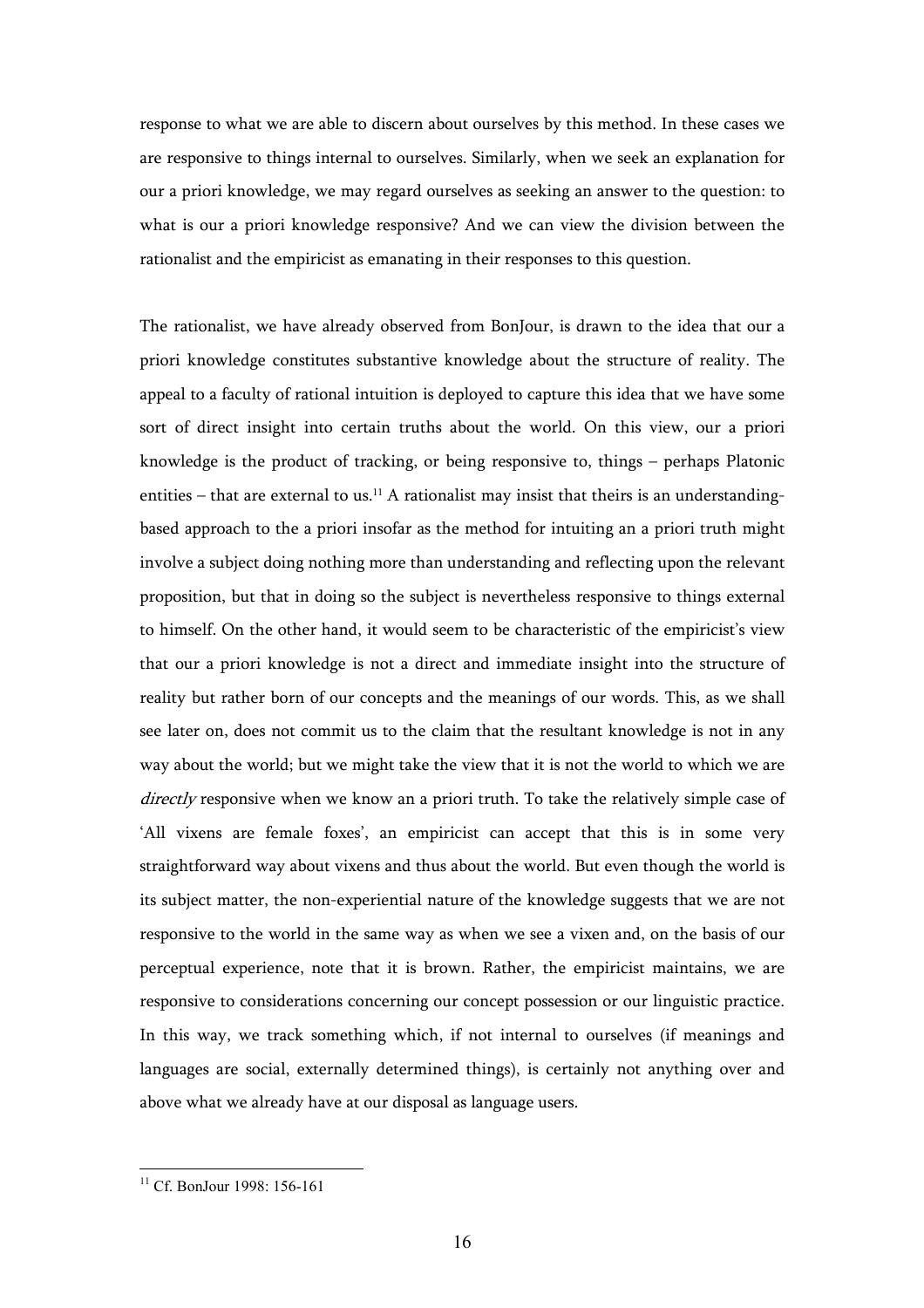response to what we are able to discern about ourselves by this method. In these cases we are responsive to things internal to ourselves. Similarly, when we seek an explanation for our a priori knowledge, we may regard ourselves as seeking an answer to the question: to what is our a priori knowledge responsive? And we can view the division between the rationalist and the empiricist as emanating in their responses to this question.

The rationalist, we have already observed from BonJour, is drawn to the idea that our a priori knowledge constitutes substantive knowledge about the structure of reality. The appeal to a faculty of rational intuition is deployed to capture this idea that we have some sort of direct insight into certain truths about the world. On this view, our a priori knowledge is the product of tracking, or being responsive to, things – perhaps Platonic entities – that are external to us.[11] A rationalist may insist that theirs is an understanding-based approach to the a priori insofar as the method for intuiting an a priori truth might involve a subject doing nothing more than understanding and reflecting upon the relevant proposition, but that in doing so the subject is nevertheless responsive to things external to himself. On the other hand, it would seem to be characteristic of the empiricist's view that our a priori knowledge is not a direct and immediate insight into the structure of reality but rather born of our concepts and the meanings of our words. This, as we shall see later on, does not commit us to the claim that the resultant knowledge is not in any way about the world; but we might take the view that it is not the world to which we are *directly* responsive when we know an a priori truth. To take the relatively simple case of 'All vixens are female foxes', an empiricist can accept that this is in some very straightforward way about vixens and thus about the world. But even though the world is its subject matter, the non-experiential nature of the knowledge suggests that we are not responsive to the world in the same way as when we see a vixen and, on the basis of our perceptual experience, note that it is brown. Rather, the empiricist maintains, we are responsive to considerations concerning our concept possession or our linguistic practice. In this way, we track something which, if not internal to ourselves (if meanings and languages are social, externally determined things), is certainly not anything over and above what we already have at our disposal as language users.

[11] Cf. BonJour 1998: 156-161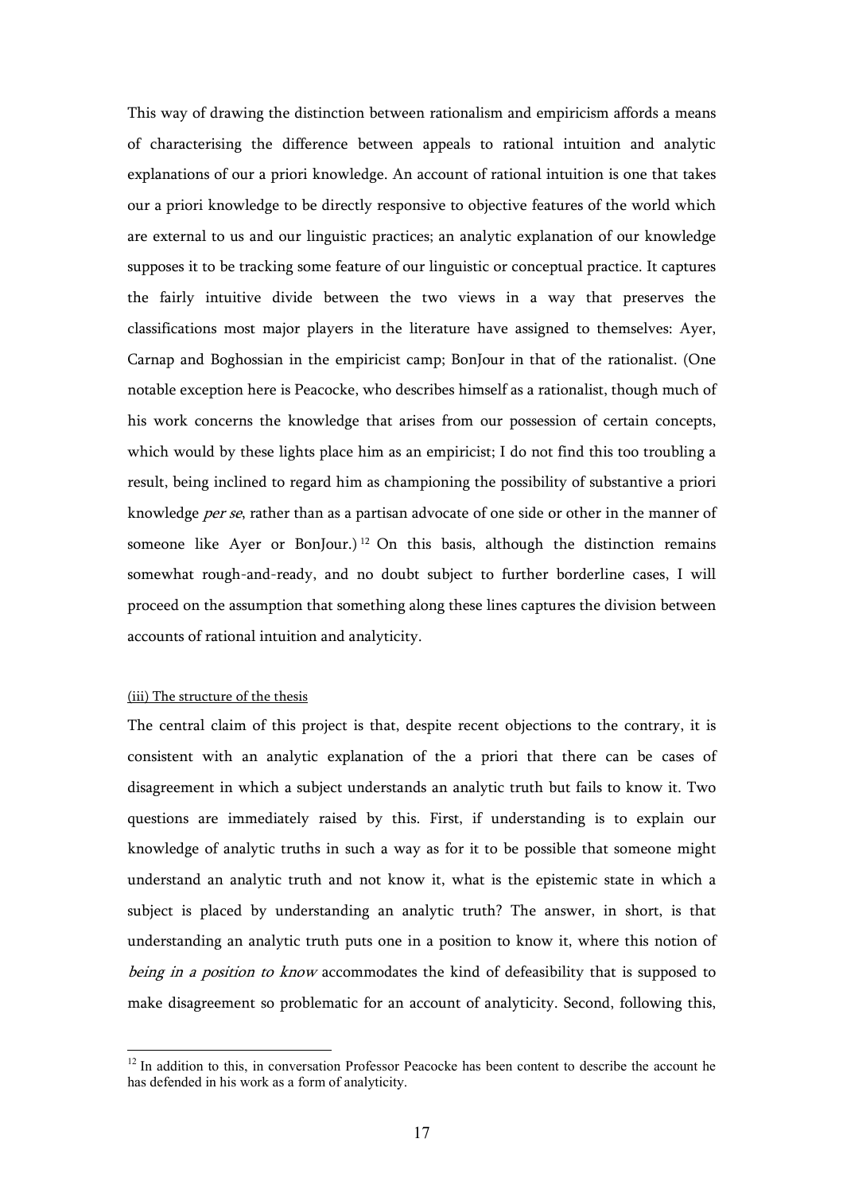This way of drawing the distinction between rationalism and empiricism affords a means of characterising the difference between appeals to rational intuition and analytic explanations of our a priori knowledge. An account of rational intuition is one that takes our a priori knowledge to be directly responsive to objective features of the world which are external to us and our linguistic practices; an analytic explanation of our knowledge supposes it to be tracking some feature of our linguistic or conceptual practice. It captures the fairly intuitive divide between the two views in a way that preserves the classifications most major players in the literature have assigned to themselves: Ayer, Carnap and Boghossian in the empiricist camp; BonJour in that of the rationalist. (One notable exception here is Peacocke, who describes himself as a rationalist, though much of his work concerns the knowledge that arises from our possession of certain concepts, which would by these lights place him as an empiricist; I do not find this too troubling a result, being inclined to regard him as championing the possibility of substantive a priori knowledge *per se*, rather than as a partisan advocate of one side or other in the manner of someone like Ayer or BonJour.)[12] On this basis, although the distinction remains somewhat rough-and-ready, and no doubt subject to further borderline cases, I will proceed on the assumption that something along these lines captures the division between accounts of rational intuition and analyticity.

### (iii) The structure of the thesis

The central claim of this project is that, despite recent objections to the contrary, it is consistent with an analytic explanation of the a priori that there can be cases of disagreement in which a subject understands an analytic truth but fails to know it. Two questions are immediately raised by this. First, if understanding is to explain our knowledge of analytic truths in such a way as for it to be possible that someone might understand an analytic truth and not know it, what is the epistemic state in which a subject is placed by understanding an analytic truth? The answer, in short, is that understanding an analytic truth puts one in a position to know it, where this notion of *being in a position to know* accommodates the kind of defeasibility that is supposed to make disagreement so problematic for an account of analyticity. Second, following this,

[12] In addition to this, in conversation Professor Peacocke has been content to describe the account he has defended in his work as a form of analyticity.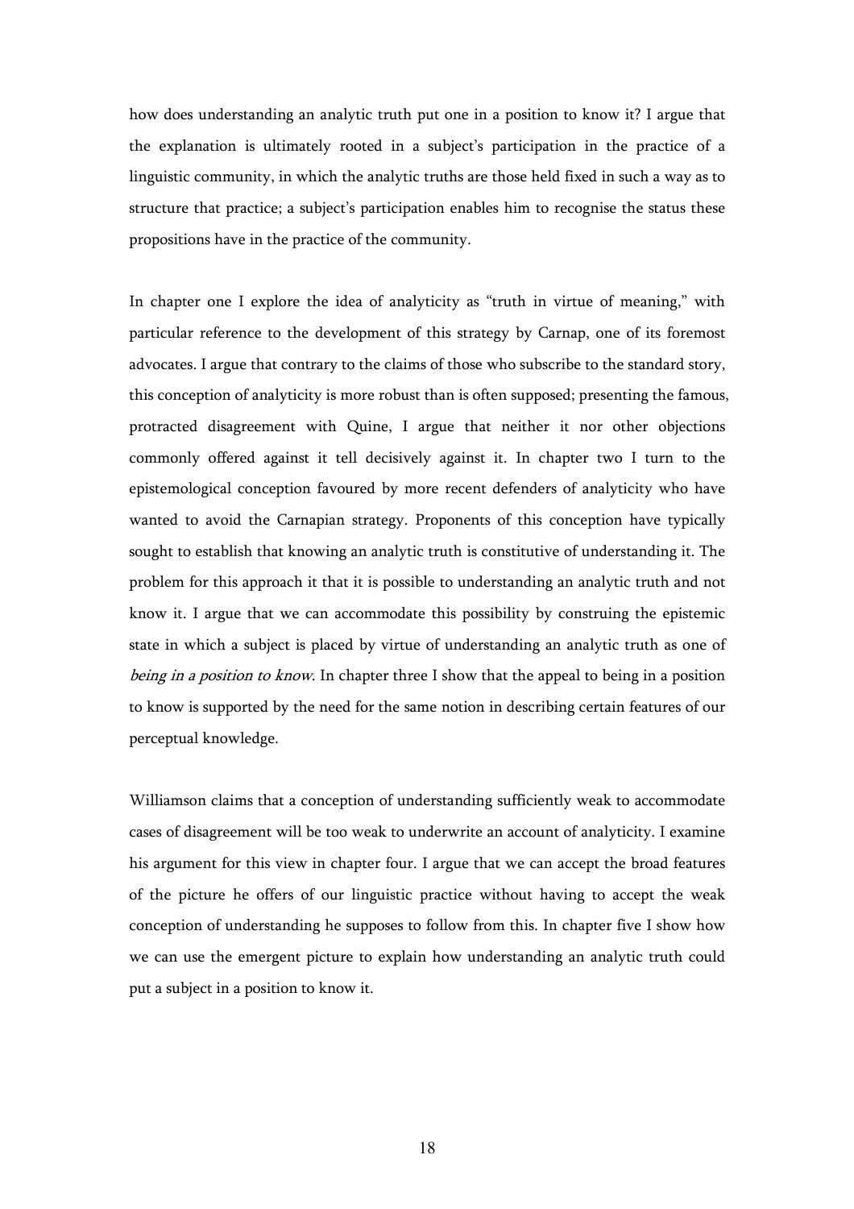how does understanding an analytic truth put one in a position to know it? I argue that the explanation is ultimately rooted in a subject's participation in the practice of a linguistic community, in which the analytic truths are those held fixed in such a way as to structure that practice; a subject's participation enables him to recognise the status these propositions have in the practice of the community.

In chapter one I explore the idea of analyticity as "truth in virtue of meaning," with particular reference to the development of this strategy by Carnap, one of its foremost advocates. I argue that contrary to the claims of those who subscribe to the standard story, this conception of analyticity is more robust than is often supposed; presenting the famous, protracted disagreement with Quine, I argue that neither it nor other objections commonly offered against it tell decisively against it. In chapter two I turn to the epistemological conception favoured by more recent defenders of analyticity who have wanted to avoid the Carnapian strategy. Proponents of this conception have typically sought to establish that knowing an analytic truth is constitutive of understanding it. The problem for this approach it that it is possible to understanding an analytic truth and not know it. I argue that we can accommodate this possibility by construing the epistemic state in which a subject is placed by virtue of understanding an analytic truth as one of *being in a position to know*. In chapter three I show that the appeal to being in a position to know is supported by the need for the same notion in describing certain features of our perceptual knowledge.

Williamson claims that a conception of understanding sufficiently weak to accommodate cases of disagreement will be too weak to underwrite an account of analyticity. I examine his argument for this view in chapter four. I argue that we can accept the broad features of the picture he offers of our linguistic practice without having to accept the weak conception of understanding he supposes to follow from this. In chapter five I show how we can use the emergent picture to explain how understanding an analytic truth could put a subject in a position to know it.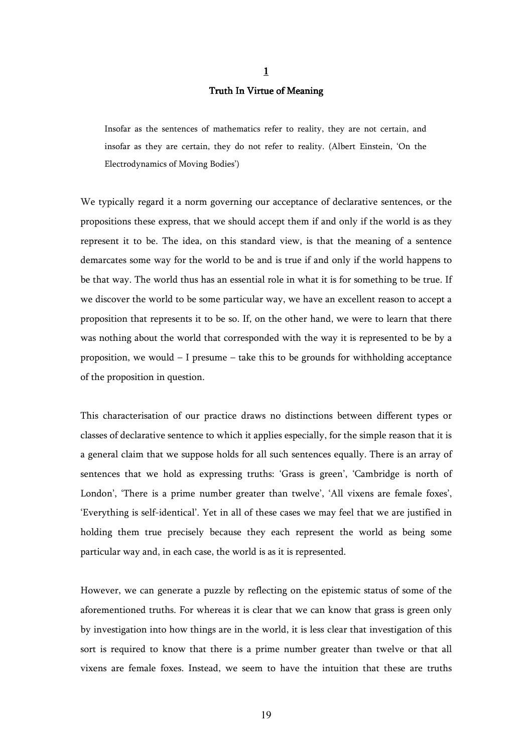# 1

## Truth In Virtue of Meaning

> Insofar as the sentences of mathematics refer to reality, they are not certain, and insofar as they are certain, they do not refer to reality. (Albert Einstein, 'On the Electrodynamics of Moving Bodies')

We typically regard it a norm governing our acceptance of declarative sentences, or the propositions these express, that we should accept them if and only if the world is as they represent it to be. The idea, on this standard view, is that the meaning of a sentence demarcates some way for the world to be and is true if and only if the world happens to be that way. The world thus has an essential role in what it is for something to be true. If we discover the world to be some particular way, we have an excellent reason to accept a proposition that represents it to be so. If, on the other hand, we were to learn that there was nothing about the world that corresponded with the way it is represented to be by a proposition, we would – I presume – take this to be grounds for withholding acceptance of the proposition in question.

This characterisation of our practice draws no distinctions between different types or classes of declarative sentence to which it applies especially, for the simple reason that it is a general claim that we suppose holds for all such sentences equally. There is an array of sentences that we hold as expressing truths: 'Grass is green', 'Cambridge is north of London', 'There is a prime number greater than twelve', 'All vixens are female foxes', 'Everything is self-identical'. Yet in all of these cases we may feel that we are justified in holding them true precisely because they each represent the world as being some particular way and, in each case, the world is as it is represented.

However, we can generate a puzzle by reflecting on the epistemic status of some of the aforementioned truths. For whereas it is clear that we can know that grass is green only by investigation into how things are in the world, it is less clear that investigation of this sort is required to know that there is a prime number greater than twelve or that all vixens are female foxes. Instead, we seem to have the intuition that these are truths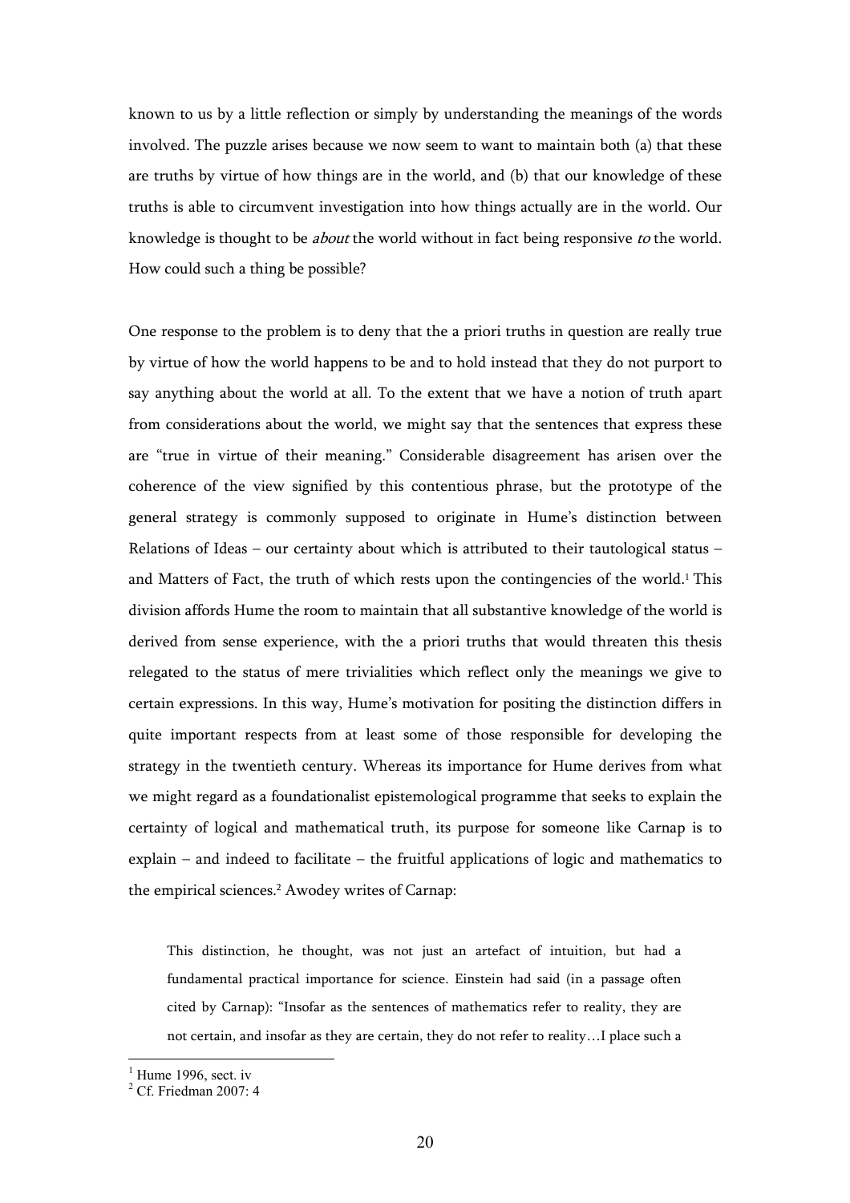known to us by a little reflection or simply by understanding the meanings of the words involved. The puzzle arises because we now seem to want to maintain both (a) that these are truths by virtue of how things are in the world, and (b) that our knowledge of these truths is able to circumvent investigation into how things actually are in the world. Our knowledge is thought to be *about* the world without in fact being responsive *to* the world. How could such a thing be possible?

One response to the problem is to deny that the a priori truths in question are really true by virtue of how the world happens to be and to hold instead that they do not purport to say anything about the world at all. To the extent that we have a notion of truth apart from considerations about the world, we might say that the sentences that express these are "true in virtue of their meaning." Considerable disagreement has arisen over the coherence of the view signified by this contentious phrase, but the prototype of the general strategy is commonly supposed to originate in Hume's distinction between Relations of Ideas – our certainty about which is attributed to their tautological status – and Matters of Fact, the truth of which rests upon the contingencies of the world.[1] This division affords Hume the room to maintain that all substantive knowledge of the world is derived from sense experience, with the a priori truths that would threaten this thesis relegated to the status of mere trivialities which reflect only the meanings we give to certain expressions. In this way, Hume's motivation for positing the distinction differs in quite important respects from at least some of those responsible for developing the strategy in the twentieth century. Whereas its importance for Hume derives from what we might regard as a foundationalist epistemological programme that seeks to explain the certainty of logical and mathematical truth, its purpose for someone like Carnap is to explain – and indeed to facilitate – the fruitful applications of logic and mathematics to the empirical sciences.[2] Awodey writes of Carnap:

> This distinction, he thought, was not just an artefact of intuition, but had a fundamental practical importance for science. Einstein had said (in a passage often cited by Carnap): "Insofar as the sentences of mathematics refer to reality, they are not certain, and insofar as they are certain, they do not refer to reality…I place such a

[1] Hume 1996, sect. iv

[2] Cf. Friedman 2007: 4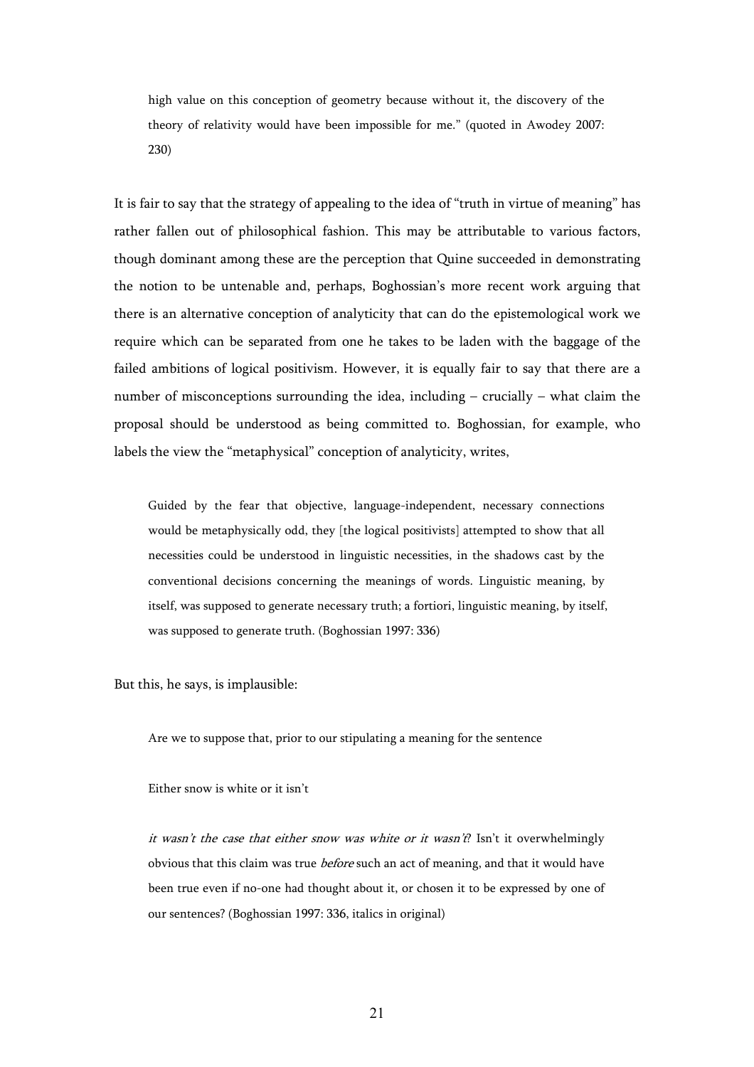> high value on this conception of geometry because without it, the discovery of the theory of relativity would have been impossible for me." (quoted in Awodey 2007: 230)

It is fair to say that the strategy of appealing to the idea of "truth in virtue of meaning" has rather fallen out of philosophical fashion. This may be attributable to various factors, though dominant among these are the perception that Quine succeeded in demonstrating the notion to be untenable and, perhaps, Boghossian's more recent work arguing that there is an alternative conception of analyticity that can do the epistemological work we require which can be separated from one he takes to be laden with the baggage of the failed ambitions of logical positivism. However, it is equally fair to say that there are a number of misconceptions surrounding the idea, including – crucially – what claim the proposal should be understood as being committed to. Boghossian, for example, who labels the view the "metaphysical" conception of analyticity, writes,

> Guided by the fear that objective, language-independent, necessary connections would be metaphysically odd, they [the logical positivists] attempted to show that all necessities could be understood in linguistic necessities, in the shadows cast by the conventional decisions concerning the meanings of words. Linguistic meaning, by itself, was supposed to generate necessary truth; a fortiori, linguistic meaning, by itself, was supposed to generate truth. (Boghossian 1997: 336)

But this, he says, is implausible:

> Are we to suppose that, prior to our stipulating a meaning for the sentence
>
> Either snow is white or it isn't
>
> *it wasn't the case that either snow was white or it wasn't*? Isn't it overwhelmingly obvious that this claim was true *before* such an act of meaning, and that it would have been true even if no-one had thought about it, or chosen it to be expressed by one of our sentences? (Boghossian 1997: 336, italics in original)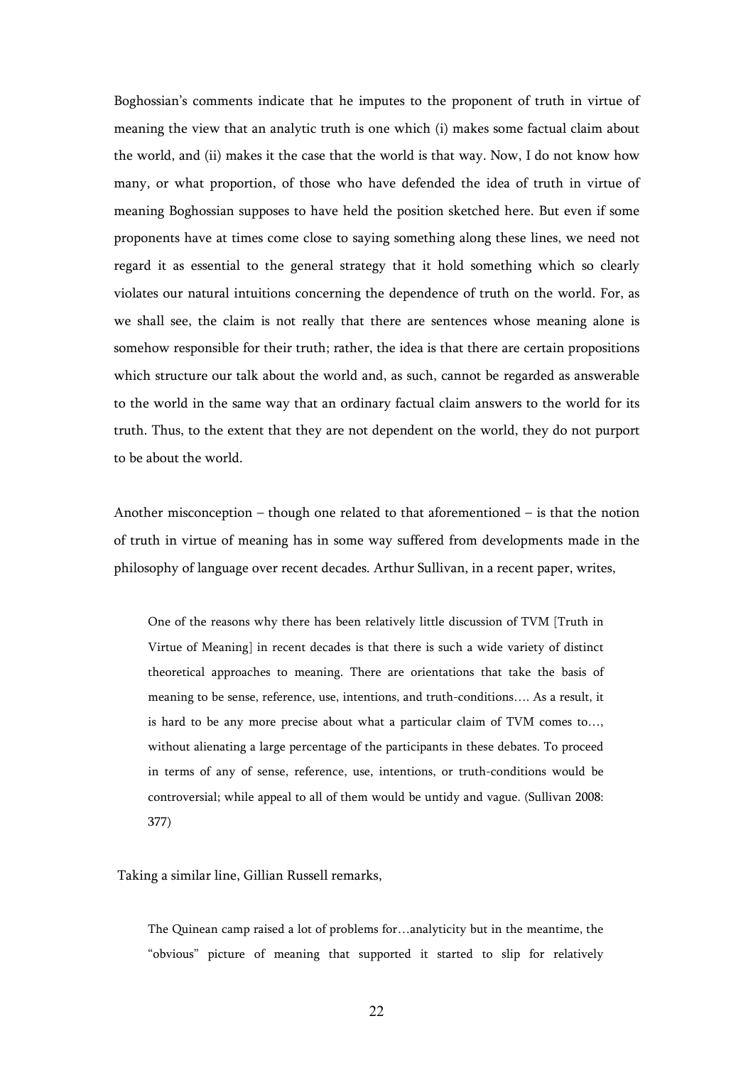Boghossian's comments indicate that he imputes to the proponent of truth in virtue of meaning the view that an analytic truth is one which (i) makes some factual claim about the world, and (ii) makes it the case that the world is that way. Now, I do not know how many, or what proportion, of those who have defended the idea of truth in virtue of meaning Boghossian supposes to have held the position sketched here. But even if some proponents have at times come close to saying something along these lines, we need not regard it as essential to the general strategy that it hold something which so clearly violates our natural intuitions concerning the dependence of truth on the world. For, as we shall see, the claim is not really that there are sentences whose meaning alone is somehow responsible for their truth; rather, the idea is that there are certain propositions which structure our talk about the world and, as such, cannot be regarded as answerable to the world in the same way that an ordinary factual claim answers to the world for its truth. Thus, to the extent that they are not dependent on the world, they do not purport to be about the world.

Another misconception – though one related to that aforementioned – is that the notion of truth in virtue of meaning has in some way suffered from developments made in the philosophy of language over recent decades. Arthur Sullivan, in a recent paper, writes,

> One of the reasons why there has been relatively little discussion of TVM [Truth in Virtue of Meaning] in recent decades is that there is such a wide variety of distinct theoretical approaches to meaning. There are orientations that take the basis of meaning to be sense, reference, use, intentions, and truth-conditions…. As a result, it is hard to be any more precise about what a particular claim of TVM comes to…, without alienating a large percentage of the participants in these debates. To proceed in terms of any of sense, reference, use, intentions, or truth-conditions would be controversial; while appeal to all of them would be untidy and vague. (Sullivan 2008: 377)

Taking a similar line, Gillian Russell remarks,

> The Quinean camp raised a lot of problems for…analyticity but in the meantime, the "obvious" picture of meaning that supported it started to slip for relatively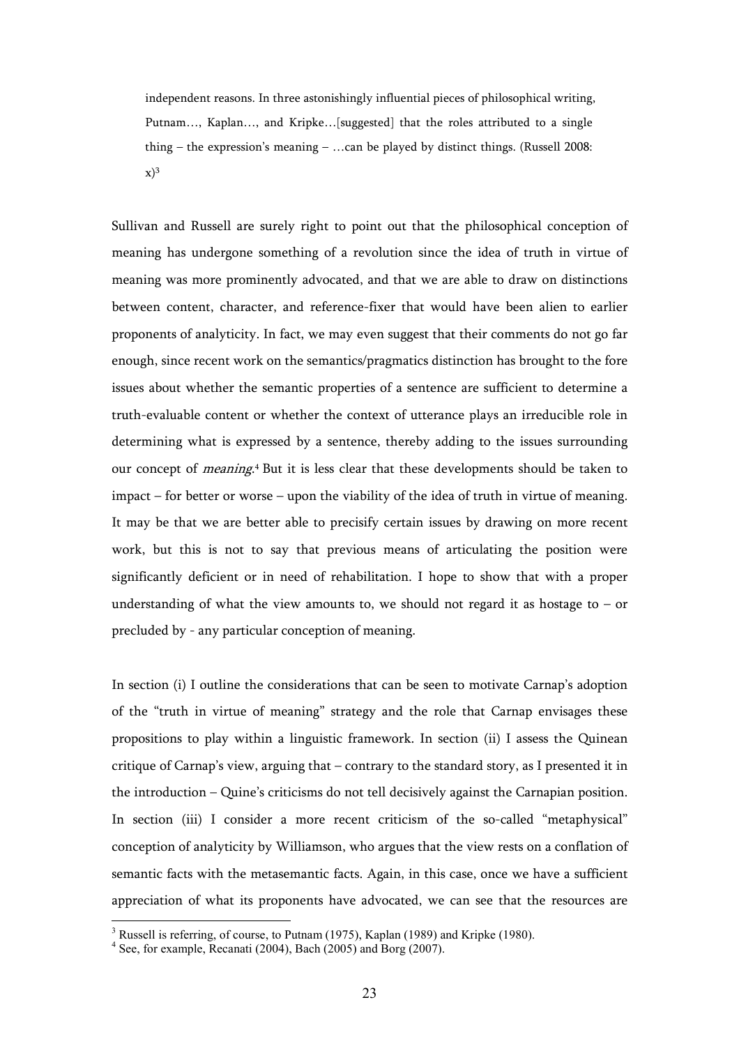> independent reasons. In three astonishingly influential pieces of philosophical writing, Putnam…, Kaplan…, and Kripke…[suggested] that the roles attributed to a single thing – the expression's meaning – …can be played by distinct things. (Russell 2008: x)[3]

Sullivan and Russell are surely right to point out that the philosophical conception of meaning has undergone something of a revolution since the idea of truth in virtue of meaning was more prominently advocated, and that we are able to draw on distinctions between content, character, and reference-fixer that would have been alien to earlier proponents of analyticity. In fact, we may even suggest that their comments do not go far enough, since recent work on the semantics/pragmatics distinction has brought to the fore issues about whether the semantic properties of a sentence are sufficient to determine a truth-evaluable content or whether the context of utterance plays an irreducible role in determining what is expressed by a sentence, thereby adding to the issues surrounding our concept of *meaning*.[4] But it is less clear that these developments should be taken to impact – for better or worse – upon the viability of the idea of truth in virtue of meaning. It may be that we are better able to precisify certain issues by drawing on more recent work, but this is not to say that previous means of articulating the position were significantly deficient or in need of rehabilitation. I hope to show that with a proper understanding of what the view amounts to, we should not regard it as hostage to – or precluded by - any particular conception of meaning.

In section (i) I outline the considerations that can be seen to motivate Carnap's adoption of the "truth in virtue of meaning" strategy and the role that Carnap envisages these propositions to play within a linguistic framework. In section (ii) I assess the Quinean critique of Carnap's view, arguing that – contrary to the standard story, as I presented it in the introduction – Quine's criticisms do not tell decisively against the Carnapian position. In section (iii) I consider a more recent criticism of the so-called "metaphysical" conception of analyticity by Williamson, who argues that the view rests on a conflation of semantic facts with the metasemantic facts. Again, in this case, once we have a sufficient appreciation of what its proponents have advocated, we can see that the resources are

---

[3] Russell is referring, of course, to Putnam (1975), Kaplan (1989) and Kripke (1980).

[4] See, for example, Recanati (2004), Bach (2005) and Borg (2007).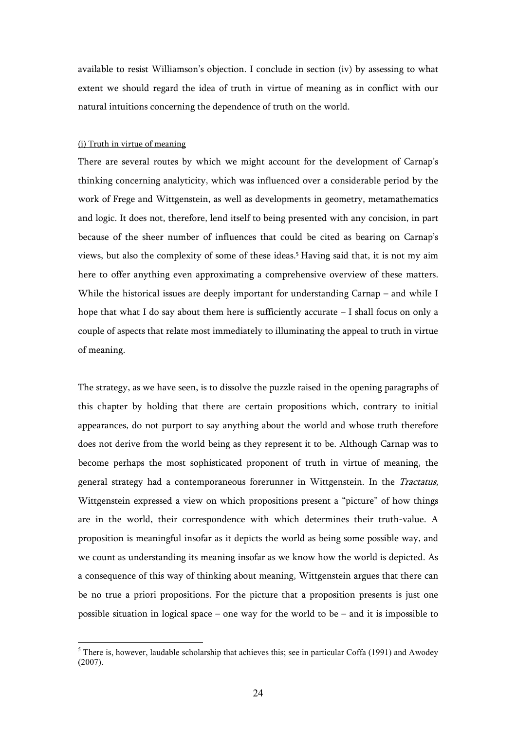available to resist Williamson's objection. I conclude in section (iv) by assessing to what extent we should regard the idea of truth in virtue of meaning as in conflict with our natural intuitions concerning the dependence of truth on the world.

### (i) Truth in virtue of meaning

There are several routes by which we might account for the development of Carnap's thinking concerning analyticity, which was influenced over a considerable period by the work of Frege and Wittgenstein, as well as developments in geometry, metamathematics and logic. It does not, therefore, lend itself to being presented with any concision, in part because of the sheer number of influences that could be cited as bearing on Carnap's views, but also the complexity of some of these ideas.[5] Having said that, it is not my aim here to offer anything even approximating a comprehensive overview of these matters. While the historical issues are deeply important for understanding Carnap – and while I hope that what I do say about them here is sufficiently accurate – I shall focus on only a couple of aspects that relate most immediately to illuminating the appeal to truth in virtue of meaning.

The strategy, as we have seen, is to dissolve the puzzle raised in the opening paragraphs of this chapter by holding that there are certain propositions which, contrary to initial appearances, do not purport to say anything about the world and whose truth therefore does not derive from the world being as they represent it to be. Although Carnap was to become perhaps the most sophisticated proponent of truth in virtue of meaning, the general strategy had a contemporaneous forerunner in Wittgenstein. In the *Tractatus*, Wittgenstein expressed a view on which propositions present a "picture" of how things are in the world, their correspondence with which determines their truth-value. A proposition is meaningful insofar as it depicts the world as being some possible way, and we count as understanding its meaning insofar as we know how the world is depicted. As a consequence of this way of thinking about meaning, Wittgenstein argues that there can be no true a priori propositions. For the picture that a proposition presents is just one possible situation in logical space – one way for the world to be – and it is impossible to

[5] There is, however, laudable scholarship that achieves this; see in particular Coffa (1991) and Awodey (2007).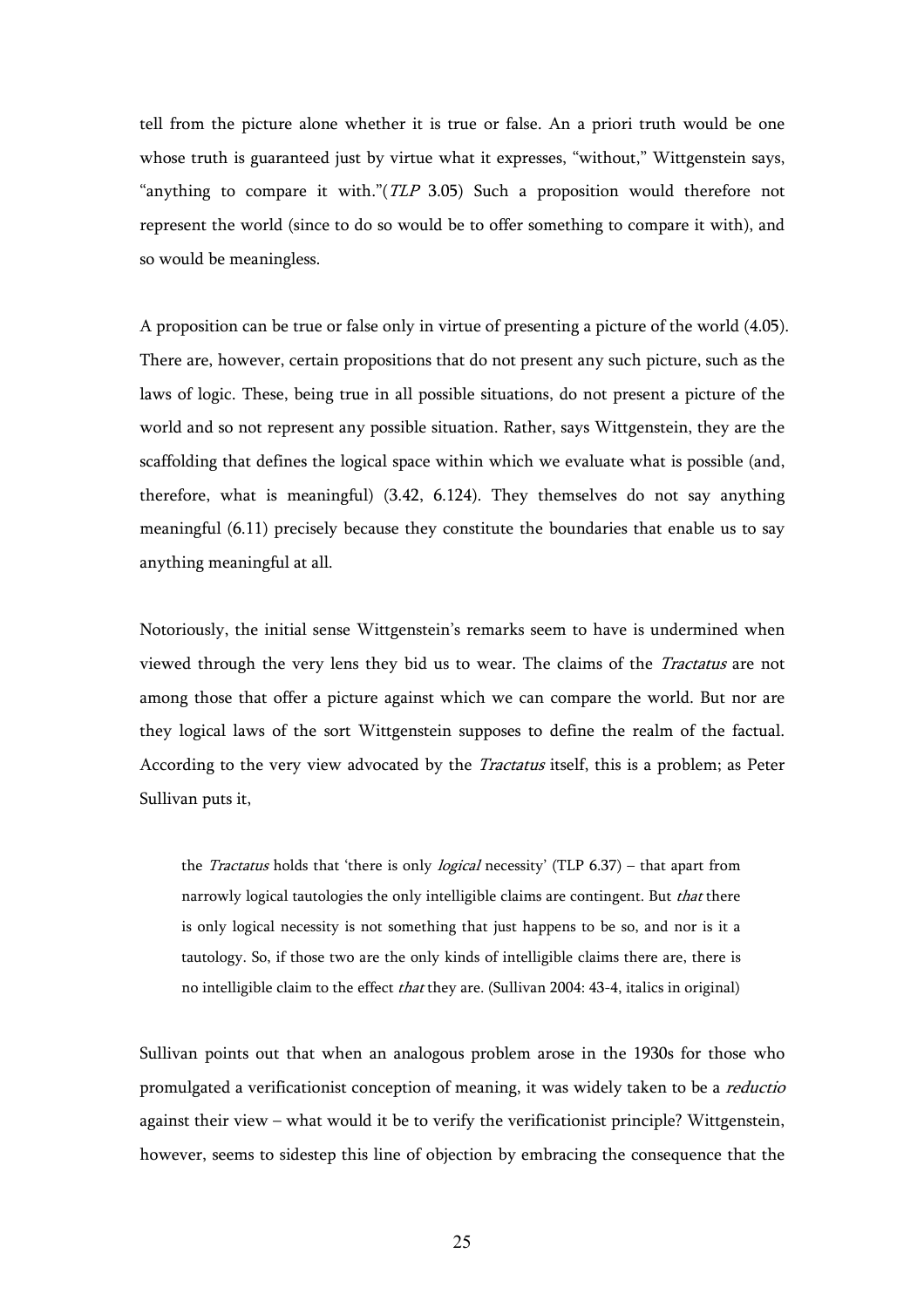tell from the picture alone whether it is true or false. An a priori truth would be one whose truth is guaranteed just by virtue what it expresses, "without," Wittgenstein says, "anything to compare it with."(*TLP* 3.05) Such a proposition would therefore not represent the world (since to do so would be to offer something to compare it with), and so would be meaningless.

A proposition can be true or false only in virtue of presenting a picture of the world (4.05). There are, however, certain propositions that do not present any such picture, such as the laws of logic. These, being true in all possible situations, do not present a picture of the world and so not represent any possible situation. Rather, says Wittgenstein, they are the scaffolding that defines the logical space within which we evaluate what is possible (and, therefore, what is meaningful) (3.42, 6.124). They themselves do not say anything meaningful (6.11) precisely because they constitute the boundaries that enable us to say anything meaningful at all.

Notoriously, the initial sense Wittgenstein's remarks seem to have is undermined when viewed through the very lens they bid us to wear. The claims of the *Tractatus* are not among those that offer a picture against which we can compare the world. But nor are they logical laws of the sort Wittgenstein supposes to define the realm of the factual. According to the very view advocated by the *Tractatus* itself, this is a problem; as Peter Sullivan puts it,

> the *Tractatus* holds that 'there is only *logical* necessity' (TLP 6.37) – that apart from narrowly logical tautologies the only intelligible claims are contingent. But *that* there is only logical necessity is not something that just happens to be so, and nor is it a tautology. So, if those two are the only kinds of intelligible claims there are, there is no intelligible claim to the effect *that* they are. (Sullivan 2004: 43-4, italics in original)

Sullivan points out that when an analogous problem arose in the 1930s for those who promulgated a verificationist conception of meaning, it was widely taken to be a *reductio* against their view – what would it be to verify the verificationist principle? Wittgenstein, however, seems to sidestep this line of objection by embracing the consequence that the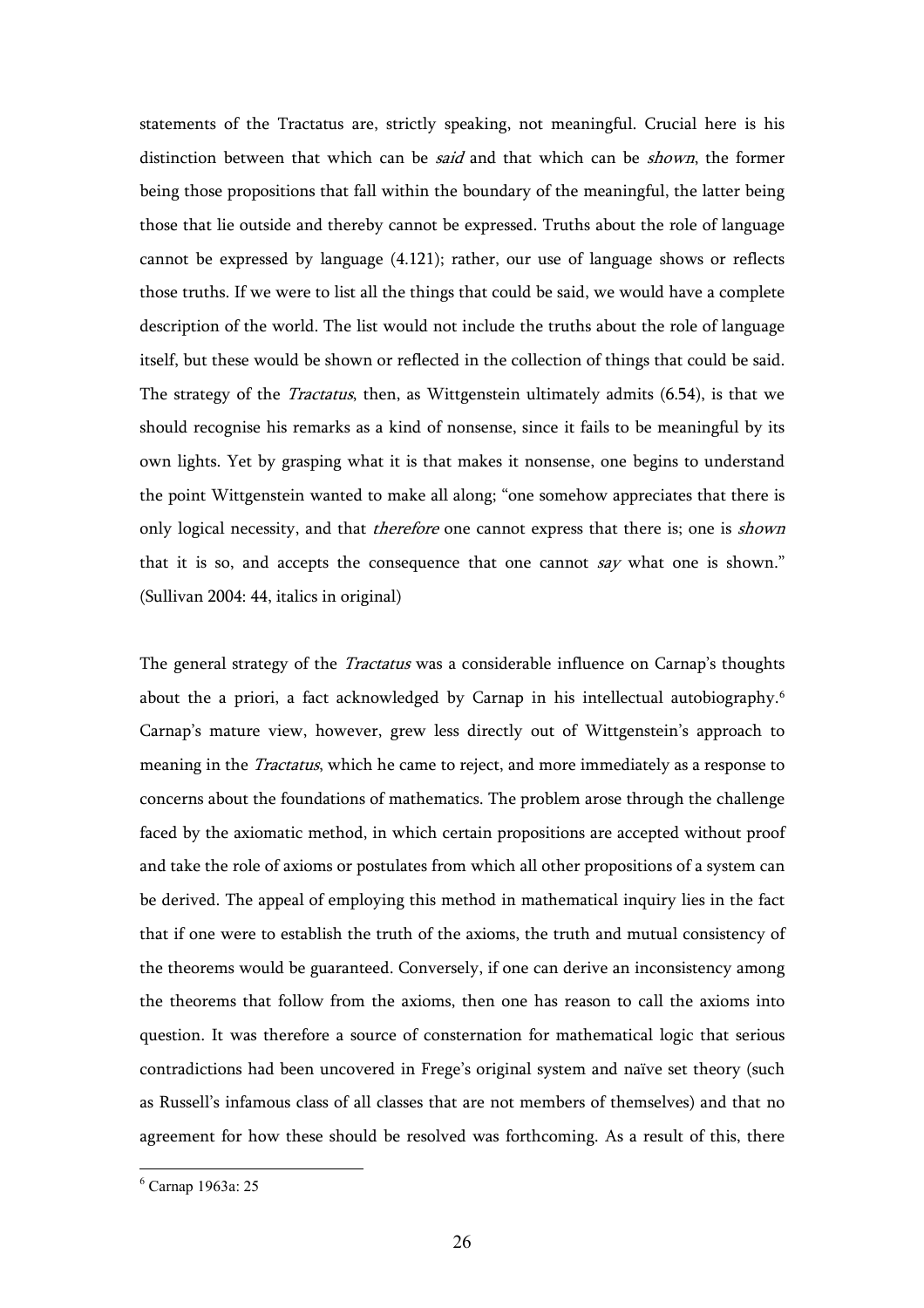statements of the Tractatus are, strictly speaking, not meaningful. Crucial here is his distinction between that which can be *said* and that which can be *shown*, the former being those propositions that fall within the boundary of the meaningful, the latter being those that lie outside and thereby cannot be expressed. Truths about the role of language cannot be expressed by language (4.121); rather, our use of language shows or reflects those truths. If we were to list all the things that could be said, we would have a complete description of the world. The list would not include the truths about the role of language itself, but these would be shown or reflected in the collection of things that could be said. The strategy of the *Tractatus*, then, as Wittgenstein ultimately admits (6.54), is that we should recognise his remarks as a kind of nonsense, since it fails to be meaningful by its own lights. Yet by grasping what it is that makes it nonsense, one begins to understand the point Wittgenstein wanted to make all along; "one somehow appreciates that there is only logical necessity, and that *therefore* one cannot express that there is; one is *shown* that it is so, and accepts the consequence that one cannot *say* what one is shown." (Sullivan 2004: 44, italics in original)

The general strategy of the *Tractatus* was a considerable influence on Carnap's thoughts about the a priori, a fact acknowledged by Carnap in his intellectual autobiography.[6] Carnap's mature view, however, grew less directly out of Wittgenstein's approach to meaning in the *Tractatus*, which he came to reject, and more immediately as a response to concerns about the foundations of mathematics. The problem arose through the challenge faced by the axiomatic method, in which certain propositions are accepted without proof and take the role of axioms or postulates from which all other propositions of a system can be derived. The appeal of employing this method in mathematical inquiry lies in the fact that if one were to establish the truth of the axioms, the truth and mutual consistency of the theorems would be guaranteed. Conversely, if one can derive an inconsistency among the theorems that follow from the axioms, then one has reason to call the axioms into question. It was therefore a source of consternation for mathematical logic that serious contradictions had been uncovered in Frege's original system and naïve set theory (such as Russell's infamous class of all classes that are not members of themselves) and that no agreement for how these should be resolved was forthcoming. As a result of this, there

[6] Carnap 1963a: 25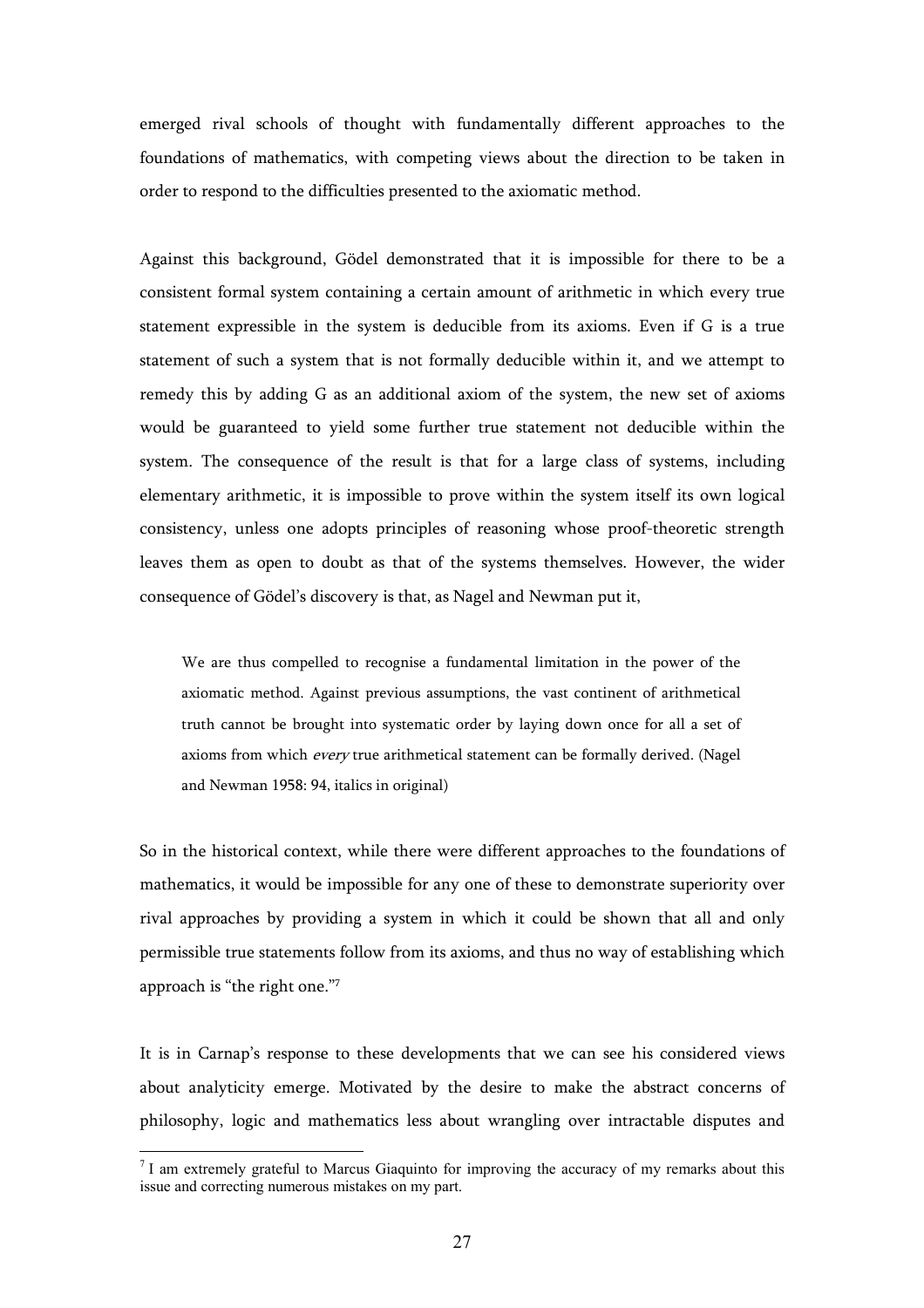emerged rival schools of thought with fundamentally different approaches to the foundations of mathematics, with competing views about the direction to be taken in order to respond to the difficulties presented to the axiomatic method.

Against this background, Gödel demonstrated that it is impossible for there to be a consistent formal system containing a certain amount of arithmetic in which every true statement expressible in the system is deducible from its axioms. Even if G is a true statement of such a system that is not formally deducible within it, and we attempt to remedy this by adding G as an additional axiom of the system, the new set of axioms would be guaranteed to yield some further true statement not deducible within the system. The consequence of the result is that for a large class of systems, including elementary arithmetic, it is impossible to prove within the system itself its own logical consistency, unless one adopts principles of reasoning whose proof-theoretic strength leaves them as open to doubt as that of the systems themselves. However, the wider consequence of Gödel's discovery is that, as Nagel and Newman put it,

> We are thus compelled to recognise a fundamental limitation in the power of the axiomatic method. Against previous assumptions, the vast continent of arithmetical truth cannot be brought into systematic order by laying down once for all a set of axioms from which *every* true arithmetical statement can be formally derived. (Nagel and Newman 1958: 94, italics in original)

So in the historical context, while there were different approaches to the foundations of mathematics, it would be impossible for any one of these to demonstrate superiority over rival approaches by providing a system in which it could be shown that all and only permissible true statements follow from its axioms, and thus no way of establishing which approach is "the right one."[7]

It is in Carnap's response to these developments that we can see his considered views about analyticity emerge. Motivated by the desire to make the abstract concerns of philosophy, logic and mathematics less about wrangling over intractable disputes and

[7] I am extremely grateful to Marcus Giaquinto for improving the accuracy of my remarks about this issue and correcting numerous mistakes on my part.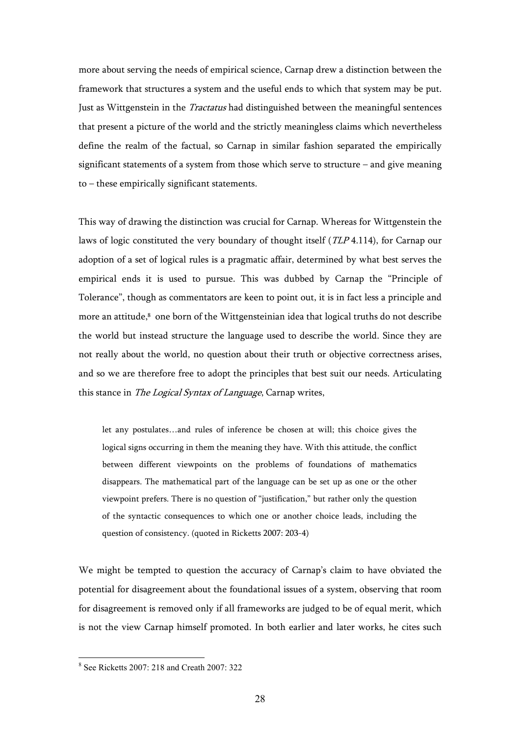more about serving the needs of empirical science, Carnap drew a distinction between the framework that structures a system and the useful ends to which that system may be put. Just as Wittgenstein in the *Tractatus* had distinguished between the meaningful sentences that present a picture of the world and the strictly meaningless claims which nevertheless define the realm of the factual, so Carnap in similar fashion separated the empirically significant statements of a system from those which serve to structure – and give meaning to – these empirically significant statements.

This way of drawing the distinction was crucial for Carnap. Whereas for Wittgenstein the laws of logic constituted the very boundary of thought itself (*TLP* 4.114), for Carnap our adoption of a set of logical rules is a pragmatic affair, determined by what best serves the empirical ends it is used to pursue. This was dubbed by Carnap the "Principle of Tolerance", though as commentators are keen to point out, it is in fact less a principle and more an attitude,[8] one born of the Wittgensteinian idea that logical truths do not describe the world but instead structure the language used to describe the world. Since they are not really about the world, no question about their truth or objective correctness arises, and so we are therefore free to adopt the principles that best suit our needs. Articulating this stance in *The Logical Syntax of Language*, Carnap writes,

> let any postulates…and rules of inference be chosen at will; this choice gives the logical signs occurring in them the meaning they have. With this attitude, the conflict between different viewpoints on the problems of foundations of mathematics disappears. The mathematical part of the language can be set up as one or the other viewpoint prefers. There is no question of "justification," but rather only the question of the syntactic consequences to which one or another choice leads, including the question of consistency. (quoted in Ricketts 2007: 203-4)

We might be tempted to question the accuracy of Carnap's claim to have obviated the potential for disagreement about the foundational issues of a system, observing that room for disagreement is removed only if all frameworks are judged to be of equal merit, which is not the view Carnap himself promoted. In both earlier and later works, he cites such

[8] See Ricketts 2007: 218 and Creath 2007: 322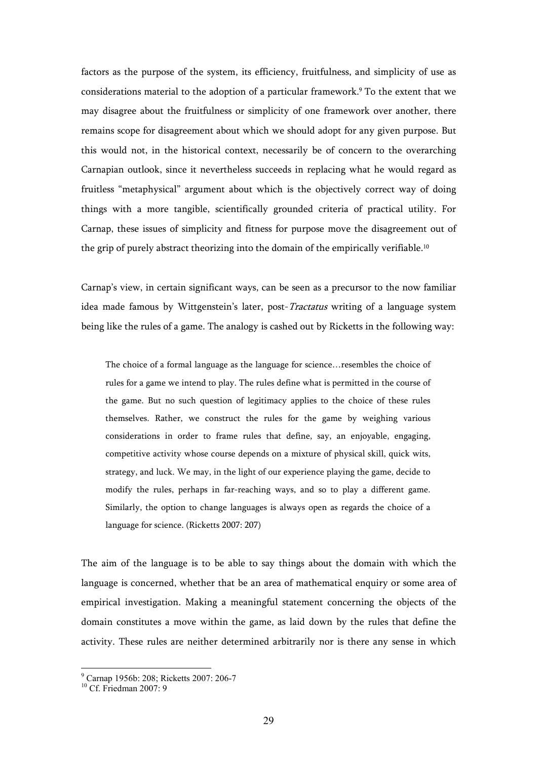factors as the purpose of the system, its efficiency, fruitfulness, and simplicity of use as considerations material to the adoption of a particular framework.[9] To the extent that we may disagree about the fruitfulness or simplicity of one framework over another, there remains scope for disagreement about which we should adopt for any given purpose. But this would not, in the historical context, necessarily be of concern to the overarching Carnapian outlook, since it nevertheless succeeds in replacing what he would regard as fruitless "metaphysical" argument about which is the objectively correct way of doing things with a more tangible, scientifically grounded criteria of practical utility. For Carnap, these issues of simplicity and fitness for purpose move the disagreement out of the grip of purely abstract theorizing into the domain of the empirically verifiable.[10]

Carnap's view, in certain significant ways, can be seen as a precursor to the now familiar idea made famous by Wittgenstein's later, post-*Tractatus* writing of a language system being like the rules of a game. The analogy is cashed out by Ricketts in the following way:

> The choice of a formal language as the language for science…resembles the choice of rules for a game we intend to play. The rules define what is permitted in the course of the game. But no such question of legitimacy applies to the choice of these rules themselves. Rather, we construct the rules for the game by weighing various considerations in order to frame rules that define, say, an enjoyable, engaging, competitive activity whose course depends on a mixture of physical skill, quick wits, strategy, and luck. We may, in the light of our experience playing the game, decide to modify the rules, perhaps in far-reaching ways, and so to play a different game. Similarly, the option to change languages is always open as regards the choice of a language for science. (Ricketts 2007: 207)

The aim of the language is to be able to say things about the domain with which the language is concerned, whether that be an area of mathematical enquiry or some area of empirical investigation. Making a meaningful statement concerning the objects of the domain constitutes a move within the game, as laid down by the rules that define the activity. These rules are neither determined arbitrarily nor is there any sense in which

[9] Carnap 1956b: 208; Ricketts 2007: 206-7

[10] Cf. Friedman 2007: 9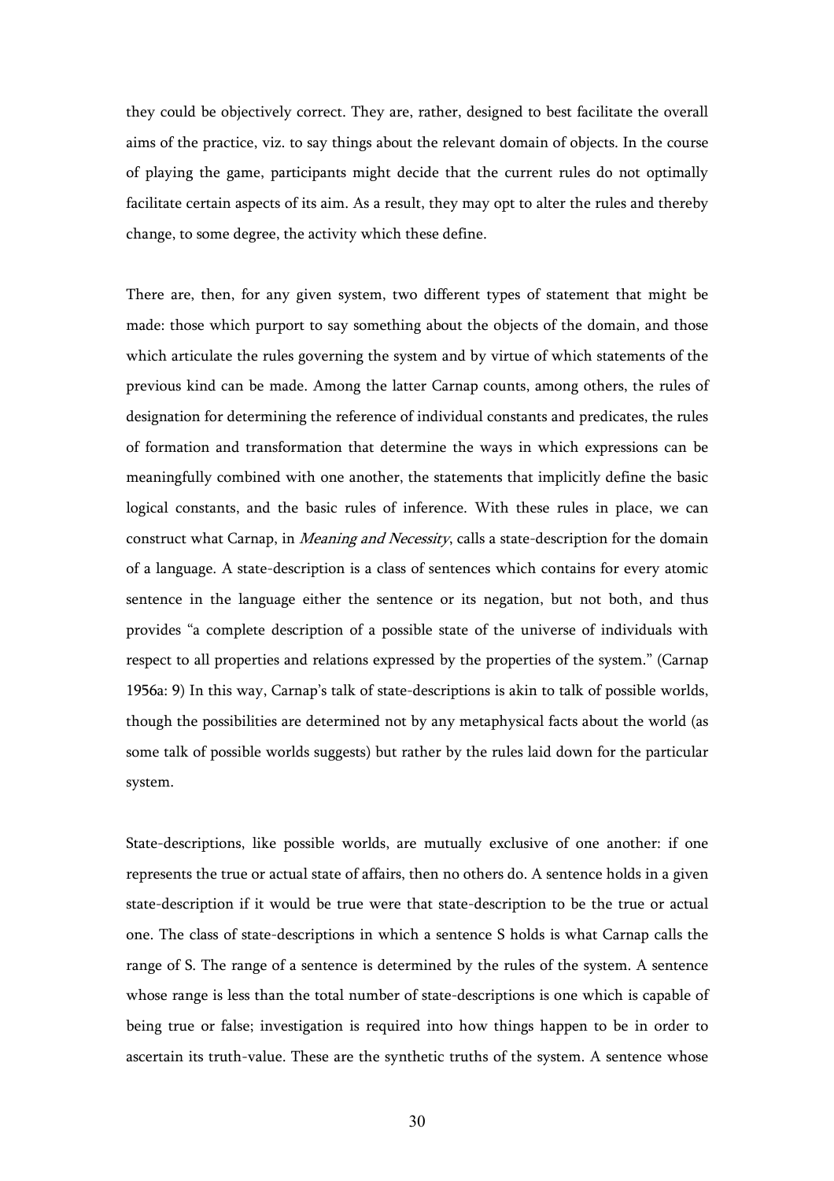they could be objectively correct. They are, rather, designed to best facilitate the overall aims of the practice, viz. to say things about the relevant domain of objects. In the course of playing the game, participants might decide that the current rules do not optimally facilitate certain aspects of its aim. As a result, they may opt to alter the rules and thereby change, to some degree, the activity which these define.

There are, then, for any given system, two different types of statement that might be made: those which purport to say something about the objects of the domain, and those which articulate the rules governing the system and by virtue of which statements of the previous kind can be made. Among the latter Carnap counts, among others, the rules of designation for determining the reference of individual constants and predicates, the rules of formation and transformation that determine the ways in which expressions can be meaningfully combined with one another, the statements that implicitly define the basic logical constants, and the basic rules of inference. With these rules in place, we can construct what Carnap, in *Meaning and Necessity*, calls a state-description for the domain of a language. A state-description is a class of sentences which contains for every atomic sentence in the language either the sentence or its negation, but not both, and thus provides "a complete description of a possible state of the universe of individuals with respect to all properties and relations expressed by the properties of the system." (Carnap 1956a: 9) In this way, Carnap's talk of state-descriptions is akin to talk of possible worlds, though the possibilities are determined not by any metaphysical facts about the world (as some talk of possible worlds suggests) but rather by the rules laid down for the particular system.

State-descriptions, like possible worlds, are mutually exclusive of one another: if one represents the true or actual state of affairs, then no others do. A sentence holds in a given state-description if it would be true were that state-description to be the true or actual one. The class of state-descriptions in which a sentence S holds is what Carnap calls the range of S. The range of a sentence is determined by the rules of the system. A sentence whose range is less than the total number of state-descriptions is one which is capable of being true or false; investigation is required into how things happen to be in order to ascertain its truth-value. These are the synthetic truths of the system. A sentence whose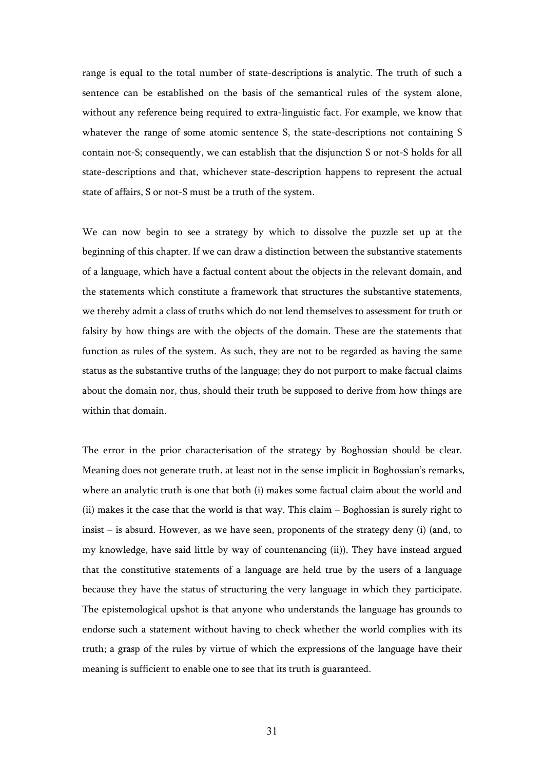range is equal to the total number of state-descriptions is analytic. The truth of such a sentence can be established on the basis of the semantical rules of the system alone, without any reference being required to extra-linguistic fact. For example, we know that whatever the range of some atomic sentence S, the state-descriptions not containing S contain not-S; consequently, we can establish that the disjunction S or not-S holds for all state-descriptions and that, whichever state-description happens to represent the actual state of affairs, S or not-S must be a truth of the system.

We can now begin to see a strategy by which to dissolve the puzzle set up at the beginning of this chapter. If we can draw a distinction between the substantive statements of a language, which have a factual content about the objects in the relevant domain, and the statements which constitute a framework that structures the substantive statements, we thereby admit a class of truths which do not lend themselves to assessment for truth or falsity by how things are with the objects of the domain. These are the statements that function as rules of the system. As such, they are not to be regarded as having the same status as the substantive truths of the language; they do not purport to make factual claims about the domain nor, thus, should their truth be supposed to derive from how things are within that domain.

The error in the prior characterisation of the strategy by Boghossian should be clear. Meaning does not generate truth, at least not in the sense implicit in Boghossian's remarks, where an analytic truth is one that both (i) makes some factual claim about the world and (ii) makes it the case that the world is that way. This claim – Boghossian is surely right to insist – is absurd. However, as we have seen, proponents of the strategy deny (i) (and, to my knowledge, have said little by way of countenancing (ii)). They have instead argued that the constitutive statements of a language are held true by the users of a language because they have the status of structuring the very language in which they participate. The epistemological upshot is that anyone who understands the language has grounds to endorse such a statement without having to check whether the world complies with its truth; a grasp of the rules by virtue of which the expressions of the language have their meaning is sufficient to enable one to see that its truth is guaranteed.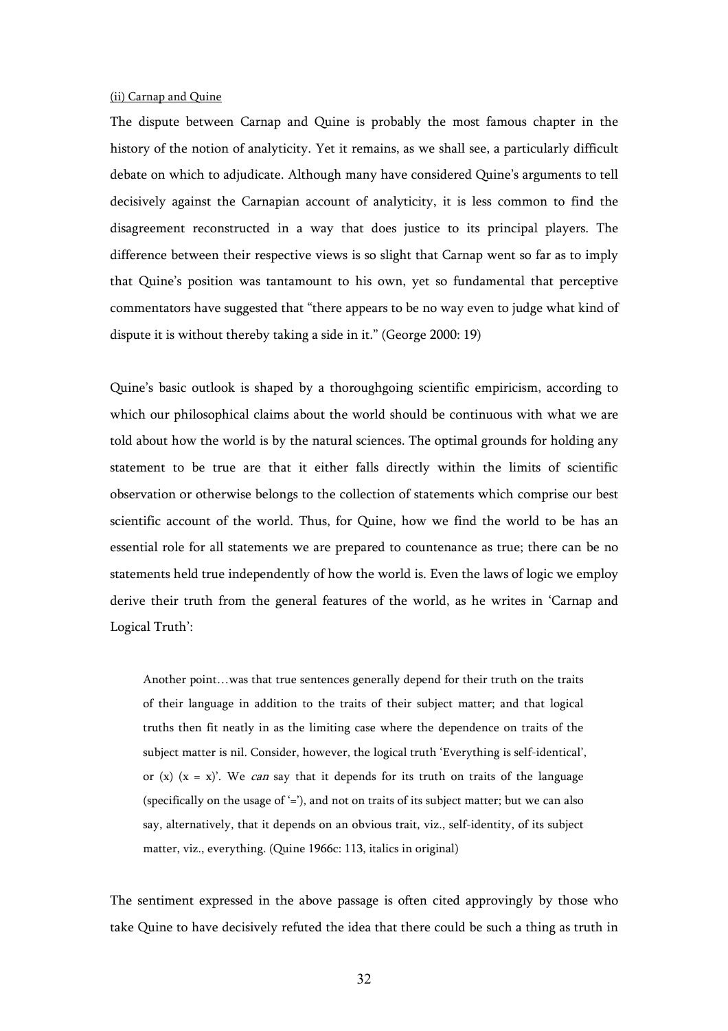(ii) Carnap and Quine

The dispute between Carnap and Quine is probably the most famous chapter in the history of the notion of analyticity. Yet it remains, as we shall see, a particularly difficult debate on which to adjudicate. Although many have considered Quine's arguments to tell decisively against the Carnapian account of analyticity, it is less common to find the disagreement reconstructed in a way that does justice to its principal players. The difference between their respective views is so slight that Carnap went so far as to imply that Quine's position was tantamount to his own, yet so fundamental that perceptive commentators have suggested that "there appears to be no way even to judge what kind of dispute it is without thereby taking a side in it." (George 2000: 19)

Quine's basic outlook is shaped by a thoroughgoing scientific empiricism, according to which our philosophical claims about the world should be continuous with what we are told about how the world is by the natural sciences. The optimal grounds for holding any statement to be true are that it either falls directly within the limits of scientific observation or otherwise belongs to the collection of statements which comprise our best scientific account of the world. Thus, for Quine, how we find the world to be has an essential role for all statements we are prepared to countenance as true; there can be no statements held true independently of how the world is. Even the laws of logic we employ derive their truth from the general features of the world, as he writes in 'Carnap and Logical Truth':

> Another point…was that true sentences generally depend for their truth on the traits of their language in addition to the traits of their subject matter; and that logical truths then fit neatly in as the limiting case where the dependence on traits of the subject matter is nil. Consider, however, the logical truth 'Everything is self-identical', or (x) (x = x)'. We *can* say that it depends for its truth on traits of the language (specifically on the usage of '='), and not on traits of its subject matter; but we can also say, alternatively, that it depends on an obvious trait, viz., self-identity, of its subject matter, viz., everything. (Quine 1966c: 113, italics in original)

The sentiment expressed in the above passage is often cited approvingly by those who take Quine to have decisively refuted the idea that there could be such a thing as truth in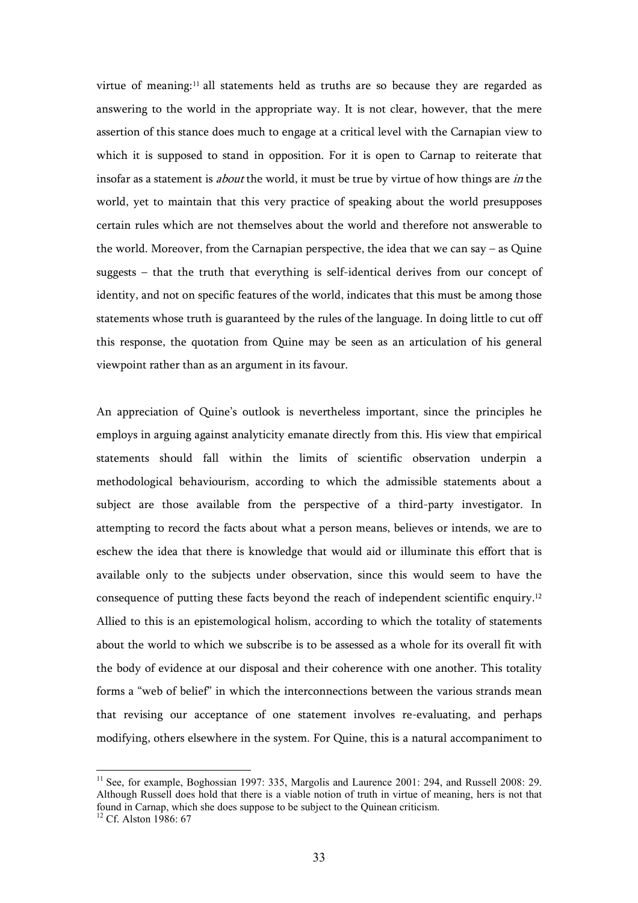virtue of meaning:[11] all statements held as truths are so because they are regarded as answering to the world in the appropriate way. It is not clear, however, that the mere assertion of this stance does much to engage at a critical level with the Carnapian view to which it is supposed to stand in opposition. For it is open to Carnap to reiterate that insofar as a statement is *about* the world, it must be true by virtue of how things are *in* the world, yet to maintain that this very practice of speaking about the world presupposes certain rules which are not themselves about the world and therefore not answerable to the world. Moreover, from the Carnapian perspective, the idea that we can say – as Quine suggests – that the truth that everything is self-identical derives from our concept of identity, and not on specific features of the world, indicates that this must be among those statements whose truth is guaranteed by the rules of the language. In doing little to cut off this response, the quotation from Quine may be seen as an articulation of his general viewpoint rather than as an argument in its favour.

An appreciation of Quine's outlook is nevertheless important, since the principles he employs in arguing against analyticity emanate directly from this. His view that empirical statements should fall within the limits of scientific observation underpin a methodological behaviourism, according to which the admissible statements about a subject are those available from the perspective of a third-party investigator. In attempting to record the facts about what a person means, believes or intends, we are to eschew the idea that there is knowledge that would aid or illuminate this effort that is available only to the subjects under observation, since this would seem to have the consequence of putting these facts beyond the reach of independent scientific enquiry.[12] Allied to this is an epistemological holism, according to which the totality of statements about the world to which we subscribe is to be assessed as a whole for its overall fit with the body of evidence at our disposal and their coherence with one another. This totality forms a "web of belief" in which the interconnections between the various strands mean that revising our acceptance of one statement involves re-evaluating, and perhaps modifying, others elsewhere in the system. For Quine, this is a natural accompaniment to

[11] See, for example, Boghossian 1997: 335, Margolis and Laurence 2001: 294, and Russell 2008: 29. Although Russell does hold that there is a viable notion of truth in virtue of meaning, hers is not that found in Carnap, which she does suppose to be subject to the Quinean criticism.

[12] Cf. Alston 1986: 67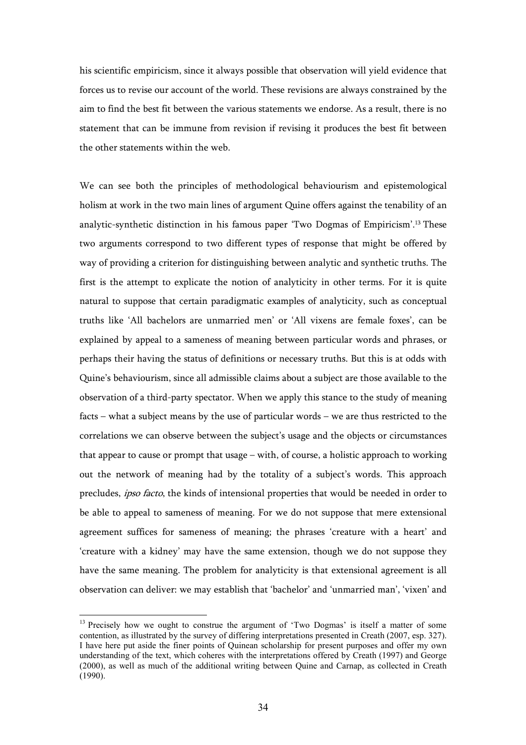his scientific empiricism, since it always possible that observation will yield evidence that forces us to revise our account of the world. These revisions are always constrained by the aim to find the best fit between the various statements we endorse. As a result, there is no statement that can be immune from revision if revising it produces the best fit between the other statements within the web.

We can see both the principles of methodological behaviourism and epistemological holism at work in the two main lines of argument Quine offers against the tenability of an analytic-synthetic distinction in his famous paper 'Two Dogmas of Empiricism'.[13] These two arguments correspond to two different types of response that might be offered by way of providing a criterion for distinguishing between analytic and synthetic truths. The first is the attempt to explicate the notion of analyticity in other terms. For it is quite natural to suppose that certain paradigmatic examples of analyticity, such as conceptual truths like 'All bachelors are unmarried men' or 'All vixens are female foxes', can be explained by appeal to a sameness of meaning between particular words and phrases, or perhaps their having the status of definitions or necessary truths. But this is at odds with Quine's behaviourism, since all admissible claims about a subject are those available to the observation of a third-party spectator. When we apply this stance to the study of meaning facts – what a subject means by the use of particular words – we are thus restricted to the correlations we can observe between the subject's usage and the objects or circumstances that appear to cause or prompt that usage – with, of course, a holistic approach to working out the network of meaning had by the totality of a subject's words. This approach precludes, *ipso facto*, the kinds of intensional properties that would be needed in order to be able to appeal to sameness of meaning. For we do not suppose that mere extensional agreement suffices for sameness of meaning; the phrases 'creature with a heart' and 'creature with a kidney' may have the same extension, though we do not suppose they have the same meaning. The problem for analyticity is that extensional agreement is all observation can deliver: we may establish that 'bachelor' and 'unmarried man', 'vixen' and

[13] Precisely how we ought to construe the argument of 'Two Dogmas' is itself a matter of some contention, as illustrated by the survey of differing interpretations presented in Creath (2007, esp. 327). I have here put aside the finer points of Quinean scholarship for present purposes and offer my own understanding of the text, which coheres with the interpretations offered by Creath (1997) and George (2000), as well as much of the additional writing between Quine and Carnap, as collected in Creath (1990).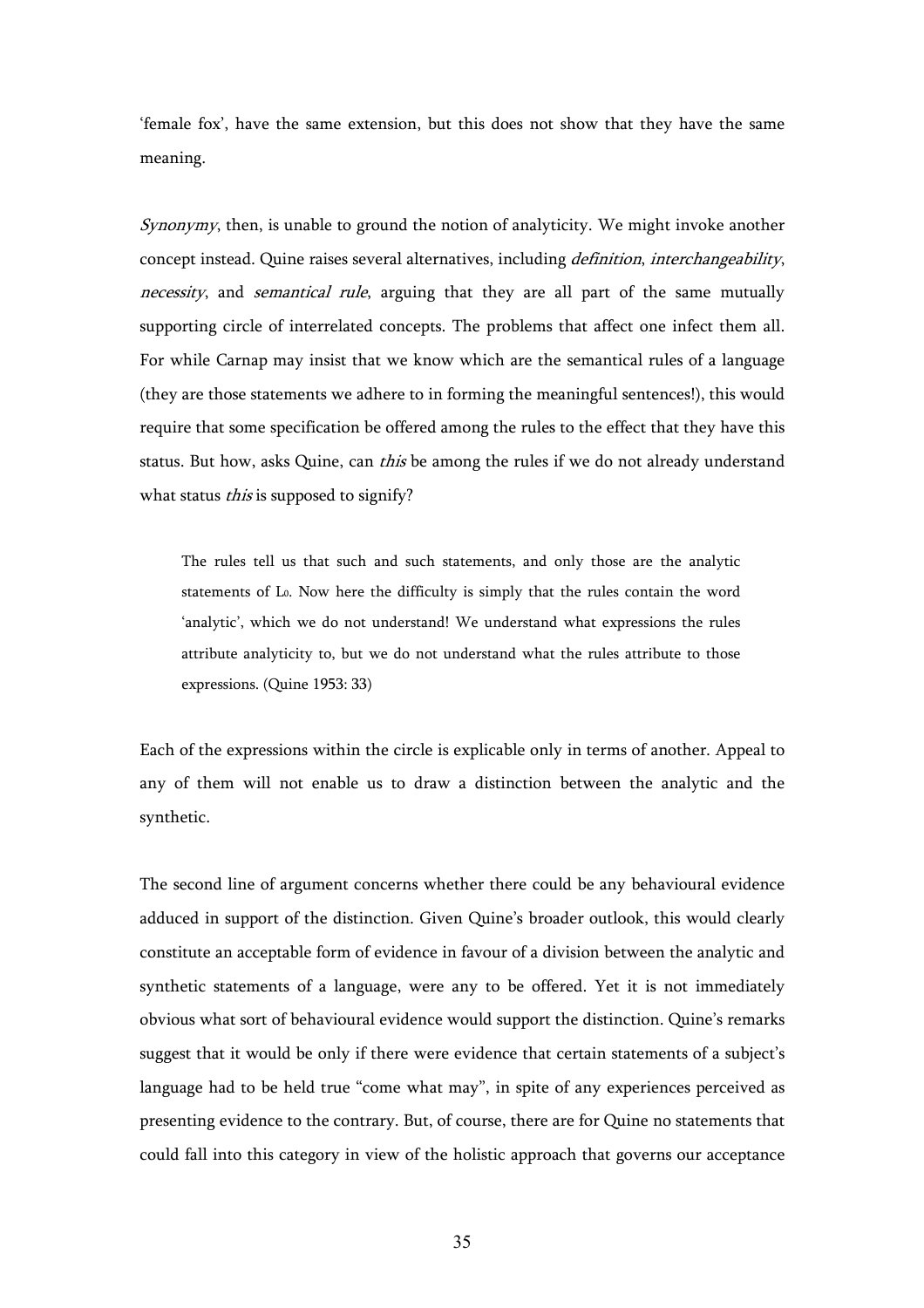'female fox', have the same extension, but this does not show that they have the same meaning.

*Synonymy*, then, is unable to ground the notion of analyticity. We might invoke another concept instead. Quine raises several alternatives, including *definition*, *interchangeability*, *necessity*, and *semantical rule*, arguing that they are all part of the same mutually supporting circle of interrelated concepts. The problems that affect one infect them all. For while Carnap may insist that we know which are the semantical rules of a language (they are those statements we adhere to in forming the meaningful sentences!), this would require that some specification be offered among the rules to the effect that they have this status. But how, asks Quine, can *this* be among the rules if we do not already understand what status *this* is supposed to signify?

> The rules tell us that such and such statements, and only those are the analytic statements of $L_0$. Now here the difficulty is simply that the rules contain the word 'analytic', which we do not understand! We understand what expressions the rules attribute analyticity to, but we do not understand what the rules attribute to those expressions. (Quine 1953: 33)

Each of the expressions within the circle is explicable only in terms of another. Appeal to any of them will not enable us to draw a distinction between the analytic and the synthetic.

The second line of argument concerns whether there could be any behavioural evidence adduced in support of the distinction. Given Quine's broader outlook, this would clearly constitute an acceptable form of evidence in favour of a division between the analytic and synthetic statements of a language, were any to be offered. Yet it is not immediately obvious what sort of behavioural evidence would support the distinction. Quine's remarks suggest that it would be only if there were evidence that certain statements of a subject's language had to be held true "come what may", in spite of any experiences perceived as presenting evidence to the contrary. But, of course, there are for Quine no statements that could fall into this category in view of the holistic approach that governs our acceptance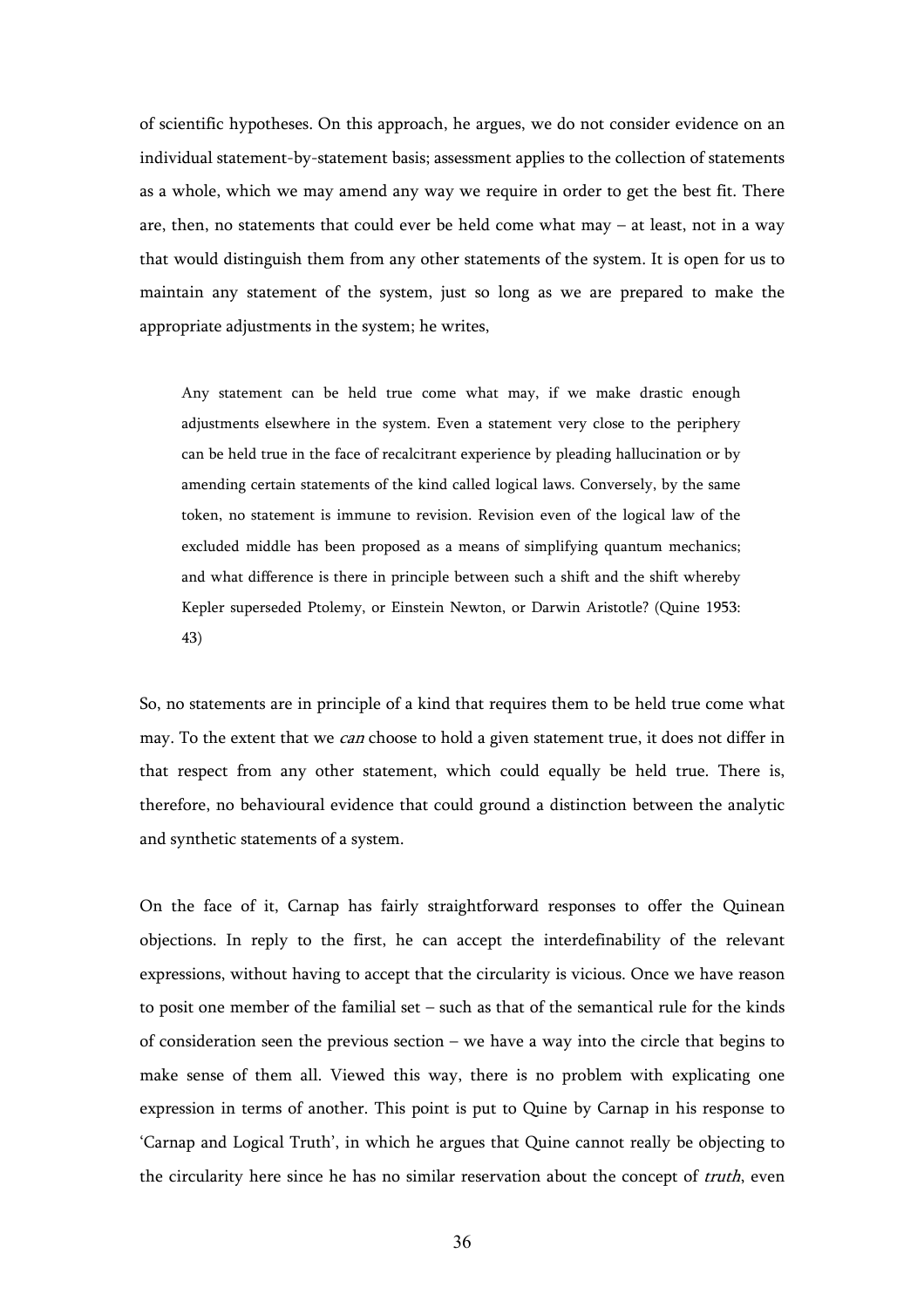of scientific hypotheses. On this approach, he argues, we do not consider evidence on an individual statement-by-statement basis; assessment applies to the collection of statements as a whole, which we may amend any way we require in order to get the best fit. There are, then, no statements that could ever be held come what may – at least, not in a way that would distinguish them from any other statements of the system. It is open for us to maintain any statement of the system, just so long as we are prepared to make the appropriate adjustments in the system; he writes,

> Any statement can be held true come what may, if we make drastic enough adjustments elsewhere in the system. Even a statement very close to the periphery can be held true in the face of recalcitrant experience by pleading hallucination or by amending certain statements of the kind called logical laws. Conversely, by the same token, no statement is immune to revision. Revision even of the logical law of the excluded middle has been proposed as a means of simplifying quantum mechanics; and what difference is there in principle between such a shift and the shift whereby Kepler superseded Ptolemy, or Einstein Newton, or Darwin Aristotle? (Quine 1953: 43)

So, no statements are in principle of a kind that requires them to be held true come what may. To the extent that we *can* choose to hold a given statement true, it does not differ in that respect from any other statement, which could equally be held true. There is, therefore, no behavioural evidence that could ground a distinction between the analytic and synthetic statements of a system.

On the face of it, Carnap has fairly straightforward responses to offer the Quinean objections. In reply to the first, he can accept the interdefinability of the relevant expressions, without having to accept that the circularity is vicious. Once we have reason to posit one member of the familial set – such as that of the semantical rule for the kinds of consideration seen the previous section – we have a way into the circle that begins to make sense of them all. Viewed this way, there is no problem with explicating one expression in terms of another. This point is put to Quine by Carnap in his response to 'Carnap and Logical Truth', in which he argues that Quine cannot really be objecting to the circularity here since he has no similar reservation about the concept of *truth*, even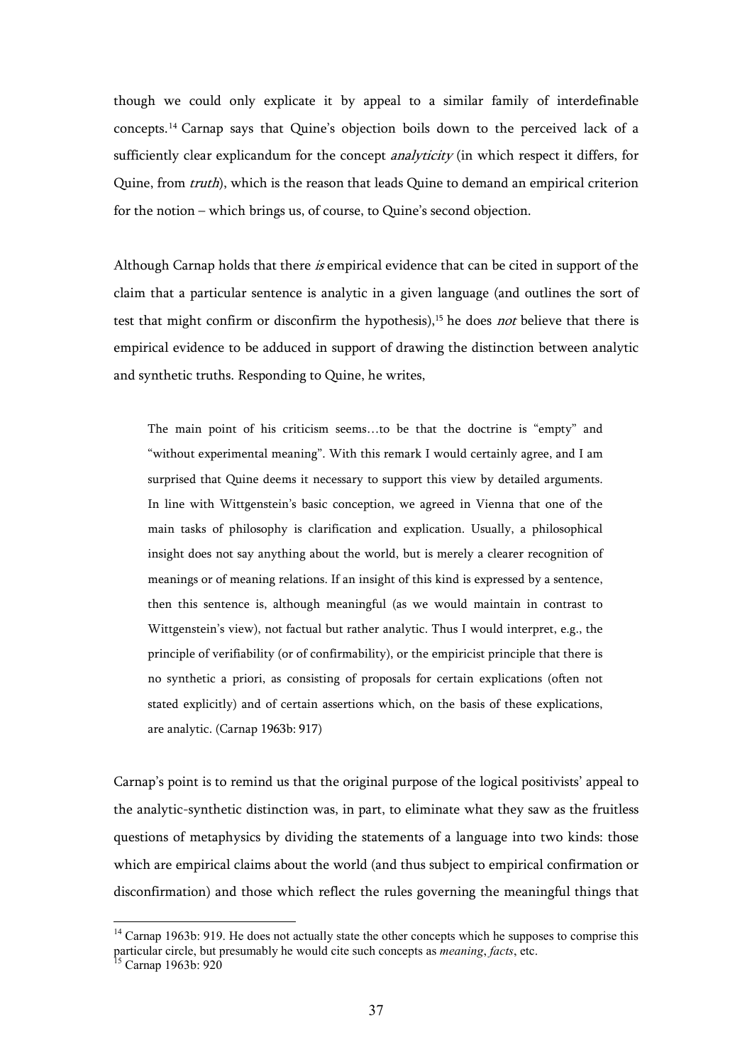though we could only explicate it by appeal to a similar family of interdefinable concepts.[14] Carnap says that Quine's objection boils down to the perceived lack of a sufficiently clear explicandum for the concept *analyticity* (in which respect it differs, for Quine, from *truth*), which is the reason that leads Quine to demand an empirical criterion for the notion – which brings us, of course, to Quine's second objection.

Although Carnap holds that there *is* empirical evidence that can be cited in support of the claim that a particular sentence is analytic in a given language (and outlines the sort of test that might confirm or disconfirm the hypothesis),[15] he does *not* believe that there is empirical evidence to be adduced in support of drawing the distinction between analytic and synthetic truths. Responding to Quine, he writes,

> The main point of his criticism seems…to be that the doctrine is "empty" and "without experimental meaning". With this remark I would certainly agree, and I am surprised that Quine deems it necessary to support this view by detailed arguments. In line with Wittgenstein's basic conception, we agreed in Vienna that one of the main tasks of philosophy is clarification and explication. Usually, a philosophical insight does not say anything about the world, but is merely a clearer recognition of meanings or of meaning relations. If an insight of this kind is expressed by a sentence, then this sentence is, although meaningful (as we would maintain in contrast to Wittgenstein's view), not factual but rather analytic. Thus I would interpret, e.g., the principle of verifiability (or of confirmability), or the empiricist principle that there is no synthetic a priori, as consisting of proposals for certain explications (often not stated explicitly) and of certain assertions which, on the basis of these explications, are analytic. (Carnap 1963b: 917)

Carnap's point is to remind us that the original purpose of the logical positivists' appeal to the analytic-synthetic distinction was, in part, to eliminate what they saw as the fruitless questions of metaphysics by dividing the statements of a language into two kinds: those which are empirical claims about the world (and thus subject to empirical confirmation or disconfirmation) and those which reflect the rules governing the meaningful things that

---

[14] Carnap 1963b: 919. He does not actually state the other concepts which he supposes to comprise this particular circle, but presumably he would cite such concepts as *meaning*, *facts*, etc.

[15] Carnap 1963b: 920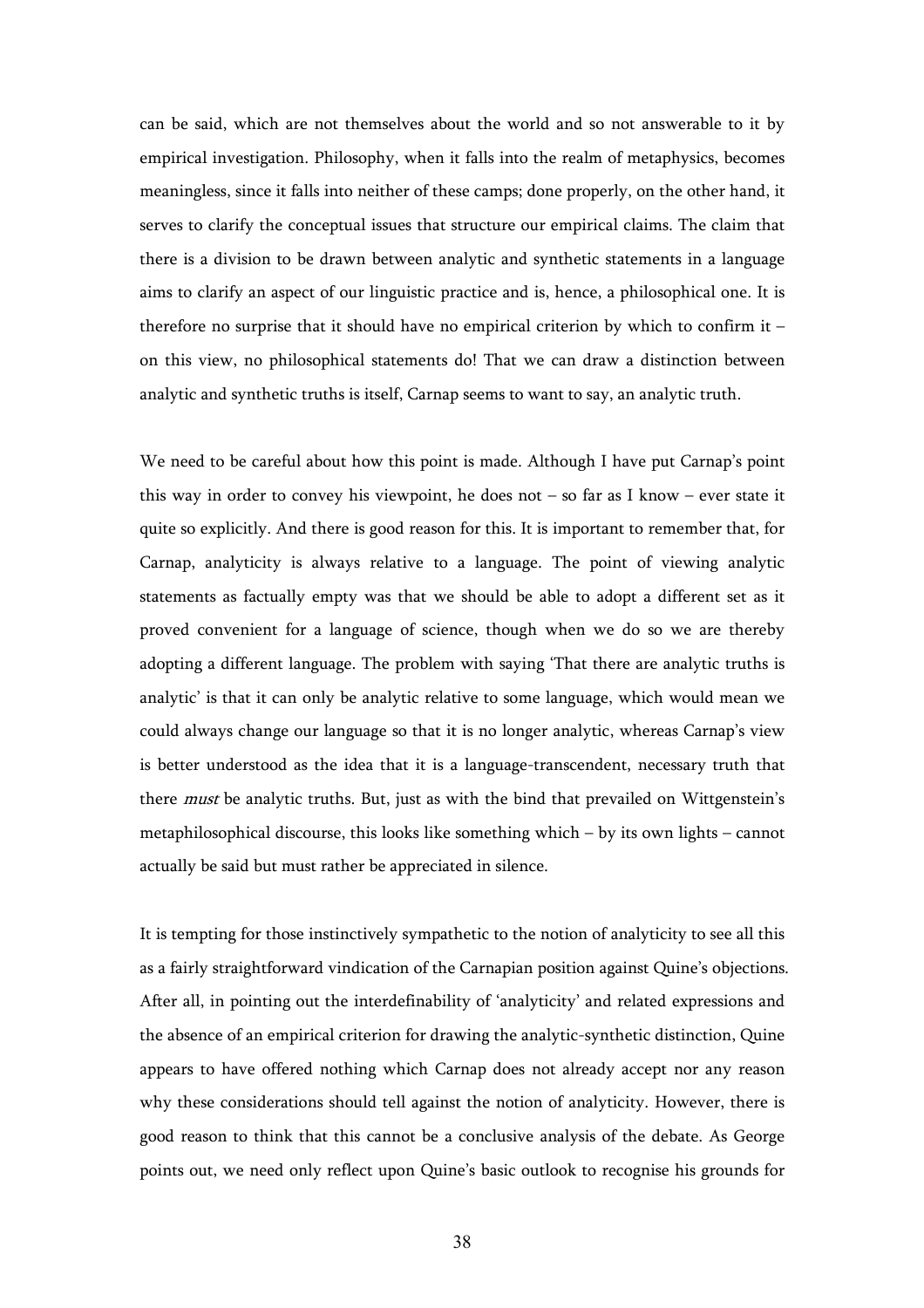can be said, which are not themselves about the world and so not answerable to it by empirical investigation. Philosophy, when it falls into the realm of metaphysics, becomes meaningless, since it falls into neither of these camps; done properly, on the other hand, it serves to clarify the conceptual issues that structure our empirical claims. The claim that there is a division to be drawn between analytic and synthetic statements in a language aims to clarify an aspect of our linguistic practice and is, hence, a philosophical one. It is therefore no surprise that it should have no empirical criterion by which to confirm it – on this view, no philosophical statements do! That we can draw a distinction between analytic and synthetic truths is itself, Carnap seems to want to say, an analytic truth.

We need to be careful about how this point is made. Although I have put Carnap's point this way in order to convey his viewpoint, he does not – so far as I know – ever state it quite so explicitly. And there is good reason for this. It is important to remember that, for Carnap, analyticity is always relative to a language. The point of viewing analytic statements as factually empty was that we should be able to adopt a different set as it proved convenient for a language of science, though when we do so we are thereby adopting a different language. The problem with saying 'That there are analytic truths is analytic' is that it can only be analytic relative to some language, which would mean we could always change our language so that it is no longer analytic, whereas Carnap's view is better understood as the idea that it is a language-transcendent, necessary truth that there *must* be analytic truths. But, just as with the bind that prevailed on Wittgenstein's metaphilosophical discourse, this looks like something which – by its own lights – cannot actually be said but must rather be appreciated in silence.

It is tempting for those instinctively sympathetic to the notion of analyticity to see all this as a fairly straightforward vindication of the Carnapian position against Quine's objections. After all, in pointing out the interdefinability of 'analyticity' and related expressions and the absence of an empirical criterion for drawing the analytic-synthetic distinction, Quine appears to have offered nothing which Carnap does not already accept nor any reason why these considerations should tell against the notion of analyticity. However, there is good reason to think that this cannot be a conclusive analysis of the debate. As George points out, we need only reflect upon Quine's basic outlook to recognise his grounds for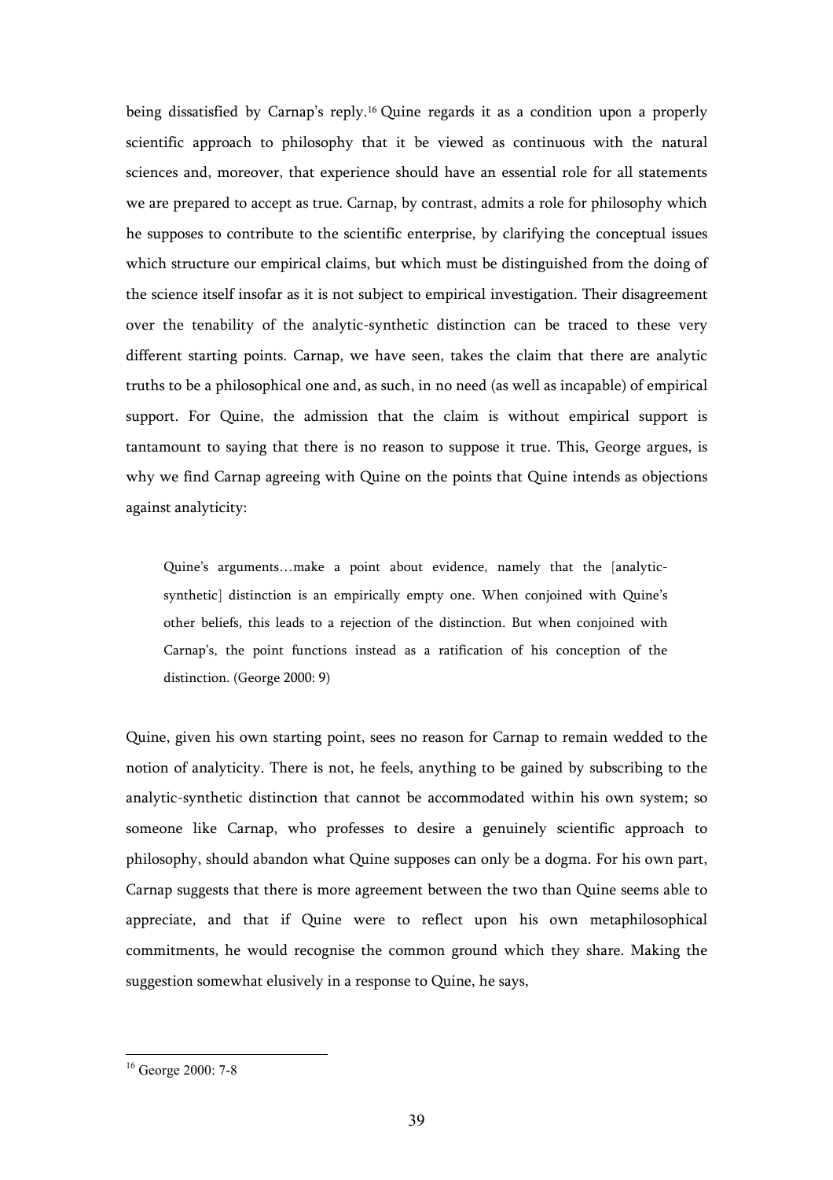being dissatisfied by Carnap's reply.[16] Quine regards it as a condition upon a properly scientific approach to philosophy that it be viewed as continuous with the natural sciences and, moreover, that experience should have an essential role for all statements we are prepared to accept as true. Carnap, by contrast, admits a role for philosophy which he supposes to contribute to the scientific enterprise, by clarifying the conceptual issues which structure our empirical claims, but which must be distinguished from the doing of the science itself insofar as it is not subject to empirical investigation. Their disagreement over the tenability of the analytic-synthetic distinction can be traced to these very different starting points. Carnap, we have seen, takes the claim that there are analytic truths to be a philosophical one and, as such, in no need (as well as incapable) of empirical support. For Quine, the admission that the claim is without empirical support is tantamount to saying that there is no reason to suppose it true. This, George argues, is why we find Carnap agreeing with Quine on the points that Quine intends as objections against analyticity:

> Quine's arguments…make a point about evidence, namely that the [analytic-synthetic] distinction is an empirically empty one. When conjoined with Quine's other beliefs, this leads to a rejection of the distinction. But when conjoined with Carnap's, the point functions instead as a ratification of his conception of the distinction. (George 2000: 9)

Quine, given his own starting point, sees no reason for Carnap to remain wedded to the notion of analyticity. There is not, he feels, anything to be gained by subscribing to the analytic-synthetic distinction that cannot be accommodated within his own system; so someone like Carnap, who professes to desire a genuinely scientific approach to philosophy, should abandon what Quine supposes can only be a dogma. For his own part, Carnap suggests that there is more agreement between the two than Quine seems able to appreciate, and that if Quine were to reflect upon his own metaphilosophical commitments, he would recognise the common ground which they share. Making the suggestion somewhat elusively in a response to Quine, he says,

---

[16] George 2000: 7-8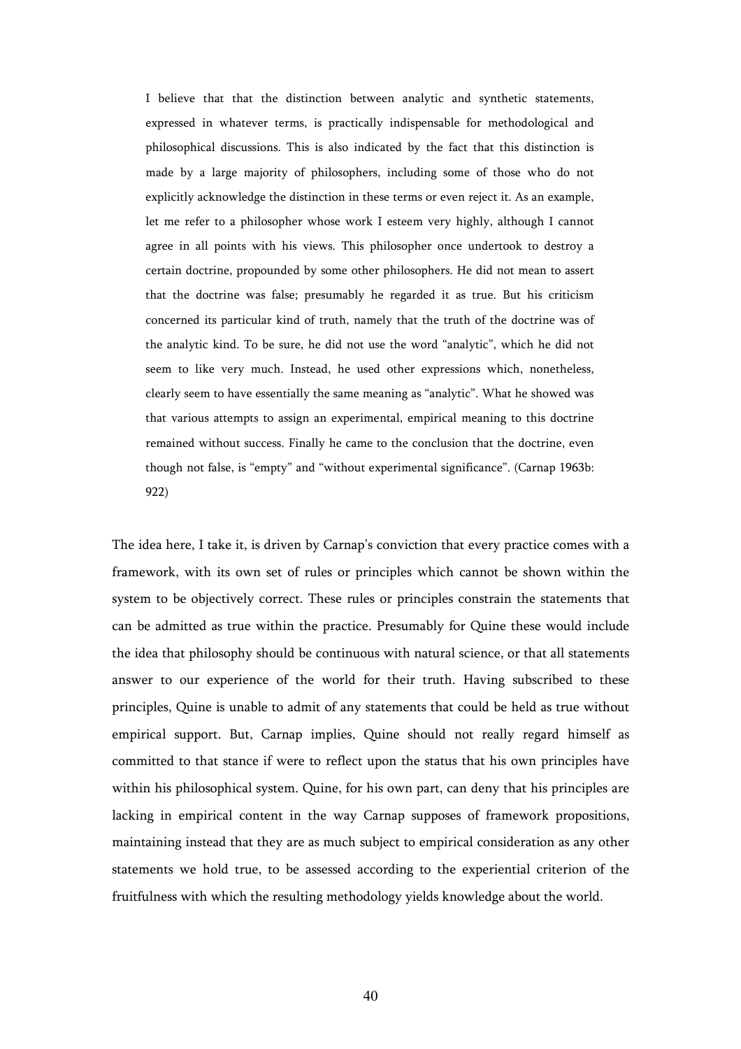> I believe that that the distinction between analytic and synthetic statements, expressed in whatever terms, is practically indispensable for methodological and philosophical discussions. This is also indicated by the fact that this distinction is made by a large majority of philosophers, including some of those who do not explicitly acknowledge the distinction in these terms or even reject it. As an example, let me refer to a philosopher whose work I esteem very highly, although I cannot agree in all points with his views. This philosopher once undertook to destroy a certain doctrine, propounded by some other philosophers. He did not mean to assert that the doctrine was false; presumably he regarded it as true. But his criticism concerned its particular kind of truth, namely that the truth of the doctrine was of the analytic kind. To be sure, he did not use the word "analytic", which he did not seem to like very much. Instead, he used other expressions which, nonetheless, clearly seem to have essentially the same meaning as "analytic". What he showed was that various attempts to assign an experimental, empirical meaning to this doctrine remained without success. Finally he came to the conclusion that the doctrine, even though not false, is "empty" and "without experimental significance". (Carnap 1963b: 922)

The idea here, I take it, is driven by Carnap's conviction that every practice comes with a framework, with its own set of rules or principles which cannot be shown within the system to be objectively correct. These rules or principles constrain the statements that can be admitted as true within the practice. Presumably for Quine these would include the idea that philosophy should be continuous with natural science, or that all statements answer to our experience of the world for their truth. Having subscribed to these principles, Quine is unable to admit of any statements that could be held as true without empirical support. But, Carnap implies, Quine should not really regard himself as committed to that stance if were to reflect upon the status that his own principles have within his philosophical system. Quine, for his own part, can deny that his principles are lacking in empirical content in the way Carnap supposes of framework propositions, maintaining instead that they are as much subject to empirical consideration as any other statements we hold true, to be assessed according to the experiential criterion of the fruitfulness with which the resulting methodology yields knowledge about the world.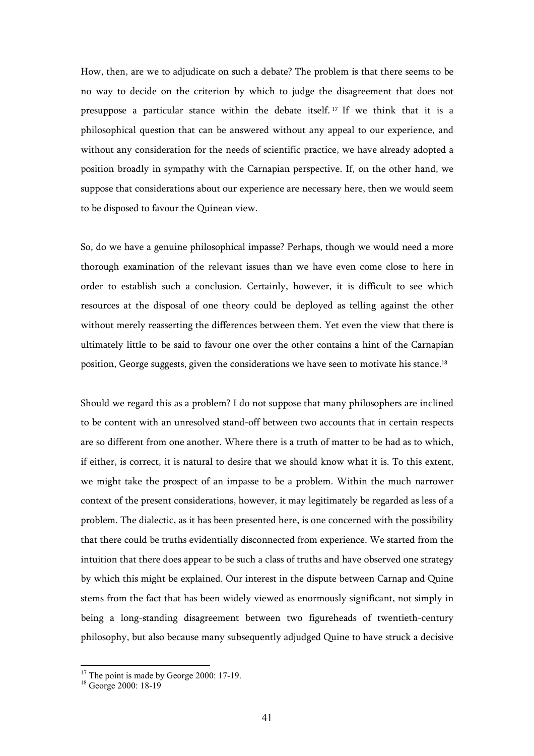How, then, are we to adjudicate on such a debate? The problem is that there seems to be no way to decide on the criterion by which to judge the disagreement that does not presuppose a particular stance within the debate itself.[17] If we think that it is a philosophical question that can be answered without any appeal to our experience, and without any consideration for the needs of scientific practice, we have already adopted a position broadly in sympathy with the Carnapian perspective. If, on the other hand, we suppose that considerations about our experience are necessary here, then we would seem to be disposed to favour the Quinean view.

So, do we have a genuine philosophical impasse? Perhaps, though we would need a more thorough examination of the relevant issues than we have even come close to here in order to establish such a conclusion. Certainly, however, it is difficult to see which resources at the disposal of one theory could be deployed as telling against the other without merely reasserting the differences between them. Yet even the view that there is ultimately little to be said to favour one over the other contains a hint of the Carnapian position, George suggests, given the considerations we have seen to motivate his stance.[18]

Should we regard this as a problem? I do not suppose that many philosophers are inclined to be content with an unresolved stand-off between two accounts that in certain respects are so different from one another. Where there is a truth of matter to be had as to which, if either, is correct, it is natural to desire that we should know what it is. To this extent, we might take the prospect of an impasse to be a problem. Within the much narrower context of the present considerations, however, it may legitimately be regarded as less of a problem. The dialectic, as it has been presented here, is one concerned with the possibility that there could be truths evidentially disconnected from experience. We started from the intuition that there does appear to be such a class of truths and have observed one strategy by which this might be explained. Our interest in the dispute between Carnap and Quine stems from the fact that has been widely viewed as enormously significant, not simply in being a long-standing disagreement between two figureheads of twentieth-century philosophy, but also because many subsequently adjudged Quine to have struck a decisive

[17] The point is made by George 2000: 17-19.

[18] George 2000: 18-19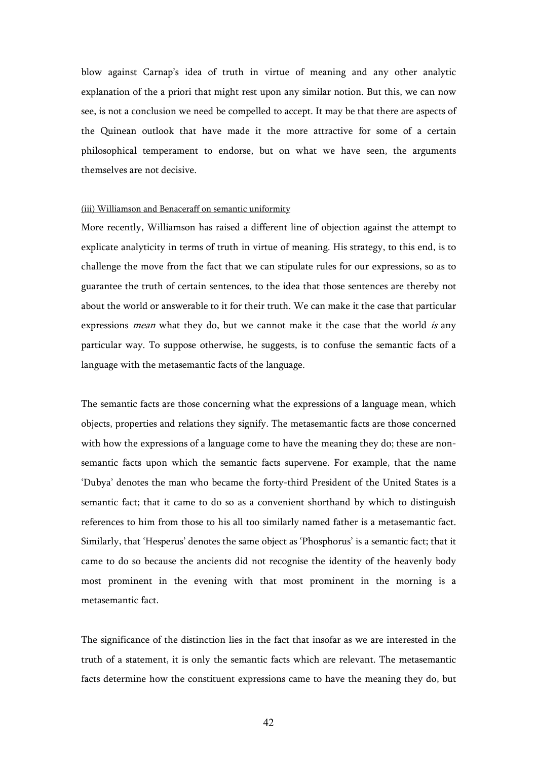blow against Carnap's idea of truth in virtue of meaning and any other analytic explanation of the a priori that might rest upon any similar notion. But this, we can now see, is not a conclusion we need be compelled to accept. It may be that there are aspects of the Quinean outlook that have made it the more attractive for some of a certain philosophical temperament to endorse, but on what we have seen, the arguments themselves are not decisive.

### (iii) Williamson and Benaceraff on semantic uniformity

More recently, Williamson has raised a different line of objection against the attempt to explicate analyticity in terms of truth in virtue of meaning. His strategy, to this end, is to challenge the move from the fact that we can stipulate rules for our expressions, so as to guarantee the truth of certain sentences, to the idea that those sentences are thereby not about the world or answerable to it for their truth. We can make it the case that particular expressions *mean* what they do, but we cannot make it the case that the world *is* any particular way. To suppose otherwise, he suggests, is to confuse the semantic facts of a language with the metasemantic facts of the language.

The semantic facts are those concerning what the expressions of a language mean, which objects, properties and relations they signify. The metasemantic facts are those concerned with how the expressions of a language come to have the meaning they do; these are non-semantic facts upon which the semantic facts supervene. For example, that the name 'Dubya' denotes the man who became the forty-third President of the United States is a semantic fact; that it came to do so as a convenient shorthand by which to distinguish references to him from those to his all too similarly named father is a metasemantic fact. Similarly, that 'Hesperus' denotes the same object as 'Phosphorus' is a semantic fact; that it came to do so because the ancients did not recognise the identity of the heavenly body most prominent in the evening with that most prominent in the morning is a metasemantic fact.

The significance of the distinction lies in the fact that insofar as we are interested in the truth of a statement, it is only the semantic facts which are relevant. The metasemantic facts determine how the constituent expressions came to have the meaning they do, but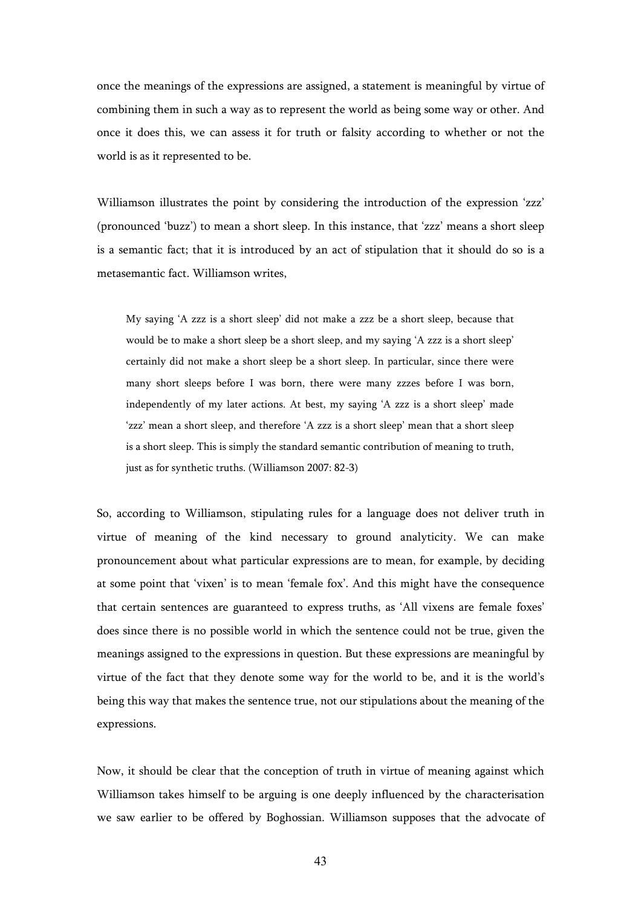once the meanings of the expressions are assigned, a statement is meaningful by virtue of combining them in such a way as to represent the world as being some way or other. And once it does this, we can assess it for truth or falsity according to whether or not the world is as it represented to be.

Williamson illustrates the point by considering the introduction of the expression 'zzz' (pronounced 'buzz') to mean a short sleep. In this instance, that 'zzz' means a short sleep is a semantic fact; that it is introduced by an act of stipulation that it should do so is a metasemantic fact. Williamson writes,

> My saying 'A zzz is a short sleep' did not make a zzz be a short sleep, because that would be to make a short sleep be a short sleep, and my saying 'A zzz is a short sleep' certainly did not make a short sleep be a short sleep. In particular, since there were many short sleeps before I was born, there were many zzzes before I was born, independently of my later actions. At best, my saying 'A zzz is a short sleep' made 'zzz' mean a short sleep, and therefore 'A zzz is a short sleep' mean that a short sleep is a short sleep. This is simply the standard semantic contribution of meaning to truth, just as for synthetic truths. (Williamson 2007: 82-3)

So, according to Williamson, stipulating rules for a language does not deliver truth in virtue of meaning of the kind necessary to ground analyticity. We can make pronouncement about what particular expressions are to mean, for example, by deciding at some point that 'vixen' is to mean 'female fox'. And this might have the consequence that certain sentences are guaranteed to express truths, as 'All vixens are female foxes' does since there is no possible world in which the sentence could not be true, given the meanings assigned to the expressions in question. But these expressions are meaningful by virtue of the fact that they denote some way for the world to be, and it is the world's being this way that makes the sentence true, not our stipulations about the meaning of the expressions.

Now, it should be clear that the conception of truth in virtue of meaning against which Williamson takes himself to be arguing is one deeply influenced by the characterisation we saw earlier to be offered by Boghossian. Williamson supposes that the advocate of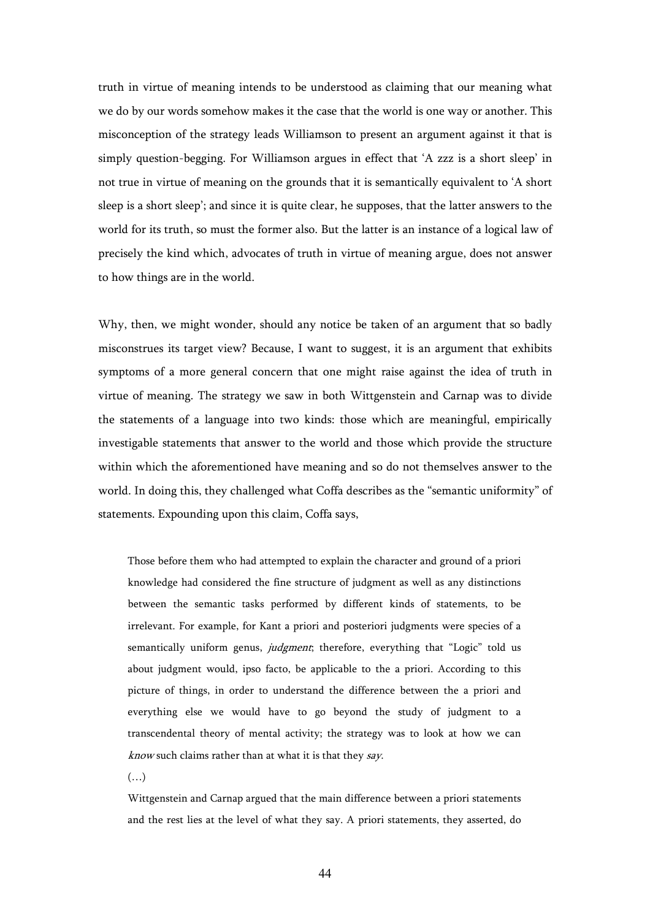truth in virtue of meaning intends to be understood as claiming that our meaning what we do by our words somehow makes it the case that the world is one way or another. This misconception of the strategy leads Williamson to present an argument against it that is simply question-begging. For Williamson argues in effect that 'A zzz is a short sleep' in not true in virtue of meaning on the grounds that it is semantically equivalent to 'A short sleep is a short sleep'; and since it is quite clear, he supposes, that the latter answers to the world for its truth, so must the former also. But the latter is an instance of a logical law of precisely the kind which, advocates of truth in virtue of meaning argue, does not answer to how things are in the world.

Why, then, we might wonder, should any notice be taken of an argument that so badly misconstrues its target view? Because, I want to suggest, it is an argument that exhibits symptoms of a more general concern that one might raise against the idea of truth in virtue of meaning. The strategy we saw in both Wittgenstein and Carnap was to divide the statements of a language into two kinds: those which are meaningful, empirically investigable statements that answer to the world and those which provide the structure within which the aforementioned have meaning and so do not themselves answer to the world. In doing this, they challenged what Coffa describes as the "semantic uniformity" of statements. Expounding upon this claim, Coffa says,

> Those before them who had attempted to explain the character and ground of a priori knowledge had considered the fine structure of judgment as well as any distinctions between the semantic tasks performed by different kinds of statements, to be irrelevant. For example, for Kant a priori and posteriori judgments were species of a semantically uniform genus, *judgment*; therefore, everything that "Logic" told us about judgment would, ipso facto, be applicable to the a priori. According to this picture of things, in order to understand the difference between the a priori and everything else we would have to go beyond the study of judgment to a transcendental theory of mental activity; the strategy was to look at how we can *know* such claims rather than at what it is that they *say*.
>
> (…)
>
> Wittgenstein and Carnap argued that the main difference between a priori statements and the rest lies at the level of what they say. A priori statements, they asserted, do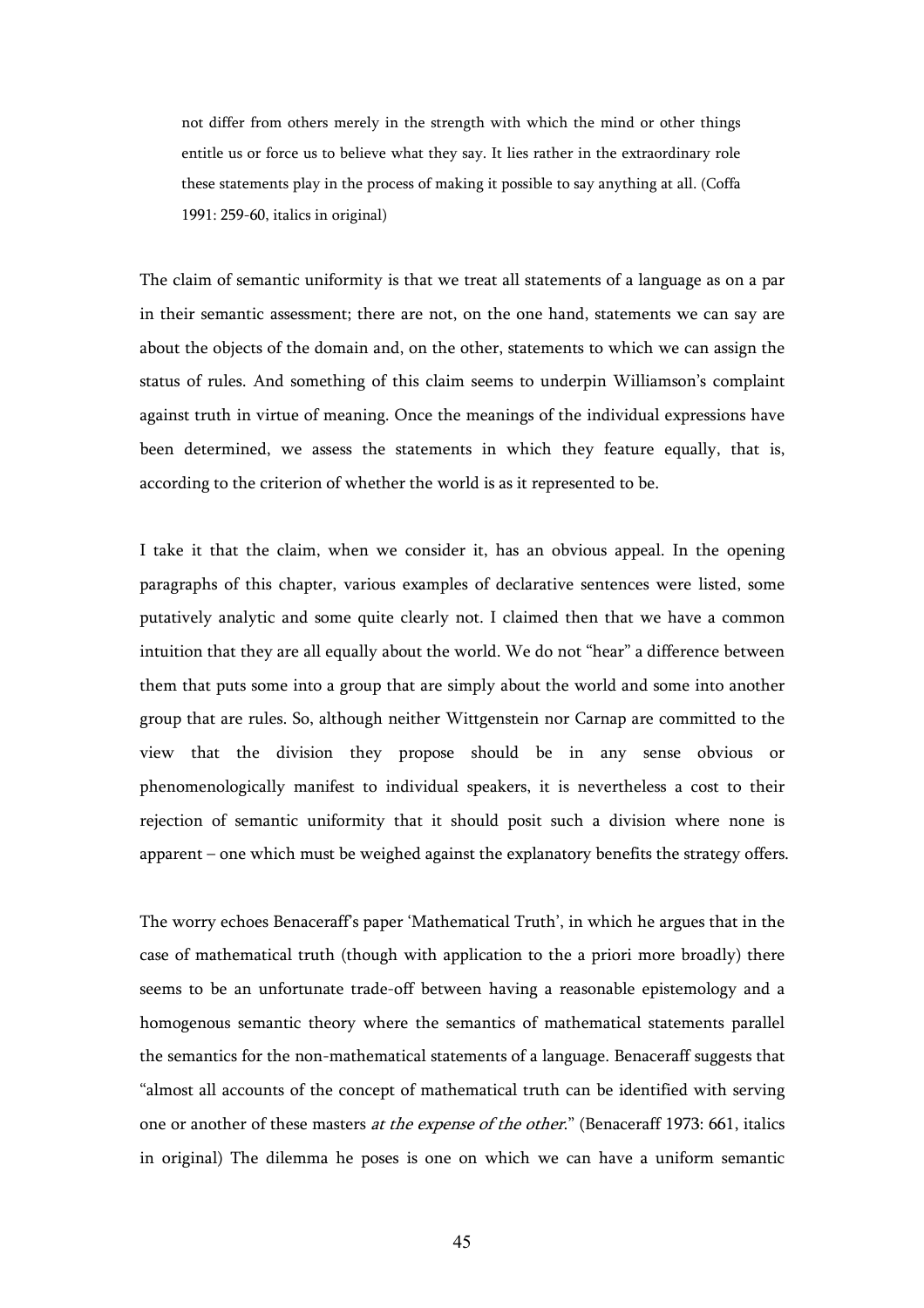> not differ from others merely in the strength with which the mind or other things entitle us or force us to believe what they say. It lies rather in the extraordinary role these statements play in the process of making it possible to say anything at all. (Coffa 1991: 259-60, italics in original)

The claim of semantic uniformity is that we treat all statements of a language as on a par in their semantic assessment; there are not, on the one hand, statements we can say are about the objects of the domain and, on the other, statements to which we can assign the status of rules. And something of this claim seems to underpin Williamson's complaint against truth in virtue of meaning. Once the meanings of the individual expressions have been determined, we assess the statements in which they feature equally, that is, according to the criterion of whether the world is as it represented to be.

I take it that the claim, when we consider it, has an obvious appeal. In the opening paragraphs of this chapter, various examples of declarative sentences were listed, some putatively analytic and some quite clearly not. I claimed then that we have a common intuition that they are all equally about the world. We do not "hear" a difference between them that puts some into a group that are simply about the world and some into another group that are rules. So, although neither Wittgenstein nor Carnap are committed to the view that the division they propose should be in any sense obvious or phenomenologically manifest to individual speakers, it is nevertheless a cost to their rejection of semantic uniformity that it should posit such a division where none is apparent – one which must be weighed against the explanatory benefits the strategy offers.

The worry echoes Benaceraff's paper 'Mathematical Truth', in which he argues that in the case of mathematical truth (though with application to the a priori more broadly) there seems to be an unfortunate trade-off between having a reasonable epistemology and a homogenous semantic theory where the semantics of mathematical statements parallel the semantics for the non-mathematical statements of a language. Benaceraff suggests that "almost all accounts of the concept of mathematical truth can be identified with serving one or another of these masters *at the expense of the other*." (Benaceraff 1973: 661, italics in original) The dilemma he poses is one on which we can have a uniform semantic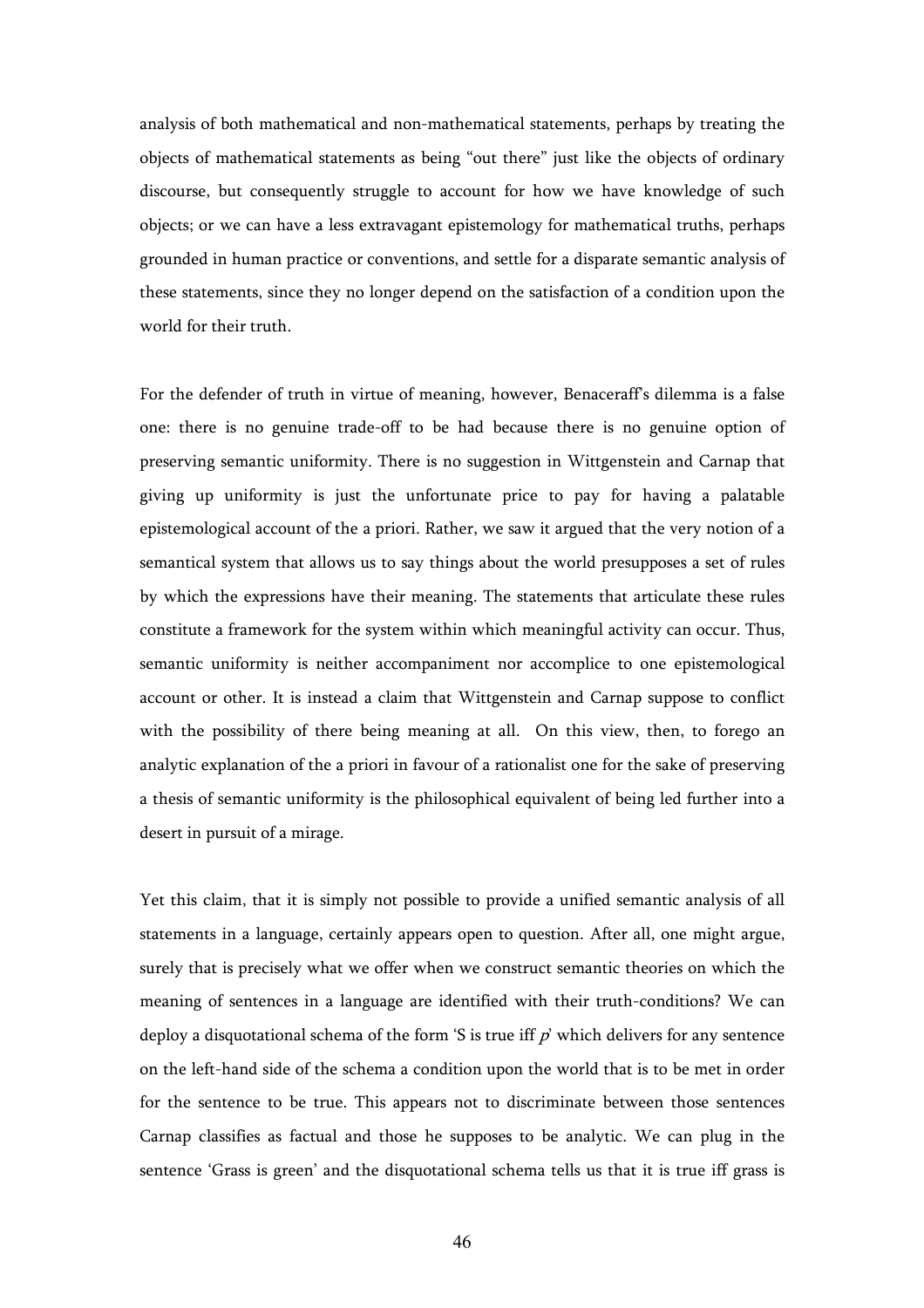analysis of both mathematical and non-mathematical statements, perhaps by treating the objects of mathematical statements as being "out there" just like the objects of ordinary discourse, but consequently struggle to account for how we have knowledge of such objects; or we can have a less extravagant epistemology for mathematical truths, perhaps grounded in human practice or conventions, and settle for a disparate semantic analysis of these statements, since they no longer depend on the satisfaction of a condition upon the world for their truth.

For the defender of truth in virtue of meaning, however, Benaceraff's dilemma is a false one: there is no genuine trade-off to be had because there is no genuine option of preserving semantic uniformity. There is no suggestion in Wittgenstein and Carnap that giving up uniformity is just the unfortunate price to pay for having a palatable epistemological account of the a priori. Rather, we saw it argued that the very notion of a semantical system that allows us to say things about the world presupposes a set of rules by which the expressions have their meaning. The statements that articulate these rules constitute a framework for the system within which meaningful activity can occur. Thus, semantic uniformity is neither accompaniment nor accomplice to one epistemological account or other. It is instead a claim that Wittgenstein and Carnap suppose to conflict with the possibility of there being meaning at all. On this view, then, to forego an analytic explanation of the a priori in favour of a rationalist one for the sake of preserving a thesis of semantic uniformity is the philosophical equivalent of being led further into a desert in pursuit of a mirage.

Yet this claim, that it is simply not possible to provide a unified semantic analysis of all statements in a language, certainly appears open to question. After all, one might argue, surely that is precisely what we offer when we construct semantic theories on which the meaning of sentences in a language are identified with their truth-conditions? We can deploy a disquotational schema of the form 'S is true iff *p*' which delivers for any sentence on the left-hand side of the schema a condition upon the world that is to be met in order for the sentence to be true. This appears not to discriminate between those sentences Carnap classifies as factual and those he supposes to be analytic. We can plug in the sentence 'Grass is green' and the disquotational schema tells us that it is true iff grass is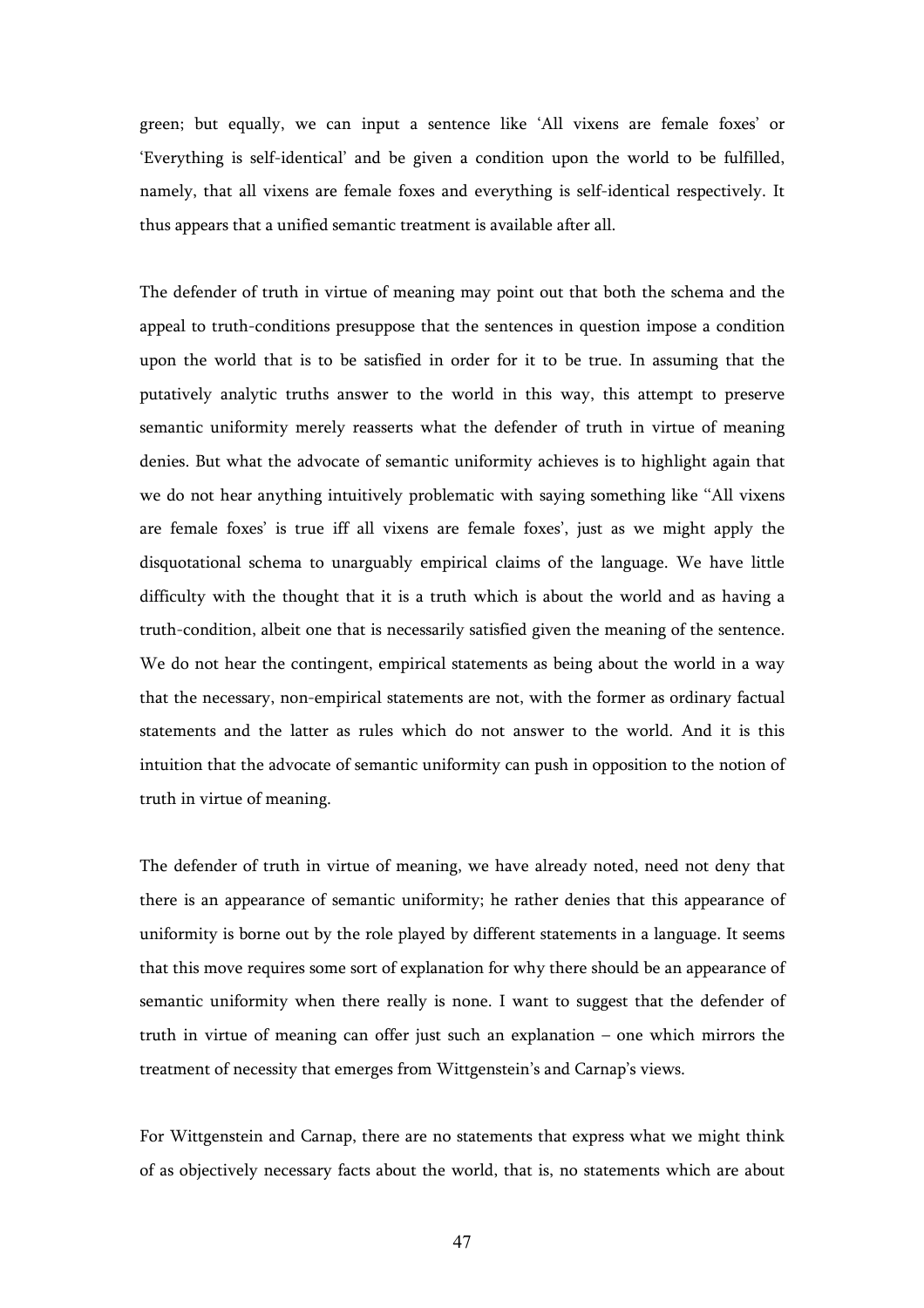green; but equally, we can input a sentence like 'All vixens are female foxes' or 'Everything is self-identical' and be given a condition upon the world to be fulfilled, namely, that all vixens are female foxes and everything is self-identical respectively. It thus appears that a unified semantic treatment is available after all.

The defender of truth in virtue of meaning may point out that both the schema and the appeal to truth-conditions presuppose that the sentences in question impose a condition upon the world that is to be satisfied in order for it to be true. In assuming that the putatively analytic truths answer to the world in this way, this attempt to preserve semantic uniformity merely reasserts what the defender of truth in virtue of meaning denies. But what the advocate of semantic uniformity achieves is to highlight again that we do not hear anything intuitively problematic with saying something like ''All vixens are female foxes' is true iff all vixens are female foxes', just as we might apply the disquotational schema to unarguably empirical claims of the language. We have little difficulty with the thought that it is a truth which is about the world and as having a truth-condition, albeit one that is necessarily satisfied given the meaning of the sentence. We do not hear the contingent, empirical statements as being about the world in a way that the necessary, non-empirical statements are not, with the former as ordinary factual statements and the latter as rules which do not answer to the world. And it is this intuition that the advocate of semantic uniformity can push in opposition to the notion of truth in virtue of meaning.

The defender of truth in virtue of meaning, we have already noted, need not deny that there is an appearance of semantic uniformity; he rather denies that this appearance of uniformity is borne out by the role played by different statements in a language. It seems that this move requires some sort of explanation for why there should be an appearance of semantic uniformity when there really is none. I want to suggest that the defender of truth in virtue of meaning can offer just such an explanation – one which mirrors the treatment of necessity that emerges from Wittgenstein's and Carnap's views.

For Wittgenstein and Carnap, there are no statements that express what we might think of as objectively necessary facts about the world, that is, no statements which are about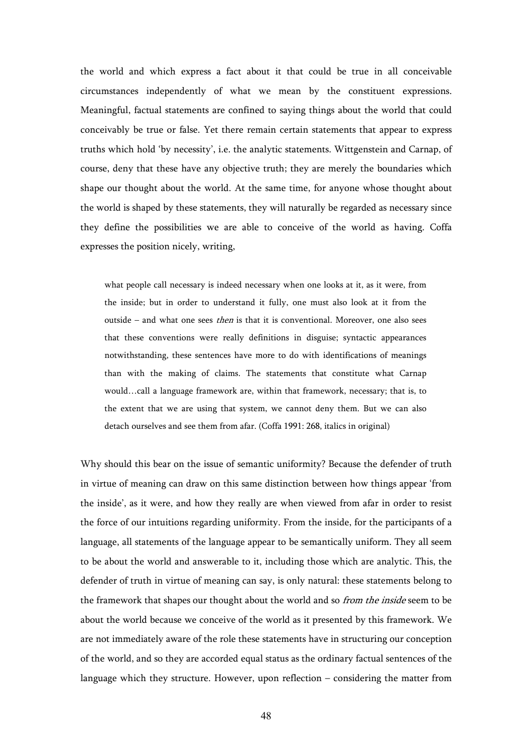the world and which express a fact about it that could be true in all conceivable circumstances independently of what we mean by the constituent expressions. Meaningful, factual statements are confined to saying things about the world that could conceivably be true or false. Yet there remain certain statements that appear to express truths which hold 'by necessity', i.e. the analytic statements. Wittgenstein and Carnap, of course, deny that these have any objective truth; they are merely the boundaries which shape our thought about the world. At the same time, for anyone whose thought about the world is shaped by these statements, they will naturally be regarded as necessary since they define the possibilities we are able to conceive of the world as having. Coffa expresses the position nicely, writing,

> what people call necessary is indeed necessary when one looks at it, as it were, from the inside; but in order to understand it fully, one must also look at it from the outside – and what one sees *then* is that it is conventional. Moreover, one also sees that these conventions were really definitions in disguise; syntactic appearances notwithstanding, these sentences have more to do with identifications of meanings than with the making of claims. The statements that constitute what Carnap would…call a language framework are, within that framework, necessary; that is, to the extent that we are using that system, we cannot deny them. But we can also detach ourselves and see them from afar. (Coffa 1991: 268, italics in original)

Why should this bear on the issue of semantic uniformity? Because the defender of truth in virtue of meaning can draw on this same distinction between how things appear 'from the inside', as it were, and how they really are when viewed from afar in order to resist the force of our intuitions regarding uniformity. From the inside, for the participants of a language, all statements of the language appear to be semantically uniform. They all seem to be about the world and answerable to it, including those which are analytic. This, the defender of truth in virtue of meaning can say, is only natural: these statements belong to the framework that shapes our thought about the world and so *from the inside* seem to be about the world because we conceive of the world as it presented by this framework. We are not immediately aware of the role these statements have in structuring our conception of the world, and so they are accorded equal status as the ordinary factual sentences of the language which they structure. However, upon reflection – considering the matter from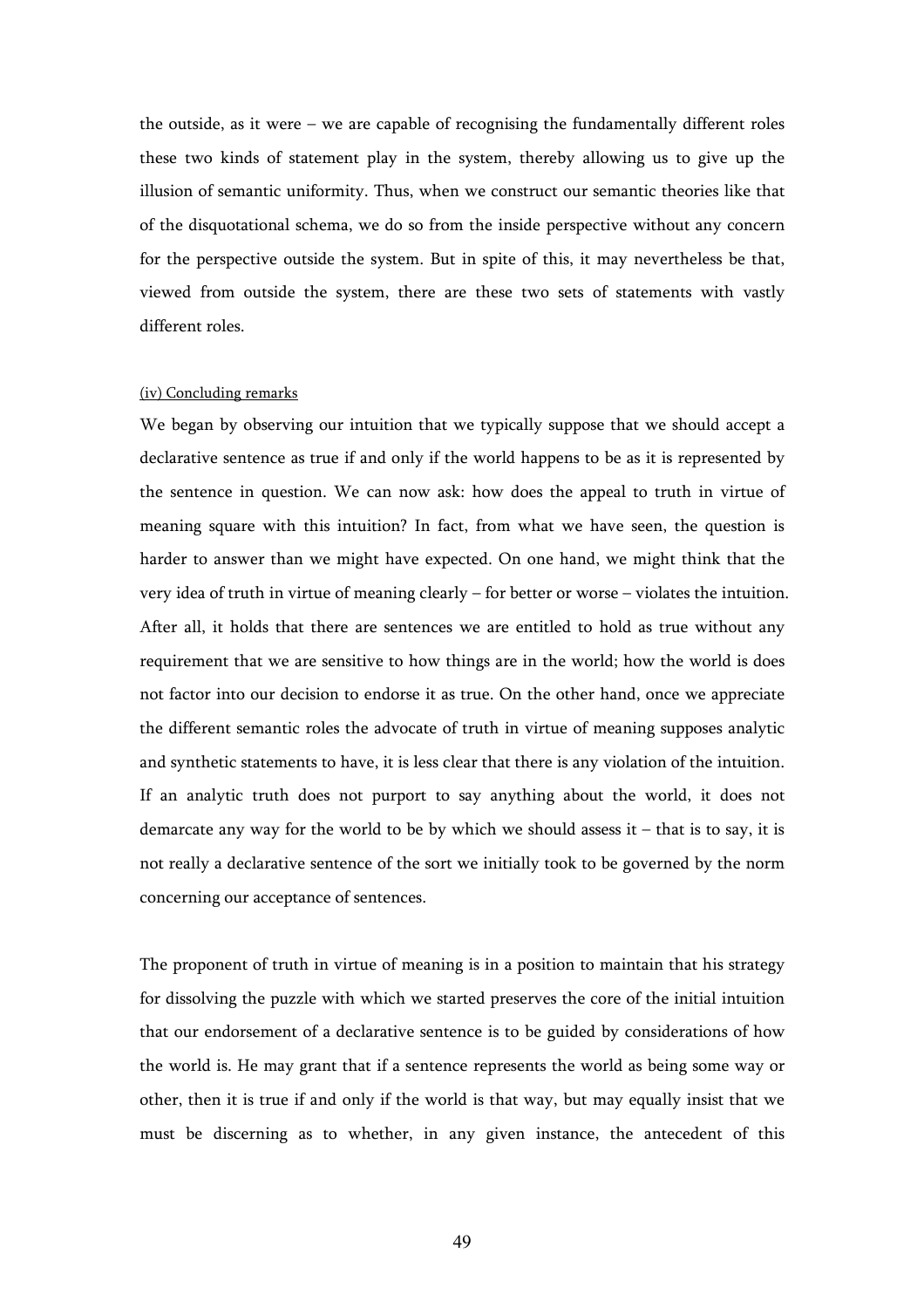the outside, as it were – we are capable of recognising the fundamentally different roles these two kinds of statement play in the system, thereby allowing us to give up the illusion of semantic uniformity. Thus, when we construct our semantic theories like that of the disquotational schema, we do so from the inside perspective without any concern for the perspective outside the system. But in spite of this, it may nevertheless be that, viewed from outside the system, there are these two sets of statements with vastly different roles.

(iv) Concluding remarks

We began by observing our intuition that we typically suppose that we should accept a declarative sentence as true if and only if the world happens to be as it is represented by the sentence in question. We can now ask: how does the appeal to truth in virtue of meaning square with this intuition? In fact, from what we have seen, the question is harder to answer than we might have expected. On one hand, we might think that the very idea of truth in virtue of meaning clearly – for better or worse – violates the intuition. After all, it holds that there are sentences we are entitled to hold as true without any requirement that we are sensitive to how things are in the world; how the world is does not factor into our decision to endorse it as true. On the other hand, once we appreciate the different semantic roles the advocate of truth in virtue of meaning supposes analytic and synthetic statements to have, it is less clear that there is any violation of the intuition. If an analytic truth does not purport to say anything about the world, it does not demarcate any way for the world to be by which we should assess it – that is to say, it is not really a declarative sentence of the sort we initially took to be governed by the norm concerning our acceptance of sentences.

The proponent of truth in virtue of meaning is in a position to maintain that his strategy for dissolving the puzzle with which we started preserves the core of the initial intuition that our endorsement of a declarative sentence is to be guided by considerations of how the world is. He may grant that if a sentence represents the world as being some way or other, then it is true if and only if the world is that way, but may equally insist that we must be discerning as to whether, in any given instance, the antecedent of this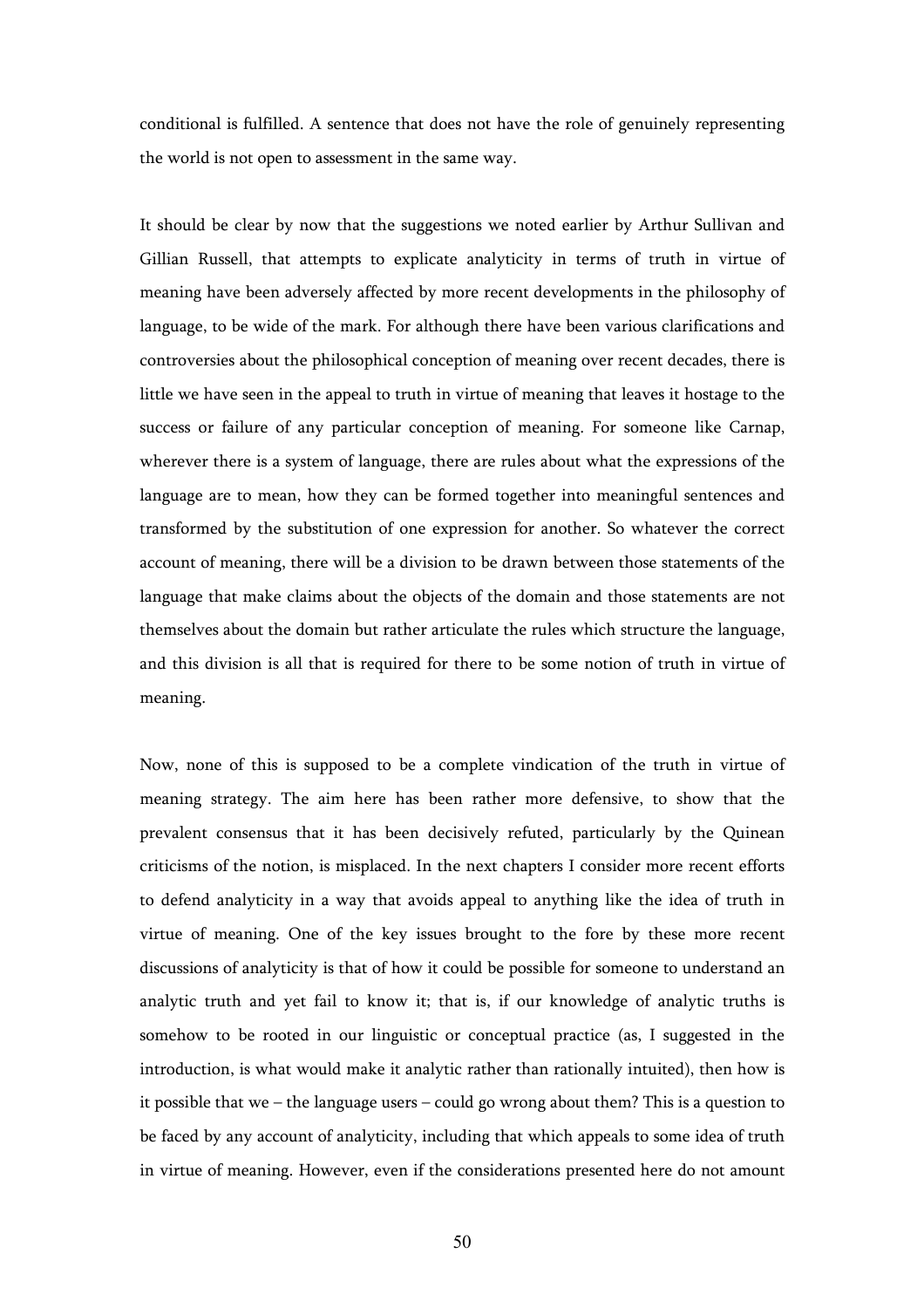conditional is fulfilled. A sentence that does not have the role of genuinely representing the world is not open to assessment in the same way.

It should be clear by now that the suggestions we noted earlier by Arthur Sullivan and Gillian Russell, that attempts to explicate analyticity in terms of truth in virtue of meaning have been adversely affected by more recent developments in the philosophy of language, to be wide of the mark. For although there have been various clarifications and controversies about the philosophical conception of meaning over recent decades, there is little we have seen in the appeal to truth in virtue of meaning that leaves it hostage to the success or failure of any particular conception of meaning. For someone like Carnap, wherever there is a system of language, there are rules about what the expressions of the language are to mean, how they can be formed together into meaningful sentences and transformed by the substitution of one expression for another. So whatever the correct account of meaning, there will be a division to be drawn between those statements of the language that make claims about the objects of the domain and those statements are not themselves about the domain but rather articulate the rules which structure the language, and this division is all that is required for there to be some notion of truth in virtue of meaning.

Now, none of this is supposed to be a complete vindication of the truth in virtue of meaning strategy. The aim here has been rather more defensive, to show that the prevalent consensus that it has been decisively refuted, particularly by the Quinean criticisms of the notion, is misplaced. In the next chapters I consider more recent efforts to defend analyticity in a way that avoids appeal to anything like the idea of truth in virtue of meaning. One of the key issues brought to the fore by these more recent discussions of analyticity is that of how it could be possible for someone to understand an analytic truth and yet fail to know it; that is, if our knowledge of analytic truths is somehow to be rooted in our linguistic or conceptual practice (as, I suggested in the introduction, is what would make it analytic rather than rationally intuited), then how is it possible that we – the language users – could go wrong about them? This is a question to be faced by any account of analyticity, including that which appeals to some idea of truth in virtue of meaning. However, even if the considerations presented here do not amount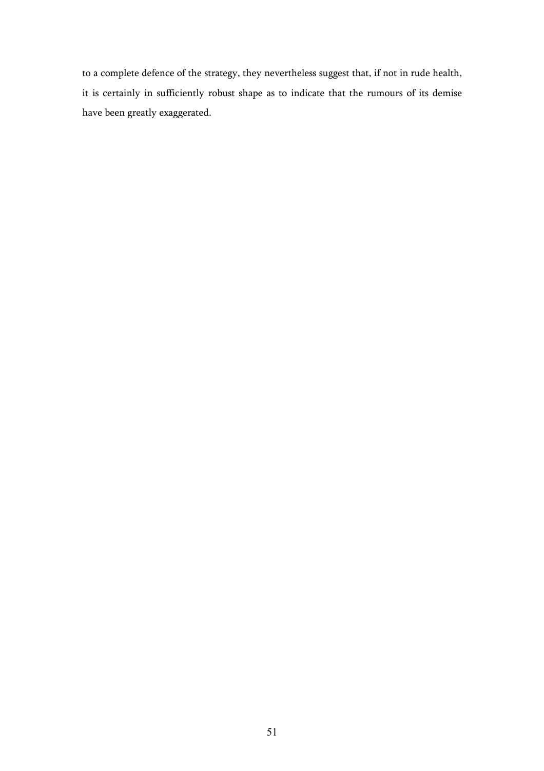to a complete defence of the strategy, they nevertheless suggest that, if not in rude health, it is certainly in sufficiently robust shape as to indicate that the rumours of its demise have been greatly exaggerated.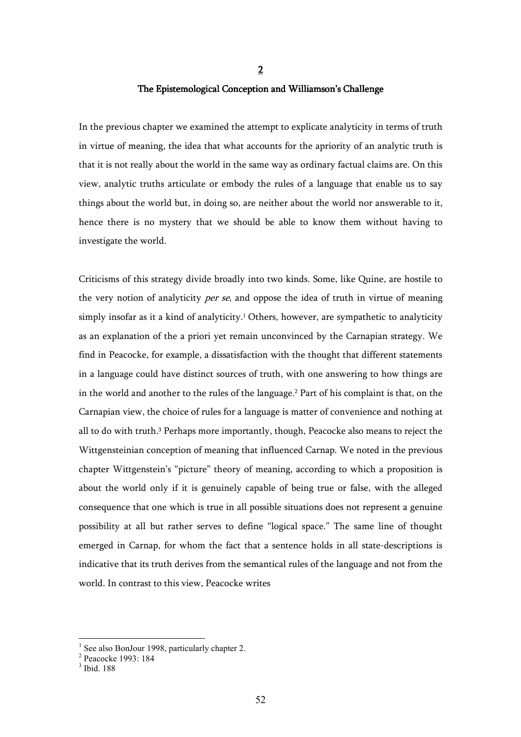# 2

## The Epistemological Conception and Williamson's Challenge

In the previous chapter we examined the attempt to explicate analyticity in terms of truth in virtue of meaning, the idea that what accounts for the apriority of an analytic truth is that it is not really about the world in the same way as ordinary factual claims are. On this view, analytic truths articulate or embody the rules of a language that enable us to say things about the world but, in doing so, are neither about the world nor answerable to it, hence there is no mystery that we should be able to know them without having to investigate the world.

Criticisms of this strategy divide broadly into two kinds. Some, like Quine, are hostile to the very notion of analyticity *per se*, and oppose the idea of truth in virtue of meaning simply insofar as it a kind of analyticity.[1] Others, however, are sympathetic to analyticity as an explanation of the a priori yet remain unconvinced by the Carnapian strategy. We find in Peacocke, for example, a dissatisfaction with the thought that different statements in a language could have distinct sources of truth, with one answering to how things are in the world and another to the rules of the language.[2] Part of his complaint is that, on the Carnapian view, the choice of rules for a language is matter of convenience and nothing at all to do with truth.[3] Perhaps more importantly, though, Peacocke also means to reject the Wittgensteinian conception of meaning that influenced Carnap. We noted in the previous chapter Wittgenstein's "picture" theory of meaning, according to which a proposition is about the world only if it is genuinely capable of being true or false, with the alleged consequence that one which is true in all possible situations does not represent a genuine possibility at all but rather serves to define "logical space." The same line of thought emerged in Carnap, for whom the fact that a sentence holds in all state-descriptions is indicative that its truth derives from the semantical rules of the language and not from the world. In contrast to this view, Peacocke writes

---

[1] See also BonJour 1998, particularly chapter 2.

[2] Peacocke 1993: 184

[3] Ibid. 188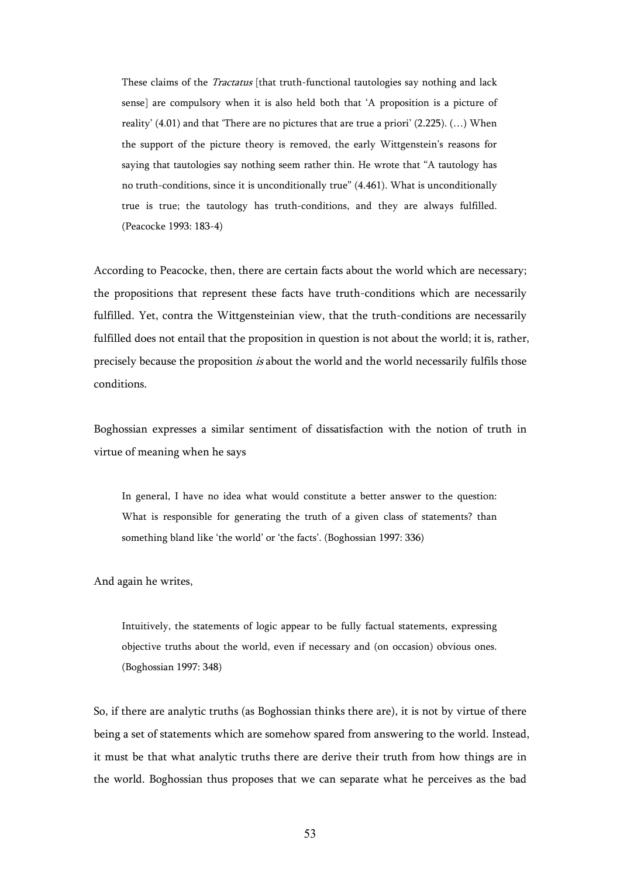> These claims of the *Tractatus* [that truth-functional tautologies say nothing and lack sense] are compulsory when it is also held both that 'A proposition is a picture of reality' (4.01) and that 'There are no pictures that are true a priori' (2.225). (…) When the support of the picture theory is removed, the early Wittgenstein's reasons for saying that tautologies say nothing seem rather thin. He wrote that "A tautology has no truth-conditions, since it is unconditionally true" (4.461). What is unconditionally true is true; the tautology has truth-conditions, and they are always fulfilled. (Peacocke 1993: 183-4)

According to Peacocke, then, there are certain facts about the world which are necessary; the propositions that represent these facts have truth-conditions which are necessarily fulfilled. Yet, contra the Wittgensteinian view, that the truth-conditions are necessarily fulfilled does not entail that the proposition in question is not about the world; it is, rather, precisely because the proposition *is* about the world and the world necessarily fulfils those conditions.

Boghossian expresses a similar sentiment of dissatisfaction with the notion of truth in virtue of meaning when he says

> In general, I have no idea what would constitute a better answer to the question: What is responsible for generating the truth of a given class of statements? than something bland like 'the world' or 'the facts'. (Boghossian 1997: 336)

And again he writes,

> Intuitively, the statements of logic appear to be fully factual statements, expressing objective truths about the world, even if necessary and (on occasion) obvious ones. (Boghossian 1997: 348)

So, if there are analytic truths (as Boghossian thinks there are), it is not by virtue of there being a set of statements which are somehow spared from answering to the world. Instead, it must be that what analytic truths there are derive their truth from how things are in the world. Boghossian thus proposes that we can separate what he perceives as the bad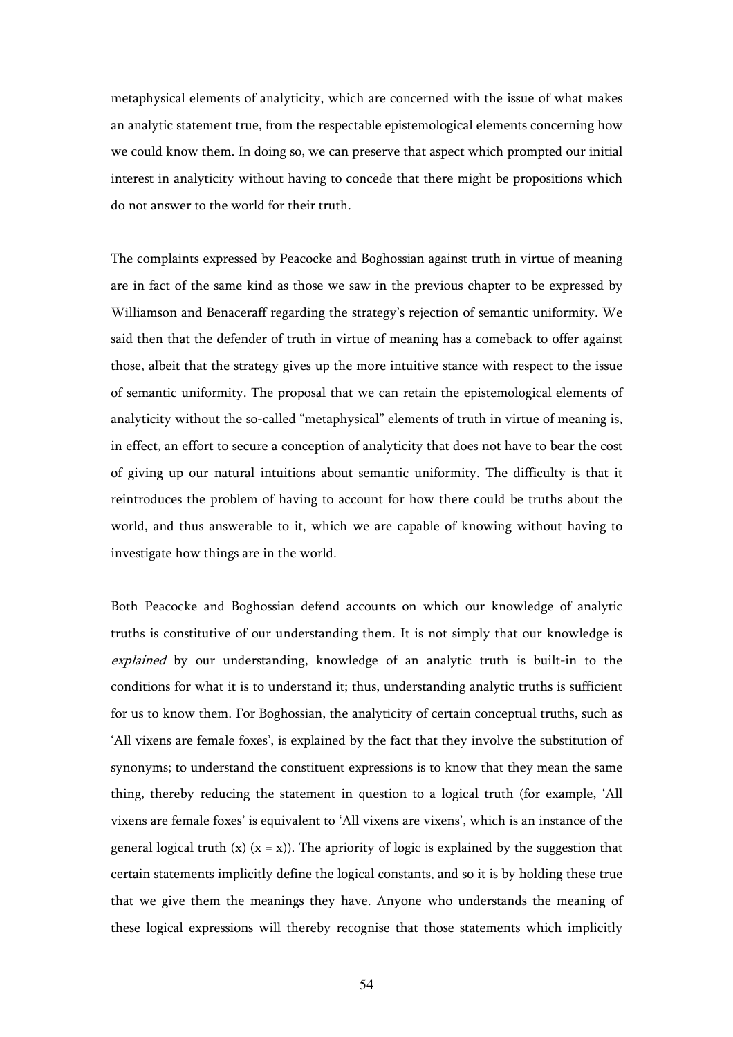metaphysical elements of analyticity, which are concerned with the issue of what makes an analytic statement true, from the respectable epistemological elements concerning how we could know them. In doing so, we can preserve that aspect which prompted our initial interest in analyticity without having to concede that there might be propositions which do not answer to the world for their truth.

The complaints expressed by Peacocke and Boghossian against truth in virtue of meaning are in fact of the same kind as those we saw in the previous chapter to be expressed by Williamson and Benaceraff regarding the strategy's rejection of semantic uniformity. We said then that the defender of truth in virtue of meaning has a comeback to offer against those, albeit that the strategy gives up the more intuitive stance with respect to the issue of semantic uniformity. The proposal that we can retain the epistemological elements of analyticity without the so-called "metaphysical" elements of truth in virtue of meaning is, in effect, an effort to secure a conception of analyticity that does not have to bear the cost of giving up our natural intuitions about semantic uniformity. The difficulty is that it reintroduces the problem of having to account for how there could be truths about the world, and thus answerable to it, which we are capable of knowing without having to investigate how things are in the world.

Both Peacocke and Boghossian defend accounts on which our knowledge of analytic truths is constitutive of our understanding them. It is not simply that our knowledge is *explained* by our understanding, knowledge of an analytic truth is built-in to the conditions for what it is to understand it; thus, understanding analytic truths is sufficient for us to know them. For Boghossian, the analyticity of certain conceptual truths, such as 'All vixens are female foxes', is explained by the fact that they involve the substitution of synonyms; to understand the constituent expressions is to know that they mean the same thing, thereby reducing the statement in question to a logical truth (for example, 'All vixens are female foxes' is equivalent to 'All vixens are vixens', which is an instance of the general logical truth (x) (x = x)). The apriority of logic is explained by the suggestion that certain statements implicitly define the logical constants, and so it is by holding these true that we give them the meanings they have. Anyone who understands the meaning of these logical expressions will thereby recognise that those statements which implicitly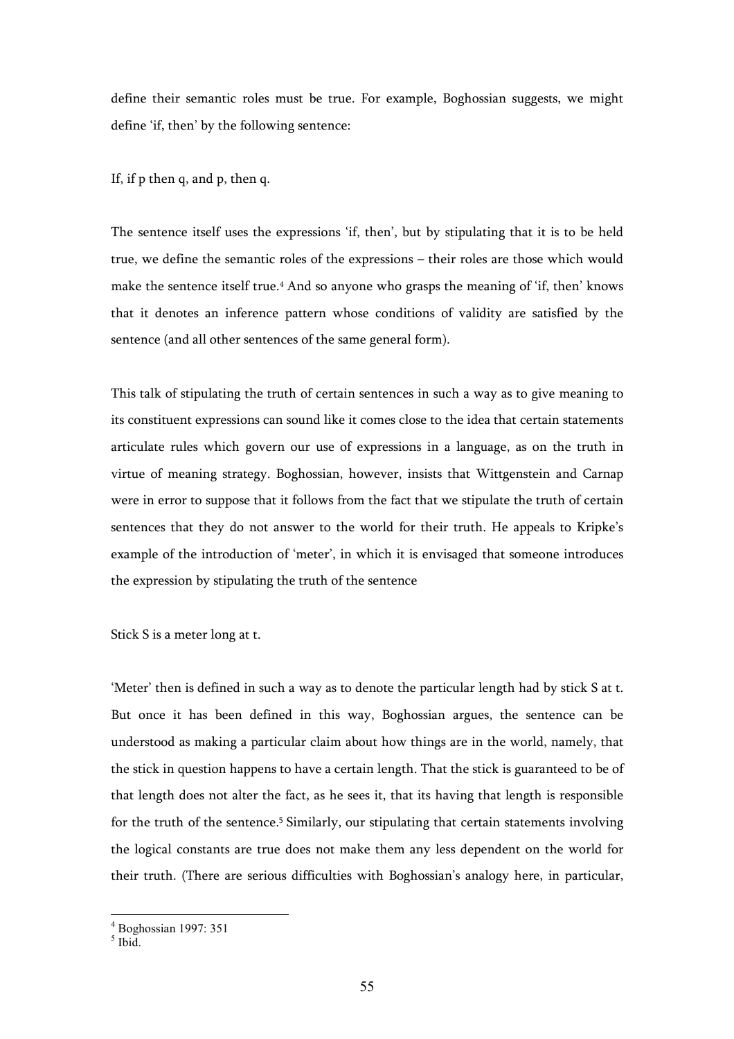define their semantic roles must be true. For example, Boghossian suggests, we might define 'if, then' by the following sentence:

If, if p then q, and p, then q.

The sentence itself uses the expressions 'if, then', but by stipulating that it is to be held true, we define the semantic roles of the expressions – their roles are those which would make the sentence itself true.[4] And so anyone who grasps the meaning of 'if, then' knows that it denotes an inference pattern whose conditions of validity are satisfied by the sentence (and all other sentences of the same general form).

This talk of stipulating the truth of certain sentences in such a way as to give meaning to its constituent expressions can sound like it comes close to the idea that certain statements articulate rules which govern our use of expressions in a language, as on the truth in virtue of meaning strategy. Boghossian, however, insists that Wittgenstein and Carnap were in error to suppose that it follows from the fact that we stipulate the truth of certain sentences that they do not answer to the world for their truth. He appeals to Kripke's example of the introduction of 'meter', in which it is envisaged that someone introduces the expression by stipulating the truth of the sentence

Stick S is a meter long at t.

'Meter' then is defined in such a way as to denote the particular length had by stick S at t. But once it has been defined in this way, Boghossian argues, the sentence can be understood as making a particular claim about how things are in the world, namely, that the stick in question happens to have a certain length. That the stick is guaranteed to be of that length does not alter the fact, as he sees it, that its having that length is responsible for the truth of the sentence.[5] Similarly, our stipulating that certain statements involving the logical constants are true does not make them any less dependent on the world for their truth. (There are serious difficulties with Boghossian's analogy here, in particular,

---

[4] Boghossian 1997: 351

[5] Ibid.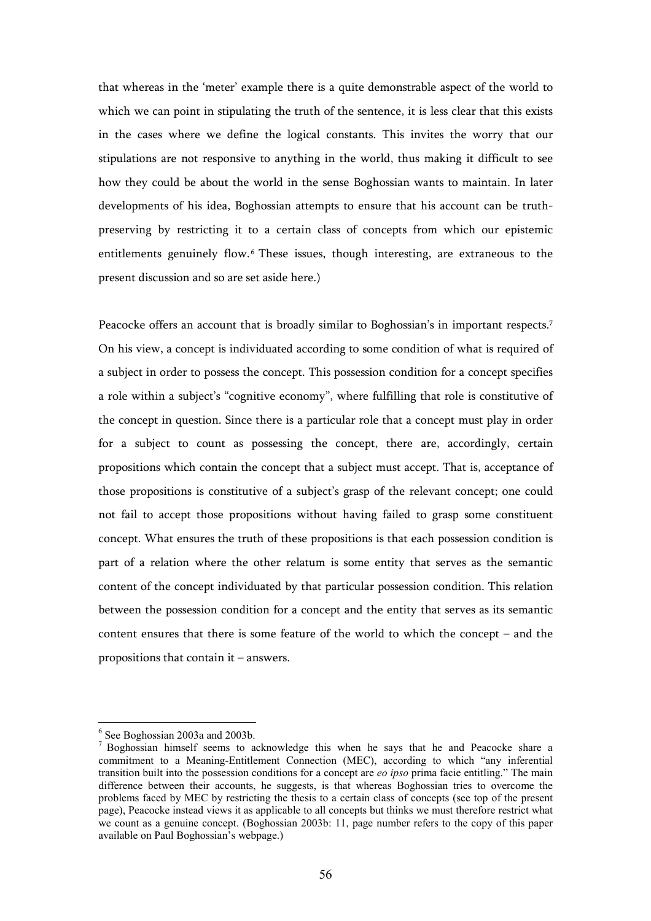that whereas in the 'meter' example there is a quite demonstrable aspect of the world to which we can point in stipulating the truth of the sentence, it is less clear that this exists in the cases where we define the logical constants. This invites the worry that our stipulations are not responsive to anything in the world, thus making it difficult to see how they could be about the world in the sense Boghossian wants to maintain. In later developments of his idea, Boghossian attempts to ensure that his account can be truth-preserving by restricting it to a certain class of concepts from which our epistemic entitlements genuinely flow.[6] These issues, though interesting, are extraneous to the present discussion and so are set aside here.)

Peacocke offers an account that is broadly similar to Boghossian's in important respects.[7] On his view, a concept is individuated according to some condition of what is required of a subject in order to possess the concept. This possession condition for a concept specifies a role within a subject's "cognitive economy", where fulfilling that role is constitutive of the concept in question. Since there is a particular role that a concept must play in order for a subject to count as possessing the concept, there are, accordingly, certain propositions which contain the concept that a subject must accept. That is, acceptance of those propositions is constitutive of a subject's grasp of the relevant concept; one could not fail to accept those propositions without having failed to grasp some constituent concept. What ensures the truth of these propositions is that each possession condition is part of a relation where the other relatum is some entity that serves as the semantic content of the concept individuated by that particular possession condition. This relation between the possession condition for a concept and the entity that serves as its semantic content ensures that there is some feature of the world to which the concept – and the propositions that contain it – answers.

---

[6] See Boghossian 2003a and 2003b.

[7] Boghossian himself seems to acknowledge this when he says that he and Peacocke share a commitment to a Meaning-Entitlement Connection (MEC), according to which "any inferential transition built into the possession conditions for a concept are *eo ipso* prima facie entitling." The main difference between their accounts, he suggests, is that whereas Boghossian tries to overcome the problems faced by MEC by restricting the thesis to a certain class of concepts (see top of the present page), Peacocke instead views it as applicable to all concepts but thinks we must therefore restrict what we count as a genuine concept. (Boghossian 2003b: 11, page number refers to the copy of this paper available on Paul Boghossian's webpage.)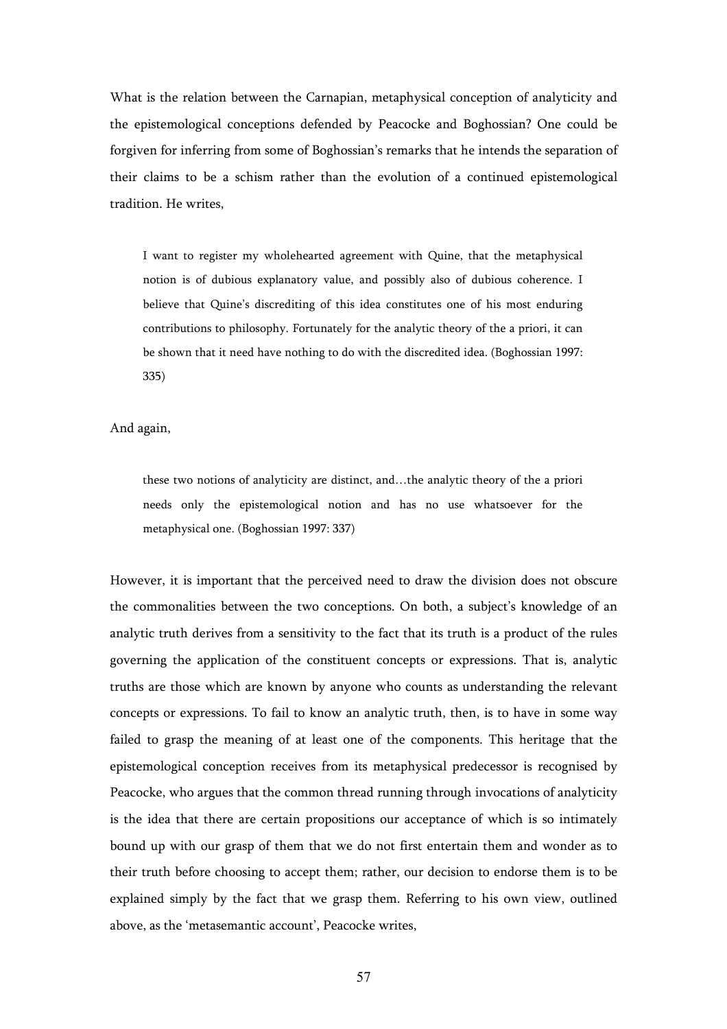What is the relation between the Carnapian, metaphysical conception of analyticity and the epistemological conceptions defended by Peacocke and Boghossian? One could be forgiven for inferring from some of Boghossian's remarks that he intends the separation of their claims to be a schism rather than the evolution of a continued epistemological tradition. He writes,

> I want to register my wholehearted agreement with Quine, that the metaphysical notion is of dubious explanatory value, and possibly also of dubious coherence. I believe that Quine's discrediting of this idea constitutes one of his most enduring contributions to philosophy. Fortunately for the analytic theory of the a priori, it can be shown that it need have nothing to do with the discredited idea. (Boghossian 1997: 335)

And again,

> these two notions of analyticity are distinct, and…the analytic theory of the a priori needs only the epistemological notion and has no use whatsoever for the metaphysical one. (Boghossian 1997: 337)

However, it is important that the perceived need to draw the division does not obscure the commonalities between the two conceptions. On both, a subject's knowledge of an analytic truth derives from a sensitivity to the fact that its truth is a product of the rules governing the application of the constituent concepts or expressions. That is, analytic truths are those which are known by anyone who counts as understanding the relevant concepts or expressions. To fail to know an analytic truth, then, is to have in some way failed to grasp the meaning of at least one of the components. This heritage that the epistemological conception receives from its metaphysical predecessor is recognised by Peacocke, who argues that the common thread running through invocations of analyticity is the idea that there are certain propositions our acceptance of which is so intimately bound up with our grasp of them that we do not first entertain them and wonder as to their truth before choosing to accept them; rather, our decision to endorse them is to be explained simply by the fact that we grasp them. Referring to his own view, outlined above, as the 'metasemantic account', Peacocke writes,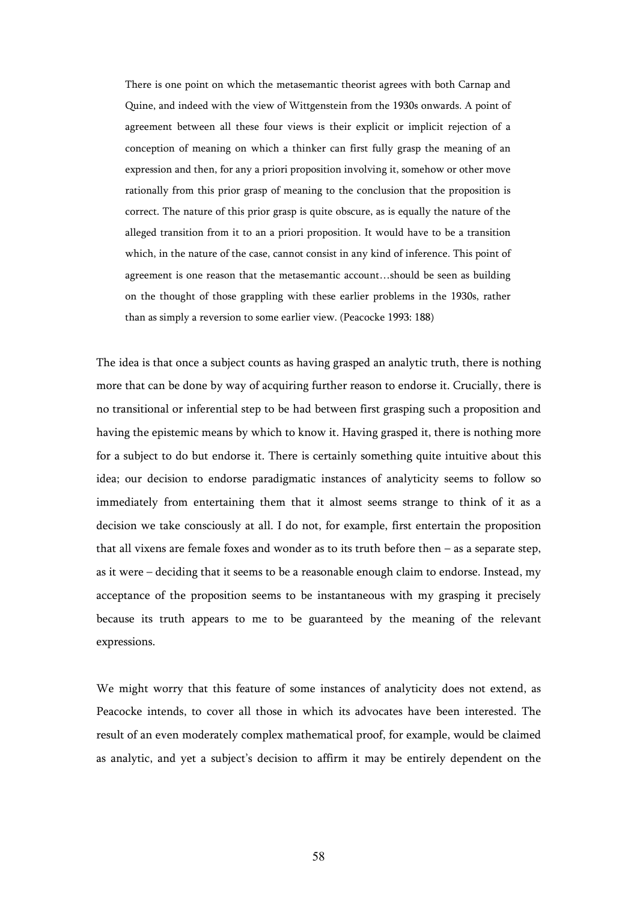> There is one point on which the metasemantic theorist agrees with both Carnap and Quine, and indeed with the view of Wittgenstein from the 1930s onwards. A point of agreement between all these four views is their explicit or implicit rejection of a conception of meaning on which a thinker can first fully grasp the meaning of an expression and then, for any a priori proposition involving it, somehow or other move rationally from this prior grasp of meaning to the conclusion that the proposition is correct. The nature of this prior grasp is quite obscure, as is equally the nature of the alleged transition from it to an a priori proposition. It would have to be a transition which, in the nature of the case, cannot consist in any kind of inference. This point of agreement is one reason that the metasemantic account…should be seen as building on the thought of those grappling with these earlier problems in the 1930s, rather than as simply a reversion to some earlier view. (Peacocke 1993: 188)

The idea is that once a subject counts as having grasped an analytic truth, there is nothing more that can be done by way of acquiring further reason to endorse it. Crucially, there is no transitional or inferential step to be had between first grasping such a proposition and having the epistemic means by which to know it. Having grasped it, there is nothing more for a subject to do but endorse it. There is certainly something quite intuitive about this idea; our decision to endorse paradigmatic instances of analyticity seems to follow so immediately from entertaining them that it almost seems strange to think of it as a decision we take consciously at all. I do not, for example, first entertain the proposition that all vixens are female foxes and wonder as to its truth before then – as a separate step, as it were – deciding that it seems to be a reasonable enough claim to endorse. Instead, my acceptance of the proposition seems to be instantaneous with my grasping it precisely because its truth appears to me to be guaranteed by the meaning of the relevant expressions.

We might worry that this feature of some instances of analyticity does not extend, as Peacocke intends, to cover all those in which its advocates have been interested. The result of an even moderately complex mathematical proof, for example, would be claimed as analytic, and yet a subject's decision to affirm it may be entirely dependent on the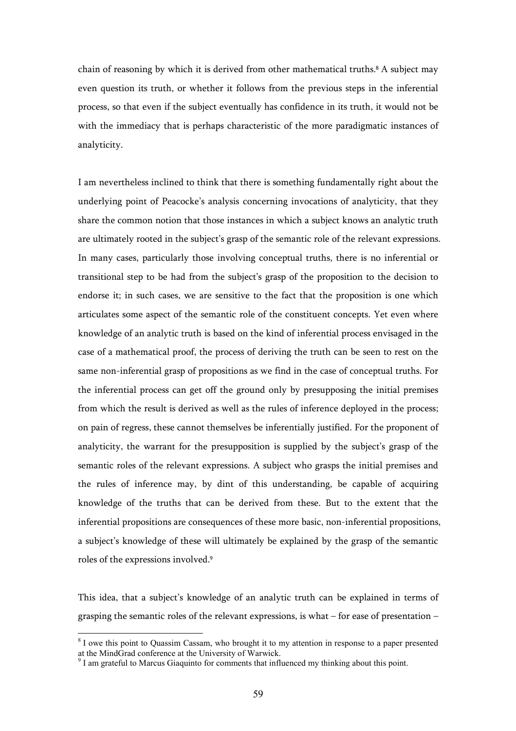chain of reasoning by which it is derived from other mathematical truths.[8] A subject may even question its truth, or whether it follows from the previous steps in the inferential process, so that even if the subject eventually has confidence in its truth, it would not be with the immediacy that is perhaps characteristic of the more paradigmatic instances of analyticity.

I am nevertheless inclined to think that there is something fundamentally right about the underlying point of Peacocke's analysis concerning invocations of analyticity, that they share the common notion that those instances in which a subject knows an analytic truth are ultimately rooted in the subject's grasp of the semantic role of the relevant expressions. In many cases, particularly those involving conceptual truths, there is no inferential or transitional step to be had from the subject's grasp of the proposition to the decision to endorse it; in such cases, we are sensitive to the fact that the proposition is one which articulates some aspect of the semantic role of the constituent concepts. Yet even where knowledge of an analytic truth is based on the kind of inferential process envisaged in the case of a mathematical proof, the process of deriving the truth can be seen to rest on the same non-inferential grasp of propositions as we find in the case of conceptual truths. For the inferential process can get off the ground only by presupposing the initial premises from which the result is derived as well as the rules of inference deployed in the process; on pain of regress, these cannot themselves be inferentially justified. For the proponent of analyticity, the warrant for the presupposition is supplied by the subject's grasp of the semantic roles of the relevant expressions. A subject who grasps the initial premises and the rules of inference may, by dint of this understanding, be capable of acquiring knowledge of the truths that can be derived from these. But to the extent that the inferential propositions are consequences of these more basic, non-inferential propositions, a subject's knowledge of these will ultimately be explained by the grasp of the semantic roles of the expressions involved.[9]

This idea, that a subject's knowledge of an analytic truth can be explained in terms of grasping the semantic roles of the relevant expressions, is what – for ease of presentation –

[8] I owe this point to Quassim Cassam, who brought it to my attention in response to a paper presented at the MindGrad conference at the University of Warwick.

[9] I am grateful to Marcus Giaquinto for comments that influenced my thinking about this point.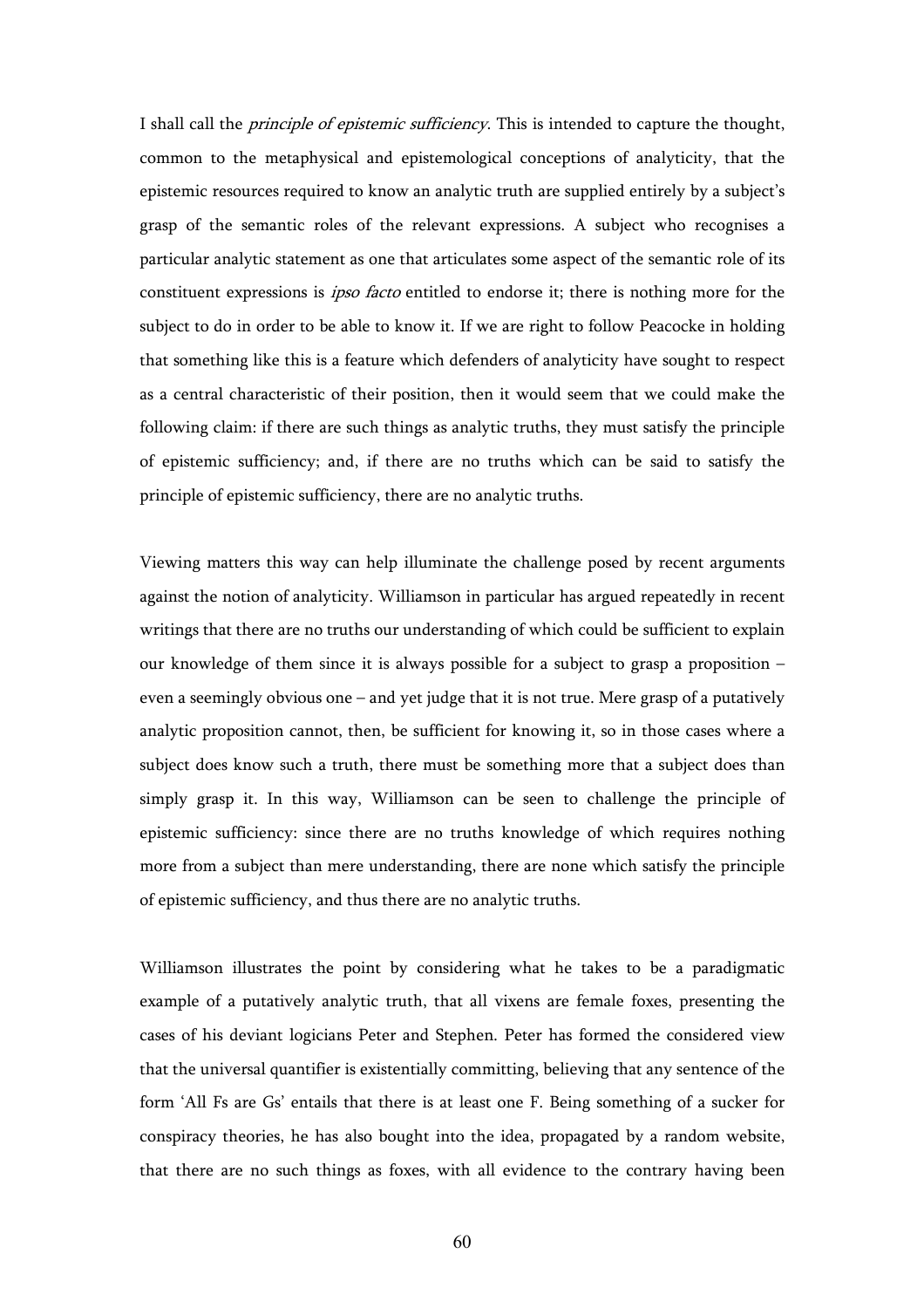I shall call the *principle of epistemic sufficiency*. This is intended to capture the thought, common to the metaphysical and epistemological conceptions of analyticity, that the epistemic resources required to know an analytic truth are supplied entirely by a subject's grasp of the semantic roles of the relevant expressions. A subject who recognises a particular analytic statement as one that articulates some aspect of the semantic role of its constituent expressions is *ipso facto* entitled to endorse it; there is nothing more for the subject to do in order to be able to know it. If we are right to follow Peacocke in holding that something like this is a feature which defenders of analyticity have sought to respect as a central characteristic of their position, then it would seem that we could make the following claim: if there are such things as analytic truths, they must satisfy the principle of epistemic sufficiency; and, if there are no truths which can be said to satisfy the principle of epistemic sufficiency, there are no analytic truths.

Viewing matters this way can help illuminate the challenge posed by recent arguments against the notion of analyticity. Williamson in particular has argued repeatedly in recent writings that there are no truths our understanding of which could be sufficient to explain our knowledge of them since it is always possible for a subject to grasp a proposition – even a seemingly obvious one – and yet judge that it is not true. Mere grasp of a putatively analytic proposition cannot, then, be sufficient for knowing it, so in those cases where a subject does know such a truth, there must be something more that a subject does than simply grasp it. In this way, Williamson can be seen to challenge the principle of epistemic sufficiency: since there are no truths knowledge of which requires nothing more from a subject than mere understanding, there are none which satisfy the principle of epistemic sufficiency, and thus there are no analytic truths.

Williamson illustrates the point by considering what he takes to be a paradigmatic example of a putatively analytic truth, that all vixens are female foxes, presenting the cases of his deviant logicians Peter and Stephen. Peter has formed the considered view that the universal quantifier is existentially committing, believing that any sentence of the form 'All Fs are Gs' entails that there is at least one F. Being something of a sucker for conspiracy theories, he has also bought into the idea, propagated by a random website, that there are no such things as foxes, with all evidence to the contrary having been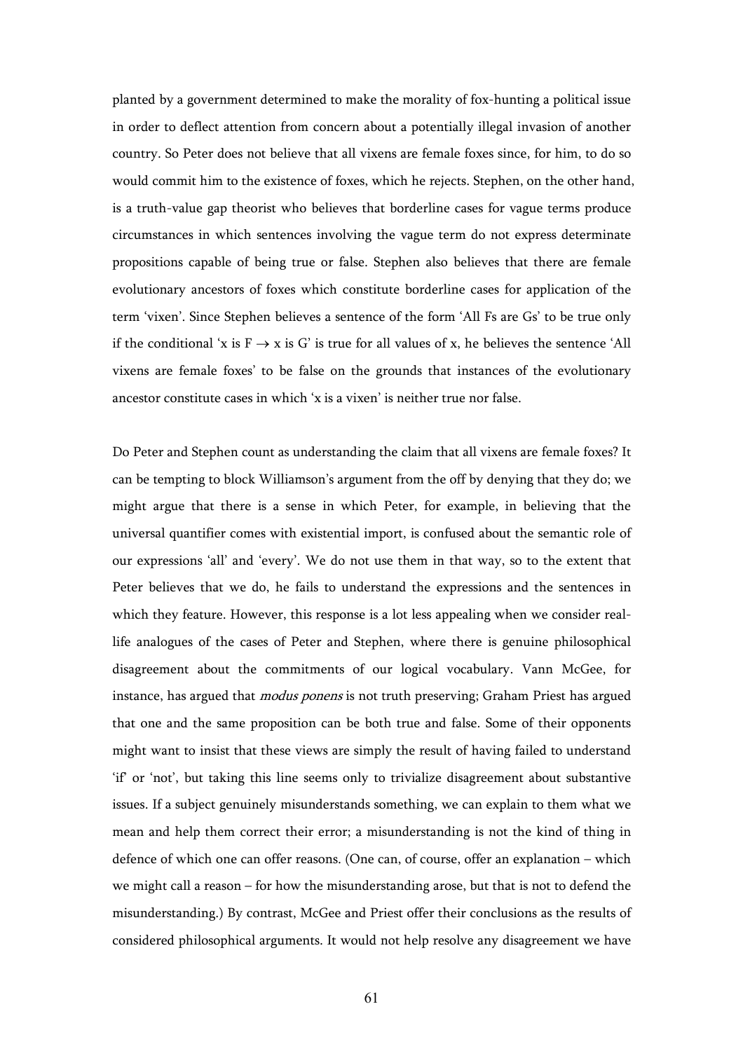planted by a government determined to make the morality of fox-hunting a political issue in order to deflect attention from concern about a potentially illegal invasion of another country. So Peter does not believe that all vixens are female foxes since, for him, to do so would commit him to the existence of foxes, which he rejects. Stephen, on the other hand, is a truth-value gap theorist who believes that borderline cases for vague terms produce circumstances in which sentences involving the vague term do not express determinate propositions capable of being true or false. Stephen also believes that there are female evolutionary ancestors of foxes which constitute borderline cases for application of the term 'vixen'. Since Stephen believes a sentence of the form 'All Fs are Gs' to be true only if the conditional 'x is F $\rightarrow$ x is G' is true for all values of x, he believes the sentence 'All vixens are female foxes' to be false on the grounds that instances of the evolutionary ancestor constitute cases in which 'x is a vixen' is neither true nor false.

Do Peter and Stephen count as understanding the claim that all vixens are female foxes? It can be tempting to block Williamson's argument from the off by denying that they do; we might argue that there is a sense in which Peter, for example, in believing that the universal quantifier comes with existential import, is confused about the semantic role of our expressions 'all' and 'every'. We do not use them in that way, so to the extent that Peter believes that we do, he fails to understand the expressions and the sentences in which they feature. However, this response is a lot less appealing when we consider real-life analogues of the cases of Peter and Stephen, where there is genuine philosophical disagreement about the commitments of our logical vocabulary. Vann McGee, for instance, has argued that *modus ponens* is not truth preserving; Graham Priest has argued that one and the same proposition can be both true and false. Some of their opponents might want to insist that these views are simply the result of having failed to understand 'if' or 'not', but taking this line seems only to trivialize disagreement about substantive issues. If a subject genuinely misunderstands something, we can explain to them what we mean and help them correct their error; a misunderstanding is not the kind of thing in defence of which one can offer reasons. (One can, of course, offer an explanation – which we might call a reason – for how the misunderstanding arose, but that is not to defend the misunderstanding.) By contrast, McGee and Priest offer their conclusions as the results of considered philosophical arguments. It would not help resolve any disagreement we have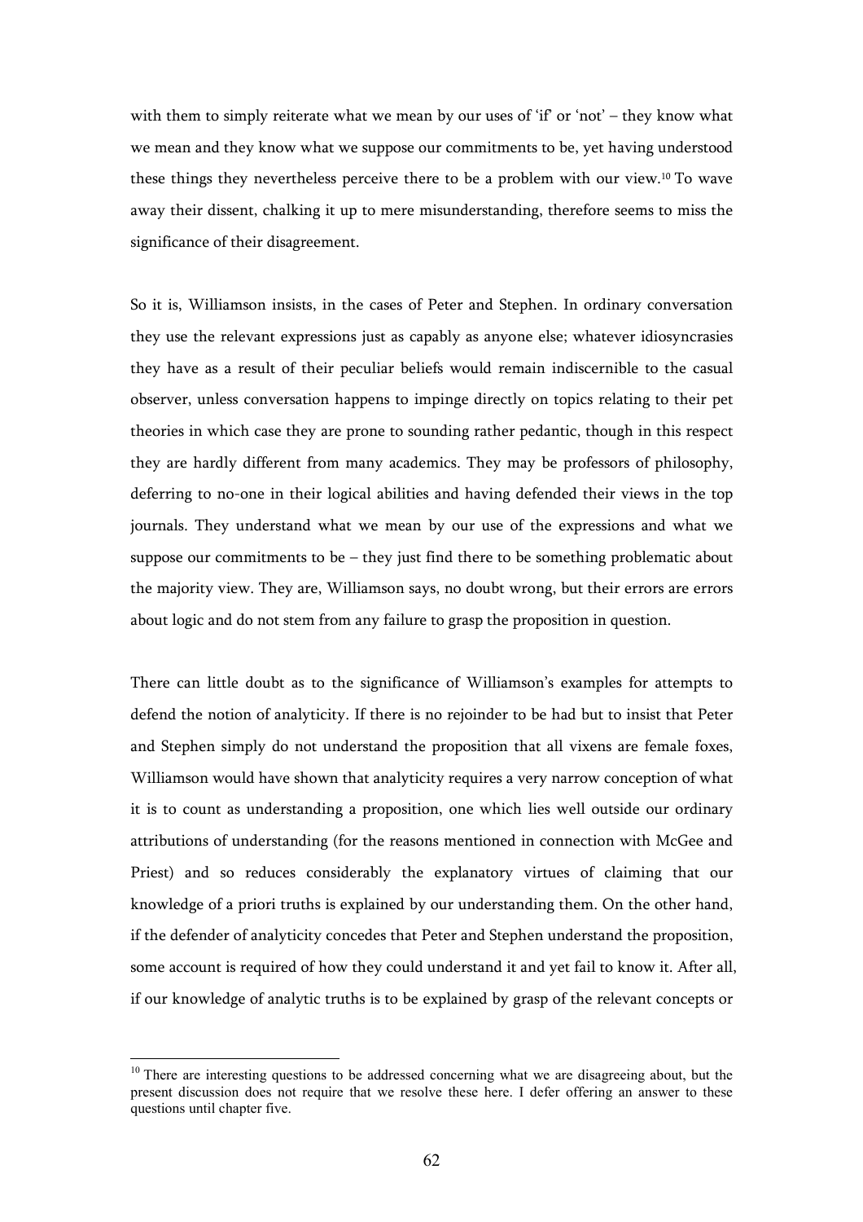with them to simply reiterate what we mean by our uses of 'if' or 'not' – they know what we mean and they know what we suppose our commitments to be, yet having understood these things they nevertheless perceive there to be a problem with our view.[10] To wave away their dissent, chalking it up to mere misunderstanding, therefore seems to miss the significance of their disagreement.

So it is, Williamson insists, in the cases of Peter and Stephen. In ordinary conversation they use the relevant expressions just as capably as anyone else; whatever idiosyncrasies they have as a result of their peculiar beliefs would remain indiscernible to the casual observer, unless conversation happens to impinge directly on topics relating to their pet theories in which case they are prone to sounding rather pedantic, though in this respect they are hardly different from many academics. They may be professors of philosophy, deferring to no-one in their logical abilities and having defended their views in the top journals. They understand what we mean by our use of the expressions and what we suppose our commitments to be – they just find there to be something problematic about the majority view. They are, Williamson says, no doubt wrong, but their errors are errors about logic and do not stem from any failure to grasp the proposition in question.

There can little doubt as to the significance of Williamson's examples for attempts to defend the notion of analyticity. If there is no rejoinder to be had but to insist that Peter and Stephen simply do not understand the proposition that all vixens are female foxes, Williamson would have shown that analyticity requires a very narrow conception of what it is to count as understanding a proposition, one which lies well outside our ordinary attributions of understanding (for the reasons mentioned in connection with McGee and Priest) and so reduces considerably the explanatory virtues of claiming that our knowledge of a priori truths is explained by our understanding them. On the other hand, if the defender of analyticity concedes that Peter and Stephen understand the proposition, some account is required of how they could understand it and yet fail to know it. After all, if our knowledge of analytic truths is to be explained by grasp of the relevant concepts or

[10] There are interesting questions to be addressed concerning what we are disagreeing about, but the present discussion does not require that we resolve these here. I defer offering an answer to these questions until chapter five.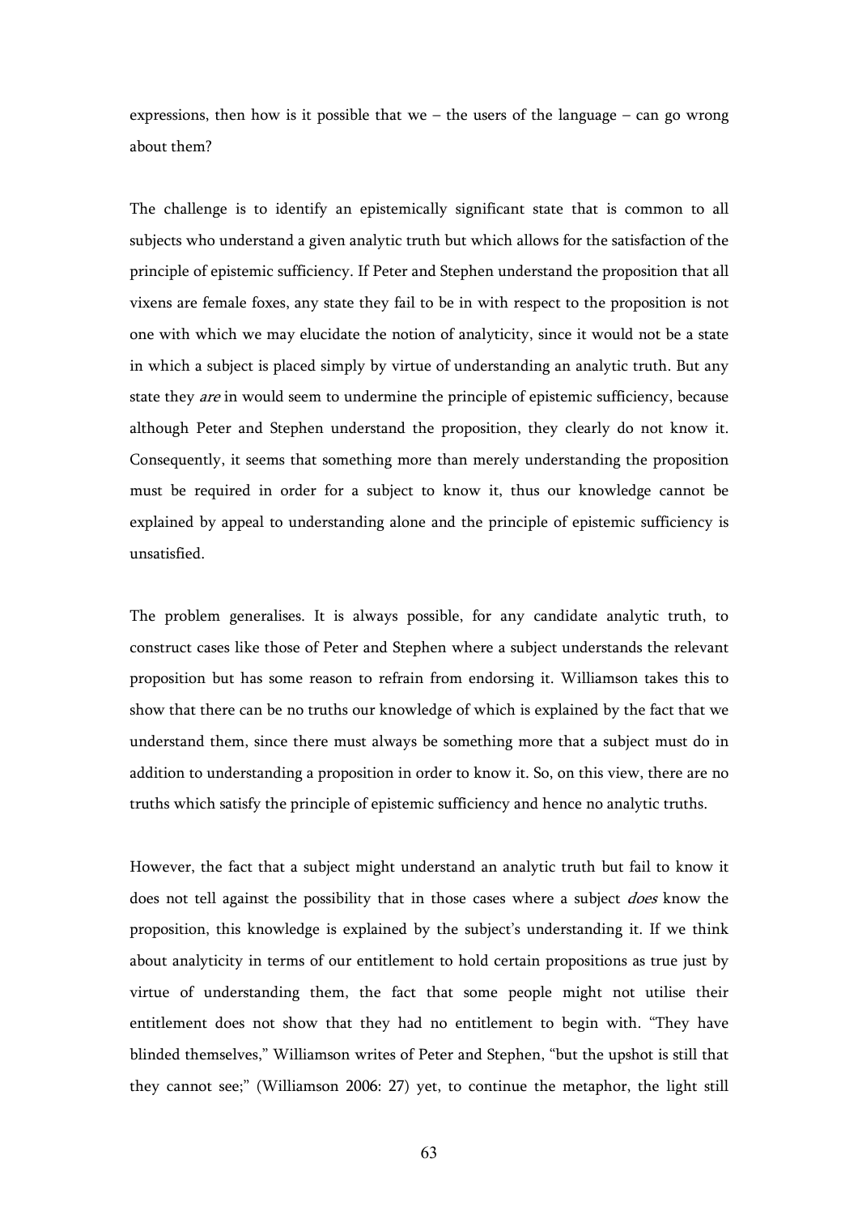expressions, then how is it possible that we – the users of the language – can go wrong about them?

The challenge is to identify an epistemically significant state that is common to all subjects who understand a given analytic truth but which allows for the satisfaction of the principle of epistemic sufficiency. If Peter and Stephen understand the proposition that all vixens are female foxes, any state they fail to be in with respect to the proposition is not one with which we may elucidate the notion of analyticity, since it would not be a state in which a subject is placed simply by virtue of understanding an analytic truth. But any state they *are* in would seem to undermine the principle of epistemic sufficiency, because although Peter and Stephen understand the proposition, they clearly do not know it. Consequently, it seems that something more than merely understanding the proposition must be required in order for a subject to know it, thus our knowledge cannot be explained by appeal to understanding alone and the principle of epistemic sufficiency is unsatisfied.

The problem generalises. It is always possible, for any candidate analytic truth, to construct cases like those of Peter and Stephen where a subject understands the relevant proposition but has some reason to refrain from endorsing it. Williamson takes this to show that there can be no truths our knowledge of which is explained by the fact that we understand them, since there must always be something more that a subject must do in addition to understanding a proposition in order to know it. So, on this view, there are no truths which satisfy the principle of epistemic sufficiency and hence no analytic truths.

However, the fact that a subject might understand an analytic truth but fail to know it does not tell against the possibility that in those cases where a subject *does* know the proposition, this knowledge is explained by the subject's understanding it. If we think about analyticity in terms of our entitlement to hold certain propositions as true just by virtue of understanding them, the fact that some people might not utilise their entitlement does not show that they had no entitlement to begin with. "They have blinded themselves," Williamson writes of Peter and Stephen, "but the upshot is still that they cannot see;" (Williamson 2006: 27) yet, to continue the metaphor, the light still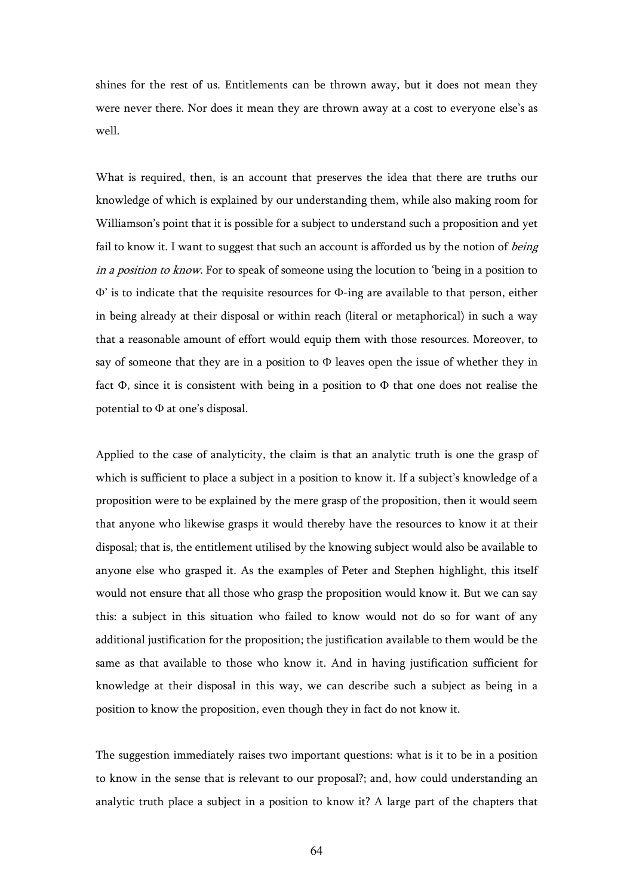shines for the rest of us. Entitlements can be thrown away, but it does not mean they were never there. Nor does it mean they are thrown away at a cost to everyone else's as well.

What is required, then, is an account that preserves the idea that there are truths our knowledge of which is explained by our understanding them, while also making room for Williamson's point that it is possible for a subject to understand such a proposition and yet fail to know it. I want to suggest that such an account is afforded us by the notion of *being in a position to know*. For to speak of someone using the locution to 'being in a position to Φ' is to indicate that the requisite resources for Φ-ing are available to that person, either in being already at their disposal or within reach (literal or metaphorical) in such a way that a reasonable amount of effort would equip them with those resources. Moreover, to say of someone that they are in a position to Φ leaves open the issue of whether they in fact Φ, since it is consistent with being in a position to Φ that one does not realise the potential to Φ at one's disposal.

Applied to the case of analyticity, the claim is that an analytic truth is one the grasp of which is sufficient to place a subject in a position to know it. If a subject's knowledge of a proposition were to be explained by the mere grasp of the proposition, then it would seem that anyone who likewise grasps it would thereby have the resources to know it at their disposal; that is, the entitlement utilised by the knowing subject would also be available to anyone else who grasped it. As the examples of Peter and Stephen highlight, this itself would not ensure that all those who grasp the proposition would know it. But we can say this: a subject in this situation who failed to know would not do so for want of any additional justification for the proposition; the justification available to them would be the same as that available to those who know it. And in having justification sufficient for knowledge at their disposal in this way, we can describe such a subject as being in a position to know the proposition, even though they in fact do not know it.

The suggestion immediately raises two important questions: what is it to be in a position to know in the sense that is relevant to our proposal?; and, how could understanding an analytic truth place a subject in a position to know it? A large part of the chapters that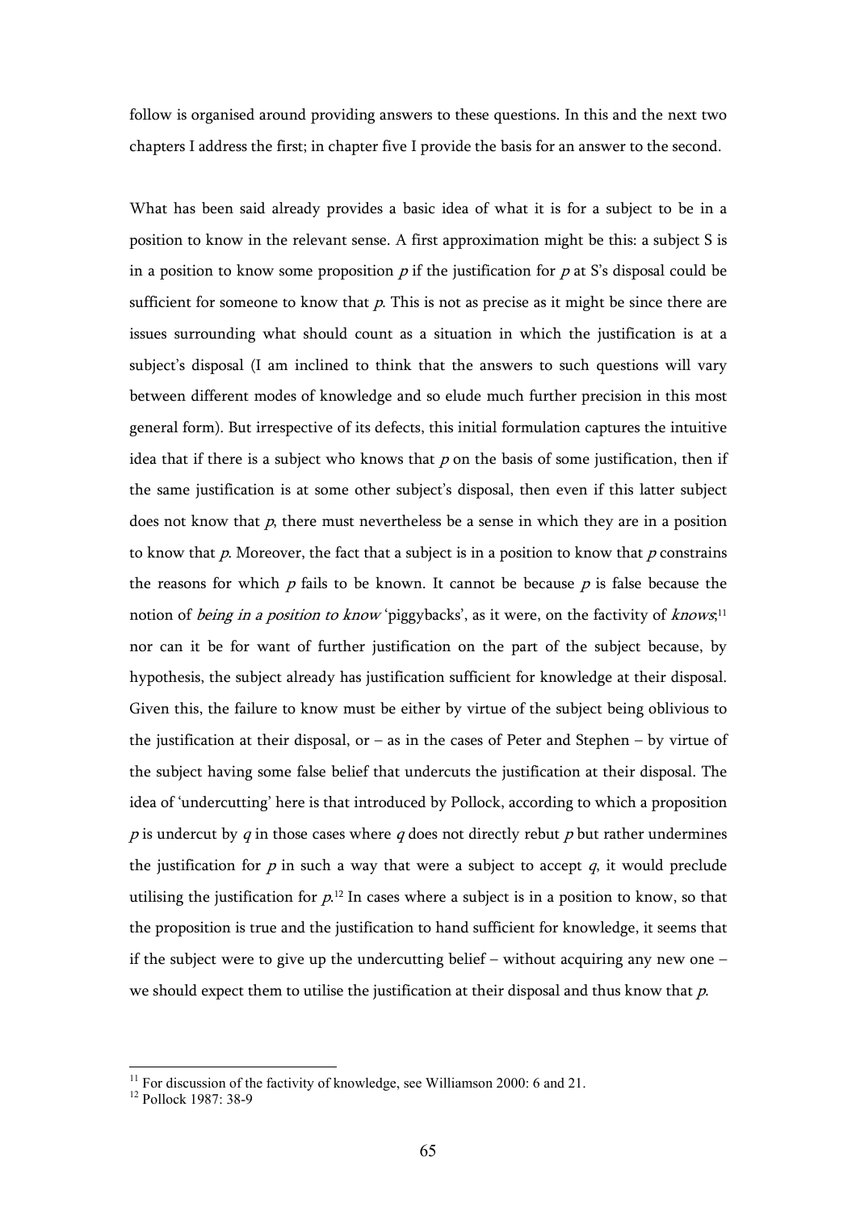follow is organised around providing answers to these questions. In this and the next two chapters I address the first; in chapter five I provide the basis for an answer to the second.

What has been said already provides a basic idea of what it is for a subject to be in a position to know in the relevant sense. A first approximation might be this: a subject S is in a position to know some proposition *p* if the justification for *p* at S's disposal could be sufficient for someone to know that *p*. This is not as precise as it might be since there are issues surrounding what should count as a situation in which the justification is at a subject's disposal (I am inclined to think that the answers to such questions will vary between different modes of knowledge and so elude much further precision in this most general form). But irrespective of its defects, this initial formulation captures the intuitive idea that if there is a subject who knows that *p* on the basis of some justification, then if the same justification is at some other subject's disposal, then even if this latter subject does not know that *p*, there must nevertheless be a sense in which they are in a position to know that *p*. Moreover, the fact that a subject is in a position to know that *p* constrains the reasons for which *p* fails to be known. It cannot be because *p* is false because the notion of *being in a position to know* 'piggybacks', as it were, on the factivity of *knows*;[11] nor can it be for want of further justification on the part of the subject because, by hypothesis, the subject already has justification sufficient for knowledge at their disposal. Given this, the failure to know must be either by virtue of the subject being oblivious to the justification at their disposal, or – as in the cases of Peter and Stephen – by virtue of the subject having some false belief that undercuts the justification at their disposal. The idea of 'undercutting' here is that introduced by Pollock, according to which a proposition *p* is undercut by *q* in those cases where *q* does not directly rebut *p* but rather undermines the justification for *p* in such a way that were a subject to accept *q*, it would preclude utilising the justification for *p*.[12] In cases where a subject is in a position to know, so that the proposition is true and the justification to hand sufficient for knowledge, it seems that if the subject were to give up the undercutting belief – without acquiring any new one – we should expect them to utilise the justification at their disposal and thus know that *p*.

[11] For discussion of the factivity of knowledge, see Williamson 2000: 6 and 21.

[12] Pollock 1987: 38-9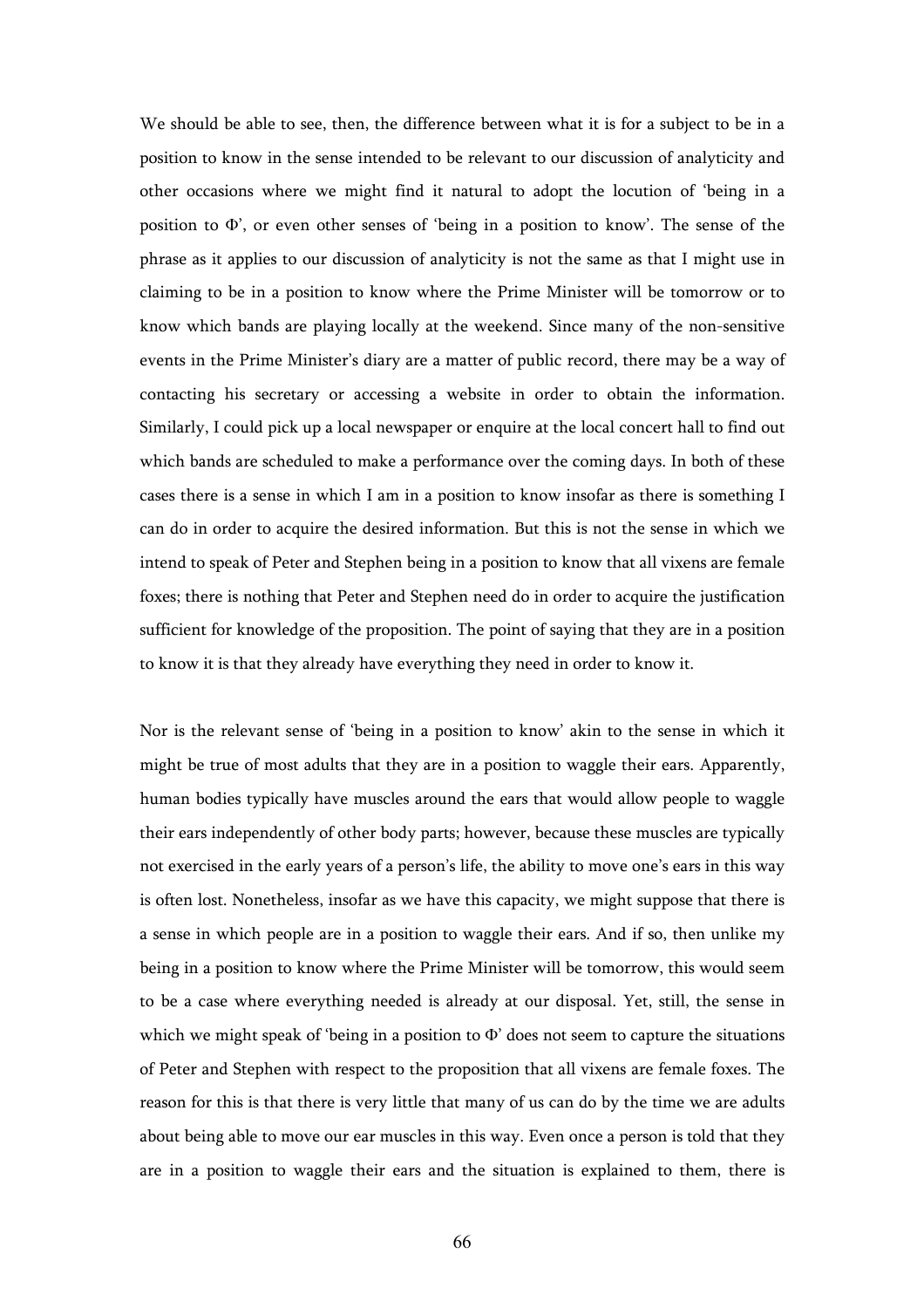We should be able to see, then, the difference between what it is for a subject to be in a position to know in the sense intended to be relevant to our discussion of analyticity and other occasions where we might find it natural to adopt the locution of 'being in a position to Φ', or even other senses of 'being in a position to know'. The sense of the phrase as it applies to our discussion of analyticity is not the same as that I might use in claiming to be in a position to know where the Prime Minister will be tomorrow or to know which bands are playing locally at the weekend. Since many of the non-sensitive events in the Prime Minister's diary are a matter of public record, there may be a way of contacting his secretary or accessing a website in order to obtain the information. Similarly, I could pick up a local newspaper or enquire at the local concert hall to find out which bands are scheduled to make a performance over the coming days. In both of these cases there is a sense in which I am in a position to know insofar as there is something I can do in order to acquire the desired information. But this is not the sense in which we intend to speak of Peter and Stephen being in a position to know that all vixens are female foxes; there is nothing that Peter and Stephen need do in order to acquire the justification sufficient for knowledge of the proposition. The point of saying that they are in a position to know it is that they already have everything they need in order to know it.

Nor is the relevant sense of 'being in a position to know' akin to the sense in which it might be true of most adults that they are in a position to waggle their ears. Apparently, human bodies typically have muscles around the ears that would allow people to waggle their ears independently of other body parts; however, because these muscles are typically not exercised in the early years of a person's life, the ability to move one's ears in this way is often lost. Nonetheless, insofar as we have this capacity, we might suppose that there is a sense in which people are in a position to waggle their ears. And if so, then unlike my being in a position to know where the Prime Minister will be tomorrow, this would seem to be a case where everything needed is already at our disposal. Yet, still, the sense in which we might speak of 'being in a position to Φ' does not seem to capture the situations of Peter and Stephen with respect to the proposition that all vixens are female foxes. The reason for this is that there is very little that many of us can do by the time we are adults about being able to move our ear muscles in this way. Even once a person is told that they are in a position to waggle their ears and the situation is explained to them, there is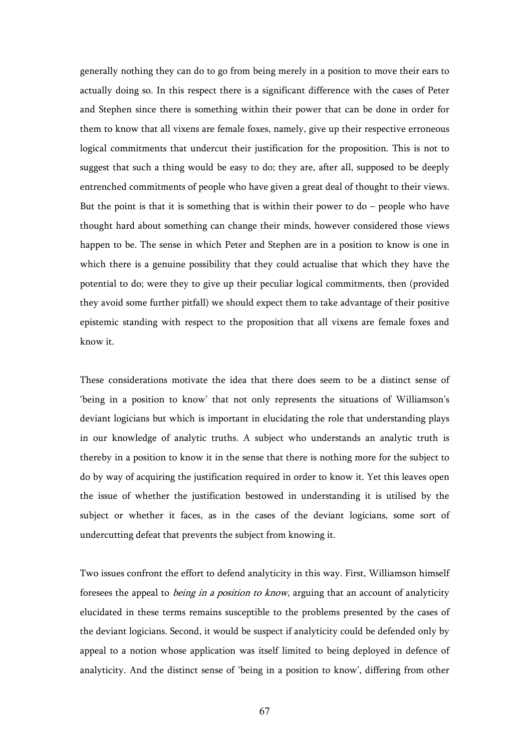generally nothing they can do to go from being merely in a position to move their ears to actually doing so. In this respect there is a significant difference with the cases of Peter and Stephen since there is something within their power that can be done in order for them to know that all vixens are female foxes, namely, give up their respective erroneous logical commitments that undercut their justification for the proposition. This is not to suggest that such a thing would be easy to do; they are, after all, supposed to be deeply entrenched commitments of people who have given a great deal of thought to their views. But the point is that it is something that is within their power to do – people who have thought hard about something can change their minds, however considered those views happen to be. The sense in which Peter and Stephen are in a position to know is one in which there is a genuine possibility that they could actualise that which they have the potential to do; were they to give up their peculiar logical commitments, then (provided they avoid some further pitfall) we should expect them to take advantage of their positive epistemic standing with respect to the proposition that all vixens are female foxes and know it.

These considerations motivate the idea that there does seem to be a distinct sense of 'being in a position to know' that not only represents the situations of Williamson's deviant logicians but which is important in elucidating the role that understanding plays in our knowledge of analytic truths. A subject who understands an analytic truth is thereby in a position to know it in the sense that there is nothing more for the subject to do by way of acquiring the justification required in order to know it. Yet this leaves open the issue of whether the justification bestowed in understanding it is utilised by the subject or whether it faces, as in the cases of the deviant logicians, some sort of undercutting defeat that prevents the subject from knowing it.

Two issues confront the effort to defend analyticity in this way. First, Williamson himself foresees the appeal to *being in a position to know*, arguing that an account of analyticity elucidated in these terms remains susceptible to the problems presented by the cases of the deviant logicians. Second, it would be suspect if analyticity could be defended only by appeal to a notion whose application was itself limited to being deployed in defence of analyticity. And the distinct sense of 'being in a position to know', differing from other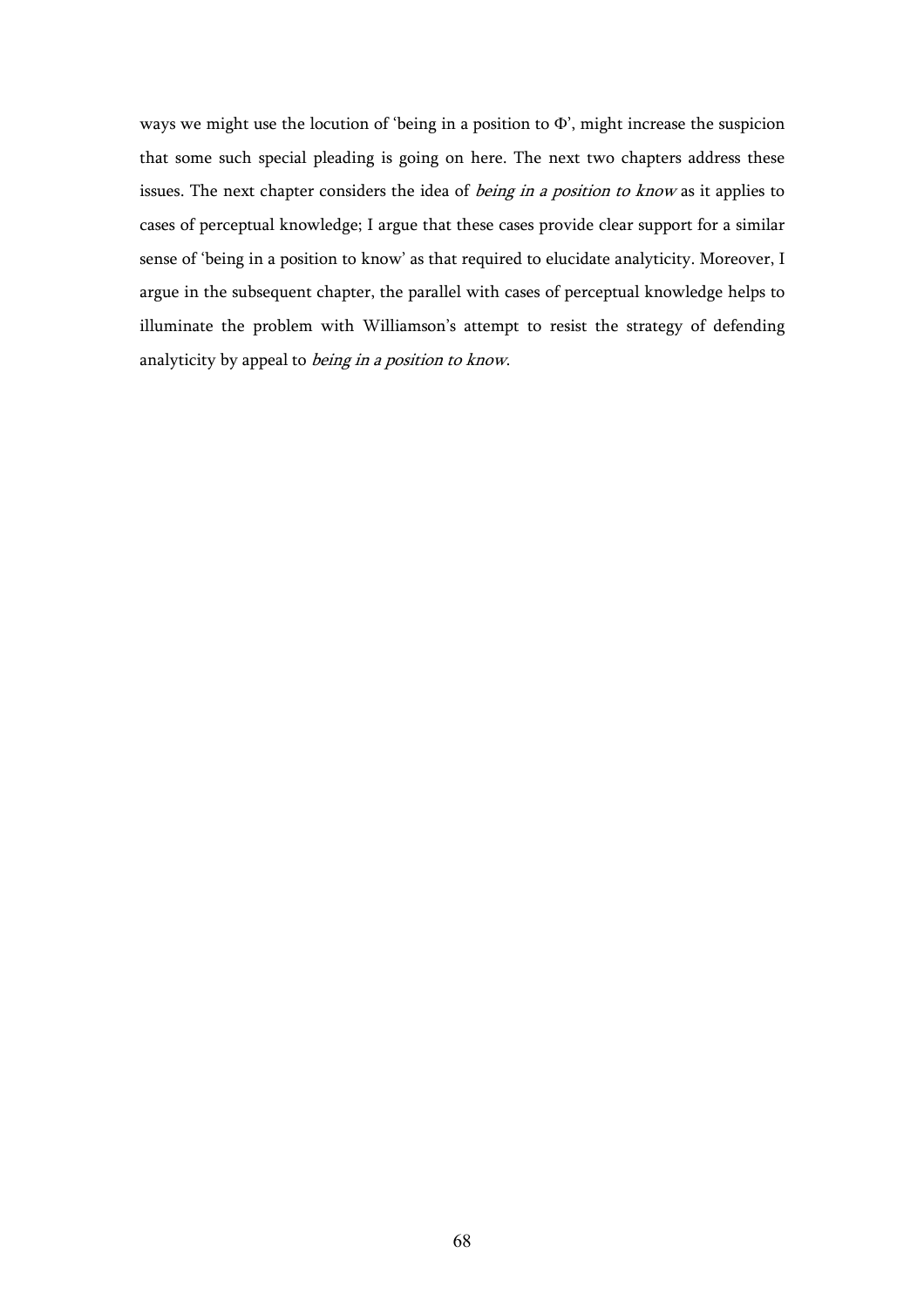ways we might use the locution of 'being in a position to Φ', might increase the suspicion that some such special pleading is going on here. The next two chapters address these issues. The next chapter considers the idea of *being in a position to know* as it applies to cases of perceptual knowledge; I argue that these cases provide clear support for a similar sense of 'being in a position to know' as that required to elucidate analyticity. Moreover, I argue in the subsequent chapter, the parallel with cases of perceptual knowledge helps to illuminate the problem with Williamson's attempt to resist the strategy of defending analyticity by appeal to *being in a position to know*.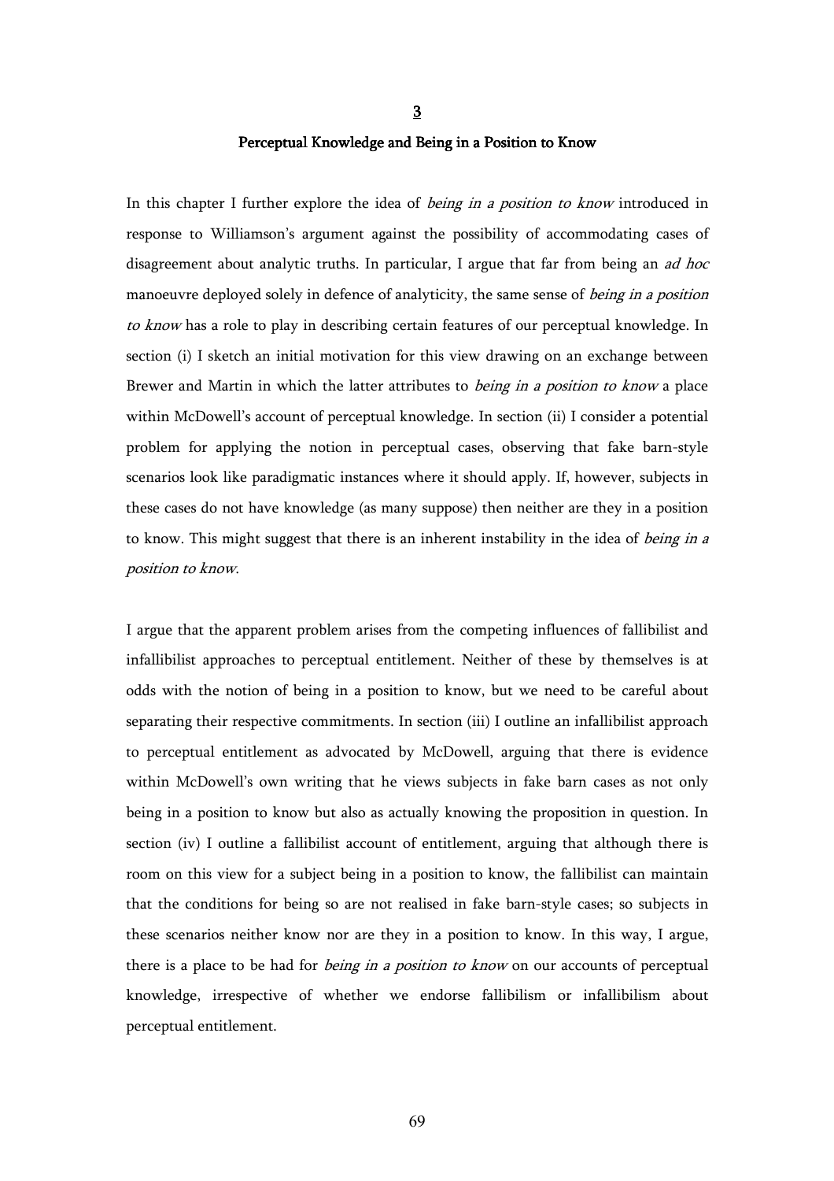# 3

## Perceptual Knowledge and Being in a Position to Know

In this chapter I further explore the idea of *being in a position to know* introduced in response to Williamson's argument against the possibility of accommodating cases of disagreement about analytic truths. In particular, I argue that far from being an *ad hoc* manoeuvre deployed solely in defence of analyticity, the same sense of *being in a position to know* has a role to play in describing certain features of our perceptual knowledge. In section (i) I sketch an initial motivation for this view drawing on an exchange between Brewer and Martin in which the latter attributes to *being in a position to know* a place within McDowell's account of perceptual knowledge. In section (ii) I consider a potential problem for applying the notion in perceptual cases, observing that fake barn-style scenarios look like paradigmatic instances where it should apply. If, however, subjects in these cases do not have knowledge (as many suppose) then neither are they in a position to know. This might suggest that there is an inherent instability in the idea of *being in a position to know*.

I argue that the apparent problem arises from the competing influences of fallibilist and infallibilist approaches to perceptual entitlement. Neither of these by themselves is at odds with the notion of being in a position to know, but we need to be careful about separating their respective commitments. In section (iii) I outline an infallibilist approach to perceptual entitlement as advocated by McDowell, arguing that there is evidence within McDowell's own writing that he views subjects in fake barn cases as not only being in a position to know but also as actually knowing the proposition in question. In section (iv) I outline a fallibilist account of entitlement, arguing that although there is room on this view for a subject being in a position to know, the fallibilist can maintain that the conditions for being so are not realised in fake barn-style cases; so subjects in these scenarios neither know nor are they in a position to know. In this way, I argue, there is a place to be had for *being in a position to know* on our accounts of perceptual knowledge, irrespective of whether we endorse fallibilism or infallibilism about perceptual entitlement.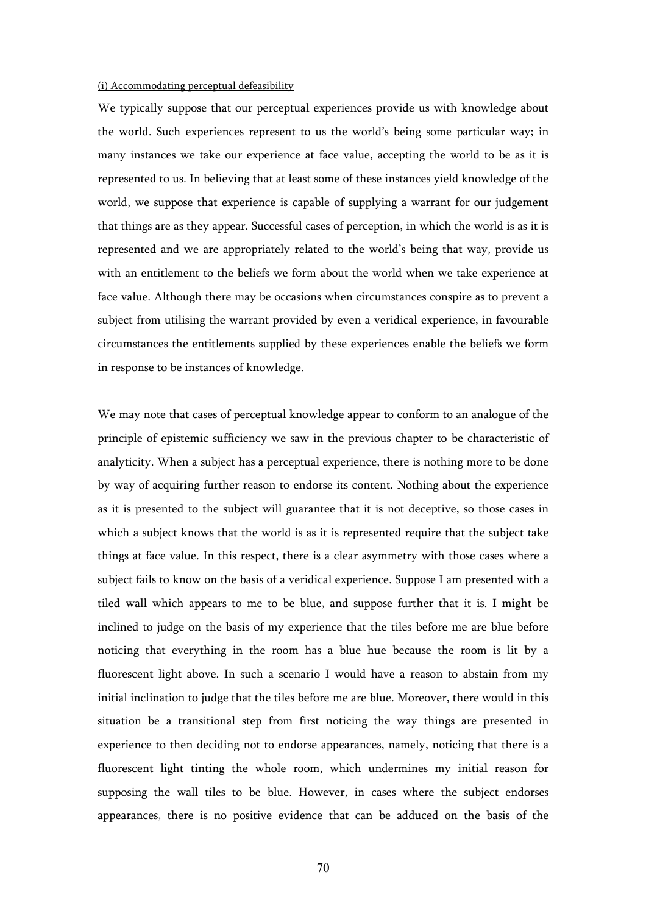(i) Accommodating perceptual defeasibility

We typically suppose that our perceptual experiences provide us with knowledge about the world. Such experiences represent to us the world's being some particular way; in many instances we take our experience at face value, accepting the world to be as it is represented to us. In believing that at least some of these instances yield knowledge of the world, we suppose that experience is capable of supplying a warrant for our judgement that things are as they appear. Successful cases of perception, in which the world is as it is represented and we are appropriately related to the world's being that way, provide us with an entitlement to the beliefs we form about the world when we take experience at face value. Although there may be occasions when circumstances conspire as to prevent a subject from utilising the warrant provided by even a veridical experience, in favourable circumstances the entitlements supplied by these experiences enable the beliefs we form in response to be instances of knowledge.

We may note that cases of perceptual knowledge appear to conform to an analogue of the principle of epistemic sufficiency we saw in the previous chapter to be characteristic of analyticity. When a subject has a perceptual experience, there is nothing more to be done by way of acquiring further reason to endorse its content. Nothing about the experience as it is presented to the subject will guarantee that it is not deceptive, so those cases in which a subject knows that the world is as it is represented require that the subject take things at face value. In this respect, there is a clear asymmetry with those cases where a subject fails to know on the basis of a veridical experience. Suppose I am presented with a tiled wall which appears to me to be blue, and suppose further that it is. I might be inclined to judge on the basis of my experience that the tiles before me are blue before noticing that everything in the room has a blue hue because the room is lit by a fluorescent light above. In such a scenario I would have a reason to abstain from my initial inclination to judge that the tiles before me are blue. Moreover, there would in this situation be a transitional step from first noticing the way things are presented in experience to then deciding not to endorse appearances, namely, noticing that there is a fluorescent light tinting the whole room, which undermines my initial reason for supposing the wall tiles to be blue. However, in cases where the subject endorses appearances, there is no positive evidence that can be adduced on the basis of the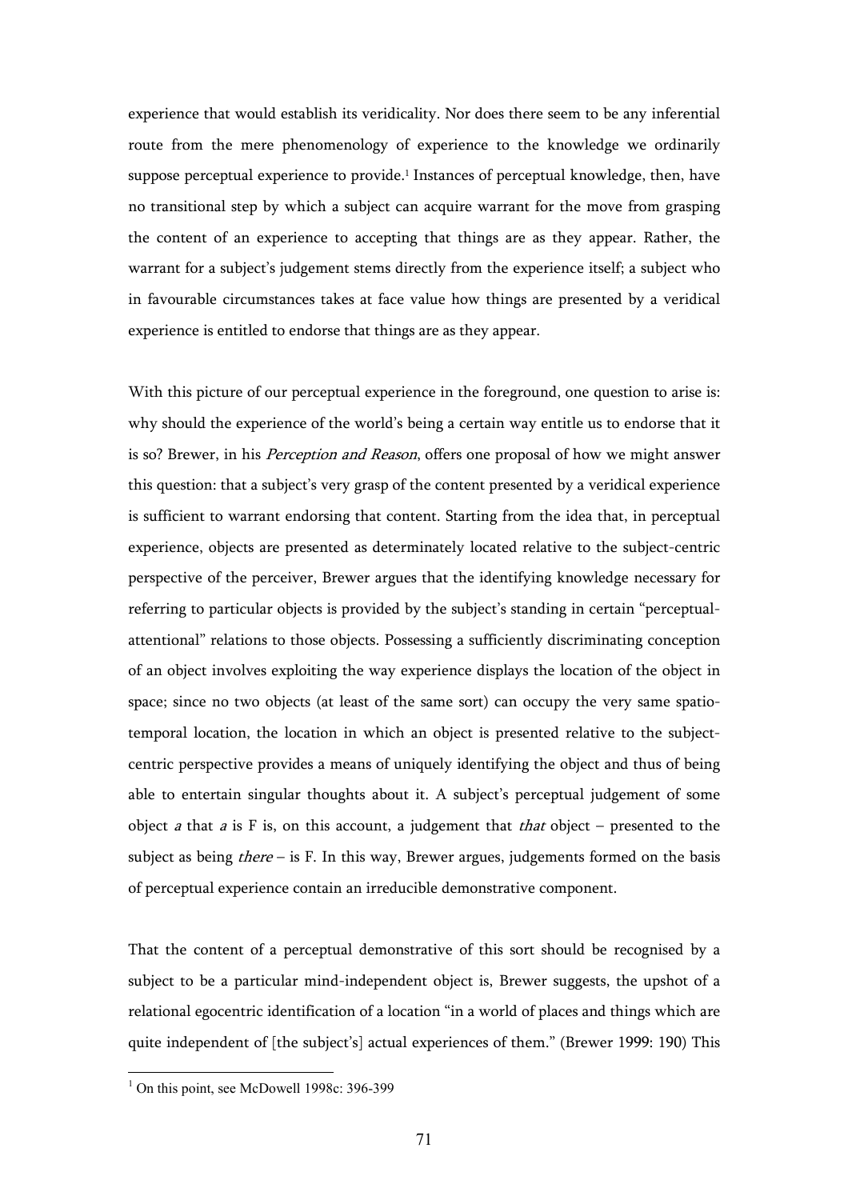experience that would establish its veridicality. Nor does there seem to be any inferential route from the mere phenomenology of experience to the knowledge we ordinarily suppose perceptual experience to provide.[1] Instances of perceptual knowledge, then, have no transitional step by which a subject can acquire warrant for the move from grasping the content of an experience to accepting that things are as they appear. Rather, the warrant for a subject's judgement stems directly from the experience itself; a subject who in favourable circumstances takes at face value how things are presented by a veridical experience is entitled to endorse that things are as they appear.

With this picture of our perceptual experience in the foreground, one question to arise is: why should the experience of the world's being a certain way entitle us to endorse that it is so? Brewer, in his *Perception and Reason*, offers one proposal of how we might answer this question: that a subject's very grasp of the content presented by a veridical experience is sufficient to warrant endorsing that content. Starting from the idea that, in perceptual experience, objects are presented as determinately located relative to the subject-centric perspective of the perceiver, Brewer argues that the identifying knowledge necessary for referring to particular objects is provided by the subject's standing in certain "perceptual-attentional" relations to those objects. Possessing a sufficiently discriminating conception of an object involves exploiting the way experience displays the location of the object in space; since no two objects (at least of the same sort) can occupy the very same spatio-temporal location, the location in which an object is presented relative to the subject-centric perspective provides a means of uniquely identifying the object and thus of being able to entertain singular thoughts about it. A subject's perceptual judgement of some object *a* that *a* is F is, on this account, a judgement that *that* object – presented to the subject as being *there* – is F. In this way, Brewer argues, judgements formed on the basis of perceptual experience contain an irreducible demonstrative component.

That the content of a perceptual demonstrative of this sort should be recognised by a subject to be a particular mind-independent object is, Brewer suggests, the upshot of a relational egocentric identification of a location "in a world of places and things which are quite independent of [the subject's] actual experiences of them." (Brewer 1999: 190) This

---

[1] On this point, see McDowell 1998c: 396-399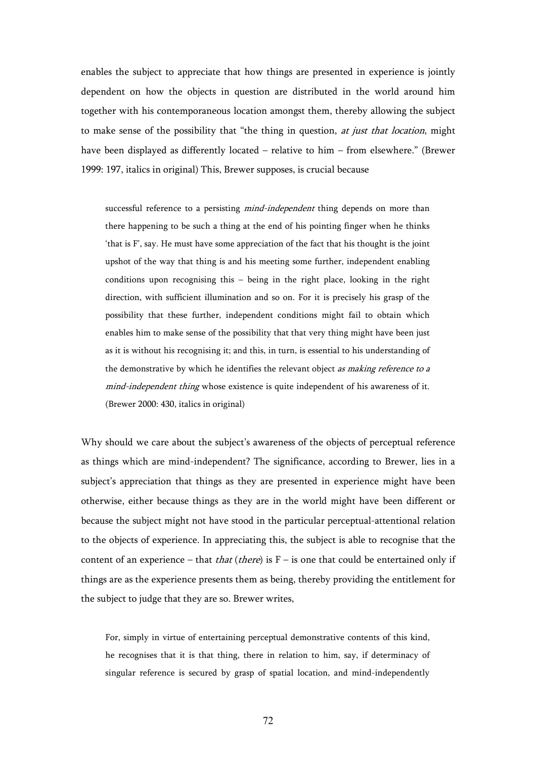enables the subject to appreciate that how things are presented in experience is jointly dependent on how the objects in question are distributed in the world around him together with his contemporaneous location amongst them, thereby allowing the subject to make sense of the possibility that "the thing in question, *at just that location*, might have been displayed as differently located – relative to him – from elsewhere." (Brewer 1999: 197, italics in original) This, Brewer supposes, is crucial because

> successful reference to a persisting *mind-independent* thing depends on more than there happening to be such a thing at the end of his pointing finger when he thinks 'that is F', say. He must have some appreciation of the fact that his thought is the joint upshot of the way that thing is and his meeting some further, independent enabling conditions upon recognising this – being in the right place, looking in the right direction, with sufficient illumination and so on. For it is precisely his grasp of the possibility that these further, independent conditions might fail to obtain which enables him to make sense of the possibility that that very thing might have been just as it is without his recognising it; and this, in turn, is essential to his understanding of the demonstrative by which he identifies the relevant object *as making reference to a mind-independent thing* whose existence is quite independent of his awareness of it. (Brewer 2000: 430, italics in original)

Why should we care about the subject's awareness of the objects of perceptual reference as things which are mind-independent? The significance, according to Brewer, lies in a subject's appreciation that things as they are presented in experience might have been otherwise, either because things as they are in the world might have been different or because the subject might not have stood in the particular perceptual-attentional relation to the objects of experience. In appreciating this, the subject is able to recognise that the content of an experience – that *that* (*there*) is F – is one that could be entertained only if things are as the experience presents them as being, thereby providing the entitlement for the subject to judge that they are so. Brewer writes,

> For, simply in virtue of entertaining perceptual demonstrative contents of this kind, he recognises that it is that thing, there in relation to him, say, if determinacy of singular reference is secured by grasp of spatial location, and mind-independently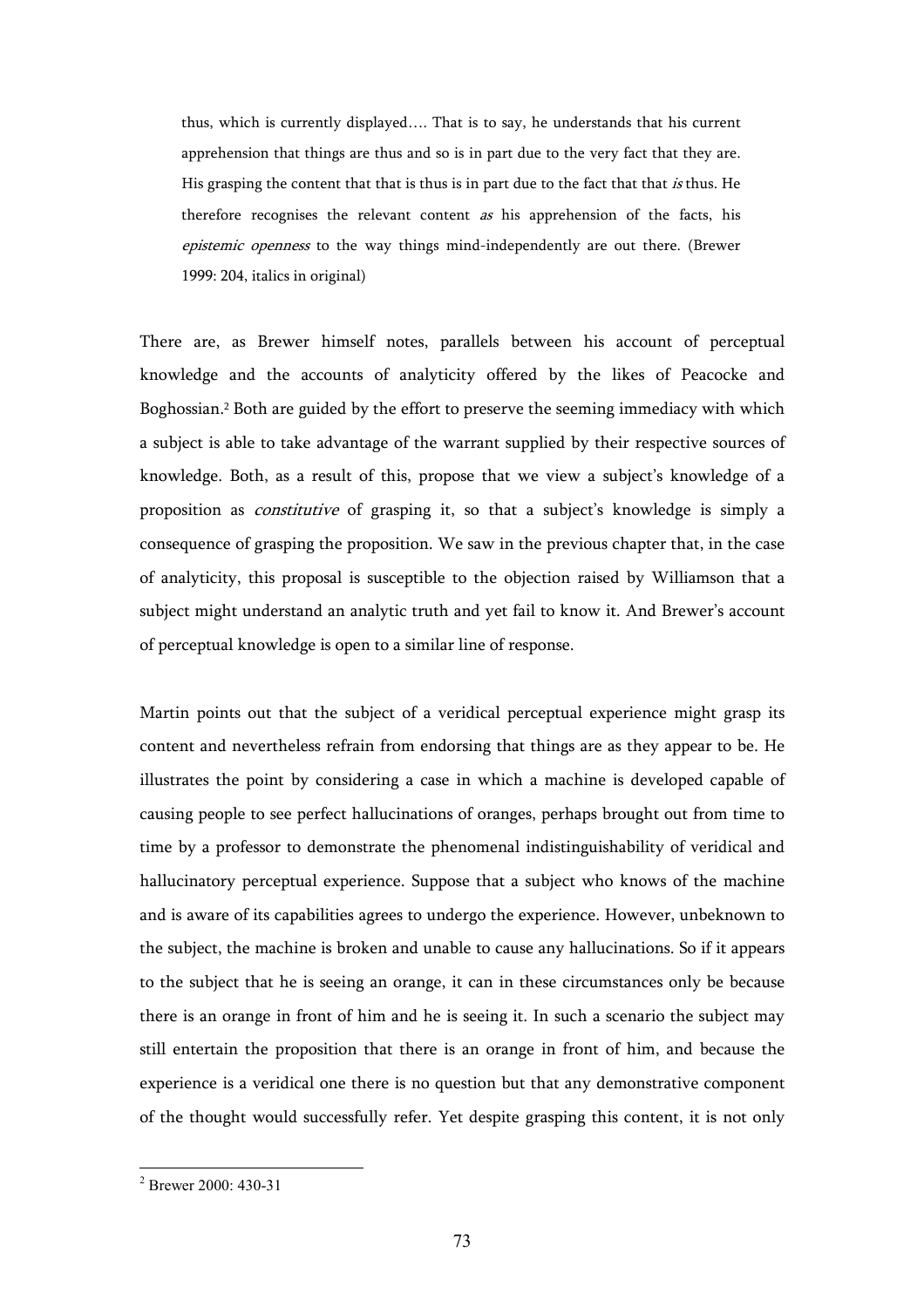> thus, which is currently displayed…. That is to say, he understands that his current apprehension that things are thus and so is in part due to the very fact that they are. His grasping the content that that is thus is in part due to the fact that that *is* thus. He therefore recognises the relevant content *as* his apprehension of the facts, his *epistemic openness* to the way things mind-independently are out there. (Brewer 1999: 204, italics in original)

There are, as Brewer himself notes, parallels between his account of perceptual knowledge and the accounts of analyticity offered by the likes of Peacocke and Boghossian.[2] Both are guided by the effort to preserve the seeming immediacy with which a subject is able to take advantage of the warrant supplied by their respective sources of knowledge. Both, as a result of this, propose that we view a subject's knowledge of a proposition as *constitutive* of grasping it, so that a subject's knowledge is simply a consequence of grasping the proposition. We saw in the previous chapter that, in the case of analyticity, this proposal is susceptible to the objection raised by Williamson that a subject might understand an analytic truth and yet fail to know it. And Brewer's account of perceptual knowledge is open to a similar line of response.

Martin points out that the subject of a veridical perceptual experience might grasp its content and nevertheless refrain from endorsing that things are as they appear to be. He illustrates the point by considering a case in which a machine is developed capable of causing people to see perfect hallucinations of oranges, perhaps brought out from time to time by a professor to demonstrate the phenomenal indistinguishability of veridical and hallucinatory perceptual experience. Suppose that a subject who knows of the machine and is aware of its capabilities agrees to undergo the experience. However, unbeknown to the subject, the machine is broken and unable to cause any hallucinations. So if it appears to the subject that he is seeing an orange, it can in these circumstances only be because there is an orange in front of him and he is seeing it. In such a scenario the subject may still entertain the proposition that there is an orange in front of him, and because the experience is a veridical one there is no question but that any demonstrative component of the thought would successfully refer. Yet despite grasping this content, it is not only

[2] Brewer 2000: 430-31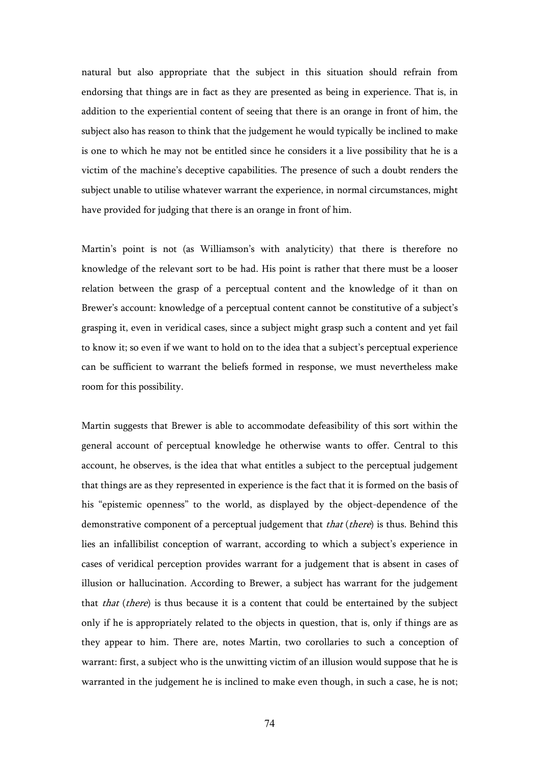natural but also appropriate that the subject in this situation should refrain from endorsing that things are in fact as they are presented as being in experience. That is, in addition to the experiential content of seeing that there is an orange in front of him, the subject also has reason to think that the judgement he would typically be inclined to make is one to which he may not be entitled since he considers it a live possibility that he is a victim of the machine's deceptive capabilities. The presence of such a doubt renders the subject unable to utilise whatever warrant the experience, in normal circumstances, might have provided for judging that there is an orange in front of him.

Martin's point is not (as Williamson's with analyticity) that there is therefore no knowledge of the relevant sort to be had. His point is rather that there must be a looser relation between the grasp of a perceptual content and the knowledge of it than on Brewer's account: knowledge of a perceptual content cannot be constitutive of a subject's grasping it, even in veridical cases, since a subject might grasp such a content and yet fail to know it; so even if we want to hold on to the idea that a subject's perceptual experience can be sufficient to warrant the beliefs formed in response, we must nevertheless make room for this possibility.

Martin suggests that Brewer is able to accommodate defeasibility of this sort within the general account of perceptual knowledge he otherwise wants to offer. Central to this account, he observes, is the idea that what entitles a subject to the perceptual judgement that things are as they represented in experience is the fact that it is formed on the basis of his "epistemic openness" to the world, as displayed by the object-dependence of the demonstrative component of a perceptual judgement that *that* (*there*) is thus. Behind this lies an infallibilist conception of warrant, according to which a subject's experience in cases of veridical perception provides warrant for a judgement that is absent in cases of illusion or hallucination. According to Brewer, a subject has warrant for the judgement that *that* (*there*) is thus because it is a content that could be entertained by the subject only if he is appropriately related to the objects in question, that is, only if things are as they appear to him. There are, notes Martin, two corollaries to such a conception of warrant: first, a subject who is the unwitting victim of an illusion would suppose that he is warranted in the judgement he is inclined to make even though, in such a case, he is not;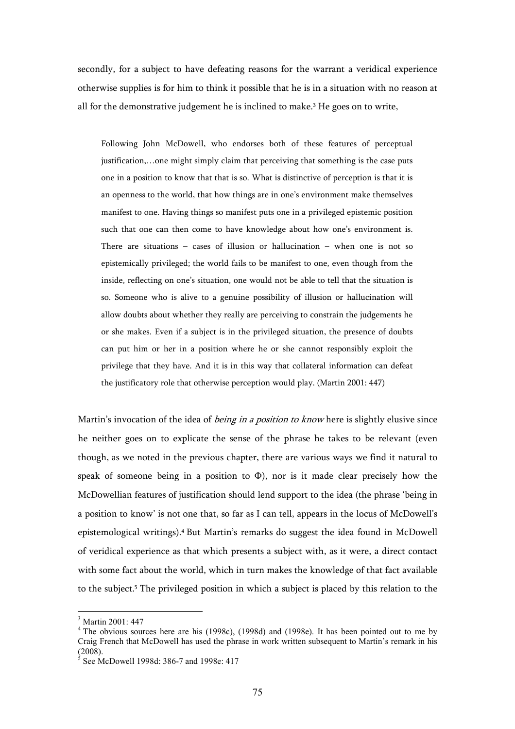secondly, for a subject to have defeating reasons for the warrant a veridical experience otherwise supplies is for him to think it possible that he is in a situation with no reason at all for the demonstrative judgement he is inclined to make.[3] He goes on to write,

> Following John McDowell, who endorses both of these features of perceptual justification,…one might simply claim that perceiving that something is the case puts one in a position to know that that is so. What is distinctive of perception is that it is an openness to the world, that how things are in one's environment make themselves manifest to one. Having things so manifest puts one in a privileged epistemic position such that one can then come to have knowledge about how one's environment is. There are situations – cases of illusion or hallucination – when one is not so epistemically privileged; the world fails to be manifest to one, even though from the inside, reflecting on one's situation, one would not be able to tell that the situation is so. Someone who is alive to a genuine possibility of illusion or hallucination will allow doubts about whether they really are perceiving to constrain the judgements he or she makes. Even if a subject is in the privileged situation, the presence of doubts can put him or her in a position where he or she cannot responsibly exploit the privilege that they have. And it is in this way that collateral information can defeat the justificatory role that otherwise perception would play. (Martin 2001: 447)

Martin's invocation of the idea of *being in a position to know* here is slightly elusive since he neither goes on to explicate the sense of the phrase he takes to be relevant (even though, as we noted in the previous chapter, there are various ways we find it natural to speak of someone being in a position to Φ), nor is it made clear precisely how the McDowellian features of justification should lend support to the idea (the phrase 'being in a position to know' is not one that, so far as I can tell, appears in the locus of McDowell's epistemological writings).[4] But Martin's remarks do suggest the idea found in McDowell of veridical experience as that which presents a subject with, as it were, a direct contact with some fact about the world, which in turn makes the knowledge of that fact available to the subject.[5] The privileged position in which a subject is placed by this relation to the

---

[3] Martin 2001: 447

[4] The obvious sources here are his (1998c), (1998d) and (1998e). It has been pointed out to me by Craig French that McDowell has used the phrase in work written subsequent to Martin's remark in his (2008).

[5] See McDowell 1998d: 386-7 and 1998e: 417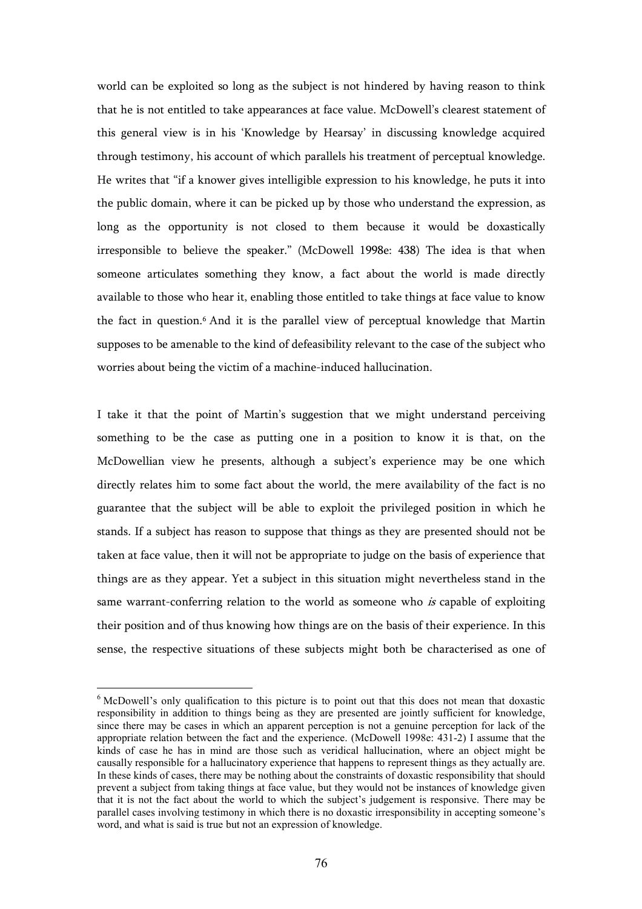world can be exploited so long as the subject is not hindered by having reason to think that he is not entitled to take appearances at face value. McDowell's clearest statement of this general view is in his 'Knowledge by Hearsay' in discussing knowledge acquired through testimony, his account of which parallels his treatment of perceptual knowledge. He writes that "if a knower gives intelligible expression to his knowledge, he puts it into the public domain, where it can be picked up by those who understand the expression, as long as the opportunity is not closed to them because it would be doxastically irresponsible to believe the speaker." (McDowell 1998e: 438) The idea is that when someone articulates something they know, a fact about the world is made directly available to those who hear it, enabling those entitled to take things at face value to know the fact in question.[6] And it is the parallel view of perceptual knowledge that Martin supposes to be amenable to the kind of defeasibility relevant to the case of the subject who worries about being the victim of a machine-induced hallucination.

I take it that the point of Martin's suggestion that we might understand perceiving something to be the case as putting one in a position to know it is that, on the McDowellian view he presents, although a subject's experience may be one which directly relates him to some fact about the world, the mere availability of the fact is no guarantee that the subject will be able to exploit the privileged position in which he stands. If a subject has reason to suppose that things as they are presented should not be taken at face value, then it will not be appropriate to judge on the basis of experience that things are as they appear. Yet a subject in this situation might nevertheless stand in the same warrant-conferring relation to the world as someone who *is* capable of exploiting their position and of thus knowing how things are on the basis of their experience. In this sense, the respective situations of these subjects might both be characterised as one of

[6] McDowell's only qualification to this picture is to point out that this does not mean that doxastic responsibility in addition to things being as they are presented are jointly sufficient for knowledge, since there may be cases in which an apparent perception is not a genuine perception for lack of the appropriate relation between the fact and the experience. (McDowell 1998e: 431-2) I assume that the kinds of case he has in mind are those such as veridical hallucination, where an object might be causally responsible for a hallucinatory experience that happens to represent things as they actually are. In these kinds of cases, there may be nothing about the constraints of doxastic responsibility that should prevent a subject from taking things at face value, but they would not be instances of knowledge given that it is not the fact about the world to which the subject's judgement is responsive. There may be parallel cases involving testimony in which there is no doxastic irresponsibility in accepting someone's word, and what is said is true but not an expression of knowledge.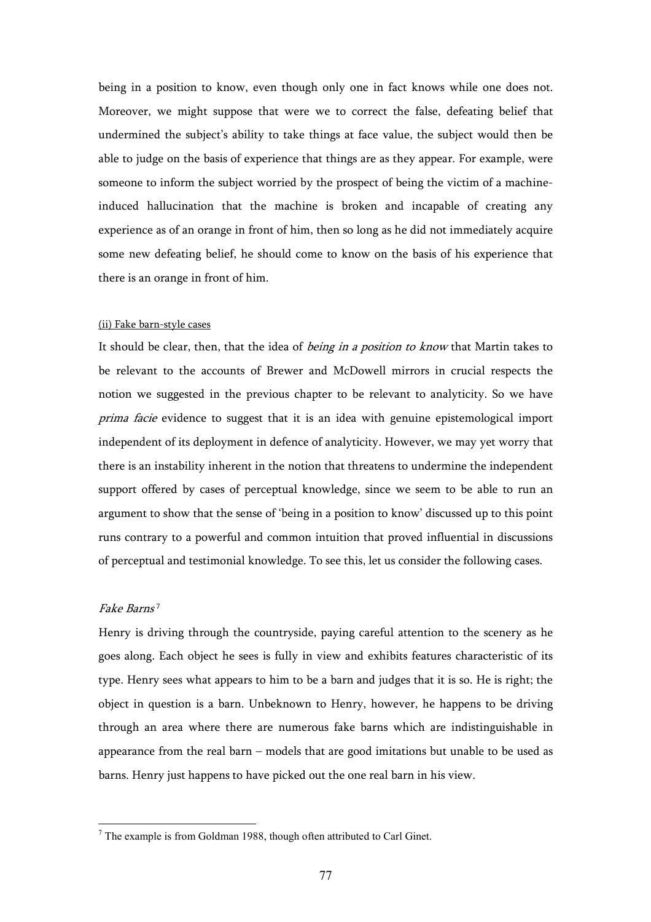being in a position to know, even though only one in fact knows while one does not. Moreover, we might suppose that were we to correct the false, defeating belief that undermined the subject's ability to take things at face value, the subject would then be able to judge on the basis of experience that things are as they appear. For example, were someone to inform the subject worried by the prospect of being the victim of a machine-induced hallucination that the machine is broken and incapable of creating any experience as of an orange in front of him, then so long as he did not immediately acquire some new defeating belief, he should come to know on the basis of his experience that there is an orange in front of him.

(ii) Fake barn-style cases

It should be clear, then, that the idea of *being in a position to know* that Martin takes to be relevant to the accounts of Brewer and McDowell mirrors in crucial respects the notion we suggested in the previous chapter to be relevant to analyticity. So we have *prima facie* evidence to suggest that it is an idea with genuine epistemological import independent of its deployment in defence of analyticity. However, we may yet worry that there is an instability inherent in the notion that threatens to undermine the independent support offered by cases of perceptual knowledge, since we seem to be able to run an argument to show that the sense of 'being in a position to know' discussed up to this point runs contrary to a powerful and common intuition that proved influential in discussions of perceptual and testimonial knowledge. To see this, let us consider the following cases.

*Fake Barns*[7]

Henry is driving through the countryside, paying careful attention to the scenery as he goes along. Each object he sees is fully in view and exhibits features characteristic of its type. Henry sees what appears to him to be a barn and judges that it is so. He is right; the object in question is a barn. Unbeknown to Henry, however, he happens to be driving through an area where there are numerous fake barns which are indistinguishable in appearance from the real barn – models that are good imitations but unable to be used as barns. Henry just happens to have picked out the one real barn in his view.

[7] The example is from Goldman 1988, though often attributed to Carl Ginet.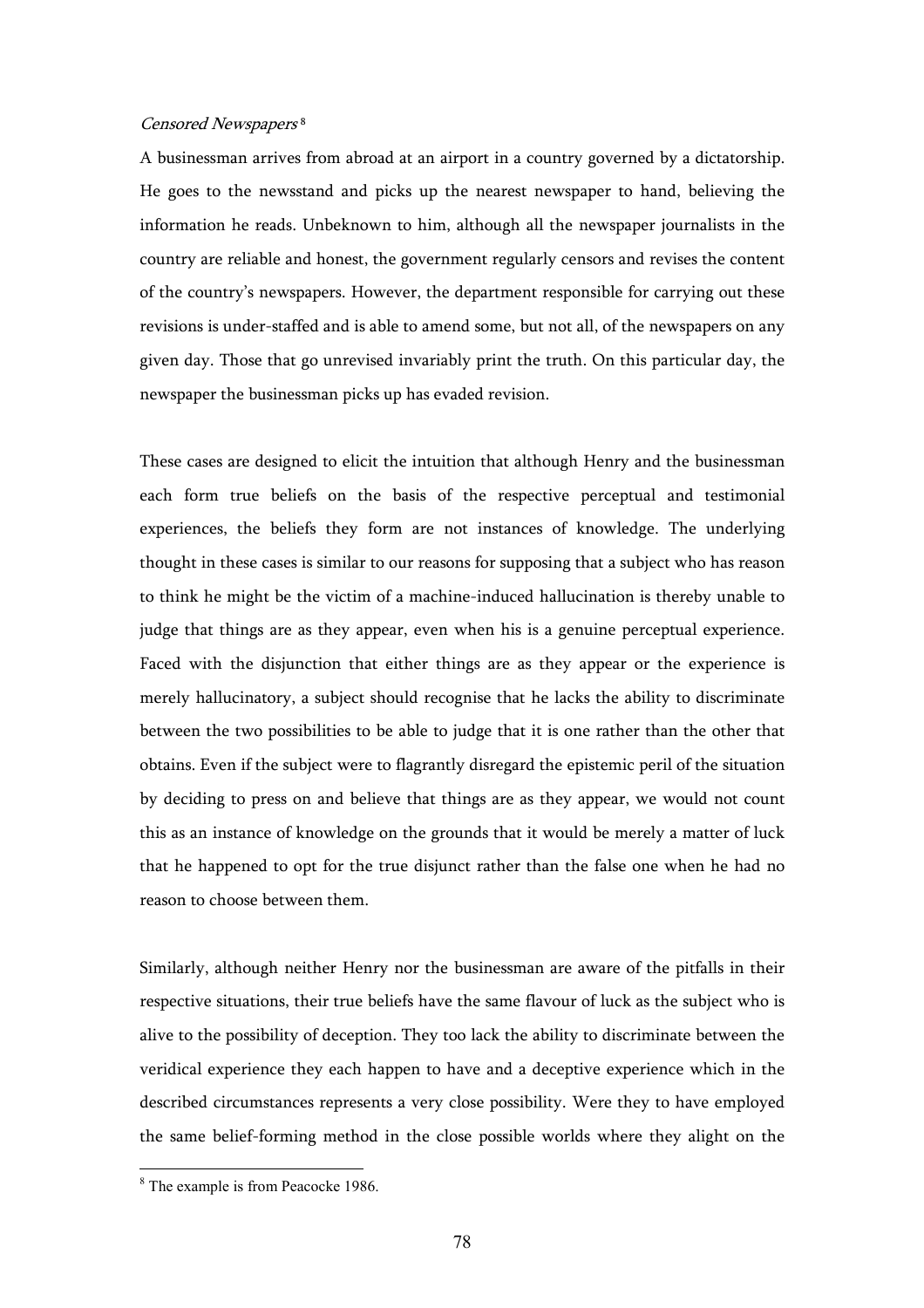*Censored Newspapers*[8]

A businessman arrives from abroad at an airport in a country governed by a dictatorship. He goes to the newsstand and picks up the nearest newspaper to hand, believing the information he reads. Unbeknown to him, although all the newspaper journalists in the country are reliable and honest, the government regularly censors and revises the content of the country's newspapers. However, the department responsible for carrying out these revisions is under-staffed and is able to amend some, but not all, of the newspapers on any given day. Those that go unrevised invariably print the truth. On this particular day, the newspaper the businessman picks up has evaded revision.

These cases are designed to elicit the intuition that although Henry and the businessman each form true beliefs on the basis of the respective perceptual and testimonial experiences, the beliefs they form are not instances of knowledge. The underlying thought in these cases is similar to our reasons for supposing that a subject who has reason to think he might be the victim of a machine-induced hallucination is thereby unable to judge that things are as they appear, even when his is a genuine perceptual experience. Faced with the disjunction that either things are as they appear or the experience is merely hallucinatory, a subject should recognise that he lacks the ability to discriminate between the two possibilities to be able to judge that it is one rather than the other that obtains. Even if the subject were to flagrantly disregard the epistemic peril of the situation by deciding to press on and believe that things are as they appear, we would not count this as an instance of knowledge on the grounds that it would be merely a matter of luck that he happened to opt for the true disjunct rather than the false one when he had no reason to choose between them.

Similarly, although neither Henry nor the businessman are aware of the pitfalls in their respective situations, their true beliefs have the same flavour of luck as the subject who is alive to the possibility of deception. They too lack the ability to discriminate between the veridical experience they each happen to have and a deceptive experience which in the described circumstances represents a very close possibility. Were they to have employed the same belief-forming method in the close possible worlds where they alight on the

[8] The example is from Peacocke 1986.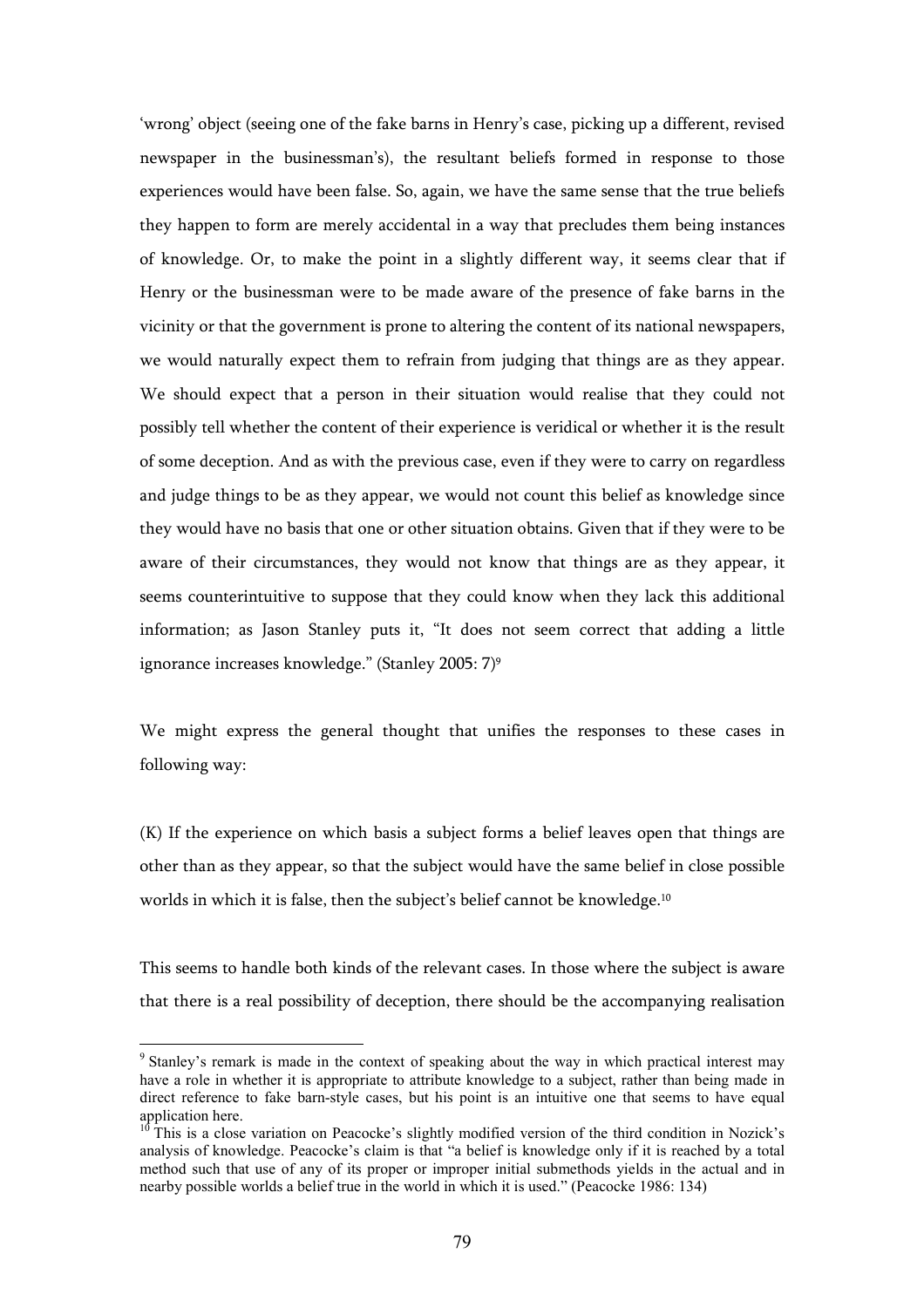'wrong' object (seeing one of the fake barns in Henry's case, picking up a different, revised newspaper in the businessman's), the resultant beliefs formed in response to those experiences would have been false. So, again, we have the same sense that the true beliefs they happen to form are merely accidental in a way that precludes them being instances of knowledge. Or, to make the point in a slightly different way, it seems clear that if Henry or the businessman were to be made aware of the presence of fake barns in the vicinity or that the government is prone to altering the content of its national newspapers, we would naturally expect them to refrain from judging that things are as they appear. We should expect that a person in their situation would realise that they could not possibly tell whether the content of their experience is veridical or whether it is the result of some deception. And as with the previous case, even if they were to carry on regardless and judge things to be as they appear, we would not count this belief as knowledge since they would have no basis that one or other situation obtains. Given that if they were to be aware of their circumstances, they would not know that things are as they appear, it seems counterintuitive to suppose that they could know when they lack this additional information; as Jason Stanley puts it, "It does not seem correct that adding a little ignorance increases knowledge." (Stanley 2005: 7)[9]

We might express the general thought that unifies the responses to these cases in following way:

(K) If the experience on which basis a subject forms a belief leaves open that things are other than as they appear, so that the subject would have the same belief in close possible worlds in which it is false, then the subject's belief cannot be knowledge.[10]

This seems to handle both kinds of the relevant cases. In those where the subject is aware that there is a real possibility of deception, there should be the accompanying realisation

---

[9] Stanley's remark is made in the context of speaking about the way in which practical interest may have a role in whether it is appropriate to attribute knowledge to a subject, rather than being made in direct reference to fake barn-style cases, but his point is an intuitive one that seems to have equal application here.

[10] This is a close variation on Peacocke's slightly modified version of the third condition in Nozick's analysis of knowledge. Peacocke's claim is that "a belief is knowledge only if it is reached by a total method such that use of any of its proper or improper initial submethods yields in the actual and in nearby possible worlds a belief true in the world in which it is used." (Peacocke 1986: 134)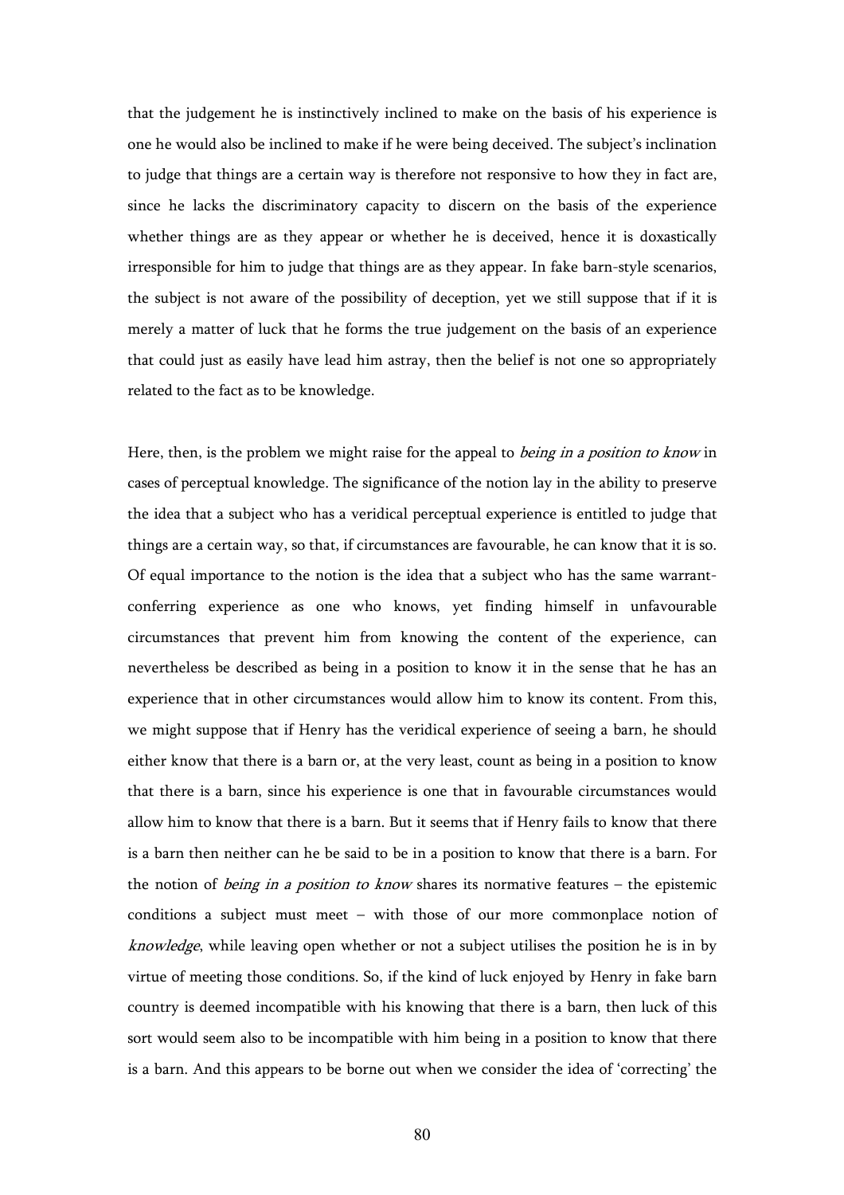that the judgement he is instinctively inclined to make on the basis of his experience is one he would also be inclined to make if he were being deceived. The subject's inclination to judge that things are a certain way is therefore not responsive to how they in fact are, since he lacks the discriminatory capacity to discern on the basis of the experience whether things are as they appear or whether he is deceived, hence it is doxastically irresponsible for him to judge that things are as they appear. In fake barn-style scenarios, the subject is not aware of the possibility of deception, yet we still suppose that if it is merely a matter of luck that he forms the true judgement on the basis of an experience that could just as easily have lead him astray, then the belief is not one so appropriately related to the fact as to be knowledge.

Here, then, is the problem we might raise for the appeal to *being in a position to know* in cases of perceptual knowledge. The significance of the notion lay in the ability to preserve the idea that a subject who has a veridical perceptual experience is entitled to judge that things are a certain way, so that, if circumstances are favourable, he can know that it is so. Of equal importance to the notion is the idea that a subject who has the same warrant-conferring experience as one who knows, yet finding himself in unfavourable circumstances that prevent him from knowing the content of the experience, can nevertheless be described as being in a position to know it in the sense that he has an experience that in other circumstances would allow him to know its content. From this, we might suppose that if Henry has the veridical experience of seeing a barn, he should either know that there is a barn or, at the very least, count as being in a position to know that there is a barn, since his experience is one that in favourable circumstances would allow him to know that there is a barn. But it seems that if Henry fails to know that there is a barn then neither can he be said to be in a position to know that there is a barn. For the notion of *being in a position to know* shares its normative features – the epistemic conditions a subject must meet – with those of our more commonplace notion of *knowledge*, while leaving open whether or not a subject utilises the position he is in by virtue of meeting those conditions. So, if the kind of luck enjoyed by Henry in fake barn country is deemed incompatible with his knowing that there is a barn, then luck of this sort would seem also to be incompatible with him being in a position to know that there is a barn. And this appears to be borne out when we consider the idea of 'correcting' the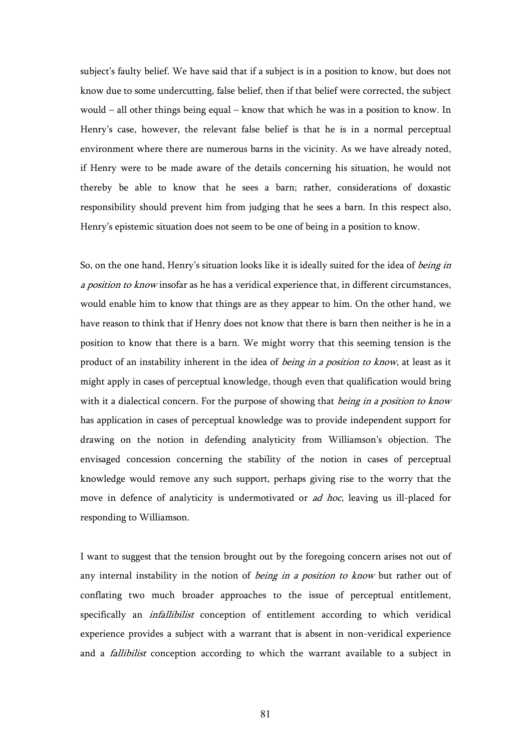subject's faulty belief. We have said that if a subject is in a position to know, but does not know due to some undercutting, false belief, then if that belief were corrected, the subject would – all other things being equal – know that which he was in a position to know. In Henry's case, however, the relevant false belief is that he is in a normal perceptual environment where there are numerous barns in the vicinity. As we have already noted, if Henry were to be made aware of the details concerning his situation, he would not thereby be able to know that he sees a barn; rather, considerations of doxastic responsibility should prevent him from judging that he sees a barn. In this respect also, Henry's epistemic situation does not seem to be one of being in a position to know.

So, on the one hand, Henry's situation looks like it is ideally suited for the idea of *being in a position to know* insofar as he has a veridical experience that, in different circumstances, would enable him to know that things are as they appear to him. On the other hand, we have reason to think that if Henry does not know that there is barn then neither is he in a position to know that there is a barn. We might worry that this seeming tension is the product of an instability inherent in the idea of *being in a position to know*, at least as it might apply in cases of perceptual knowledge, though even that qualification would bring with it a dialectical concern. For the purpose of showing that *being in a position to know* has application in cases of perceptual knowledge was to provide independent support for drawing on the notion in defending analyticity from Williamson's objection. The envisaged concession concerning the stability of the notion in cases of perceptual knowledge would remove any such support, perhaps giving rise to the worry that the move in defence of analyticity is undermotivated or *ad hoc*, leaving us ill-placed for responding to Williamson.

I want to suggest that the tension brought out by the foregoing concern arises not out of any internal instability in the notion of *being in a position to know* but rather out of conflating two much broader approaches to the issue of perceptual entitlement, specifically an *infallibilist* conception of entitlement according to which veridical experience provides a subject with a warrant that is absent in non-veridical experience and a *fallibilist* conception according to which the warrant available to a subject in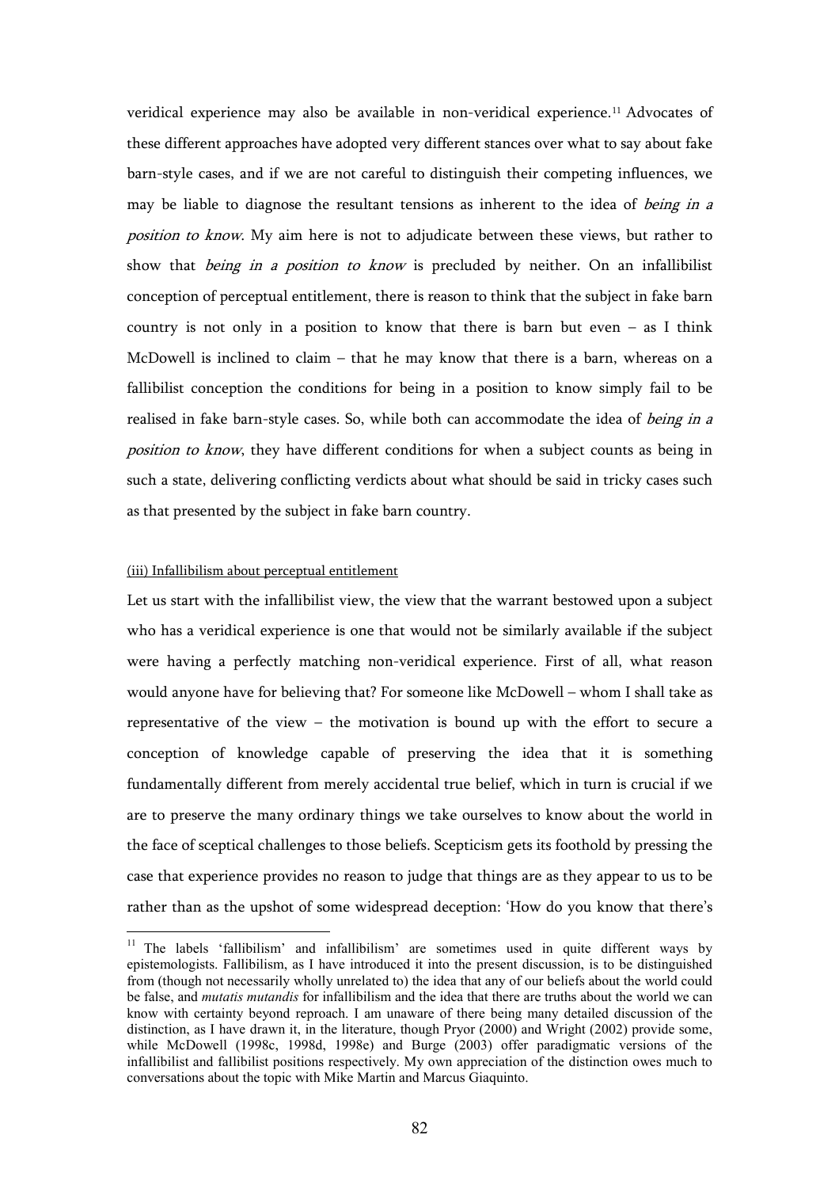veridical experience may also be available in non-veridical experience.[11] Advocates of these different approaches have adopted very different stances over what to say about fake barn-style cases, and if we are not careful to distinguish their competing influences, we may be liable to diagnose the resultant tensions as inherent to the idea of *being in a position to know*. My aim here is not to adjudicate between these views, but rather to show that *being in a position to know* is precluded by neither. On an infallibilist conception of perceptual entitlement, there is reason to think that the subject in fake barn country is not only in a position to know that there is barn but even – as I think McDowell is inclined to claim – that he may know that there is a barn, whereas on a fallibilist conception the conditions for being in a position to know simply fail to be realised in fake barn-style cases. So, while both can accommodate the idea of *being in a position to know*, they have different conditions for when a subject counts as being in such a state, delivering conflicting verdicts about what should be said in tricky cases such as that presented by the subject in fake barn country.

(iii) Infallibilism about perceptual entitlement

Let us start with the infallibilist view, the view that the warrant bestowed upon a subject who has a veridical experience is one that would not be similarly available if the subject were having a perfectly matching non-veridical experience. First of all, what reason would anyone have for believing that? For someone like McDowell – whom I shall take as representative of the view – the motivation is bound up with the effort to secure a conception of knowledge capable of preserving the idea that it is something fundamentally different from merely accidental true belief, which in turn is crucial if we are to preserve the many ordinary things we take ourselves to know about the world in the face of sceptical challenges to those beliefs. Scepticism gets its foothold by pressing the case that experience provides no reason to judge that things are as they appear to us to be rather than as the upshot of some widespread deception: 'How do you know that there's

[11] The labels 'fallibilism' and infallibilism' are sometimes used in quite different ways by epistemologists. Fallibilism, as I have introduced it into the present discussion, is to be distinguished from (though not necessarily wholly unrelated to) the idea that any of our beliefs about the world could be false, and *mutatis mutandis* for infallibilism and the idea that there are truths about the world we can know with certainty beyond reproach. I am unaware of there being many detailed discussion of the distinction, as I have drawn it, in the literature, though Pryor (2000) and Wright (2002) provide some, while McDowell (1998c, 1998d, 1998e) and Burge (2003) offer paradigmatic versions of the infallibilist and fallibilist positions respectively. My own appreciation of the distinction owes much to conversations about the topic with Mike Martin and Marcus Giaquinto.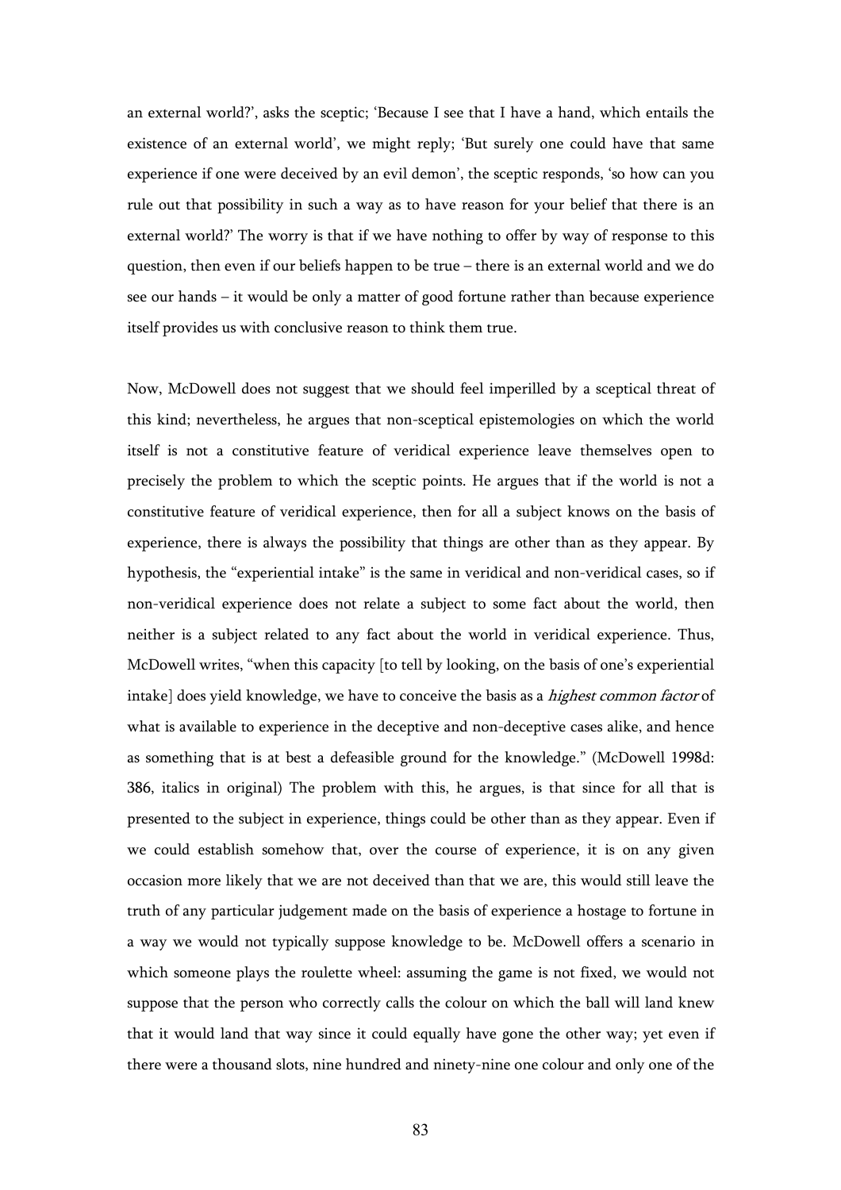an external world?', asks the sceptic; 'Because I see that I have a hand, which entails the existence of an external world', we might reply; 'But surely one could have that same experience if one were deceived by an evil demon', the sceptic responds, 'so how can you rule out that possibility in such a way as to have reason for your belief that there is an external world?' The worry is that if we have nothing to offer by way of response to this question, then even if our beliefs happen to be true – there is an external world and we do see our hands – it would be only a matter of good fortune rather than because experience itself provides us with conclusive reason to think them true.

Now, McDowell does not suggest that we should feel imperilled by a sceptical threat of this kind; nevertheless, he argues that non-sceptical epistemologies on which the world itself is not a constitutive feature of veridical experience leave themselves open to precisely the problem to which the sceptic points. He argues that if the world is not a constitutive feature of veridical experience, then for all a subject knows on the basis of experience, there is always the possibility that things are other than as they appear. By hypothesis, the "experiential intake" is the same in veridical and non-veridical cases, so if non-veridical experience does not relate a subject to some fact about the world, then neither is a subject related to any fact about the world in veridical experience. Thus, McDowell writes, "when this capacity [to tell by looking, on the basis of one's experiential intake] does yield knowledge, we have to conceive the basis as a *highest common factor* of what is available to experience in the deceptive and non-deceptive cases alike, and hence as something that is at best a defeasible ground for the knowledge." (McDowell 1998d: 386, italics in original) The problem with this, he argues, is that since for all that is presented to the subject in experience, things could be other than as they appear. Even if we could establish somehow that, over the course of experience, it is on any given occasion more likely that we are not deceived than that we are, this would still leave the truth of any particular judgement made on the basis of experience a hostage to fortune in a way we would not typically suppose knowledge to be. McDowell offers a scenario in which someone plays the roulette wheel: assuming the game is not fixed, we would not suppose that the person who correctly calls the colour on which the ball will land knew that it would land that way since it could equally have gone the other way; yet even if there were a thousand slots, nine hundred and ninety-nine one colour and only one of the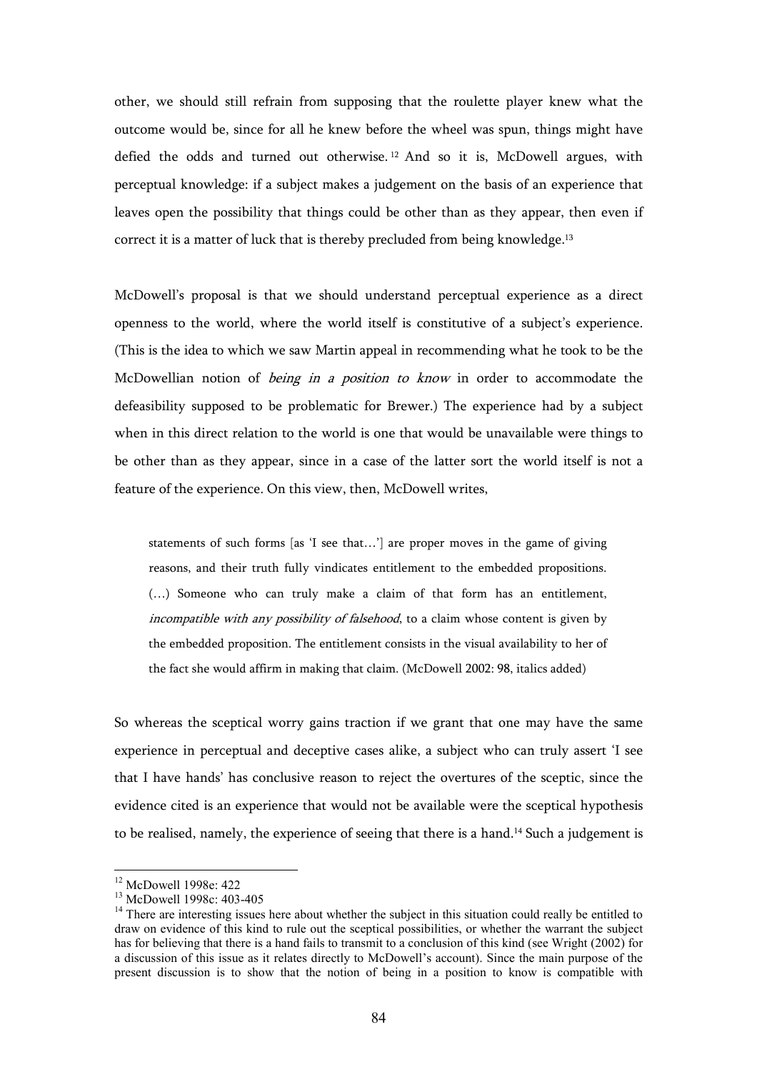other, we should still refrain from supposing that the roulette player knew what the outcome would be, since for all he knew before the wheel was spun, things might have defied the odds and turned out otherwise.[12] And so it is, McDowell argues, with perceptual knowledge: if a subject makes a judgement on the basis of an experience that leaves open the possibility that things could be other than as they appear, then even if correct it is a matter of luck that is thereby precluded from being knowledge.[13]

McDowell's proposal is that we should understand perceptual experience as a direct openness to the world, where the world itself is constitutive of a subject's experience. (This is the idea to which we saw Martin appeal in recommending what he took to be the McDowellian notion of *being in a position to know* in order to accommodate the defeasibility supposed to be problematic for Brewer.) The experience had by a subject when in this direct relation to the world is one that would be unavailable were things to be other than as they appear, since in a case of the latter sort the world itself is not a feature of the experience. On this view, then, McDowell writes,

> statements of such forms [as 'I see that…'] are proper moves in the game of giving reasons, and their truth fully vindicates entitlement to the embedded propositions. (…) Someone who can truly make a claim of that form has an entitlement, *incompatible with any possibility of falsehood*, to a claim whose content is given by the embedded proposition. The entitlement consists in the visual availability to her of the fact she would affirm in making that claim. (McDowell 2002: 98, italics added)

So whereas the sceptical worry gains traction if we grant that one may have the same experience in perceptual and deceptive cases alike, a subject who can truly assert 'I see that I have hands' has conclusive reason to reject the overtures of the sceptic, since the evidence cited is an experience that would not be available were the sceptical hypothesis to be realised, namely, the experience of seeing that there is a hand.[14] Such a judgement is

---

[12] McDowell 1998e: 422

[13] McDowell 1998c: 403-405

[14] There are interesting issues here about whether the subject in this situation could really be entitled to draw on evidence of this kind to rule out the sceptical possibilities, or whether the warrant the subject has for believing that there is a hand fails to transmit to a conclusion of this kind (see Wright (2002) for a discussion of this issue as it relates directly to McDowell's account). Since the main purpose of the present discussion is to show that the notion of being in a position to know is compatible with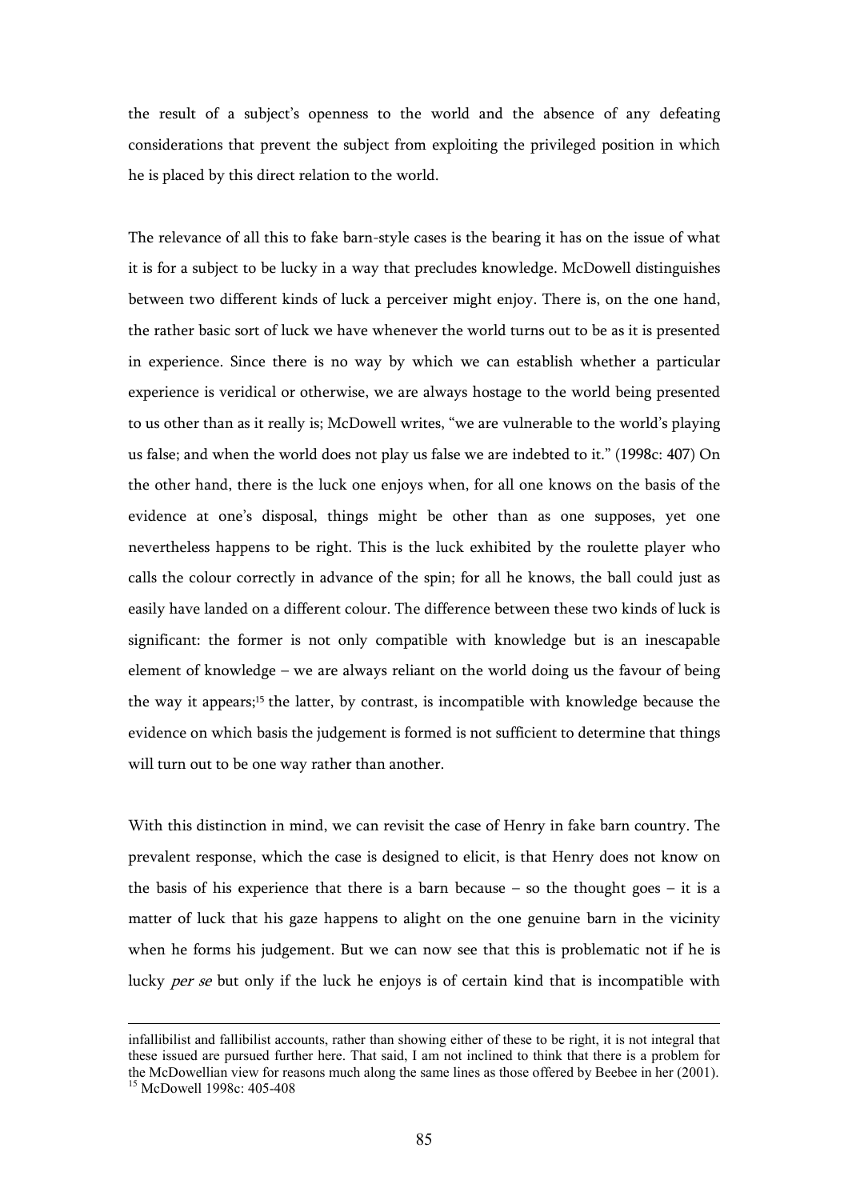the result of a subject's openness to the world and the absence of any defeating considerations that prevent the subject from exploiting the privileged position in which he is placed by this direct relation to the world.

The relevance of all this to fake barn-style cases is the bearing it has on the issue of what it is for a subject to be lucky in a way that precludes knowledge. McDowell distinguishes between two different kinds of luck a perceiver might enjoy. There is, on the one hand, the rather basic sort of luck we have whenever the world turns out to be as it is presented in experience. Since there is no way by which we can establish whether a particular experience is veridical or otherwise, we are always hostage to the world being presented to us other than as it really is; McDowell writes, "we are vulnerable to the world's playing us false; and when the world does not play us false we are indebted to it." (1998c: 407) On the other hand, there is the luck one enjoys when, for all one knows on the basis of the evidence at one's disposal, things might be other than as one supposes, yet one nevertheless happens to be right. This is the luck exhibited by the roulette player who calls the colour correctly in advance of the spin; for all he knows, the ball could just as easily have landed on a different colour. The difference between these two kinds of luck is significant: the former is not only compatible with knowledge but is an inescapable element of knowledge – we are always reliant on the world doing us the favour of being the way it appears;[15] the latter, by contrast, is incompatible with knowledge because the evidence on which basis the judgement is formed is not sufficient to determine that things will turn out to be one way rather than another.

With this distinction in mind, we can revisit the case of Henry in fake barn country. The prevalent response, which the case is designed to elicit, is that Henry does not know on the basis of his experience that there is a barn because – so the thought goes – it is a matter of luck that his gaze happens to alight on the one genuine barn in the vicinity when he forms his judgement. But we can now see that this is problematic not if he is lucky *per se* but only if the luck he enjoys is of certain kind that is incompatible with

---

infallibilist and fallibilist accounts, rather than showing either of these to be right, it is not integral that these issued are pursued further here. That said, I am not inclined to think that there is a problem for the McDowellian view for reasons much along the same lines as those offered by Beebee in her (2001).

[15] McDowell 1998c: 405-408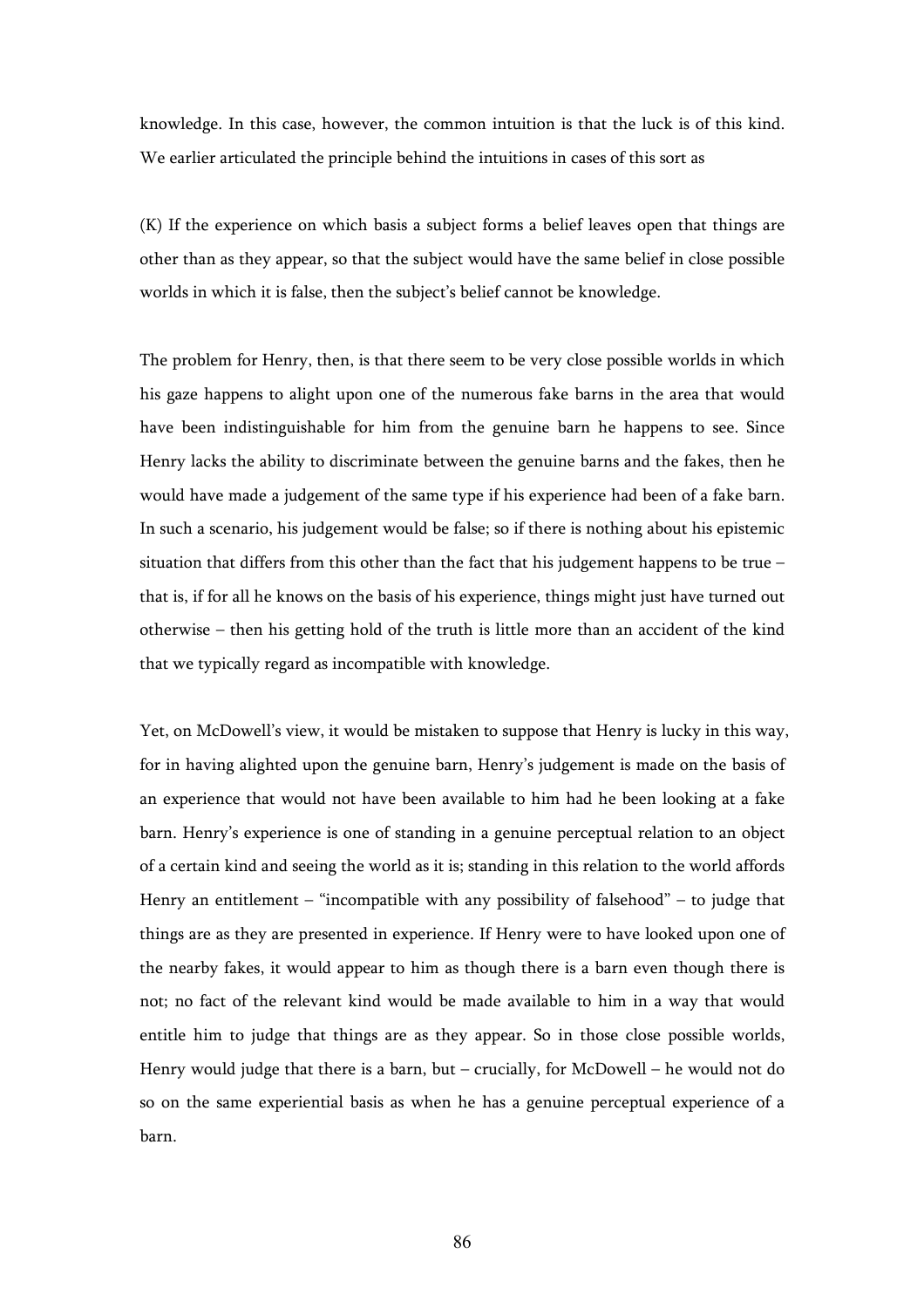knowledge. In this case, however, the common intuition is that the luck is of this kind. We earlier articulated the principle behind the intuitions in cases of this sort as

(K) If the experience on which basis a subject forms a belief leaves open that things are other than as they appear, so that the subject would have the same belief in close possible worlds in which it is false, then the subject's belief cannot be knowledge.

The problem for Henry, then, is that there seem to be very close possible worlds in which his gaze happens to alight upon one of the numerous fake barns in the area that would have been indistinguishable for him from the genuine barn he happens to see. Since Henry lacks the ability to discriminate between the genuine barns and the fakes, then he would have made a judgement of the same type if his experience had been of a fake barn. In such a scenario, his judgement would be false; so if there is nothing about his epistemic situation that differs from this other than the fact that his judgement happens to be true – that is, if for all he knows on the basis of his experience, things might just have turned out otherwise – then his getting hold of the truth is little more than an accident of the kind that we typically regard as incompatible with knowledge.

Yet, on McDowell's view, it would be mistaken to suppose that Henry is lucky in this way, for in having alighted upon the genuine barn, Henry's judgement is made on the basis of an experience that would not have been available to him had he been looking at a fake barn. Henry's experience is one of standing in a genuine perceptual relation to an object of a certain kind and seeing the world as it is; standing in this relation to the world affords Henry an entitlement – "incompatible with any possibility of falsehood" – to judge that things are as they are presented in experience. If Henry were to have looked upon one of the nearby fakes, it would appear to him as though there is a barn even though there is not; no fact of the relevant kind would be made available to him in a way that would entitle him to judge that things are as they appear. So in those close possible worlds, Henry would judge that there is a barn, but – crucially, for McDowell – he would not do so on the same experiential basis as when he has a genuine perceptual experience of a barn.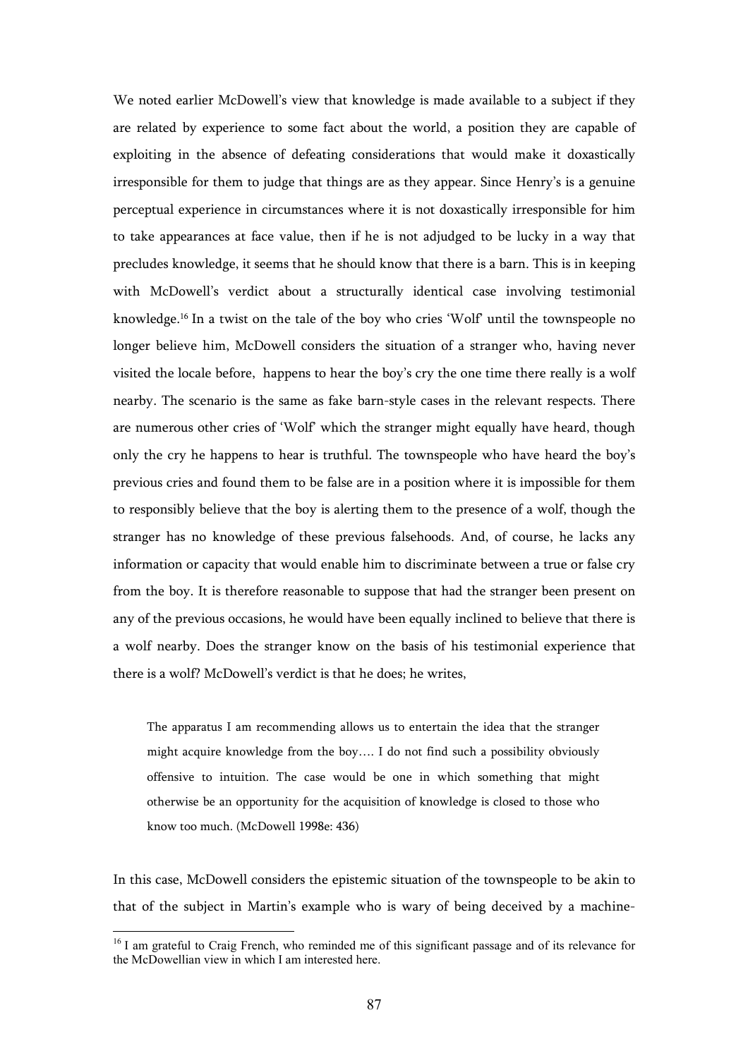We noted earlier McDowell's view that knowledge is made available to a subject if they are related by experience to some fact about the world, a position they are capable of exploiting in the absence of defeating considerations that would make it doxastically irresponsible for them to judge that things are as they appear. Since Henry's is a genuine perceptual experience in circumstances where it is not doxastically irresponsible for him to take appearances at face value, then if he is not adjudged to be lucky in a way that precludes knowledge, it seems that he should know that there is a barn. This is in keeping with McDowell's verdict about a structurally identical case involving testimonial knowledge.[16] In a twist on the tale of the boy who cries 'Wolf' until the townspeople no longer believe him, McDowell considers the situation of a stranger who, having never visited the locale before, happens to hear the boy's cry the one time there really is a wolf nearby. The scenario is the same as fake barn-style cases in the relevant respects. There are numerous other cries of 'Wolf' which the stranger might equally have heard, though only the cry he happens to hear is truthful. The townspeople who have heard the boy's previous cries and found them to be false are in a position where it is impossible for them to responsibly believe that the boy is alerting them to the presence of a wolf, though the stranger has no knowledge of these previous falsehoods. And, of course, he lacks any information or capacity that would enable him to discriminate between a true or false cry from the boy. It is therefore reasonable to suppose that had the stranger been present on any of the previous occasions, he would have been equally inclined to believe that there is a wolf nearby. Does the stranger know on the basis of his testimonial experience that there is a wolf? McDowell's verdict is that he does; he writes,

> The apparatus I am recommending allows us to entertain the idea that the stranger might acquire knowledge from the boy…. I do not find such a possibility obviously offensive to intuition. The case would be one in which something that might otherwise be an opportunity for the acquisition of knowledge is closed to those who know too much. (McDowell 1998e: 436)

In this case, McDowell considers the epistemic situation of the townspeople to be akin to that of the subject in Martin's example who is wary of being deceived by a machine-

[16] I am grateful to Craig French, who reminded me of this significant passage and of its relevance for the McDowellian view in which I am interested here.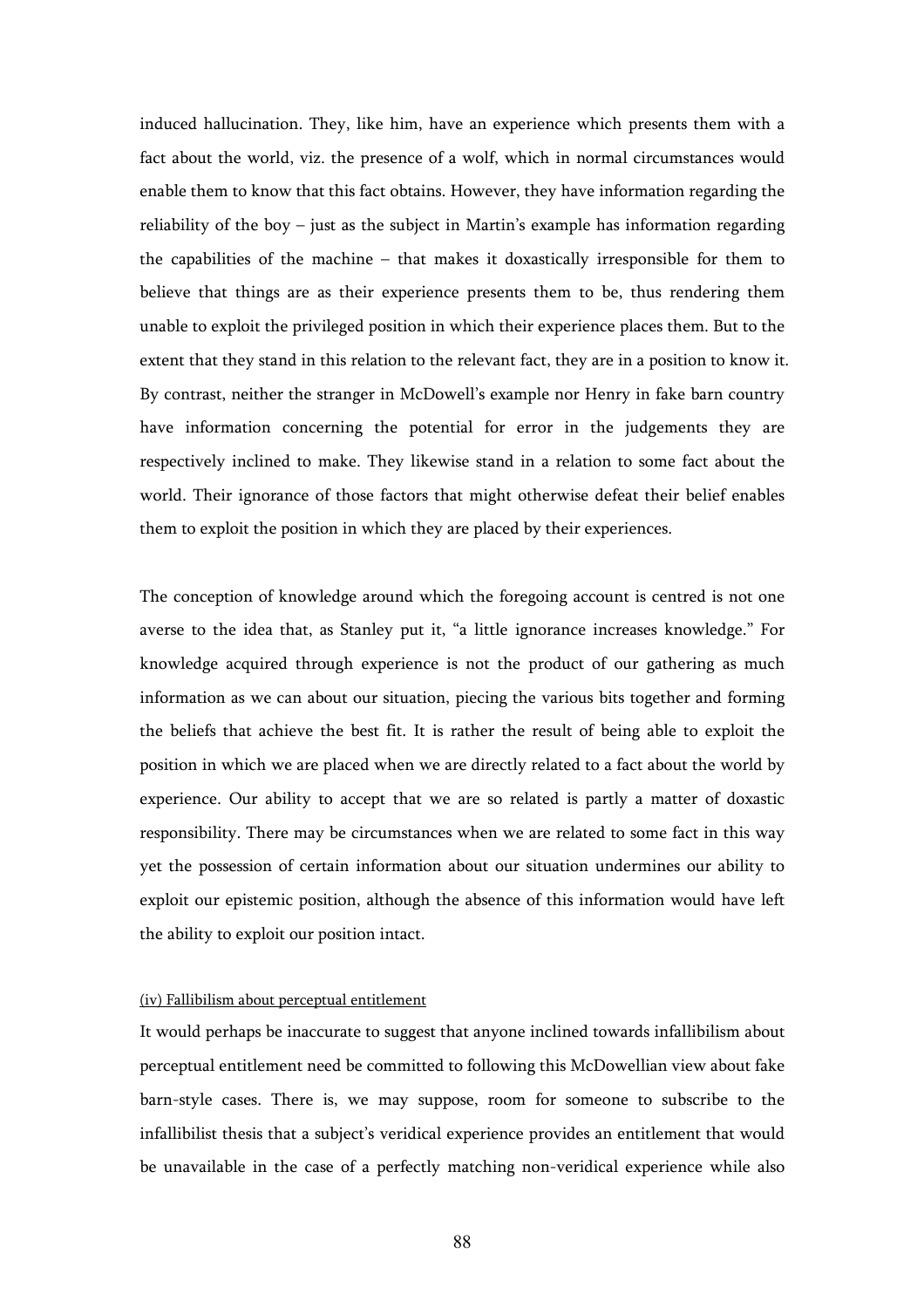induced hallucination. They, like him, have an experience which presents them with a fact about the world, viz. the presence of a wolf, which in normal circumstances would enable them to know that this fact obtains. However, they have information regarding the reliability of the boy – just as the subject in Martin's example has information regarding the capabilities of the machine – that makes it doxastically irresponsible for them to believe that things are as their experience presents them to be, thus rendering them unable to exploit the privileged position in which their experience places them. But to the extent that they stand in this relation to the relevant fact, they are in a position to know it. By contrast, neither the stranger in McDowell's example nor Henry in fake barn country have information concerning the potential for error in the judgements they are respectively inclined to make. They likewise stand in a relation to some fact about the world. Their ignorance of those factors that might otherwise defeat their belief enables them to exploit the position in which they are placed by their experiences.

The conception of knowledge around which the foregoing account is centred is not one averse to the idea that, as Stanley put it, "a little ignorance increases knowledge." For knowledge acquired through experience is not the product of our gathering as much information as we can about our situation, piecing the various bits together and forming the beliefs that achieve the best fit. It is rather the result of being able to exploit the position in which we are placed when we are directly related to a fact about the world by experience. Our ability to accept that we are so related is partly a matter of doxastic responsibility. There may be circumstances when we are related to some fact in this way yet the possession of certain information about our situation undermines our ability to exploit our epistemic position, although the absence of this information would have left the ability to exploit our position intact.

(iv) Fallibilism about perceptual entitlement

It would perhaps be inaccurate to suggest that anyone inclined towards infallibilism about perceptual entitlement need be committed to following this McDowellian view about fake barn-style cases. There is, we may suppose, room for someone to subscribe to the infallibilist thesis that a subject's veridical experience provides an entitlement that would be unavailable in the case of a perfectly matching non-veridical experience while also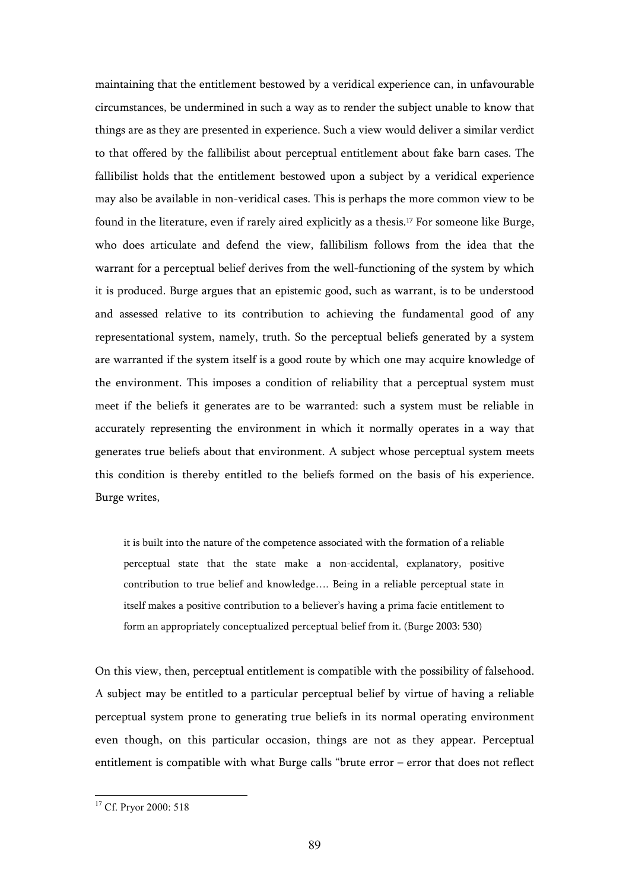maintaining that the entitlement bestowed by a veridical experience can, in unfavourable circumstances, be undermined in such a way as to render the subject unable to know that things are as they are presented in experience. Such a view would deliver a similar verdict to that offered by the fallibilist about perceptual entitlement about fake barn cases. The fallibilist holds that the entitlement bestowed upon a subject by a veridical experience may also be available in non-veridical cases. This is perhaps the more common view to be found in the literature, even if rarely aired explicitly as a thesis.[17] For someone like Burge, who does articulate and defend the view, fallibilism follows from the idea that the warrant for a perceptual belief derives from the well-functioning of the system by which it is produced. Burge argues that an epistemic good, such as warrant, is to be understood and assessed relative to its contribution to achieving the fundamental good of any representational system, namely, truth. So the perceptual beliefs generated by a system are warranted if the system itself is a good route by which one may acquire knowledge of the environment. This imposes a condition of reliability that a perceptual system must meet if the beliefs it generates are to be warranted: such a system must be reliable in accurately representing the environment in which it normally operates in a way that generates true beliefs about that environment. A subject whose perceptual system meets this condition is thereby entitled to the beliefs formed on the basis of his experience. Burge writes,

> it is built into the nature of the competence associated with the formation of a reliable perceptual state that the state make a non-accidental, explanatory, positive contribution to true belief and knowledge…. Being in a reliable perceptual state in itself makes a positive contribution to a believer's having a prima facie entitlement to form an appropriately conceptualized perceptual belief from it. (Burge 2003: 530)

On this view, then, perceptual entitlement is compatible with the possibility of falsehood. A subject may be entitled to a particular perceptual belief by virtue of having a reliable perceptual system prone to generating true beliefs in its normal operating environment even though, on this particular occasion, things are not as they appear. Perceptual entitlement is compatible with what Burge calls "brute error – error that does not reflect

---

[17] Cf. Pryor 2000: 518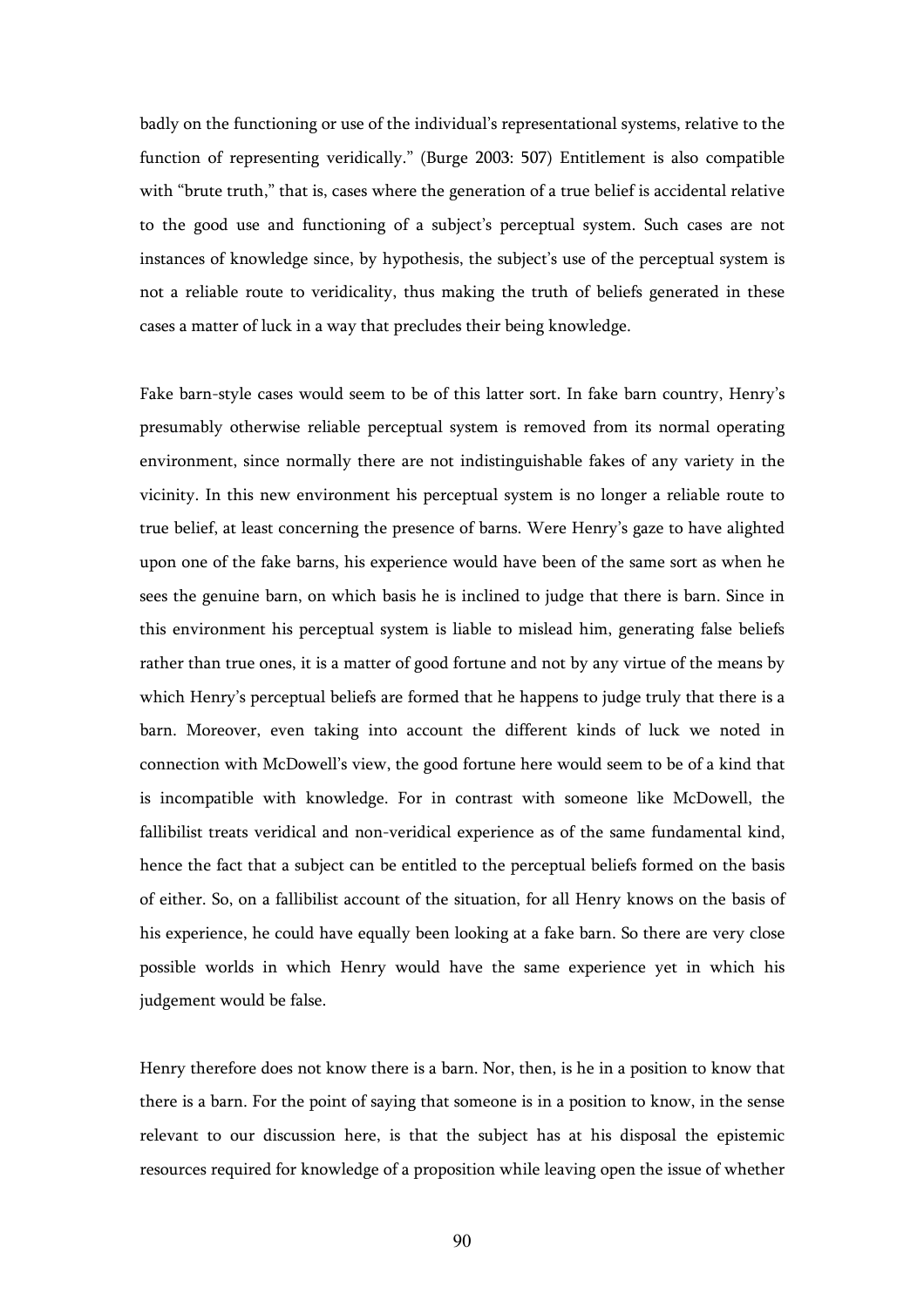badly on the functioning or use of the individual's representational systems, relative to the function of representing veridically." (Burge 2003: 507) Entitlement is also compatible with "brute truth," that is, cases where the generation of a true belief is accidental relative to the good use and functioning of a subject's perceptual system. Such cases are not instances of knowledge since, by hypothesis, the subject's use of the perceptual system is not a reliable route to veridicality, thus making the truth of beliefs generated in these cases a matter of luck in a way that precludes their being knowledge.

Fake barn-style cases would seem to be of this latter sort. In fake barn country, Henry's presumably otherwise reliable perceptual system is removed from its normal operating environment, since normally there are not indistinguishable fakes of any variety in the vicinity. In this new environment his perceptual system is no longer a reliable route to true belief, at least concerning the presence of barns. Were Henry's gaze to have alighted upon one of the fake barns, his experience would have been of the same sort as when he sees the genuine barn, on which basis he is inclined to judge that there is barn. Since in this environment his perceptual system is liable to mislead him, generating false beliefs rather than true ones, it is a matter of good fortune and not by any virtue of the means by which Henry's perceptual beliefs are formed that he happens to judge truly that there is a barn. Moreover, even taking into account the different kinds of luck we noted in connection with McDowell's view, the good fortune here would seem to be of a kind that is incompatible with knowledge. For in contrast with someone like McDowell, the fallibilist treats veridical and non-veridical experience as of the same fundamental kind, hence the fact that a subject can be entitled to the perceptual beliefs formed on the basis of either. So, on a fallibilist account of the situation, for all Henry knows on the basis of his experience, he could have equally been looking at a fake barn. So there are very close possible worlds in which Henry would have the same experience yet in which his judgement would be false.

Henry therefore does not know there is a barn. Nor, then, is he in a position to know that there is a barn. For the point of saying that someone is in a position to know, in the sense relevant to our discussion here, is that the subject has at his disposal the epistemic resources required for knowledge of a proposition while leaving open the issue of whether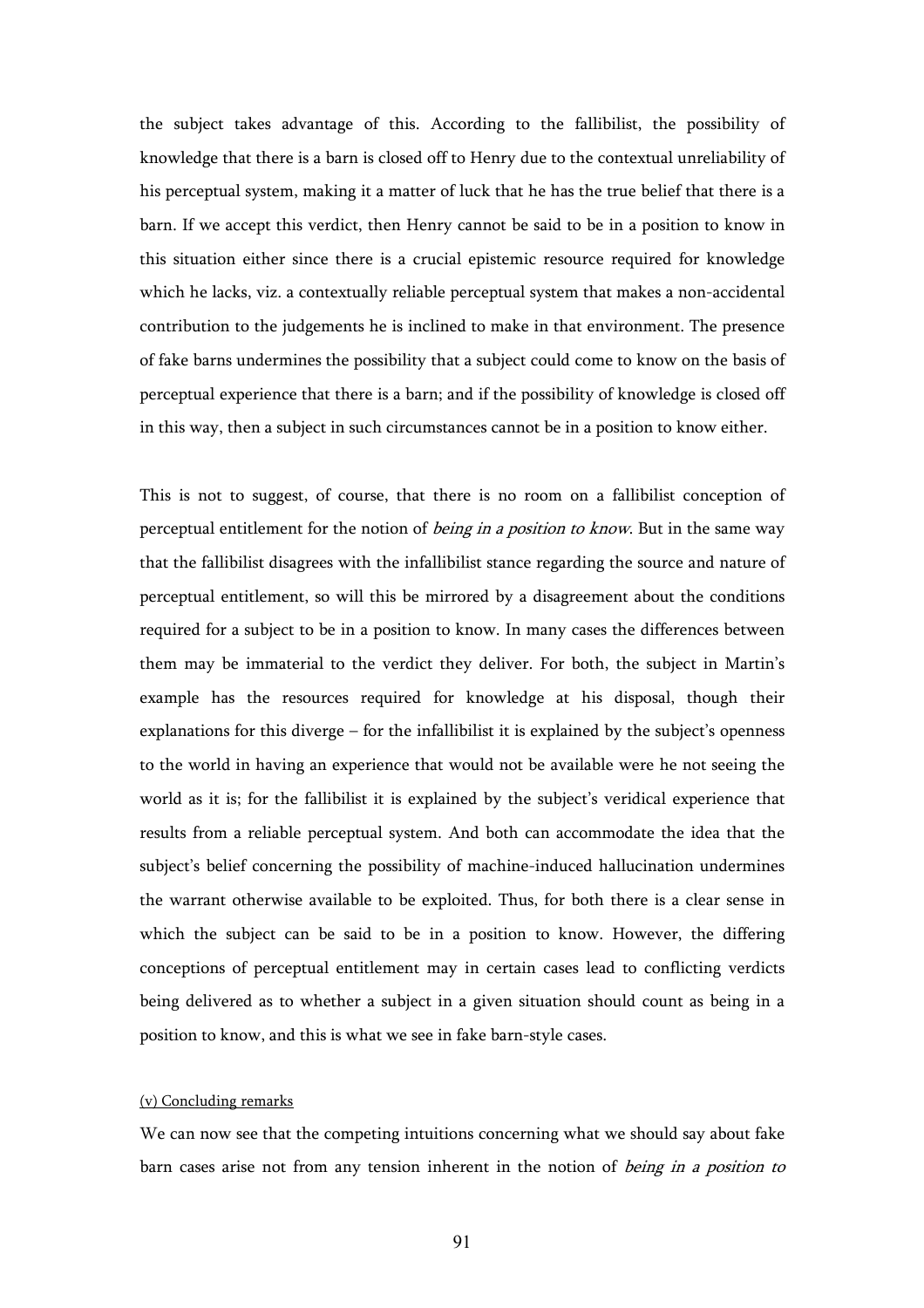the subject takes advantage of this. According to the fallibilist, the possibility of knowledge that there is a barn is closed off to Henry due to the contextual unreliability of his perceptual system, making it a matter of luck that he has the true belief that there is a barn. If we accept this verdict, then Henry cannot be said to be in a position to know in this situation either since there is a crucial epistemic resource required for knowledge which he lacks, viz. a contextually reliable perceptual system that makes a non-accidental contribution to the judgements he is inclined to make in that environment. The presence of fake barns undermines the possibility that a subject could come to know on the basis of perceptual experience that there is a barn; and if the possibility of knowledge is closed off in this way, then a subject in such circumstances cannot be in a position to know either.

This is not to suggest, of course, that there is no room on a fallibilist conception of perceptual entitlement for the notion of *being in a position to know*. But in the same way that the fallibilist disagrees with the infallibilist stance regarding the source and nature of perceptual entitlement, so will this be mirrored by a disagreement about the conditions required for a subject to be in a position to know. In many cases the differences between them may be immaterial to the verdict they deliver. For both, the subject in Martin's example has the resources required for knowledge at his disposal, though their explanations for this diverge – for the infallibilist it is explained by the subject's openness to the world in having an experience that would not be available were he not seeing the world as it is; for the fallibilist it is explained by the subject's veridical experience that results from a reliable perceptual system. And both can accommodate the idea that the subject's belief concerning the possibility of machine-induced hallucination undermines the warrant otherwise available to be exploited. Thus, for both there is a clear sense in which the subject can be said to be in a position to know. However, the differing conceptions of perceptual entitlement may in certain cases lead to conflicting verdicts being delivered as to whether a subject in a given situation should count as being in a position to know, and this is what we see in fake barn-style cases.

(v) Concluding remarks

We can now see that the competing intuitions concerning what we should say about fake barn cases arise not from any tension inherent in the notion of *being in a position to*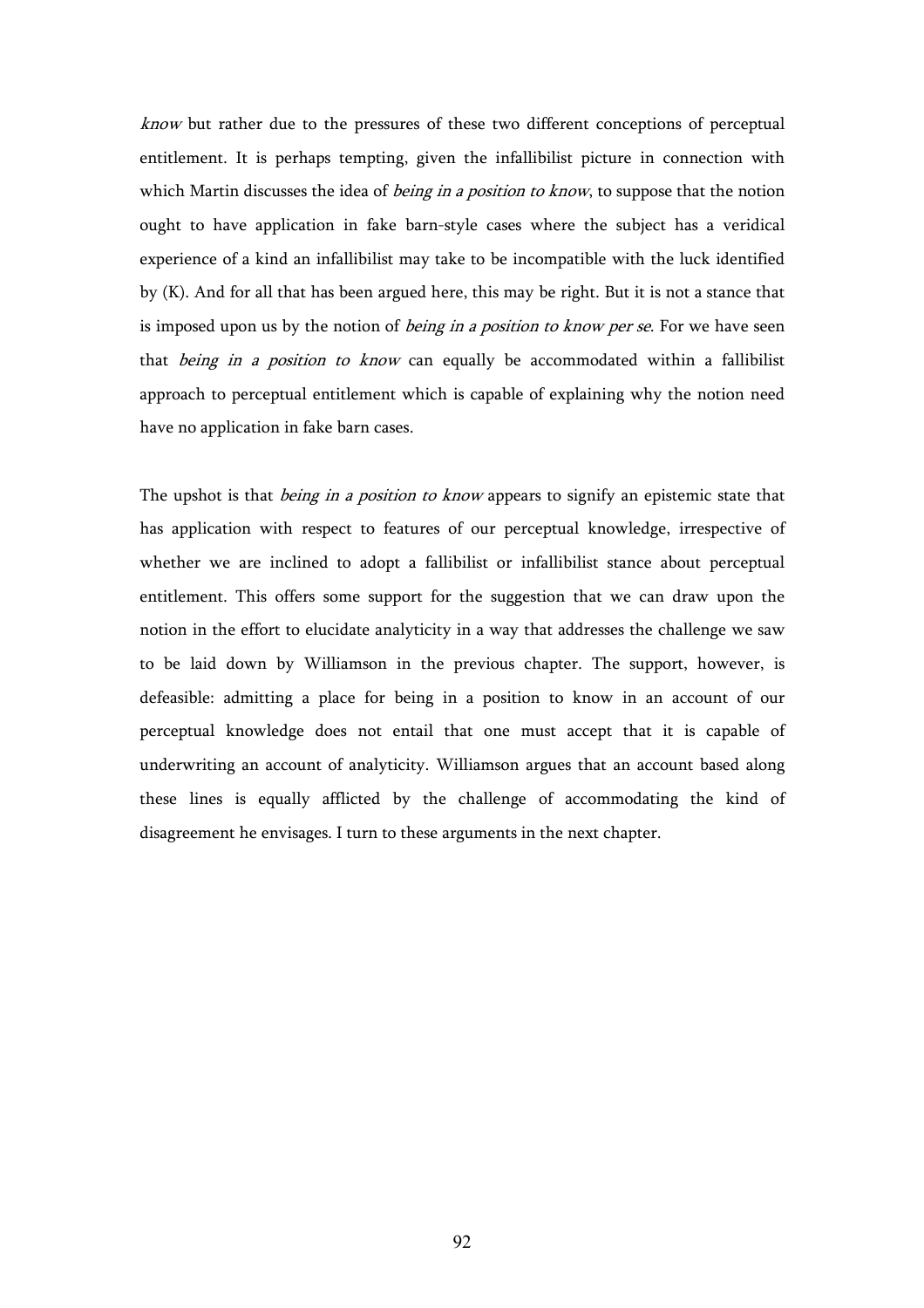*know* but rather due to the pressures of these two different conceptions of perceptual entitlement. It is perhaps tempting, given the infallibilist picture in connection with which Martin discusses the idea of *being in a position to know*, to suppose that the notion ought to have application in fake barn-style cases where the subject has a veridical experience of a kind an infallibilist may take to be incompatible with the luck identified by (K). And for all that has been argued here, this may be right. But it is not a stance that is imposed upon us by the notion of *being in a position to know per se*. For we have seen that *being in a position to know* can equally be accommodated within a fallibilist approach to perceptual entitlement which is capable of explaining why the notion need have no application in fake barn cases.

The upshot is that *being in a position to know* appears to signify an epistemic state that has application with respect to features of our perceptual knowledge, irrespective of whether we are inclined to adopt a fallibilist or infallibilist stance about perceptual entitlement. This offers some support for the suggestion that we can draw upon the notion in the effort to elucidate analyticity in a way that addresses the challenge we saw to be laid down by Williamson in the previous chapter. The support, however, is defeasible: admitting a place for being in a position to know in an account of our perceptual knowledge does not entail that one must accept that it is capable of underwriting an account of analyticity. Williamson argues that an account based along these lines is equally afflicted by the challenge of accommodating the kind of disagreement he envisages. I turn to these arguments in the next chapter.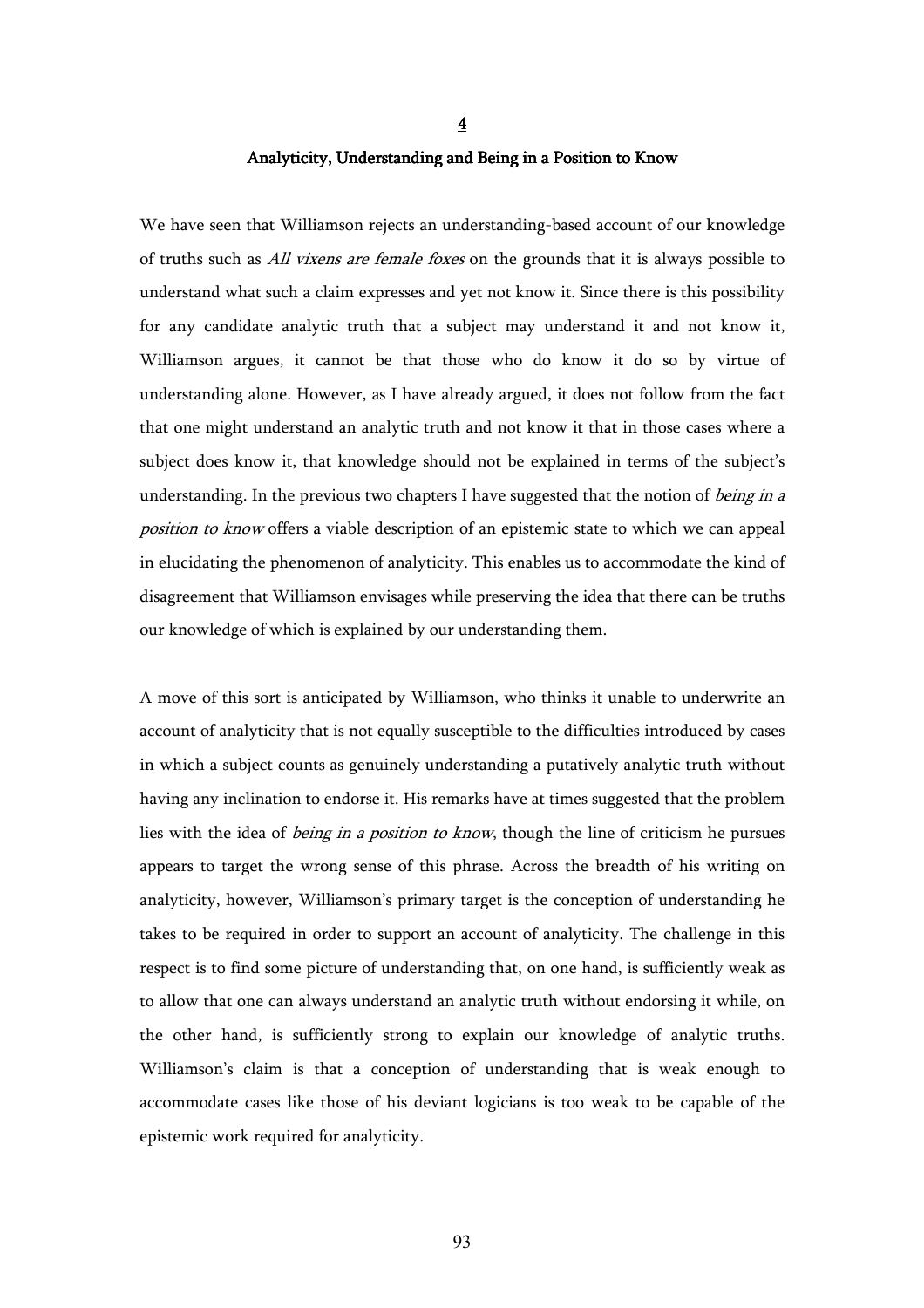# 4

## Analyticity, Understanding and Being in a Position to Know

We have seen that Williamson rejects an understanding-based account of our knowledge of truths such as *All vixens are female foxes* on the grounds that it is always possible to understand what such a claim expresses and yet not know it. Since there is this possibility for any candidate analytic truth that a subject may understand it and not know it, Williamson argues, it cannot be that those who do know it do so by virtue of understanding alone. However, as I have already argued, it does not follow from the fact that one might understand an analytic truth and not know it that in those cases where a subject does know it, that knowledge should not be explained in terms of the subject's understanding. In the previous two chapters I have suggested that the notion of *being in a position to know* offers a viable description of an epistemic state to which we can appeal in elucidating the phenomenon of analyticity. This enables us to accommodate the kind of disagreement that Williamson envisages while preserving the idea that there can be truths our knowledge of which is explained by our understanding them.

A move of this sort is anticipated by Williamson, who thinks it unable to underwrite an account of analyticity that is not equally susceptible to the difficulties introduced by cases in which a subject counts as genuinely understanding a putatively analytic truth without having any inclination to endorse it. His remarks have at times suggested that the problem lies with the idea of *being in a position to know*, though the line of criticism he pursues appears to target the wrong sense of this phrase. Across the breadth of his writing on analyticity, however, Williamson's primary target is the conception of understanding he takes to be required in order to support an account of analyticity. The challenge in this respect is to find some picture of understanding that, on one hand, is sufficiently weak as to allow that one can always understand an analytic truth without endorsing it while, on the other hand, is sufficiently strong to explain our knowledge of analytic truths. Williamson's claim is that a conception of understanding that is weak enough to accommodate cases like those of his deviant logicians is too weak to be capable of the epistemic work required for analyticity.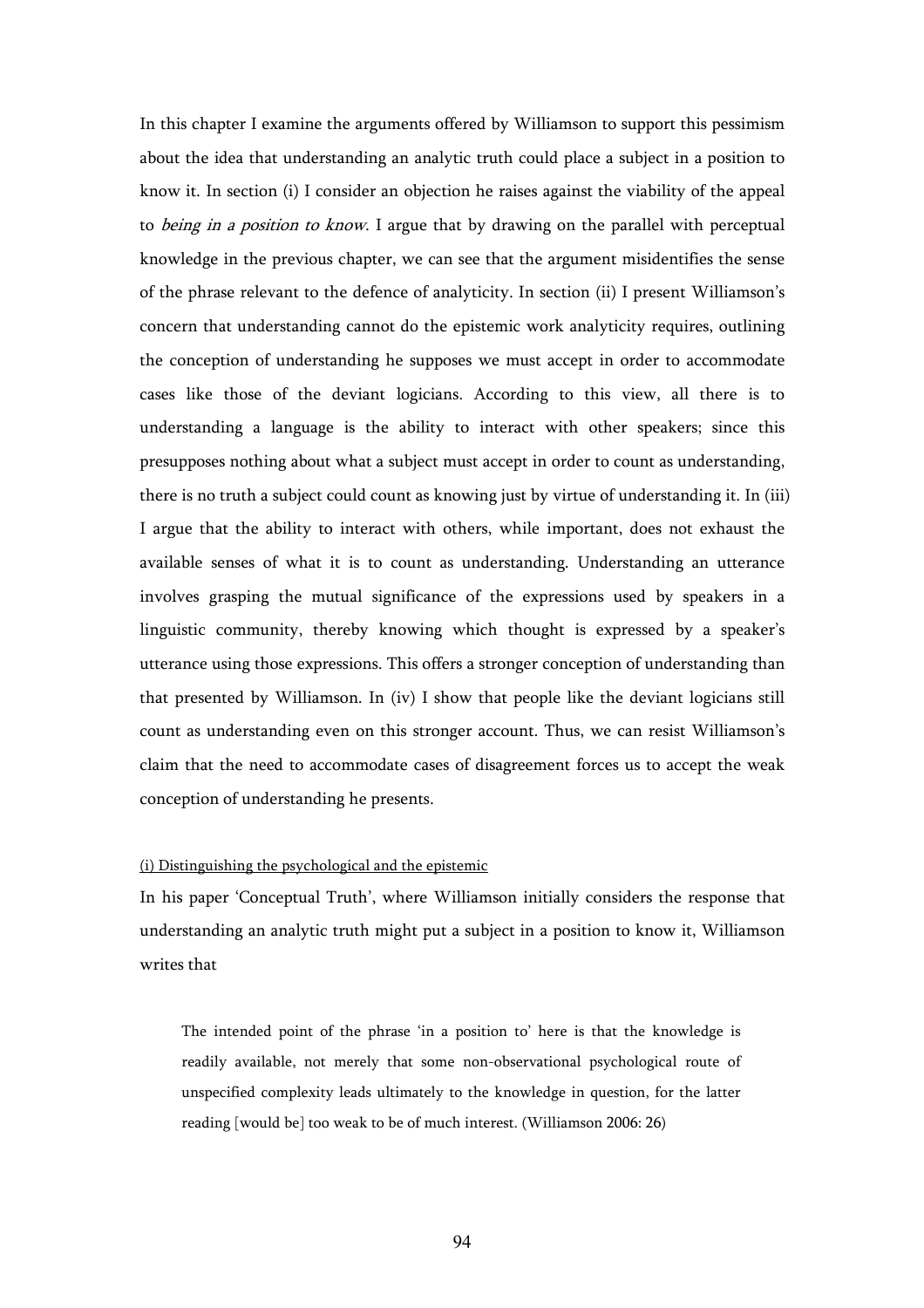In this chapter I examine the arguments offered by Williamson to support this pessimism about the idea that understanding an analytic truth could place a subject in a position to know it. In section (i) I consider an objection he raises against the viability of the appeal to *being in a position to know*. I argue that by drawing on the parallel with perceptual knowledge in the previous chapter, we can see that the argument misidentifies the sense of the phrase relevant to the defence of analyticity. In section (ii) I present Williamson's concern that understanding cannot do the epistemic work analyticity requires, outlining the conception of understanding he supposes we must accept in order to accommodate cases like those of the deviant logicians. According to this view, all there is to understanding a language is the ability to interact with other speakers; since this presupposes nothing about what a subject must accept in order to count as understanding, there is no truth a subject could count as knowing just by virtue of understanding it. In (iii) I argue that the ability to interact with others, while important, does not exhaust the available senses of what it is to count as understanding. Understanding an utterance involves grasping the mutual significance of the expressions used by speakers in a linguistic community, thereby knowing which thought is expressed by a speaker's utterance using those expressions. This offers a stronger conception of understanding than that presented by Williamson. In (iv) I show that people like the deviant logicians still count as understanding even on this stronger account. Thus, we can resist Williamson's claim that the need to accommodate cases of disagreement forces us to accept the weak conception of understanding he presents.

<u>(i) Distinguishing the psychological and the epistemic</u>

In his paper 'Conceptual Truth', where Williamson initially considers the response that understanding an analytic truth might put a subject in a position to know it, Williamson writes that

> The intended point of the phrase 'in a position to' here is that the knowledge is readily available, not merely that some non-observational psychological route of unspecified complexity leads ultimately to the knowledge in question, for the latter reading [would be] too weak to be of much interest. (Williamson 2006: 26)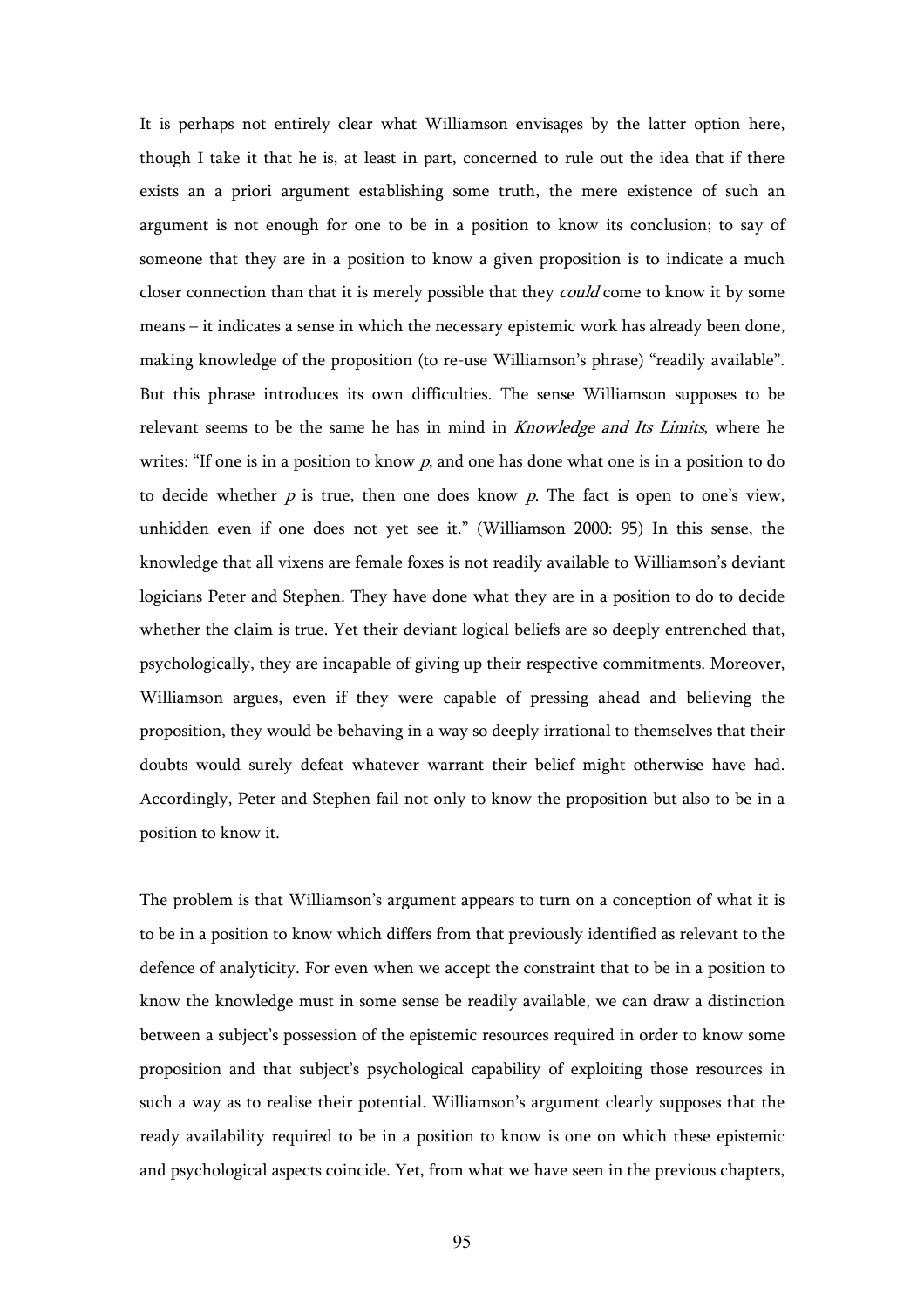It is perhaps not entirely clear what Williamson envisages by the latter option here, though I take it that he is, at least in part, concerned to rule out the idea that if there exists an a priori argument establishing some truth, the mere existence of such an argument is not enough for one to be in a position to know its conclusion; to say of someone that they are in a position to know a given proposition is to indicate a much closer connection than that it is merely possible that they *could* come to know it by some means – it indicates a sense in which the necessary epistemic work has already been done, making knowledge of the proposition (to re-use Williamson's phrase) "readily available". But this phrase introduces its own difficulties. The sense Williamson supposes to be relevant seems to be the same he has in mind in *Knowledge and Its Limits*, where he writes: "If one is in a position to know *p*, and one has done what one is in a position to do to decide whether *p* is true, then one does know *p*. The fact is open to one's view, unhidden even if one does not yet see it." (Williamson 2000: 95) In this sense, the knowledge that all vixens are female foxes is not readily available to Williamson's deviant logicians Peter and Stephen. They have done what they are in a position to do to decide whether the claim is true. Yet their deviant logical beliefs are so deeply entrenched that, psychologically, they are incapable of giving up their respective commitments. Moreover, Williamson argues, even if they were capable of pressing ahead and believing the proposition, they would be behaving in a way so deeply irrational to themselves that their doubts would surely defeat whatever warrant their belief might otherwise have had. Accordingly, Peter and Stephen fail not only to know the proposition but also to be in a position to know it.

The problem is that Williamson's argument appears to turn on a conception of what it is to be in a position to know which differs from that previously identified as relevant to the defence of analyticity. For even when we accept the constraint that to be in a position to know the knowledge must in some sense be readily available, we can draw a distinction between a subject's possession of the epistemic resources required in order to know some proposition and that subject's psychological capability of exploiting those resources in such a way as to realise their potential. Williamson's argument clearly supposes that the ready availability required to be in a position to know is one on which these epistemic and psychological aspects coincide. Yet, from what we have seen in the previous chapters,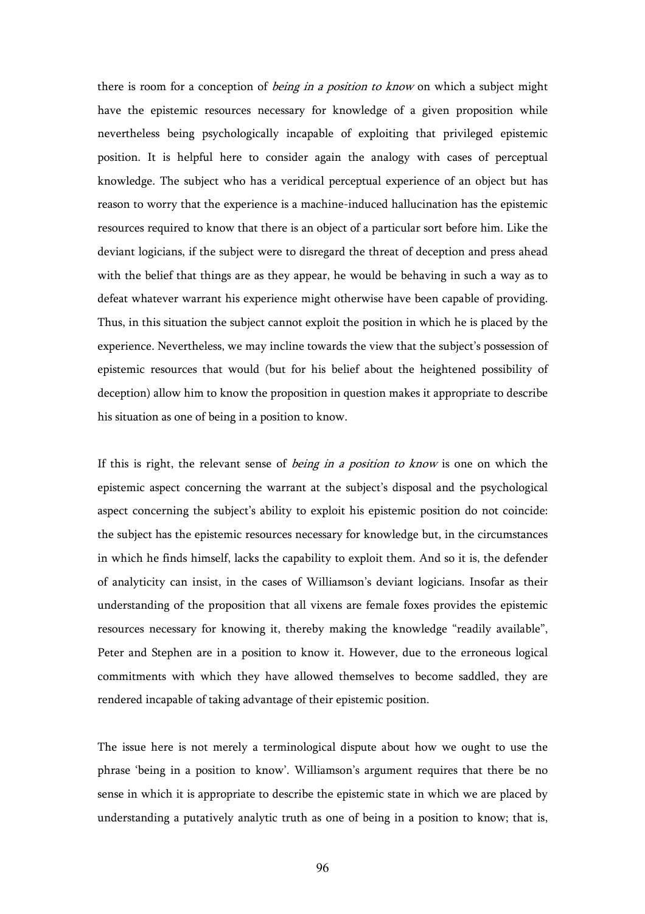there is room for a conception of *being in a position to know* on which a subject might have the epistemic resources necessary for knowledge of a given proposition while nevertheless being psychologically incapable of exploiting that privileged epistemic position. It is helpful here to consider again the analogy with cases of perceptual knowledge. The subject who has a veridical perceptual experience of an object but has reason to worry that the experience is a machine-induced hallucination has the epistemic resources required to know that there is an object of a particular sort before him. Like the deviant logicians, if the subject were to disregard the threat of deception and press ahead with the belief that things are as they appear, he would be behaving in such a way as to defeat whatever warrant his experience might otherwise have been capable of providing. Thus, in this situation the subject cannot exploit the position in which he is placed by the experience. Nevertheless, we may incline towards the view that the subject's possession of epistemic resources that would (but for his belief about the heightened possibility of deception) allow him to know the proposition in question makes it appropriate to describe his situation as one of being in a position to know.

If this is right, the relevant sense of *being in a position to know* is one on which the epistemic aspect concerning the warrant at the subject's disposal and the psychological aspect concerning the subject's ability to exploit his epistemic position do not coincide: the subject has the epistemic resources necessary for knowledge but, in the circumstances in which he finds himself, lacks the capability to exploit them. And so it is, the defender of analyticity can insist, in the cases of Williamson's deviant logicians. Insofar as their understanding of the proposition that all vixens are female foxes provides the epistemic resources necessary for knowing it, thereby making the knowledge "readily available", Peter and Stephen are in a position to know it. However, due to the erroneous logical commitments with which they have allowed themselves to become saddled, they are rendered incapable of taking advantage of their epistemic position.

The issue here is not merely a terminological dispute about how we ought to use the phrase 'being in a position to know'. Williamson's argument requires that there be no sense in which it is appropriate to describe the epistemic state in which we are placed by understanding a putatively analytic truth as one of being in a position to know; that is,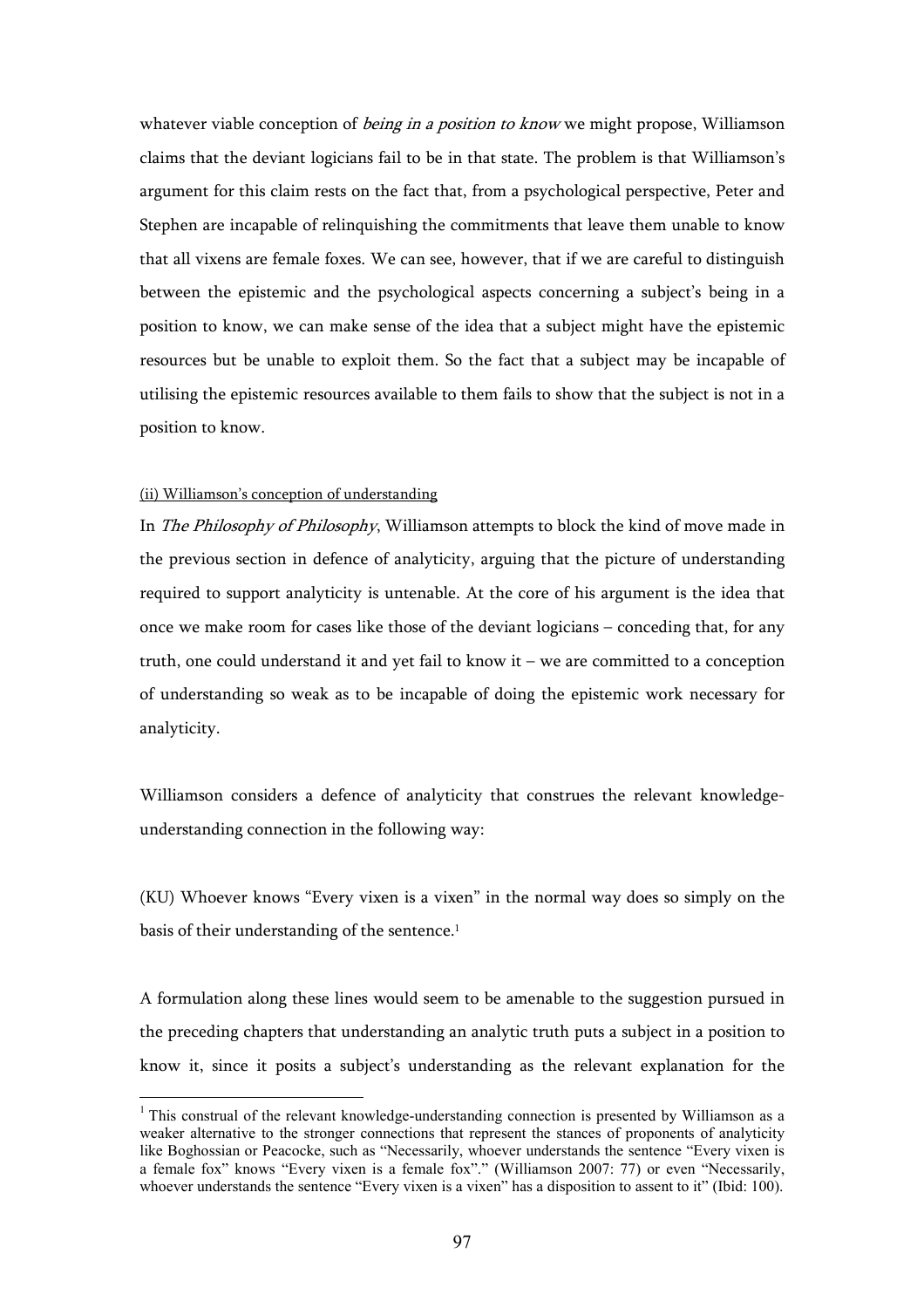whatever viable conception of *being in a position to know* we might propose, Williamson claims that the deviant logicians fail to be in that state. The problem is that Williamson's argument for this claim rests on the fact that, from a psychological perspective, Peter and Stephen are incapable of relinquishing the commitments that leave them unable to know that all vixens are female foxes. We can see, however, that if we are careful to distinguish between the epistemic and the psychological aspects concerning a subject's being in a position to know, we can make sense of the idea that a subject might have the epistemic resources but be unable to exploit them. So the fact that a subject may be incapable of utilising the epistemic resources available to them fails to show that the subject is not in a position to know.

<u>(ii) Williamson's conception of understanding</u>

In *The Philosophy of Philosophy*, Williamson attempts to block the kind of move made in the previous section in defence of analyticity, arguing that the picture of understanding required to support analyticity is untenable. At the core of his argument is the idea that once we make room for cases like those of the deviant logicians – conceding that, for any truth, one could understand it and yet fail to know it – we are committed to a conception of understanding so weak as to be incapable of doing the epistemic work necessary for analyticity.

Williamson considers a defence of analyticity that construes the relevant knowledge-understanding connection in the following way:

(KU) Whoever knows "Every vixen is a vixen" in the normal way does so simply on the basis of their understanding of the sentence.[1]

A formulation along these lines would seem to be amenable to the suggestion pursued in the preceding chapters that understanding an analytic truth puts a subject in a position to know it, since it posits a subject's understanding as the relevant explanation for the

---

[1] This construal of the relevant knowledge-understanding connection is presented by Williamson as a weaker alternative to the stronger connections that represent the stances of proponents of analyticity like Boghossian or Peacocke, such as "Necessarily, whoever understands the sentence "Every vixen is a female fox" knows "Every vixen is a female fox"." (Williamson 2007: 77) or even "Necessarily, whoever understands the sentence "Every vixen is a vixen" has a disposition to assent to it" (Ibid: 100).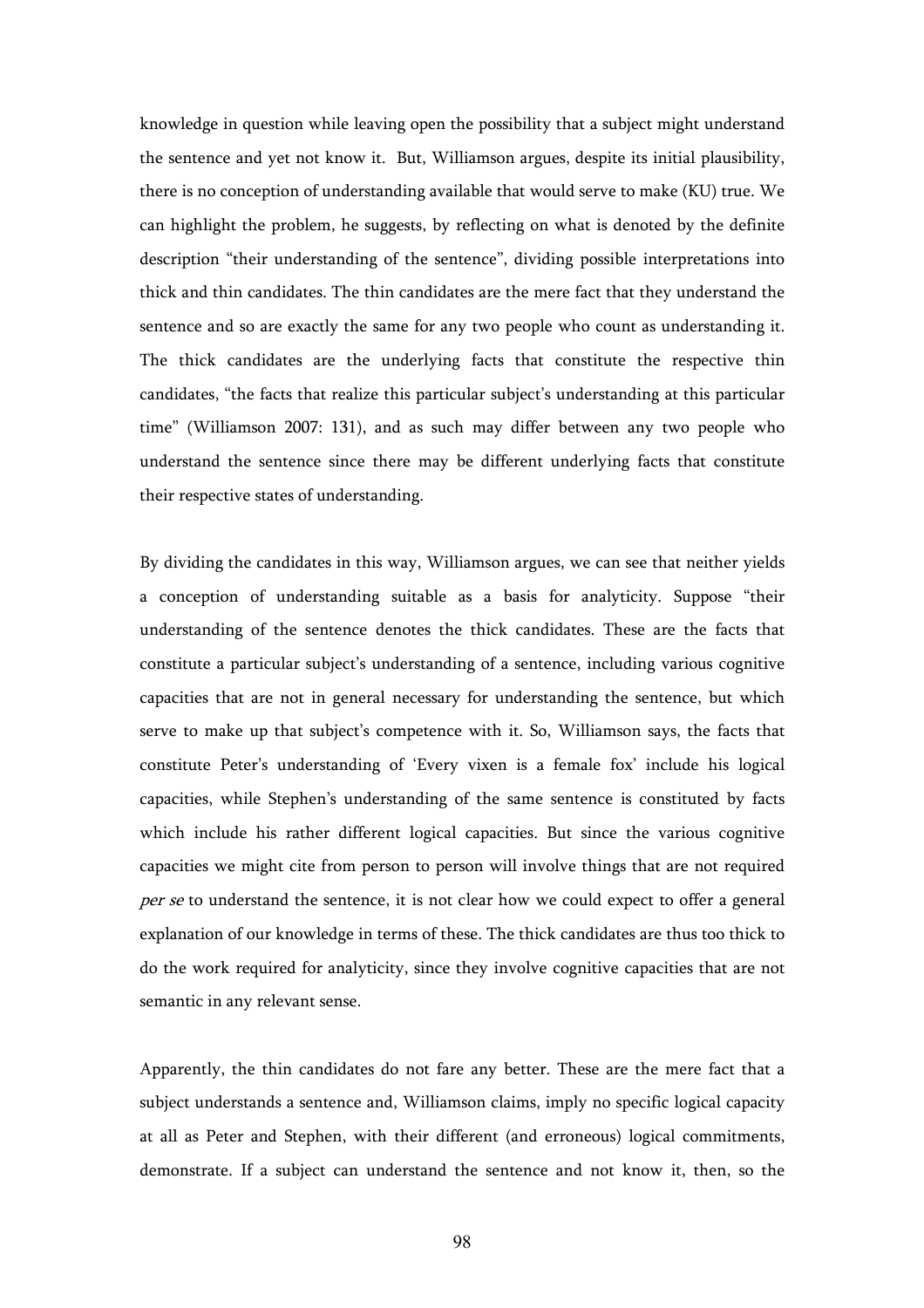knowledge in question while leaving open the possibility that a subject might understand the sentence and yet not know it. But, Williamson argues, despite its initial plausibility, there is no conception of understanding available that would serve to make (KU) true. We can highlight the problem, he suggests, by reflecting on what is denoted by the definite description "their understanding of the sentence", dividing possible interpretations into thick and thin candidates. The thin candidates are the mere fact that they understand the sentence and so are exactly the same for any two people who count as understanding it. The thick candidates are the underlying facts that constitute the respective thin candidates, "the facts that realize this particular subject's understanding at this particular time" (Williamson 2007: 131), and as such may differ between any two people who understand the sentence since there may be different underlying facts that constitute their respective states of understanding.

By dividing the candidates in this way, Williamson argues, we can see that neither yields a conception of understanding suitable as a basis for analyticity. Suppose "their understanding of the sentence denotes the thick candidates. These are the facts that constitute a particular subject's understanding of a sentence, including various cognitive capacities that are not in general necessary for understanding the sentence, but which serve to make up that subject's competence with it. So, Williamson says, the facts that constitute Peter's understanding of 'Every vixen is a female fox' include his logical capacities, while Stephen's understanding of the same sentence is constituted by facts which include his rather different logical capacities. But since the various cognitive capacities we might cite from person to person will involve things that are not required *per se* to understand the sentence, it is not clear how we could expect to offer a general explanation of our knowledge in terms of these. The thick candidates are thus too thick to do the work required for analyticity, since they involve cognitive capacities that are not semantic in any relevant sense.

Apparently, the thin candidates do not fare any better. These are the mere fact that a subject understands a sentence and, Williamson claims, imply no specific logical capacity at all as Peter and Stephen, with their different (and erroneous) logical commitments, demonstrate. If a subject can understand the sentence and not know it, then, so the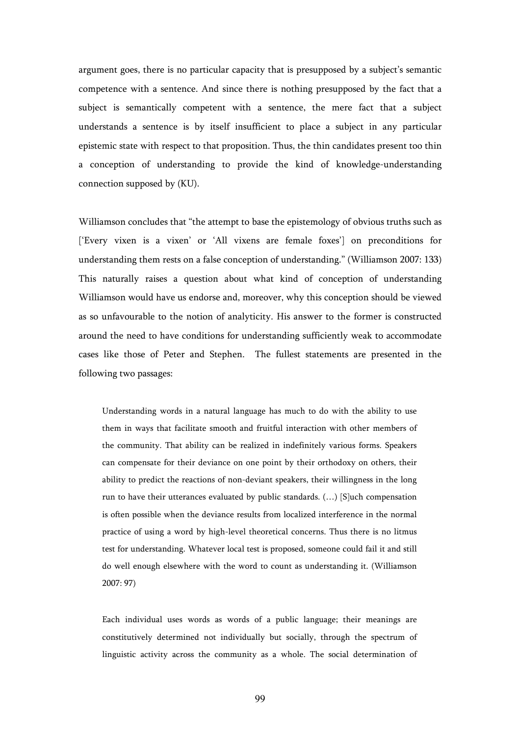argument goes, there is no particular capacity that is presupposed by a subject's semantic competence with a sentence. And since there is nothing presupposed by the fact that a subject is semantically competent with a sentence, the mere fact that a subject understands a sentence is by itself insufficient to place a subject in any particular epistemic state with respect to that proposition. Thus, the thin candidates present too thin a conception of understanding to provide the kind of knowledge-understanding connection supposed by (KU).

Williamson concludes that "the attempt to base the epistemology of obvious truths such as ['Every vixen is a vixen' or 'All vixens are female foxes'] on preconditions for understanding them rests on a false conception of understanding." (Williamson 2007: 133) This naturally raises a question about what kind of conception of understanding Williamson would have us endorse and, moreover, why this conception should be viewed as so unfavourable to the notion of analyticity. His answer to the former is constructed around the need to have conditions for understanding sufficiently weak to accommodate cases like those of Peter and Stephen. The fullest statements are presented in the following two passages:

> Understanding words in a natural language has much to do with the ability to use them in ways that facilitate smooth and fruitful interaction with other members of the community. That ability can be realized in indefinitely various forms. Speakers can compensate for their deviance on one point by their orthodoxy on others, their ability to predict the reactions of non-deviant speakers, their willingness in the long run to have their utterances evaluated by public standards. (…) [S]uch compensation is often possible when the deviance results from localized interference in the normal practice of using a word by high-level theoretical concerns. Thus there is no litmus test for understanding. Whatever local test is proposed, someone could fail it and still do well enough elsewhere with the word to count as understanding it. (Williamson 2007: 97)

> Each individual uses words as words of a public language; their meanings are constitutively determined not individually but socially, through the spectrum of linguistic activity across the community as a whole. The social determination of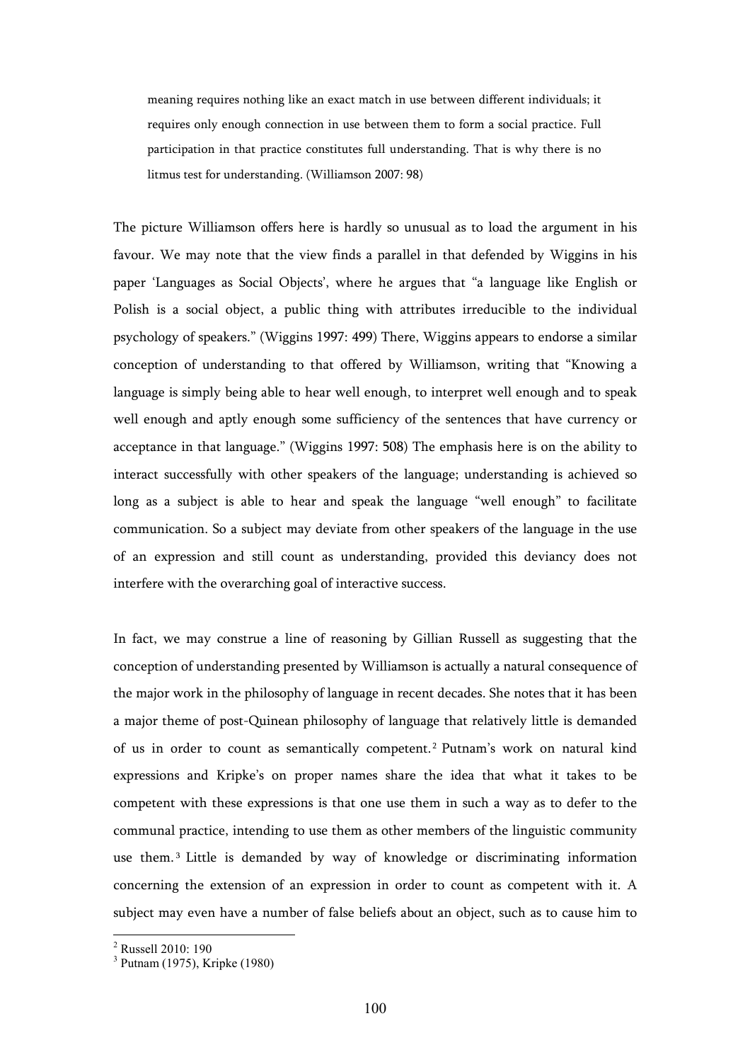> meaning requires nothing like an exact match in use between different individuals; it requires only enough connection in use between them to form a social practice. Full participation in that practice constitutes full understanding. That is why there is no litmus test for understanding. (Williamson 2007: 98)

The picture Williamson offers here is hardly so unusual as to load the argument in his favour. We may note that the view finds a parallel in that defended by Wiggins in his paper 'Languages as Social Objects', where he argues that "a language like English or Polish is a social object, a public thing with attributes irreducible to the individual psychology of speakers." (Wiggins 1997: 499) There, Wiggins appears to endorse a similar conception of understanding to that offered by Williamson, writing that "Knowing a language is simply being able to hear well enough, to interpret well enough and to speak well enough and aptly enough some sufficiency of the sentences that have currency or acceptance in that language." (Wiggins 1997: 508) The emphasis here is on the ability to interact successfully with other speakers of the language; understanding is achieved so long as a subject is able to hear and speak the language "well enough" to facilitate communication. So a subject may deviate from other speakers of the language in the use of an expression and still count as understanding, provided this deviancy does not interfere with the overarching goal of interactive success.

In fact, we may construe a line of reasoning by Gillian Russell as suggesting that the conception of understanding presented by Williamson is actually a natural consequence of the major work in the philosophy of language in recent decades. She notes that it has been a major theme of post-Quinean philosophy of language that relatively little is demanded of us in order to count as semantically competent.[2] Putnam's work on natural kind expressions and Kripke's on proper names share the idea that what it takes to be competent with these expressions is that one use them in such a way as to defer to the communal practice, intending to use them as other members of the linguistic community use them.[3] Little is demanded by way of knowledge or discriminating information concerning the extension of an expression in order to count as competent with it. A subject may even have a number of false beliefs about an object, such as to cause him to

[2] Russell 2010: 190

[3] Putnam (1975), Kripke (1980)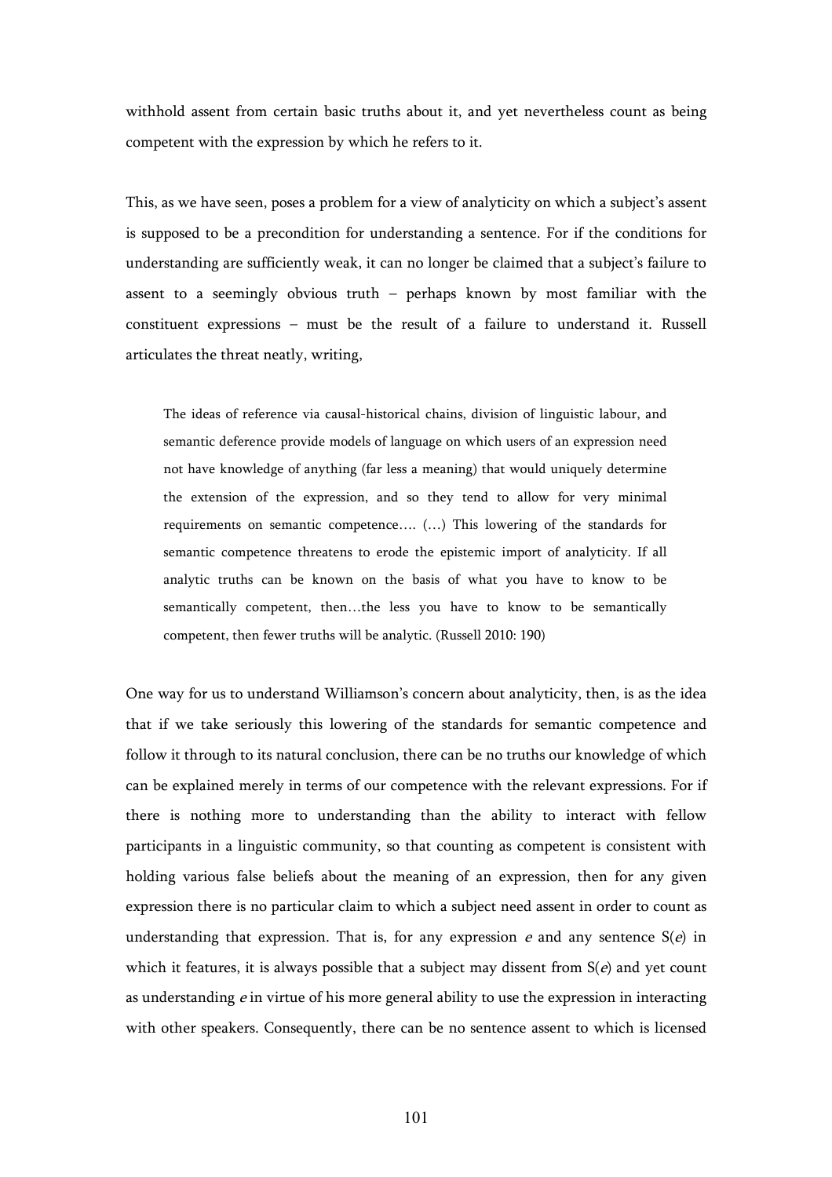withhold assent from certain basic truths about it, and yet nevertheless count as being competent with the expression by which he refers to it.

This, as we have seen, poses a problem for a view of analyticity on which a subject's assent is supposed to be a precondition for understanding a sentence. For if the conditions for understanding are sufficiently weak, it can no longer be claimed that a subject's failure to assent to a seemingly obvious truth – perhaps known by most familiar with the constituent expressions – must be the result of a failure to understand it. Russell articulates the threat neatly, writing,

> The ideas of reference via causal-historical chains, division of linguistic labour, and semantic deference provide models of language on which users of an expression need not have knowledge of anything (far less a meaning) that would uniquely determine the extension of the expression, and so they tend to allow for very minimal requirements on semantic competence…. (…) This lowering of the standards for semantic competence threatens to erode the epistemic import of analyticity. If all analytic truths can be known on the basis of what you have to know to be semantically competent, then…the less you have to know to be semantically competent, then fewer truths will be analytic. (Russell 2010: 190)

One way for us to understand Williamson's concern about analyticity, then, is as the idea that if we take seriously this lowering of the standards for semantic competence and follow it through to its natural conclusion, there can be no truths our knowledge of which can be explained merely in terms of our competence with the relevant expressions. For if there is nothing more to understanding than the ability to interact with fellow participants in a linguistic community, so that counting as competent is consistent with holding various false beliefs about the meaning of an expression, then for any given expression there is no particular claim to which a subject need assent in order to count as understanding that expression. That is, for any expression *e* and any sentence S(*e*) in which it features, it is always possible that a subject may dissent from S(*e*) and yet count as understanding *e* in virtue of his more general ability to use the expression in interacting with other speakers. Consequently, there can be no sentence assent to which is licensed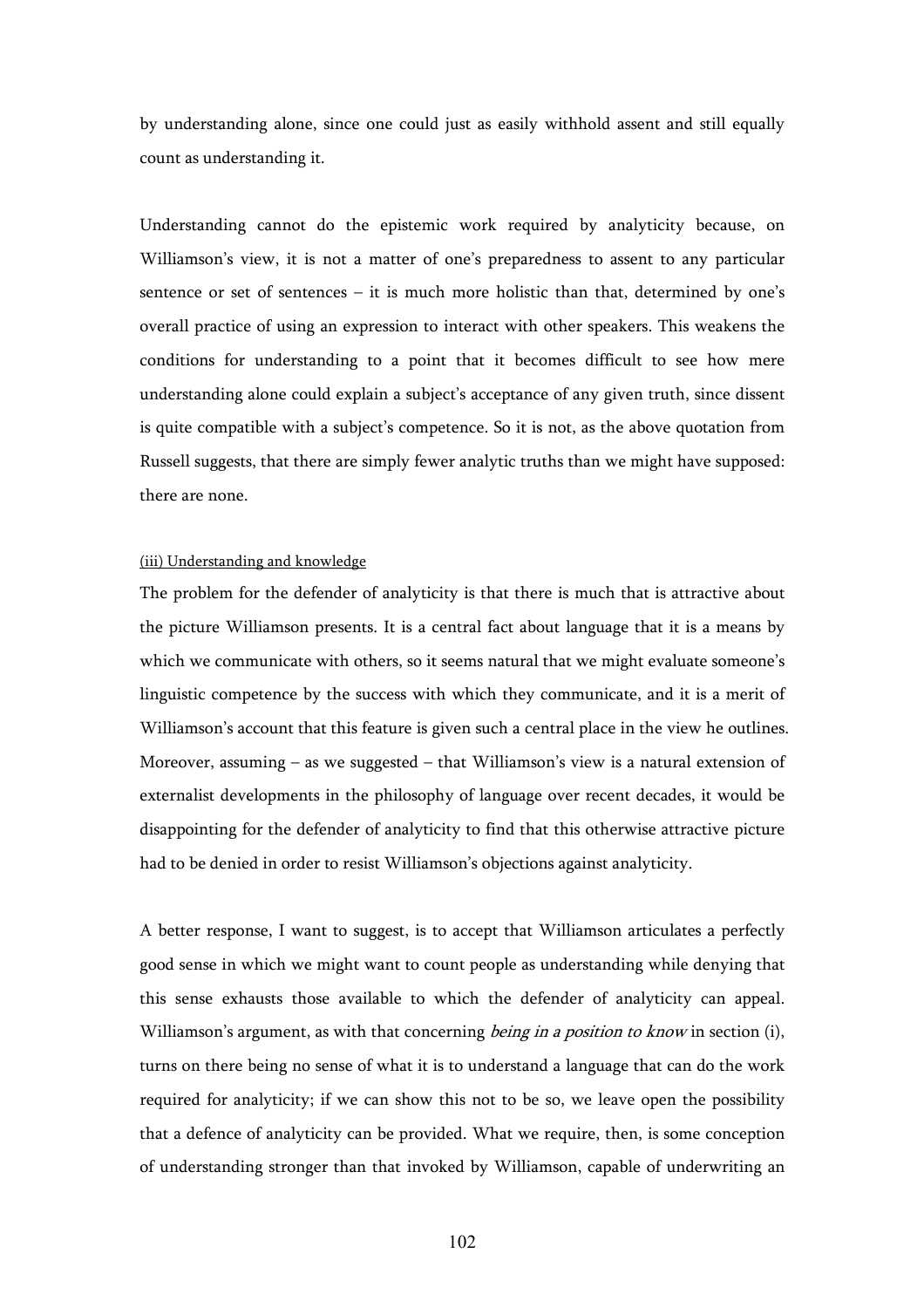by understanding alone, since one could just as easily withhold assent and still equally count as understanding it.

Understanding cannot do the epistemic work required by analyticity because, on Williamson's view, it is not a matter of one's preparedness to assent to any particular sentence or set of sentences – it is much more holistic than that, determined by one's overall practice of using an expression to interact with other speakers. This weakens the conditions for understanding to a point that it becomes difficult to see how mere understanding alone could explain a subject's acceptance of any given truth, since dissent is quite compatible with a subject's competence. So it is not, as the above quotation from Russell suggests, that there are simply fewer analytic truths than we might have supposed: there are none.

### (iii) Understanding and knowledge

The problem for the defender of analyticity is that there is much that is attractive about the picture Williamson presents. It is a central fact about language that it is a means by which we communicate with others, so it seems natural that we might evaluate someone's linguistic competence by the success with which they communicate, and it is a merit of Williamson's account that this feature is given such a central place in the view he outlines. Moreover, assuming – as we suggested – that Williamson's view is a natural extension of externalist developments in the philosophy of language over recent decades, it would be disappointing for the defender of analyticity to find that this otherwise attractive picture had to be denied in order to resist Williamson's objections against analyticity.

A better response, I want to suggest, is to accept that Williamson articulates a perfectly good sense in which we might want to count people as understanding while denying that this sense exhausts those available to which the defender of analyticity can appeal. Williamson's argument, as with that concerning *being in a position to know* in section (i), turns on there being no sense of what it is to understand a language that can do the work required for analyticity; if we can show this not to be so, we leave open the possibility that a defence of analyticity can be provided. What we require, then, is some conception of understanding stronger than that invoked by Williamson, capable of underwriting an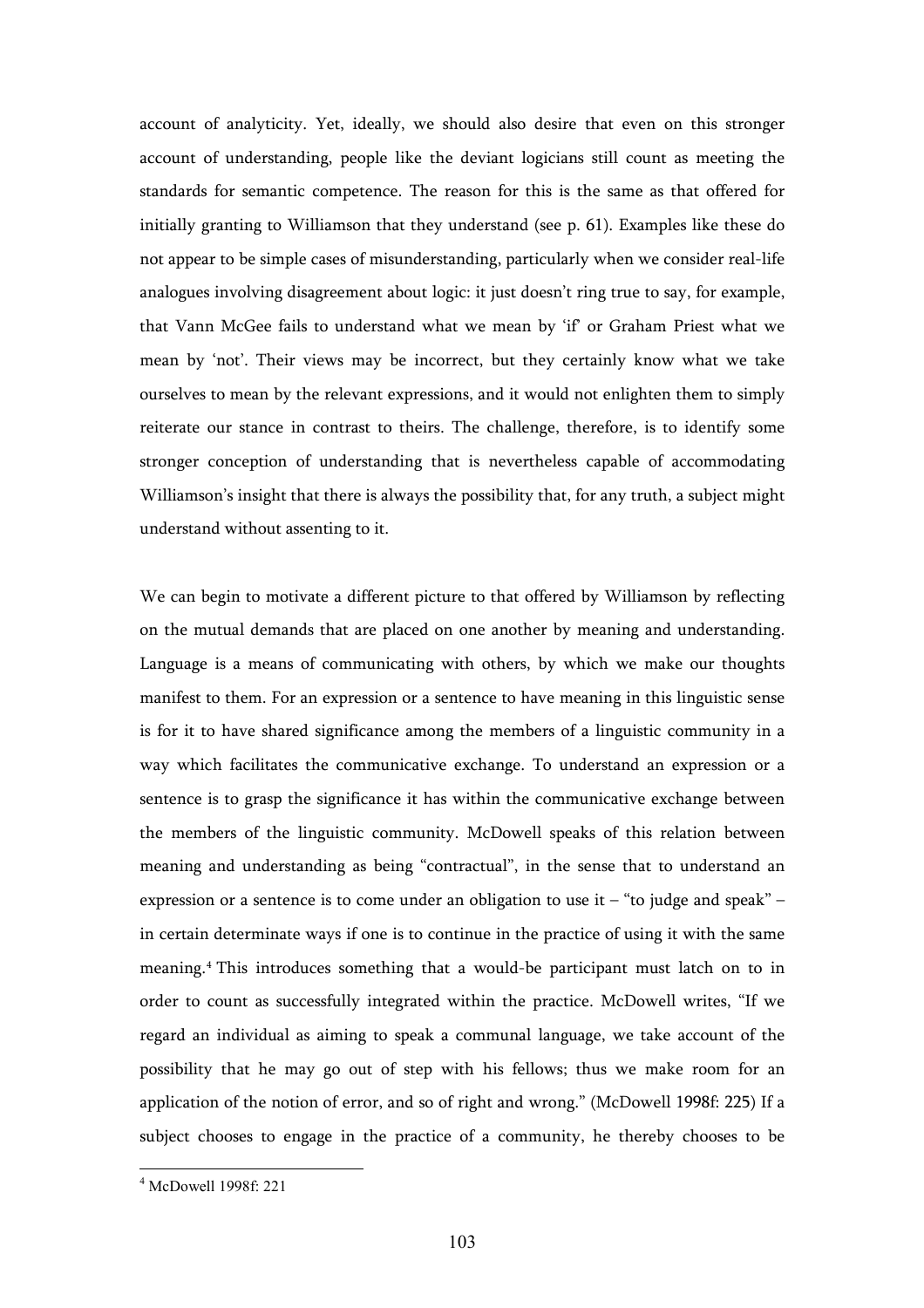account of analyticity. Yet, ideally, we should also desire that even on this stronger account of understanding, people like the deviant logicians still count as meeting the standards for semantic competence. The reason for this is the same as that offered for initially granting to Williamson that they understand (see p. 61). Examples like these do not appear to be simple cases of misunderstanding, particularly when we consider real-life analogues involving disagreement about logic: it just doesn't ring true to say, for example, that Vann McGee fails to understand what we mean by 'if' or Graham Priest what we mean by 'not'. Their views may be incorrect, but they certainly know what we take ourselves to mean by the relevant expressions, and it would not enlighten them to simply reiterate our stance in contrast to theirs. The challenge, therefore, is to identify some stronger conception of understanding that is nevertheless capable of accommodating Williamson's insight that there is always the possibility that, for any truth, a subject might understand without assenting to it.

We can begin to motivate a different picture to that offered by Williamson by reflecting on the mutual demands that are placed on one another by meaning and understanding. Language is a means of communicating with others, by which we make our thoughts manifest to them. For an expression or a sentence to have meaning in this linguistic sense is for it to have shared significance among the members of a linguistic community in a way which facilitates the communicative exchange. To understand an expression or a sentence is to grasp the significance it has within the communicative exchange between the members of the linguistic community. McDowell speaks of this relation between meaning and understanding as being "contractual", in the sense that to understand an expression or a sentence is to come under an obligation to use it – "to judge and speak" – in certain determinate ways if one is to continue in the practice of using it with the same meaning.[4] This introduces something that a would-be participant must latch on to in order to count as successfully integrated within the practice. McDowell writes, "If we regard an individual as aiming to speak a communal language, we take account of the possibility that he may go out of step with his fellows; thus we make room for an application of the notion of error, and so of right and wrong." (McDowell 1998f: 225) If a subject chooses to engage in the practice of a community, he thereby chooses to be

[4] McDowell 1998f: 221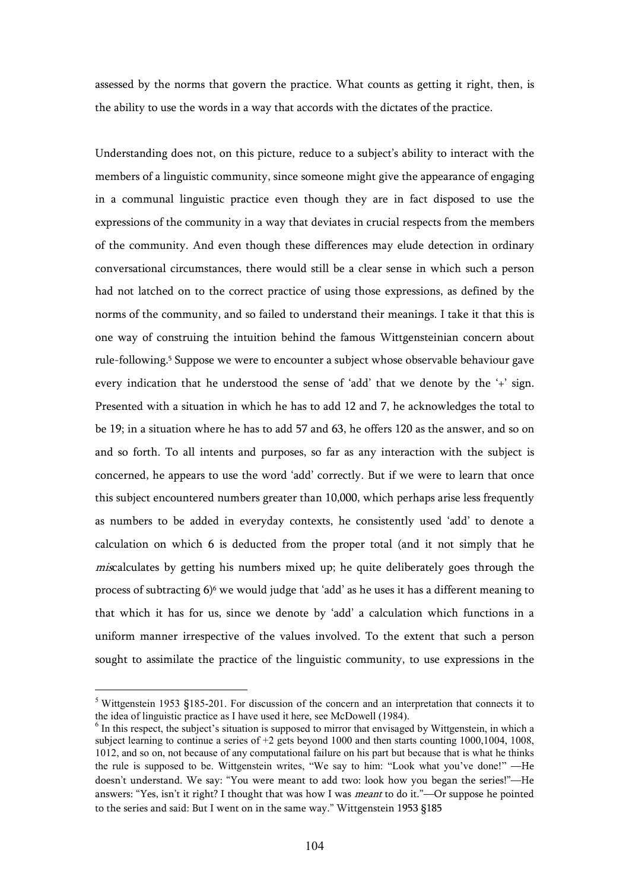assessed by the norms that govern the practice. What counts as getting it right, then, is the ability to use the words in a way that accords with the dictates of the practice.

Understanding does not, on this picture, reduce to a subject's ability to interact with the members of a linguistic community, since someone might give the appearance of engaging in a communal linguistic practice even though they are in fact disposed to use the expressions of the community in a way that deviates in crucial respects from the members of the community. And even though these differences may elude detection in ordinary conversational circumstances, there would still be a clear sense in which such a person had not latched on to the correct practice of using those expressions, as defined by the norms of the community, and so failed to understand their meanings. I take it that this is one way of construing the intuition behind the famous Wittgensteinian concern about rule-following.[5] Suppose we were to encounter a subject whose observable behaviour gave every indication that he understood the sense of 'add' that we denote by the '+' sign. Presented with a situation in which he has to add 12 and 7, he acknowledges the total to be 19; in a situation where he has to add 57 and 63, he offers 120 as the answer, and so on and so forth. To all intents and purposes, so far as any interaction with the subject is concerned, he appears to use the word 'add' correctly. But if we were to learn that once this subject encountered numbers greater than 10,000, which perhaps arise less frequently as numbers to be added in everyday contexts, he consistently used 'add' to denote a calculation on which 6 is deducted from the proper total (and it not simply that he *mis*calculates by getting his numbers mixed up; he quite deliberately goes through the process of subtracting 6)[6] we would judge that 'add' as he uses it has a different meaning to that which it has for us, since we denote by 'add' a calculation which functions in a uniform manner irrespective of the values involved. To the extent that such a person sought to assimilate the practice of the linguistic community, to use expressions in the

---

[5] Wittgenstein 1953 §185-201. For discussion of the concern and an interpretation that connects it to the idea of linguistic practice as I have used it here, see McDowell (1984).

[6] In this respect, the subject's situation is supposed to mirror that envisaged by Wittgenstein, in which a subject learning to continue a series of +2 gets beyond 1000 and then starts counting 1000,1004, 1008, 1012, and so on, not because of any computational failure on his part but because that is what he thinks the rule is supposed to be. Wittgenstein writes, "We say to him: "Look what you've done!" —He doesn't understand. We say: "You were meant to add two: look how you began the series!"—He answers: "Yes, isn't it right? I thought that was how I was *meant* to do it."—Or suppose he pointed to the series and said: But I went on in the same way." Wittgenstein 1953 §185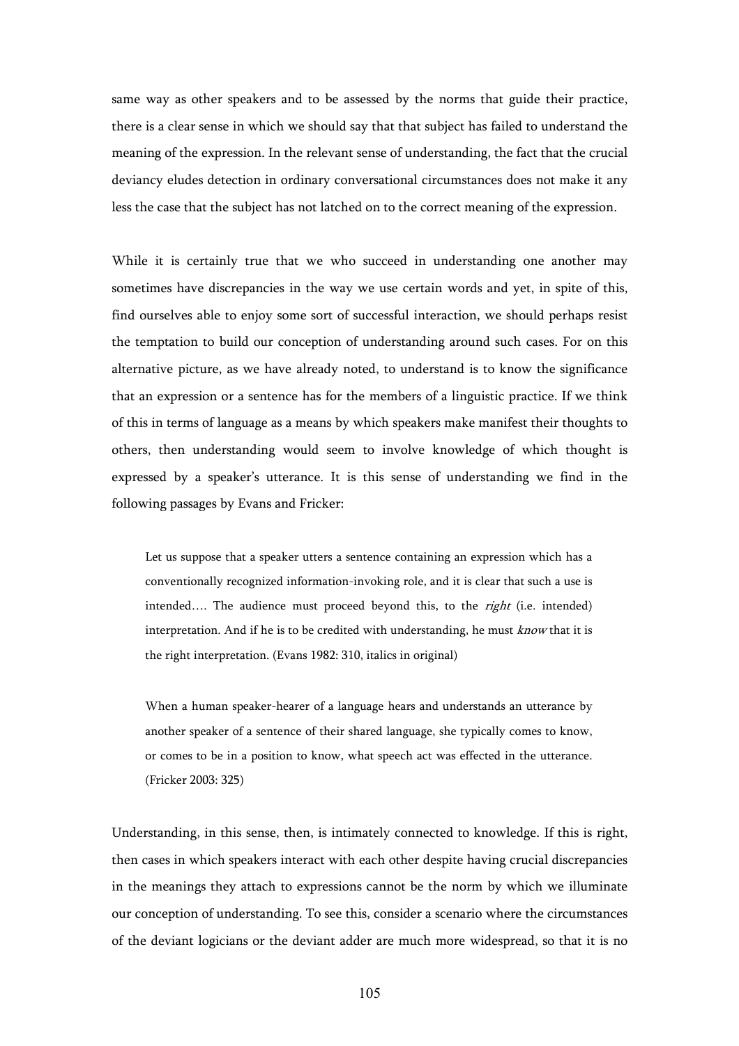same way as other speakers and to be assessed by the norms that guide their practice, there is a clear sense in which we should say that that subject has failed to understand the meaning of the expression. In the relevant sense of understanding, the fact that the crucial deviancy eludes detection in ordinary conversational circumstances does not make it any less the case that the subject has not latched on to the correct meaning of the expression.

While it is certainly true that we who succeed in understanding one another may sometimes have discrepancies in the way we use certain words and yet, in spite of this, find ourselves able to enjoy some sort of successful interaction, we should perhaps resist the temptation to build our conception of understanding around such cases. For on this alternative picture, as we have already noted, to understand is to know the significance that an expression or a sentence has for the members of a linguistic practice. If we think of this in terms of language as a means by which speakers make manifest their thoughts to others, then understanding would seem to involve knowledge of which thought is expressed by a speaker's utterance. It is this sense of understanding we find in the following passages by Evans and Fricker:

> Let us suppose that a speaker utters a sentence containing an expression which has a conventionally recognized information-invoking role, and it is clear that such a use is intended…. The audience must proceed beyond this, to the *right* (i.e. intended) interpretation. And if he is to be credited with understanding, he must *know* that it is the right interpretation. (Evans 1982: 310, italics in original)

> When a human speaker-hearer of a language hears and understands an utterance by another speaker of a sentence of their shared language, she typically comes to know, or comes to be in a position to know, what speech act was effected in the utterance. (Fricker 2003: 325)

Understanding, in this sense, then, is intimately connected to knowledge. If this is right, then cases in which speakers interact with each other despite having crucial discrepancies in the meanings they attach to expressions cannot be the norm by which we illuminate our conception of understanding. To see this, consider a scenario where the circumstances of the deviant logicians or the deviant adder are much more widespread, so that it is no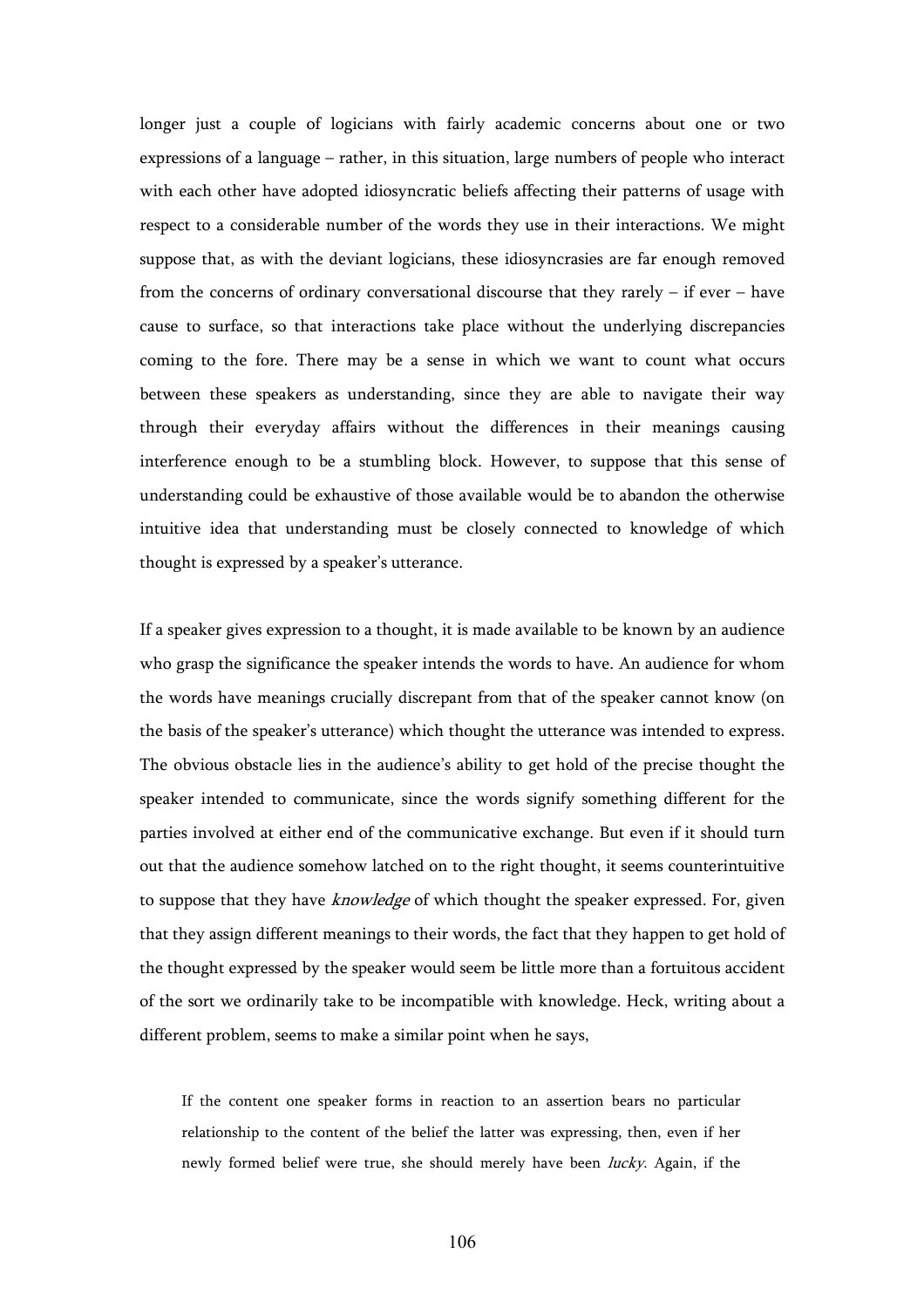longer just a couple of logicians with fairly academic concerns about one or two expressions of a language – rather, in this situation, large numbers of people who interact with each other have adopted idiosyncratic beliefs affecting their patterns of usage with respect to a considerable number of the words they use in their interactions. We might suppose that, as with the deviant logicians, these idiosyncrasies are far enough removed from the concerns of ordinary conversational discourse that they rarely – if ever – have cause to surface, so that interactions take place without the underlying discrepancies coming to the fore. There may be a sense in which we want to count what occurs between these speakers as understanding, since they are able to navigate their way through their everyday affairs without the differences in their meanings causing interference enough to be a stumbling block. However, to suppose that this sense of understanding could be exhaustive of those available would be to abandon the otherwise intuitive idea that understanding must be closely connected to knowledge of which thought is expressed by a speaker's utterance.

If a speaker gives expression to a thought, it is made available to be known by an audience who grasp the significance the speaker intends the words to have. An audience for whom the words have meanings crucially discrepant from that of the speaker cannot know (on the basis of the speaker's utterance) which thought the utterance was intended to express. The obvious obstacle lies in the audience's ability to get hold of the precise thought the speaker intended to communicate, since the words signify something different for the parties involved at either end of the communicative exchange. But even if it should turn out that the audience somehow latched on to the right thought, it seems counterintuitive to suppose that they have *knowledge* of which thought the speaker expressed. For, given that they assign different meanings to their words, the fact that they happen to get hold of the thought expressed by the speaker would seem be little more than a fortuitous accident of the sort we ordinarily take to be incompatible with knowledge. Heck, writing about a different problem, seems to make a similar point when he says,

> If the content one speaker forms in reaction to an assertion bears no particular relationship to the content of the belief the latter was expressing, then, even if her newly formed belief were true, she should merely have been *lucky*. Again, if the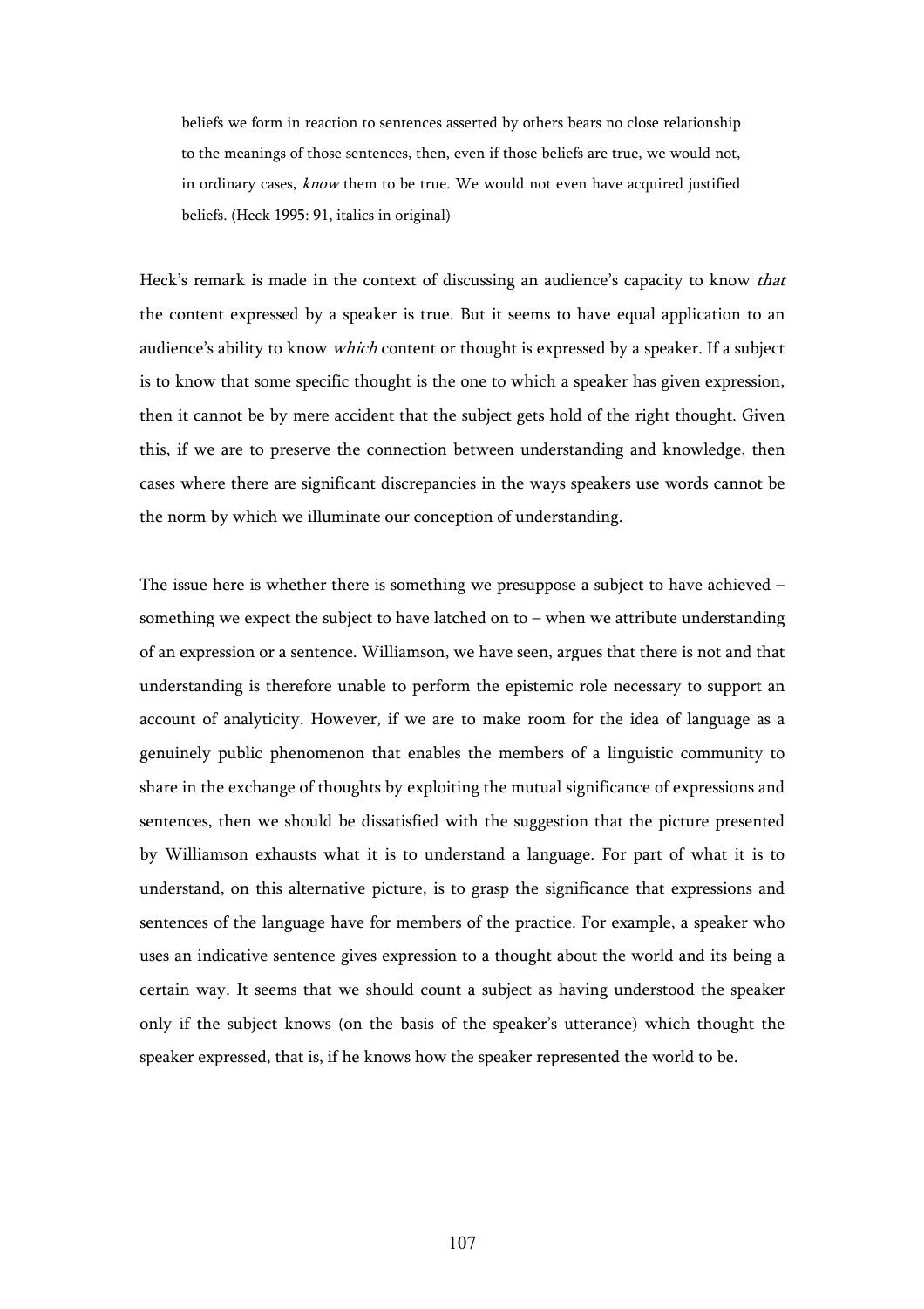> beliefs we form in reaction to sentences asserted by others bears no close relationship to the meanings of those sentences, then, even if those beliefs are true, we would not, in ordinary cases, *know* them to be true. We would not even have acquired justified beliefs. (Heck 1995: 91, italics in original)

Heck's remark is made in the context of discussing an audience's capacity to know *that* the content expressed by a speaker is true. But it seems to have equal application to an audience's ability to know *which* content or thought is expressed by a speaker. If a subject is to know that some specific thought is the one to which a speaker has given expression, then it cannot be by mere accident that the subject gets hold of the right thought. Given this, if we are to preserve the connection between understanding and knowledge, then cases where there are significant discrepancies in the ways speakers use words cannot be the norm by which we illuminate our conception of understanding.

The issue here is whether there is something we presuppose a subject to have achieved – something we expect the subject to have latched on to – when we attribute understanding of an expression or a sentence. Williamson, we have seen, argues that there is not and that understanding is therefore unable to perform the epistemic role necessary to support an account of analyticity. However, if we are to make room for the idea of language as a genuinely public phenomenon that enables the members of a linguistic community to share in the exchange of thoughts by exploiting the mutual significance of expressions and sentences, then we should be dissatisfied with the suggestion that the picture presented by Williamson exhausts what it is to understand a language. For part of what it is to understand, on this alternative picture, is to grasp the significance that expressions and sentences of the language have for members of the practice. For example, a speaker who uses an indicative sentence gives expression to a thought about the world and its being a certain way. It seems that we should count a subject as having understood the speaker only if the subject knows (on the basis of the speaker's utterance) which thought the speaker expressed, that is, if he knows how the speaker represented the world to be.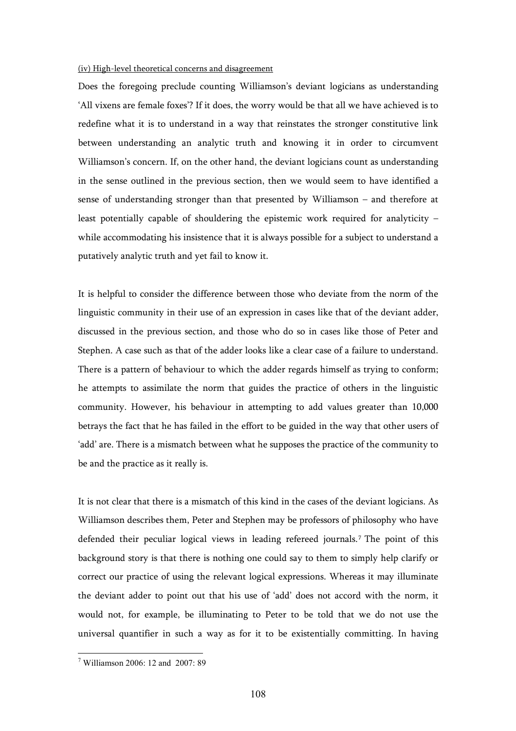(iv) High-level theoretical concerns and disagreement

Does the foregoing preclude counting Williamson's deviant logicians as understanding 'All vixens are female foxes'? If it does, the worry would be that all we have achieved is to redefine what it is to understand in a way that reinstates the stronger constitutive link between understanding an analytic truth and knowing it in order to circumvent Williamson's concern. If, on the other hand, the deviant logicians count as understanding in the sense outlined in the previous section, then we would seem to have identified a sense of understanding stronger than that presented by Williamson – and therefore at least potentially capable of shouldering the epistemic work required for analyticity – while accommodating his insistence that it is always possible for a subject to understand a putatively analytic truth and yet fail to know it.

It is helpful to consider the difference between those who deviate from the norm of the linguistic community in their use of an expression in cases like that of the deviant adder, discussed in the previous section, and those who do so in cases like those of Peter and Stephen. A case such as that of the adder looks like a clear case of a failure to understand. There is a pattern of behaviour to which the adder regards himself as trying to conform; he attempts to assimilate the norm that guides the practice of others in the linguistic community. However, his behaviour in attempting to add values greater than 10,000 betrays the fact that he has failed in the effort to be guided in the way that other users of 'add' are. There is a mismatch between what he supposes the practice of the community to be and the practice as it really is.

It is not clear that there is a mismatch of this kind in the cases of the deviant logicians. As Williamson describes them, Peter and Stephen may be professors of philosophy who have defended their peculiar logical views in leading refereed journals.[7] The point of this background story is that there is nothing one could say to them to simply help clarify or correct our practice of using the relevant logical expressions. Whereas it may illuminate the deviant adder to point out that his use of 'add' does not accord with the norm, it would not, for example, be illuminating to Peter to be told that we do not use the universal quantifier in such a way as for it to be existentially committing. In having

[7] Williamson 2006: 12 and 2007: 89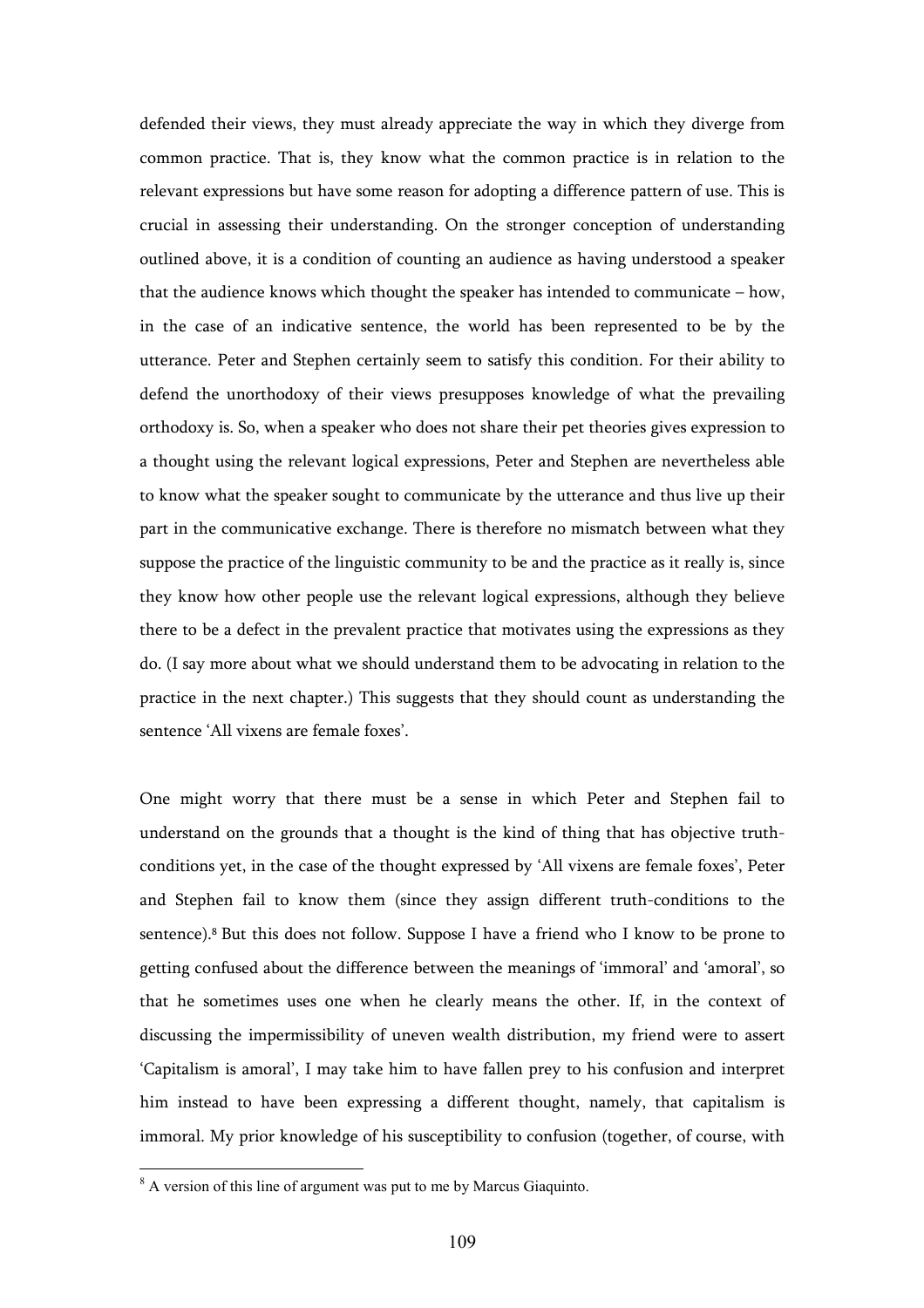defended their views, they must already appreciate the way in which they diverge from common practice. That is, they know what the common practice is in relation to the relevant expressions but have some reason for adopting a difference pattern of use. This is crucial in assessing their understanding. On the stronger conception of understanding outlined above, it is a condition of counting an audience as having understood a speaker that the audience knows which thought the speaker has intended to communicate – how, in the case of an indicative sentence, the world has been represented to be by the utterance. Peter and Stephen certainly seem to satisfy this condition. For their ability to defend the unorthodoxy of their views presupposes knowledge of what the prevailing orthodoxy is. So, when a speaker who does not share their pet theories gives expression to a thought using the relevant logical expressions, Peter and Stephen are nevertheless able to know what the speaker sought to communicate by the utterance and thus live up their part in the communicative exchange. There is therefore no mismatch between what they suppose the practice of the linguistic community to be and the practice as it really is, since they know how other people use the relevant logical expressions, although they believe there to be a defect in the prevalent practice that motivates using the expressions as they do. (I say more about what we should understand them to be advocating in relation to the practice in the next chapter.) This suggests that they should count as understanding the sentence 'All vixens are female foxes'.

One might worry that there must be a sense in which Peter and Stephen fail to understand on the grounds that a thought is the kind of thing that has objective truth-conditions yet, in the case of the thought expressed by 'All vixens are female foxes', Peter and Stephen fail to know them (since they assign different truth-conditions to the sentence).[8] But this does not follow. Suppose I have a friend who I know to be prone to getting confused about the difference between the meanings of 'immoral' and 'amoral', so that he sometimes uses one when he clearly means the other. If, in the context of discussing the impermissibility of uneven wealth distribution, my friend were to assert 'Capitalism is amoral', I may take him to have fallen prey to his confusion and interpret him instead to have been expressing a different thought, namely, that capitalism is immoral. My prior knowledge of his susceptibility to confusion (together, of course, with

---

[8] A version of this line of argument was put to me by Marcus Giaquinto.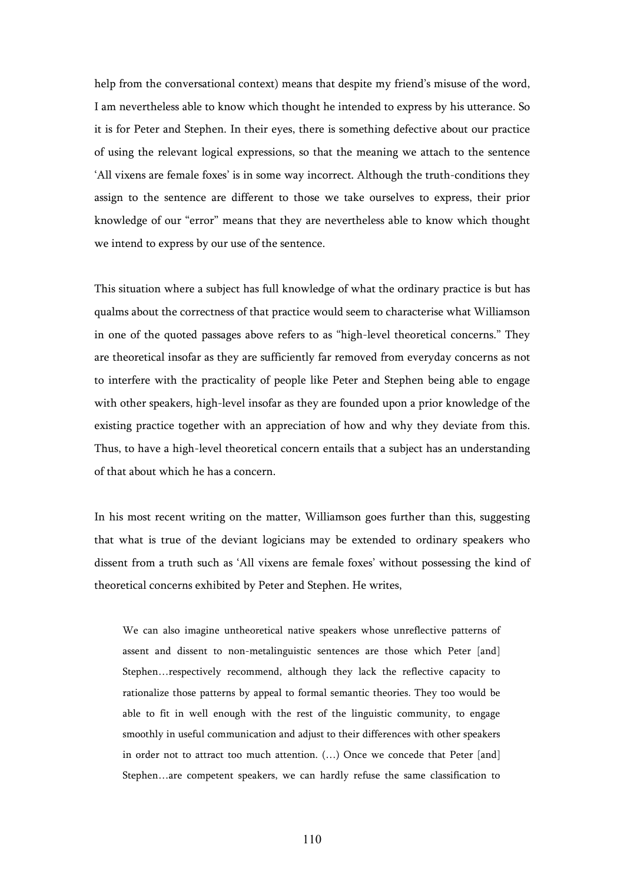help from the conversational context) means that despite my friend's misuse of the word, I am nevertheless able to know which thought he intended to express by his utterance. So it is for Peter and Stephen. In their eyes, there is something defective about our practice of using the relevant logical expressions, so that the meaning we attach to the sentence 'All vixens are female foxes' is in some way incorrect. Although the truth-conditions they assign to the sentence are different to those we take ourselves to express, their prior knowledge of our "error" means that they are nevertheless able to know which thought we intend to express by our use of the sentence.

This situation where a subject has full knowledge of what the ordinary practice is but has qualms about the correctness of that practice would seem to characterise what Williamson in one of the quoted passages above refers to as "high-level theoretical concerns." They are theoretical insofar as they are sufficiently far removed from everyday concerns as not to interfere with the practicality of people like Peter and Stephen being able to engage with other speakers, high-level insofar as they are founded upon a prior knowledge of the existing practice together with an appreciation of how and why they deviate from this. Thus, to have a high-level theoretical concern entails that a subject has an understanding of that about which he has a concern.

In his most recent writing on the matter, Williamson goes further than this, suggesting that what is true of the deviant logicians may be extended to ordinary speakers who dissent from a truth such as 'All vixens are female foxes' without possessing the kind of theoretical concerns exhibited by Peter and Stephen. He writes,

> We can also imagine untheoretical native speakers whose unreflective patterns of assent and dissent to non-metalinguistic sentences are those which Peter [and] Stephen…respectively recommend, although they lack the reflective capacity to rationalize those patterns by appeal to formal semantic theories. They too would be able to fit in well enough with the rest of the linguistic community, to engage smoothly in useful communication and adjust to their differences with other speakers in order not to attract too much attention. (…) Once we concede that Peter [and] Stephen…are competent speakers, we can hardly refuse the same classification to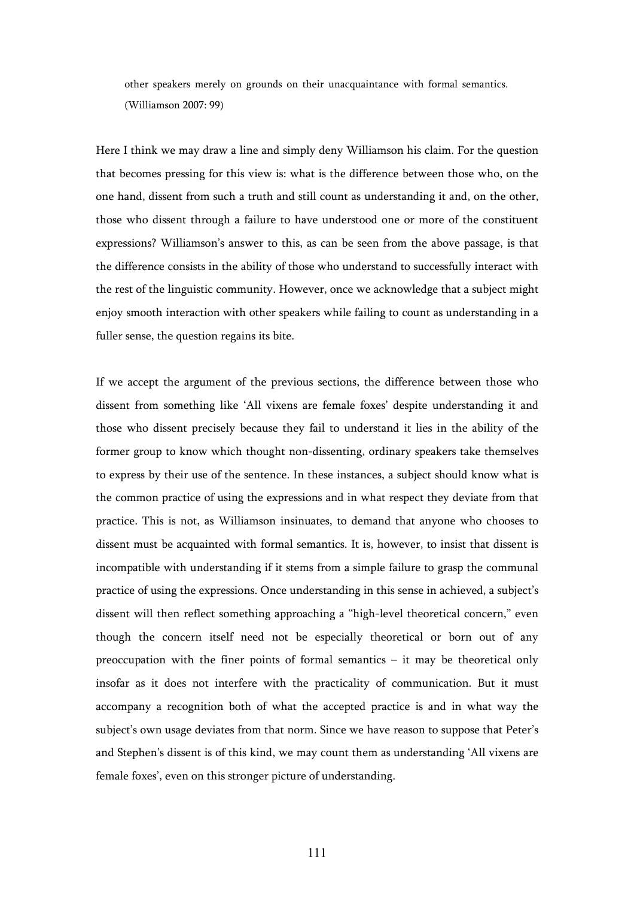> other speakers merely on grounds on their unacquaintance with formal semantics. (Williamson 2007: 99)

Here I think we may draw a line and simply deny Williamson his claim. For the question that becomes pressing for this view is: what is the difference between those who, on the one hand, dissent from such a truth and still count as understanding it and, on the other, those who dissent through a failure to have understood one or more of the constituent expressions? Williamson's answer to this, as can be seen from the above passage, is that the difference consists in the ability of those who understand to successfully interact with the rest of the linguistic community. However, once we acknowledge that a subject might enjoy smooth interaction with other speakers while failing to count as understanding in a fuller sense, the question regains its bite.

If we accept the argument of the previous sections, the difference between those who dissent from something like 'All vixens are female foxes' despite understanding it and those who dissent precisely because they fail to understand it lies in the ability of the former group to know which thought non-dissenting, ordinary speakers take themselves to express by their use of the sentence. In these instances, a subject should know what is the common practice of using the expressions and in what respect they deviate from that practice. This is not, as Williamson insinuates, to demand that anyone who chooses to dissent must be acquainted with formal semantics. It is, however, to insist that dissent is incompatible with understanding if it stems from a simple failure to grasp the communal practice of using the expressions. Once understanding in this sense in achieved, a subject's dissent will then reflect something approaching a "high-level theoretical concern," even though the concern itself need not be especially theoretical or born out of any preoccupation with the finer points of formal semantics – it may be theoretical only insofar as it does not interfere with the practicality of communication. But it must accompany a recognition both of what the accepted practice is and in what way the subject's own usage deviates from that norm. Since we have reason to suppose that Peter's and Stephen's dissent is of this kind, we may count them as understanding 'All vixens are female foxes', even on this stronger picture of understanding.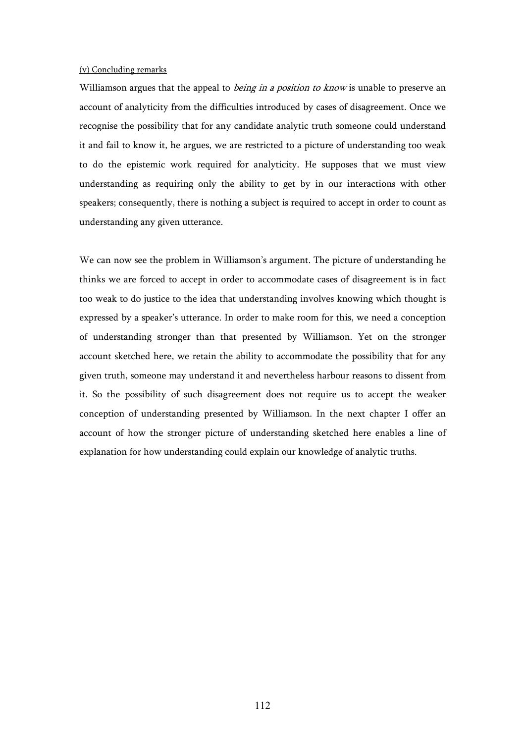### (v) Concluding remarks

Williamson argues that the appeal to *being in a position to know* is unable to preserve an account of analyticity from the difficulties introduced by cases of disagreement. Once we recognise the possibility that for any candidate analytic truth someone could understand it and fail to know it, he argues, we are restricted to a picture of understanding too weak to do the epistemic work required for analyticity. He supposes that we must view understanding as requiring only the ability to get by in our interactions with other speakers; consequently, there is nothing a subject is required to accept in order to count as understanding any given utterance.

We can now see the problem in Williamson's argument. The picture of understanding he thinks we are forced to accept in order to accommodate cases of disagreement is in fact too weak to do justice to the idea that understanding involves knowing which thought is expressed by a speaker's utterance. In order to make room for this, we need a conception of understanding stronger than that presented by Williamson. Yet on the stronger account sketched here, we retain the ability to accommodate the possibility that for any given truth, someone may understand it and nevertheless harbour reasons to dissent from it. So the possibility of such disagreement does not require us to accept the weaker conception of understanding presented by Williamson. In the next chapter I offer an account of how the stronger picture of understanding sketched here enables a line of explanation for how understanding could explain our knowledge of analytic truths.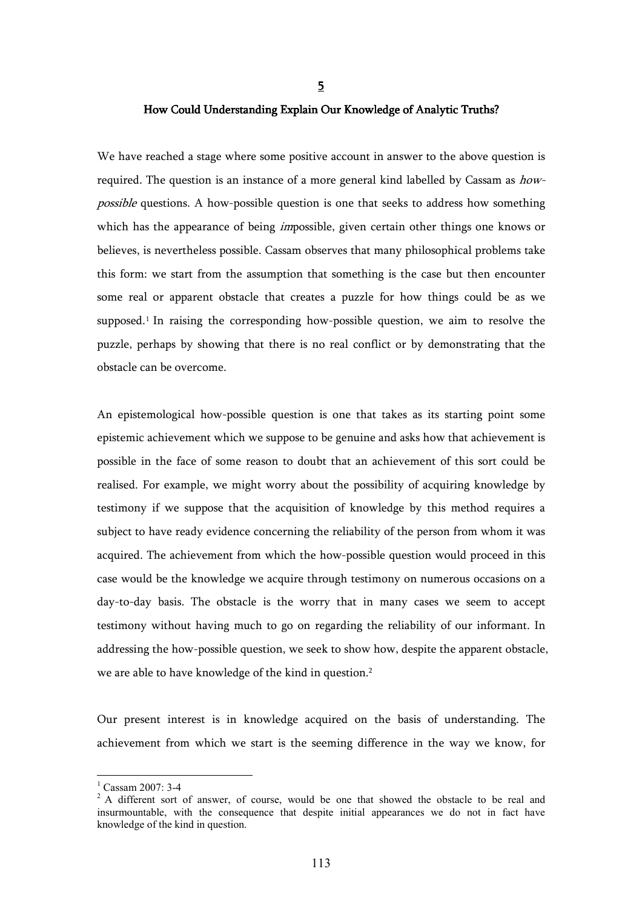# 5

## How Could Understanding Explain Our Knowledge of Analytic Truths?

We have reached a stage where some positive account in answer to the above question is required. The question is an instance of a more general kind labelled by Cassam as *how-possible* questions. A how-possible question is one that seeks to address how something which has the appearance of being *im*possible, given certain other things one knows or believes, is nevertheless possible. Cassam observes that many philosophical problems take this form: we start from the assumption that something is the case but then encounter some real or apparent obstacle that creates a puzzle for how things could be as we supposed.[1] In raising the corresponding how-possible question, we aim to resolve the puzzle, perhaps by showing that there is no real conflict or by demonstrating that the obstacle can be overcome.

An epistemological how-possible question is one that takes as its starting point some epistemic achievement which we suppose to be genuine and asks how that achievement is possible in the face of some reason to doubt that an achievement of this sort could be realised. For example, we might worry about the possibility of acquiring knowledge by testimony if we suppose that the acquisition of knowledge by this method requires a subject to have ready evidence concerning the reliability of the person from whom it was acquired. The achievement from which the how-possible question would proceed in this case would be the knowledge we acquire through testimony on numerous occasions on a day-to-day basis. The obstacle is the worry that in many cases we seem to accept testimony without having much to go on regarding the reliability of our informant. In addressing the how-possible question, we seek to show how, despite the apparent obstacle, we are able to have knowledge of the kind in question.[2]

Our present interest is in knowledge acquired on the basis of understanding. The achievement from which we start is the seeming difference in the way we know, for

---

[1] Cassam 2007: 3-4

[2] A different sort of answer, of course, would be one that showed the obstacle to be real and insurmountable, with the consequence that despite initial appearances we do not in fact have knowledge of the kind in question.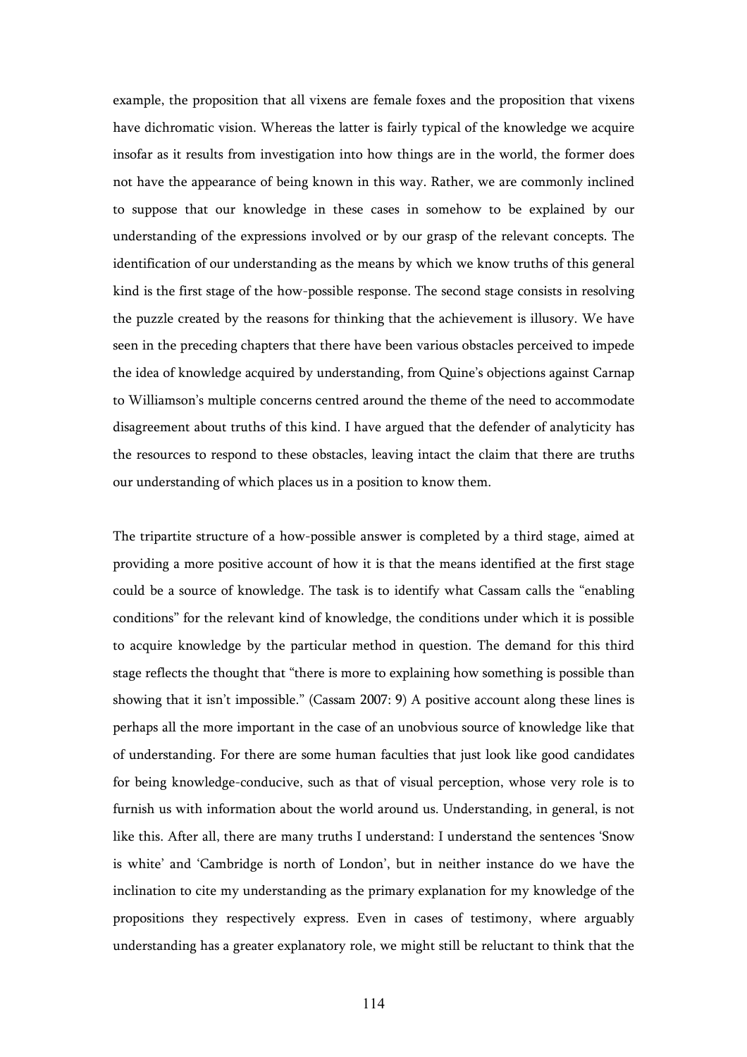example, the proposition that all vixens are female foxes and the proposition that vixens have dichromatic vision. Whereas the latter is fairly typical of the knowledge we acquire insofar as it results from investigation into how things are in the world, the former does not have the appearance of being known in this way. Rather, we are commonly inclined to suppose that our knowledge in these cases in somehow to be explained by our understanding of the expressions involved or by our grasp of the relevant concepts. The identification of our understanding as the means by which we know truths of this general kind is the first stage of the how-possible response. The second stage consists in resolving the puzzle created by the reasons for thinking that the achievement is illusory. We have seen in the preceding chapters that there have been various obstacles perceived to impede the idea of knowledge acquired by understanding, from Quine's objections against Carnap to Williamson's multiple concerns centred around the theme of the need to accommodate disagreement about truths of this kind. I have argued that the defender of analyticity has the resources to respond to these obstacles, leaving intact the claim that there are truths our understanding of which places us in a position to know them.

The tripartite structure of a how-possible answer is completed by a third stage, aimed at providing a more positive account of how it is that the means identified at the first stage could be a source of knowledge. The task is to identify what Cassam calls the "enabling conditions" for the relevant kind of knowledge, the conditions under which it is possible to acquire knowledge by the particular method in question. The demand for this third stage reflects the thought that "there is more to explaining how something is possible than showing that it isn't impossible." (Cassam 2007: 9) A positive account along these lines is perhaps all the more important in the case of an unobvious source of knowledge like that of understanding. For there are some human faculties that just look like good candidates for being knowledge-conducive, such as that of visual perception, whose very role is to furnish us with information about the world around us. Understanding, in general, is not like this. After all, there are many truths I understand: I understand the sentences 'Snow is white' and 'Cambridge is north of London', but in neither instance do we have the inclination to cite my understanding as the primary explanation for my knowledge of the propositions they respectively express. Even in cases of testimony, where arguably understanding has a greater explanatory role, we might still be reluctant to think that the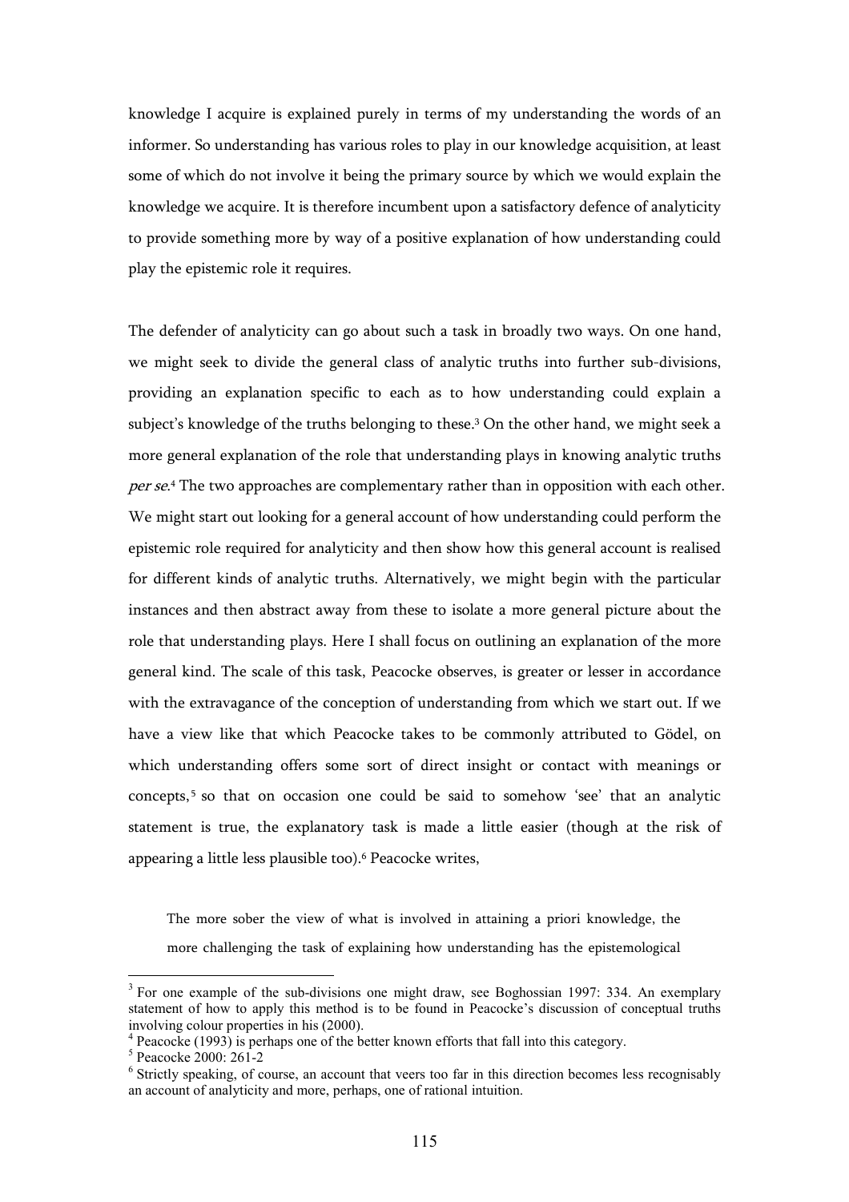knowledge I acquire is explained purely in terms of my understanding the words of an informer. So understanding has various roles to play in our knowledge acquisition, at least some of which do not involve it being the primary source by which we would explain the knowledge we acquire. It is therefore incumbent upon a satisfactory defence of analyticity to provide something more by way of a positive explanation of how understanding could play the epistemic role it requires.

The defender of analyticity can go about such a task in broadly two ways. On one hand, we might seek to divide the general class of analytic truths into further sub-divisions, providing an explanation specific to each as to how understanding could explain a subject's knowledge of the truths belonging to these.[3] On the other hand, we might seek a more general explanation of the role that understanding plays in knowing analytic truths *per se*.[4] The two approaches are complementary rather than in opposition with each other. We might start out looking for a general account of how understanding could perform the epistemic role required for analyticity and then show how this general account is realised for different kinds of analytic truths. Alternatively, we might begin with the particular instances and then abstract away from these to isolate a more general picture about the role that understanding plays. Here I shall focus on outlining an explanation of the more general kind. The scale of this task, Peacocke observes, is greater or lesser in accordance with the extravagance of the conception of understanding from which we start out. If we have a view like that which Peacocke takes to be commonly attributed to Gödel, on which understanding offers some sort of direct insight or contact with meanings or concepts,[5] so that on occasion one could be said to somehow 'see' that an analytic statement is true, the explanatory task is made a little easier (though at the risk of appearing a little less plausible too).[6] Peacocke writes,

> The more sober the view of what is involved in attaining a priori knowledge, the more challenging the task of explaining how understanding has the epistemological

---

[3] For one example of the sub-divisions one might draw, see Boghossian 1997: 334. An exemplary statement of how to apply this method is to be found in Peacocke's discussion of conceptual truths involving colour properties in his (2000).

[4] Peacocke (1993) is perhaps one of the better known efforts that fall into this category.

[5] Peacocke 2000: 261-2

[6] Strictly speaking, of course, an account that veers too far in this direction becomes less recognisably an account of analyticity and more, perhaps, one of rational intuition.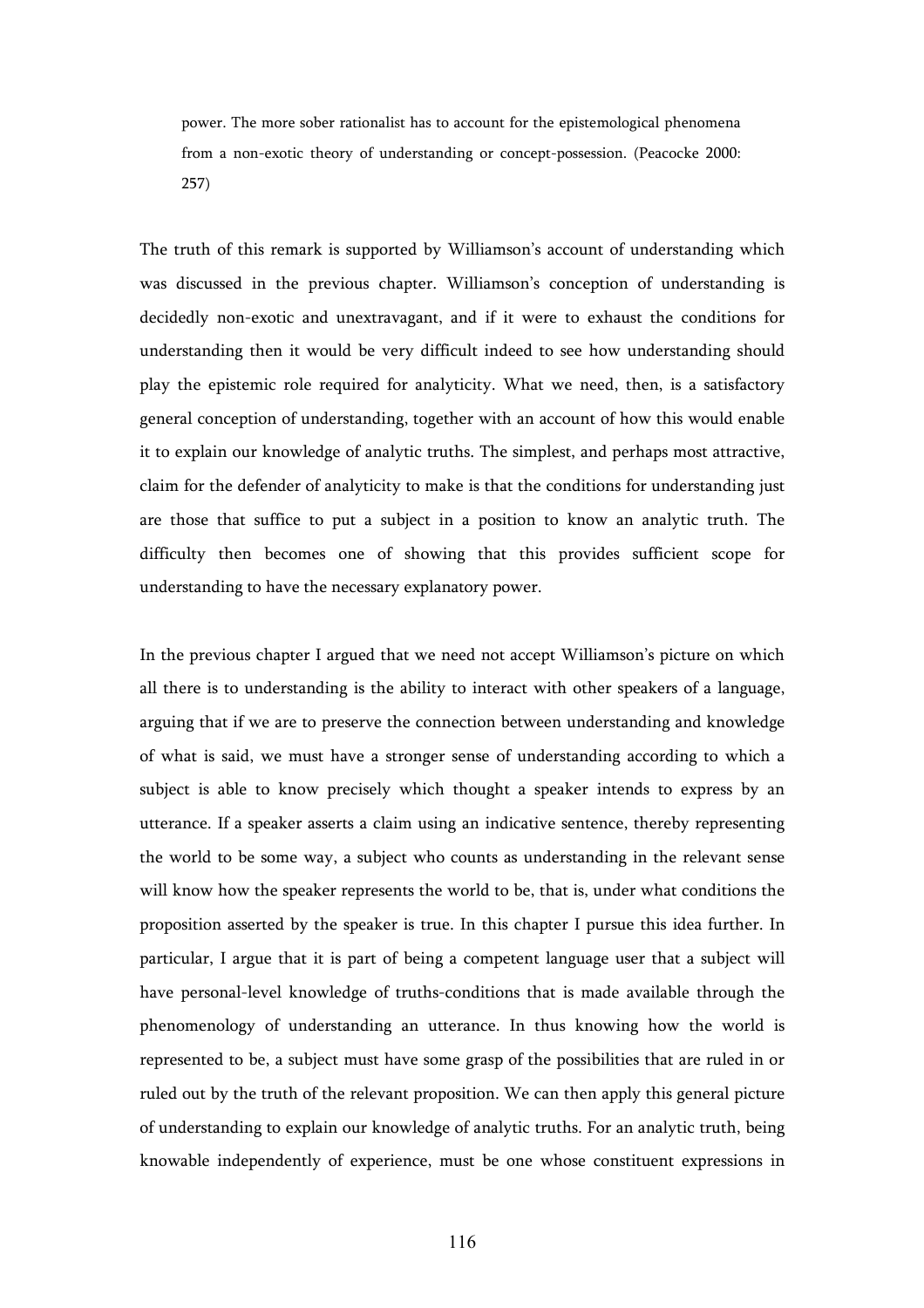> power. The more sober rationalist has to account for the epistemological phenomena from a non-exotic theory of understanding or concept-possession. (Peacocke 2000: 257)

The truth of this remark is supported by Williamson's account of understanding which was discussed in the previous chapter. Williamson's conception of understanding is decidedly non-exotic and unextravagant, and if it were to exhaust the conditions for understanding then it would be very difficult indeed to see how understanding should play the epistemic role required for analyticity. What we need, then, is a satisfactory general conception of understanding, together with an account of how this would enable it to explain our knowledge of analytic truths. The simplest, and perhaps most attractive, claim for the defender of analyticity to make is that the conditions for understanding just are those that suffice to put a subject in a position to know an analytic truth. The difficulty then becomes one of showing that this provides sufficient scope for understanding to have the necessary explanatory power.

In the previous chapter I argued that we need not accept Williamson's picture on which all there is to understanding is the ability to interact with other speakers of a language, arguing that if we are to preserve the connection between understanding and knowledge of what is said, we must have a stronger sense of understanding according to which a subject is able to know precisely which thought a speaker intends to express by an utterance. If a speaker asserts a claim using an indicative sentence, thereby representing the world to be some way, a subject who counts as understanding in the relevant sense will know how the speaker represents the world to be, that is, under what conditions the proposition asserted by the speaker is true. In this chapter I pursue this idea further. In particular, I argue that it is part of being a competent language user that a subject will have personal-level knowledge of truths-conditions that is made available through the phenomenology of understanding an utterance. In thus knowing how the world is represented to be, a subject must have some grasp of the possibilities that are ruled in or ruled out by the truth of the relevant proposition. We can then apply this general picture of understanding to explain our knowledge of analytic truths. For an analytic truth, being knowable independently of experience, must be one whose constituent expressions in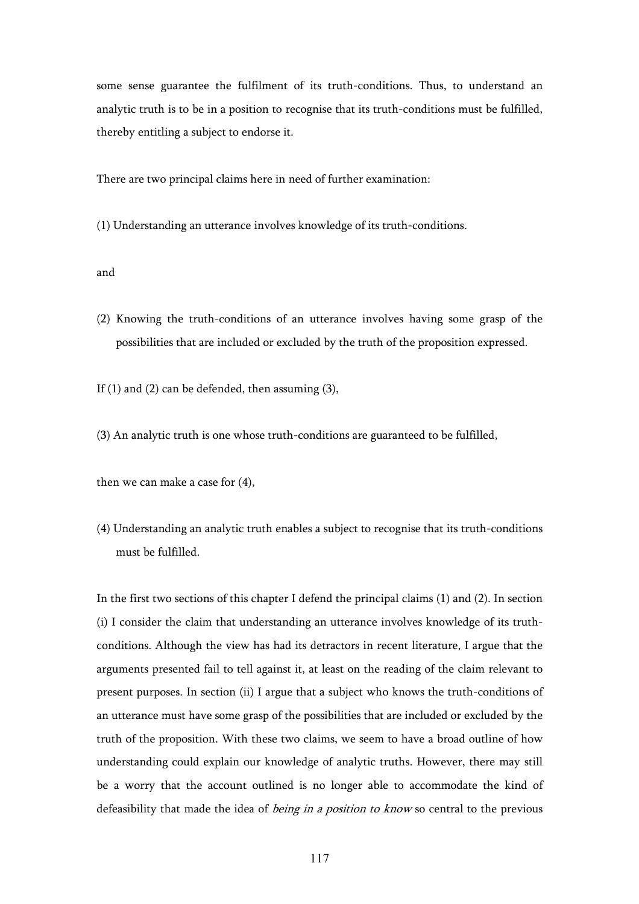some sense guarantee the fulfilment of its truth-conditions. Thus, to understand an analytic truth is to be in a position to recognise that its truth-conditions must be fulfilled, thereby entitling a subject to endorse it.

There are two principal claims here in need of further examination:

(1) Understanding an utterance involves knowledge of its truth-conditions.

and

(2) Knowing the truth-conditions of an utterance involves having some grasp of the possibilities that are included or excluded by the truth of the proposition expressed.

If (1) and (2) can be defended, then assuming (3),

(3) An analytic truth is one whose truth-conditions are guaranteed to be fulfilled,

then we can make a case for (4),

(4) Understanding an analytic truth enables a subject to recognise that its truth-conditions must be fulfilled.

In the first two sections of this chapter I defend the principal claims (1) and (2). In section (i) I consider the claim that understanding an utterance involves knowledge of its truth-conditions. Although the view has had its detractors in recent literature, I argue that the arguments presented fail to tell against it, at least on the reading of the claim relevant to present purposes. In section (ii) I argue that a subject who knows the truth-conditions of an utterance must have some grasp of the possibilities that are included or excluded by the truth of the proposition. With these two claims, we seem to have a broad outline of how understanding could explain our knowledge of analytic truths. However, there may still be a worry that the account outlined is no longer able to accommodate the kind of defeasibility that made the idea of *being in a position to know* so central to the previous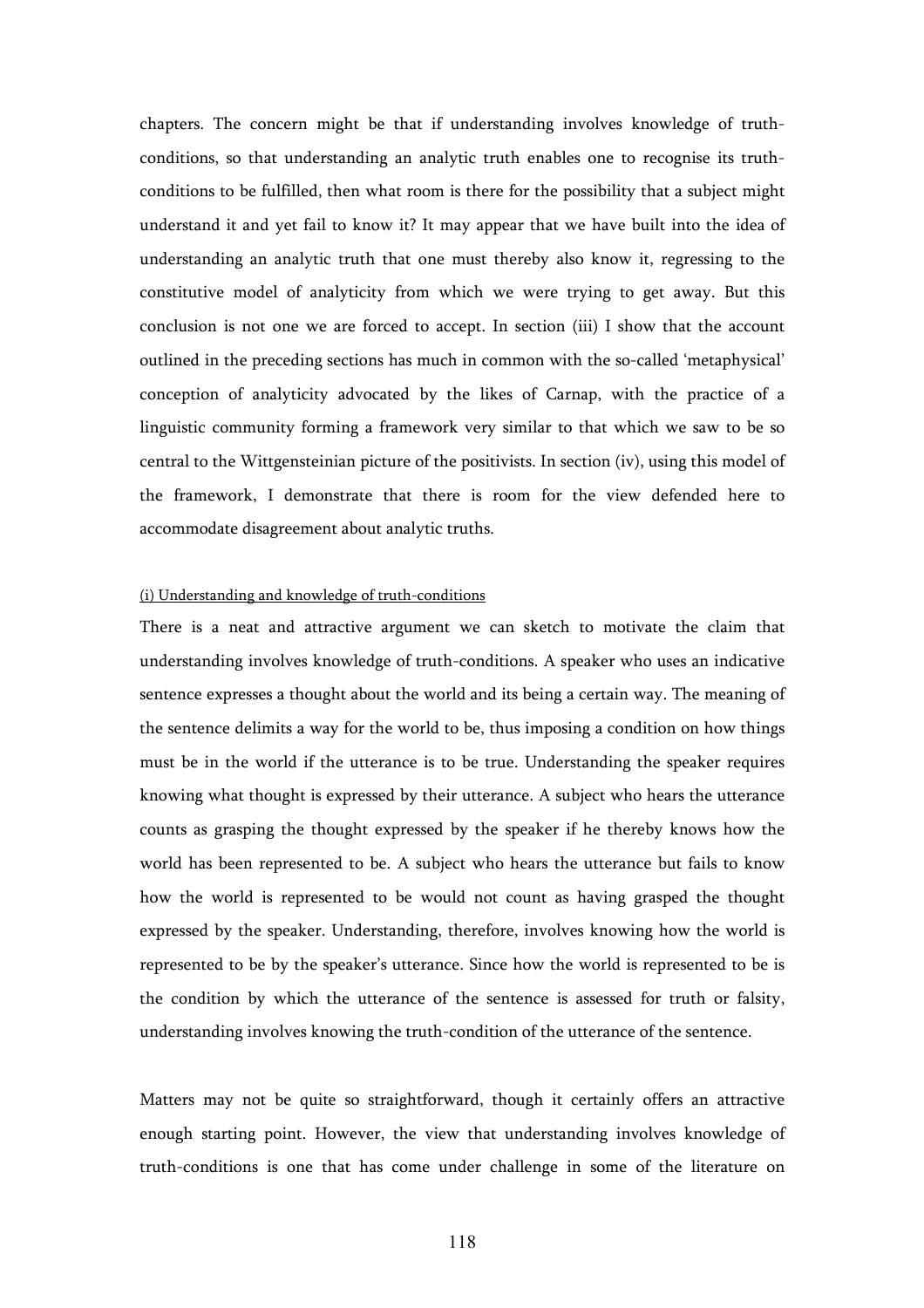chapters. The concern might be that if understanding involves knowledge of truth-conditions, so that understanding an analytic truth enables one to recognise its truth-conditions to be fulfilled, then what room is there for the possibility that a subject might understand it and yet fail to know it? It may appear that we have built into the idea of understanding an analytic truth that one must thereby also know it, regressing to the constitutive model of analyticity from which we were trying to get away. But this conclusion is not one we are forced to accept. In section (iii) I show that the account outlined in the preceding sections has much in common with the so-called 'metaphysical' conception of analyticity advocated by the likes of Carnap, with the practice of a linguistic community forming a framework very similar to that which we saw to be so central to the Wittgensteinian picture of the positivists. In section (iv), using this model of the framework, I demonstrate that there is room for the view defended here to accommodate disagreement about analytic truths.

### (i) Understanding and knowledge of truth-conditions

There is a neat and attractive argument we can sketch to motivate the claim that understanding involves knowledge of truth-conditions. A speaker who uses an indicative sentence expresses a thought about the world and its being a certain way. The meaning of the sentence delimits a way for the world to be, thus imposing a condition on how things must be in the world if the utterance is to be true. Understanding the speaker requires knowing what thought is expressed by their utterance. A subject who hears the utterance counts as grasping the thought expressed by the speaker if he thereby knows how the world has been represented to be. A subject who hears the utterance but fails to know how the world is represented to be would not count as having grasped the thought expressed by the speaker. Understanding, therefore, involves knowing how the world is represented to be by the speaker's utterance. Since how the world is represented to be is the condition by which the utterance of the sentence is assessed for truth or falsity, understanding involves knowing the truth-condition of the utterance of the sentence.

Matters may not be quite so straightforward, though it certainly offers an attractive enough starting point. However, the view that understanding involves knowledge of truth-conditions is one that has come under challenge in some of the literature on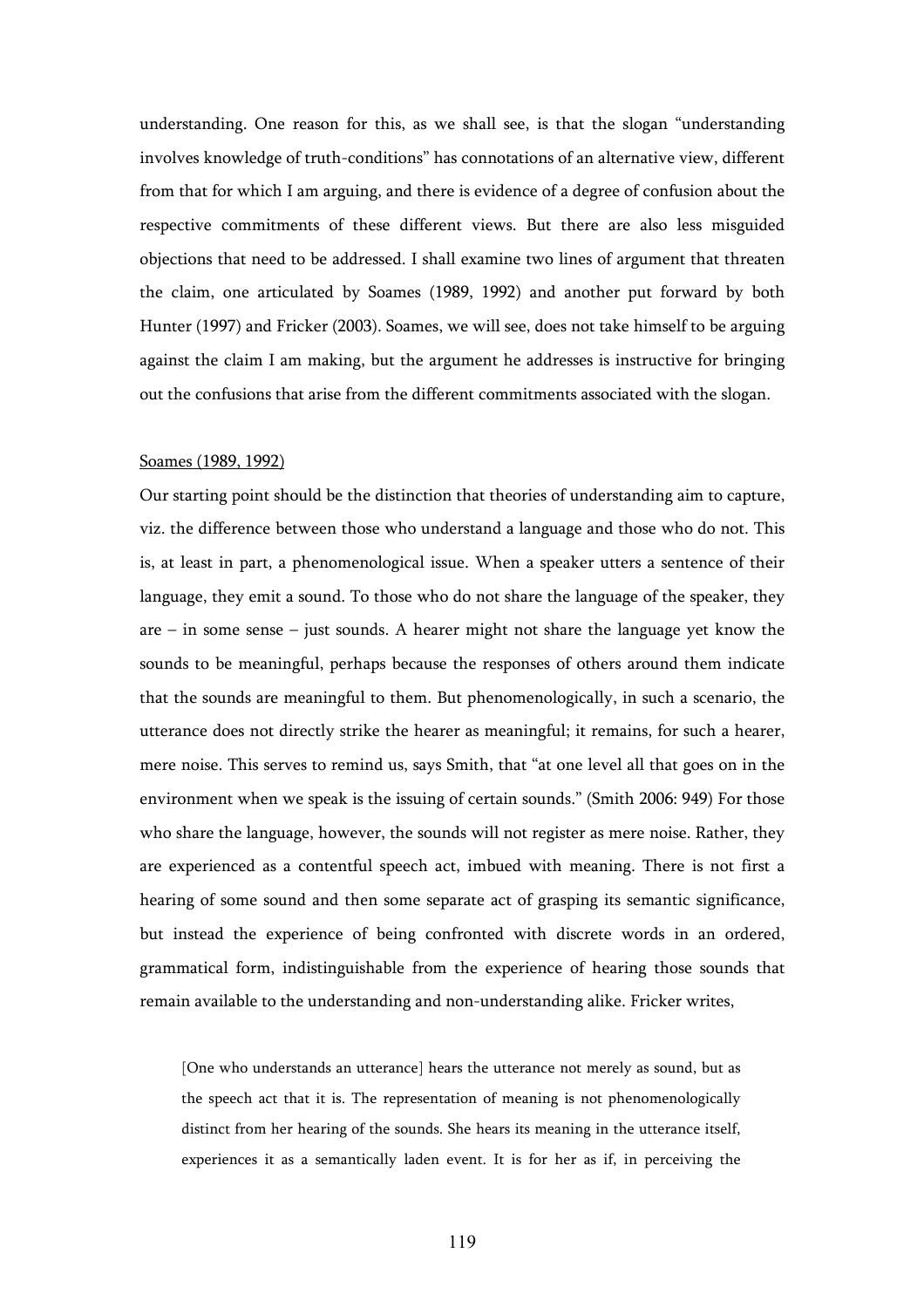understanding. One reason for this, as we shall see, is that the slogan "understanding involves knowledge of truth-conditions" has connotations of an alternative view, different from that for which I am arguing, and there is evidence of a degree of confusion about the respective commitments of these different views. But there are also less misguided objections that need to be addressed. I shall examine two lines of argument that threaten the claim, one articulated by Soames (1989, 1992) and another put forward by both Hunter (1997) and Fricker (2003). Soames, we will see, does not take himself to be arguing against the claim I am making, but the argument he addresses is instructive for bringing out the confusions that arise from the different commitments associated with the slogan.

## Soames (1989, 1992)

Our starting point should be the distinction that theories of understanding aim to capture, viz. the difference between those who understand a language and those who do not. This is, at least in part, a phenomenological issue. When a speaker utters a sentence of their language, they emit a sound. To those who do not share the language of the speaker, they are – in some sense – just sounds. A hearer might not share the language yet know the sounds to be meaningful, perhaps because the responses of others around them indicate that the sounds are meaningful to them. But phenomenologically, in such a scenario, the utterance does not directly strike the hearer as meaningful; it remains, for such a hearer, mere noise. This serves to remind us, says Smith, that "at one level all that goes on in the environment when we speak is the issuing of certain sounds." (Smith 2006: 949) For those who share the language, however, the sounds will not register as mere noise. Rather, they are experienced as a contentful speech act, imbued with meaning. There is not first a hearing of some sound and then some separate act of grasping its semantic significance, but instead the experience of being confronted with discrete words in an ordered, grammatical form, indistinguishable from the experience of hearing those sounds that remain available to the understanding and non-understanding alike. Fricker writes,

> [One who understands an utterance] hears the utterance not merely as sound, but as the speech act that it is. The representation of meaning is not phenomenologically distinct from her hearing of the sounds. She hears its meaning in the utterance itself, experiences it as a semantically laden event. It is for her as if, in perceiving the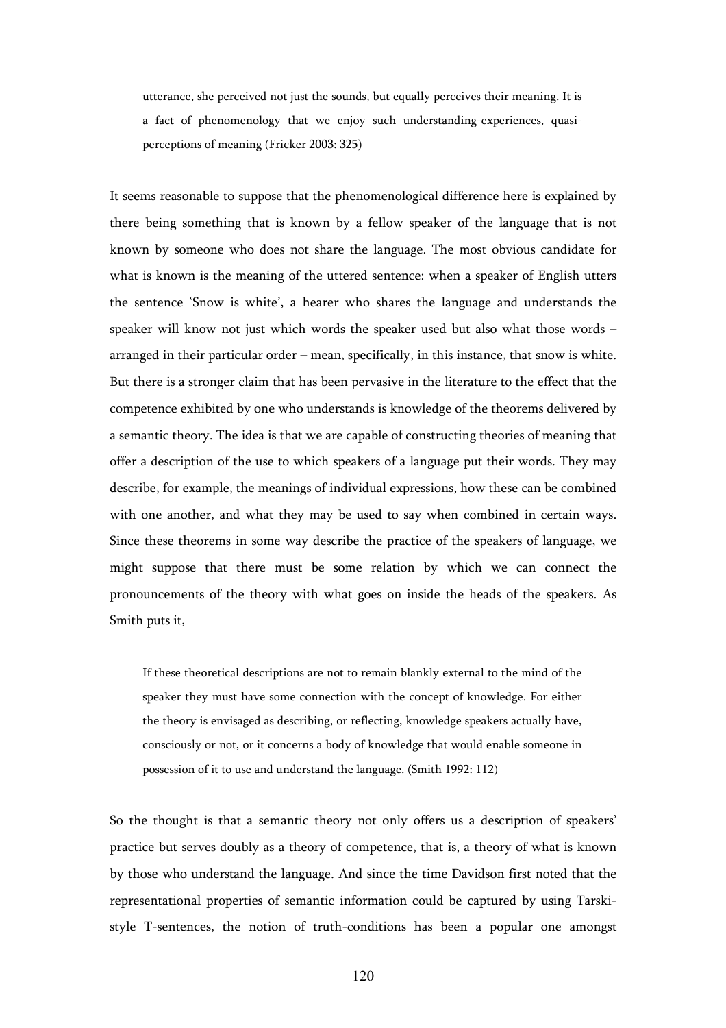> utterance, she perceived not just the sounds, but equally perceives their meaning. It is a fact of phenomenology that we enjoy such understanding-experiences, quasi-perceptions of meaning (Fricker 2003: 325)

It seems reasonable to suppose that the phenomenological difference here is explained by there being something that is known by a fellow speaker of the language that is not known by someone who does not share the language. The most obvious candidate for what is known is the meaning of the uttered sentence: when a speaker of English utters the sentence 'Snow is white', a hearer who shares the language and understands the speaker will know not just which words the speaker used but also what those words – arranged in their particular order – mean, specifically, in this instance, that snow is white. But there is a stronger claim that has been pervasive in the literature to the effect that the competence exhibited by one who understands is knowledge of the theorems delivered by a semantic theory. The idea is that we are capable of constructing theories of meaning that offer a description of the use to which speakers of a language put their words. They may describe, for example, the meanings of individual expressions, how these can be combined with one another, and what they may be used to say when combined in certain ways. Since these theorems in some way describe the practice of the speakers of language, we might suppose that there must be some relation by which we can connect the pronouncements of the theory with what goes on inside the heads of the speakers. As Smith puts it,

> If these theoretical descriptions are not to remain blankly external to the mind of the speaker they must have some connection with the concept of knowledge. For either the theory is envisaged as describing, or reflecting, knowledge speakers actually have, consciously or not, or it concerns a body of knowledge that would enable someone in possession of it to use and understand the language. (Smith 1992: 112)

So the thought is that a semantic theory not only offers us a description of speakers' practice but serves doubly as a theory of competence, that is, a theory of what is known by those who understand the language. And since the time Davidson first noted that the representational properties of semantic information could be captured by using Tarski-style T-sentences, the notion of truth-conditions has been a popular one amongst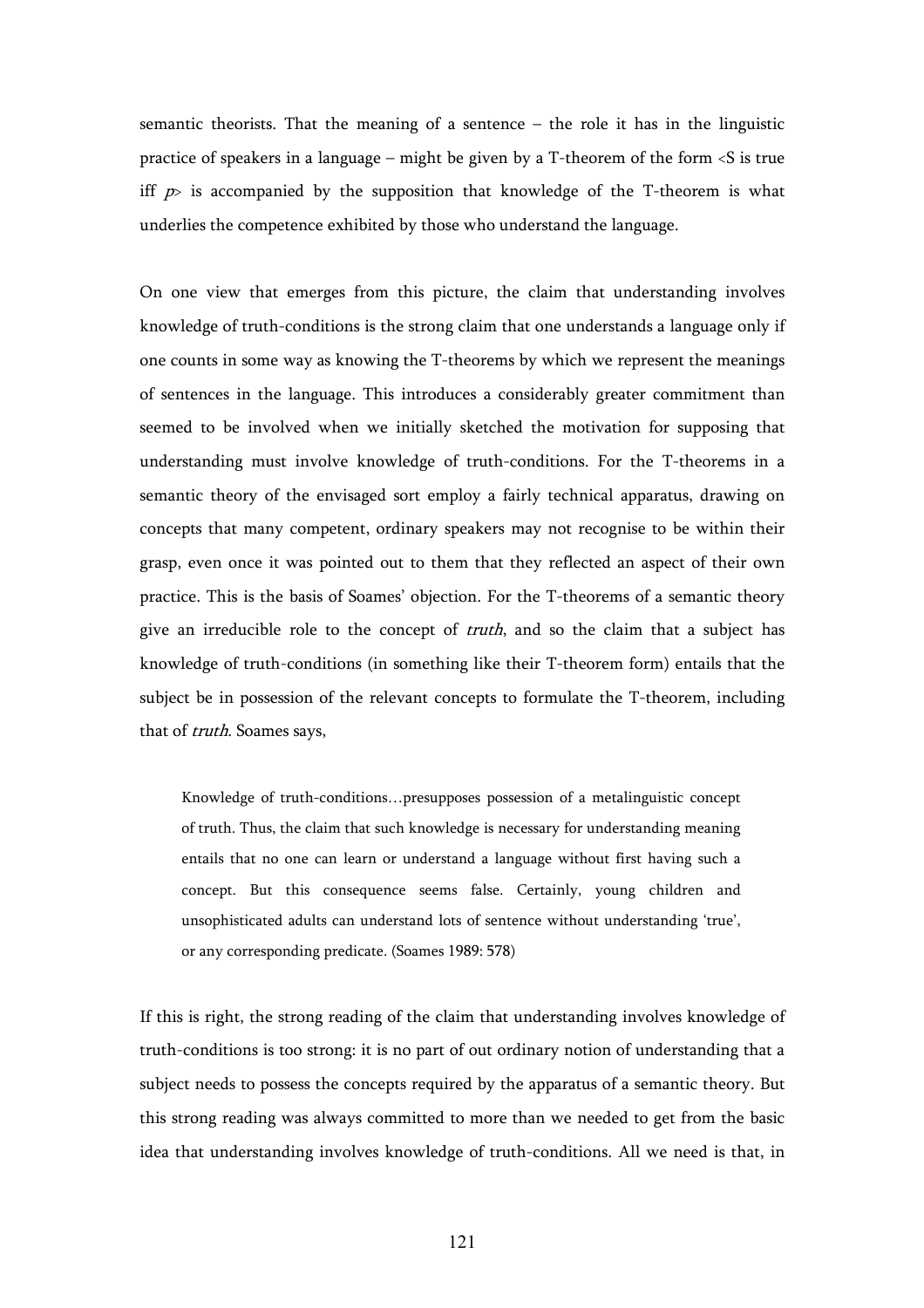semantic theorists. That the meaning of a sentence – the role it has in the linguistic practice of speakers in a language – might be given by a T-theorem of the form <S is true iff *p*> is accompanied by the supposition that knowledge of the T-theorem is what underlies the competence exhibited by those who understand the language.

On one view that emerges from this picture, the claim that understanding involves knowledge of truth-conditions is the strong claim that one understands a language only if one counts in some way as knowing the T-theorems by which we represent the meanings of sentences in the language. This introduces a considerably greater commitment than seemed to be involved when we initially sketched the motivation for supposing that understanding must involve knowledge of truth-conditions. For the T-theorems in a semantic theory of the envisaged sort employ a fairly technical apparatus, drawing on concepts that many competent, ordinary speakers may not recognise to be within their grasp, even once it was pointed out to them that they reflected an aspect of their own practice. This is the basis of Soames' objection. For the T-theorems of a semantic theory give an irreducible role to the concept of *truth*, and so the claim that a subject has knowledge of truth-conditions (in something like their T-theorem form) entails that the subject be in possession of the relevant concepts to formulate the T-theorem, including that of *truth*. Soames says,

> Knowledge of truth-conditions…presupposes possession of a metalinguistic concept of truth. Thus, the claim that such knowledge is necessary for understanding meaning entails that no one can learn or understand a language without first having such a concept. But this consequence seems false. Certainly, young children and unsophisticated adults can understand lots of sentence without understanding 'true', or any corresponding predicate. (Soames 1989: 578)

If this is right, the strong reading of the claim that understanding involves knowledge of truth-conditions is too strong: it is no part of out ordinary notion of understanding that a subject needs to possess the concepts required by the apparatus of a semantic theory. But this strong reading was always committed to more than we needed to get from the basic idea that understanding involves knowledge of truth-conditions. All we need is that, in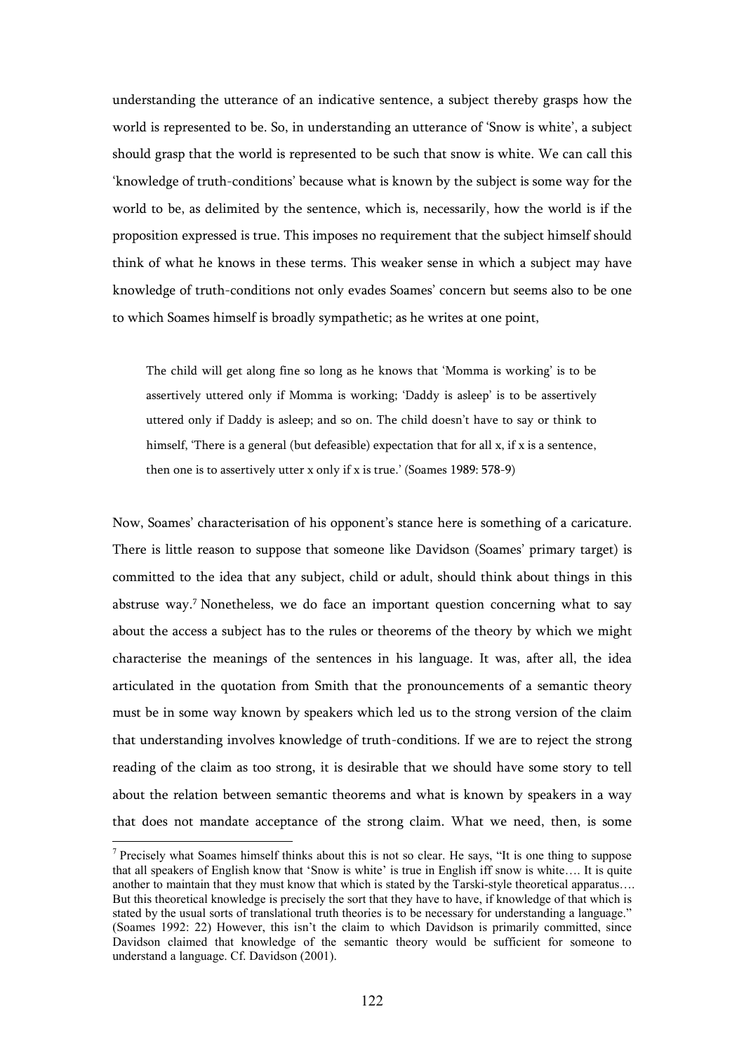understanding the utterance of an indicative sentence, a subject thereby grasps how the world is represented to be. So, in understanding an utterance of 'Snow is white', a subject should grasp that the world is represented to be such that snow is white. We can call this 'knowledge of truth-conditions' because what is known by the subject is some way for the world to be, as delimited by the sentence, which is, necessarily, how the world is if the proposition expressed is true. This imposes no requirement that the subject himself should think of what he knows in these terms. This weaker sense in which a subject may have knowledge of truth-conditions not only evades Soames' concern but seems also to be one to which Soames himself is broadly sympathetic; as he writes at one point,

> The child will get along fine so long as he knows that 'Momma is working' is to be assertively uttered only if Momma is working; 'Daddy is asleep' is to be assertively uttered only if Daddy is asleep; and so on. The child doesn't have to say or think to himself, 'There is a general (but defeasible) expectation that for all x, if x is a sentence, then one is to assertively utter x only if x is true.' (Soames 1989: 578-9)

Now, Soames' characterisation of his opponent's stance here is something of a caricature. There is little reason to suppose that someone like Davidson (Soames' primary target) is committed to the idea that any subject, child or adult, should think about things in this abstruse way.[7] Nonetheless, we do face an important question concerning what to say about the access a subject has to the rules or theorems of the theory by which we might characterise the meanings of the sentences in his language. It was, after all, the idea articulated in the quotation from Smith that the pronouncements of a semantic theory must be in some way known by speakers which led us to the strong version of the claim that understanding involves knowledge of truth-conditions. If we are to reject the strong reading of the claim as too strong, it is desirable that we should have some story to tell about the relation between semantic theorems and what is known by speakers in a way that does not mandate acceptance of the strong claim. What we need, then, is some

---

[7] Precisely what Soames himself thinks about this is not so clear. He says, "It is one thing to suppose that all speakers of English know that 'Snow is white' is true in English iff snow is white…. It is quite another to maintain that they must know that which is stated by the Tarski-style theoretical apparatus…. But this theoretical knowledge is precisely the sort that they have to have, if knowledge of that which is stated by the usual sorts of translational truth theories is to be necessary for understanding a language." (Soames 1992: 22) However, this isn't the claim to which Davidson is primarily committed, since Davidson claimed that knowledge of the semantic theory would be sufficient for someone to understand a language. Cf. Davidson (2001).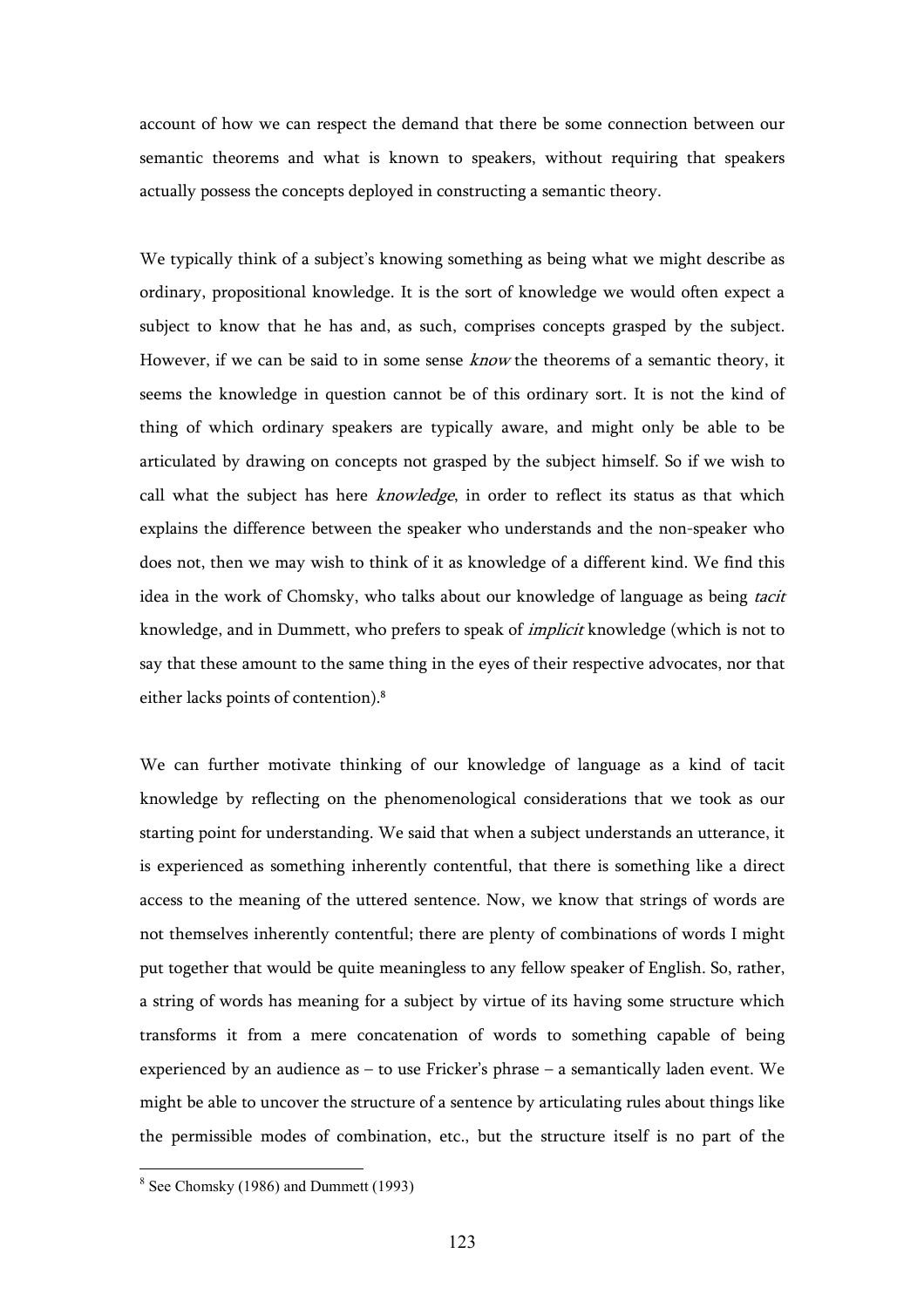account of how we can respect the demand that there be some connection between our semantic theorems and what is known to speakers, without requiring that speakers actually possess the concepts deployed in constructing a semantic theory.

We typically think of a subject's knowing something as being what we might describe as ordinary, propositional knowledge. It is the sort of knowledge we would often expect a subject to know that he has and, as such, comprises concepts grasped by the subject. However, if we can be said to in some sense *know* the theorems of a semantic theory, it seems the knowledge in question cannot be of this ordinary sort. It is not the kind of thing of which ordinary speakers are typically aware, and might only be able to be articulated by drawing on concepts not grasped by the subject himself. So if we wish to call what the subject has here *knowledge*, in order to reflect its status as that which explains the difference between the speaker who understands and the non-speaker who does not, then we may wish to think of it as knowledge of a different kind. We find this idea in the work of Chomsky, who talks about our knowledge of language as being *tacit* knowledge, and in Dummett, who prefers to speak of *implicit* knowledge (which is not to say that these amount to the same thing in the eyes of their respective advocates, nor that either lacks points of contention).[8]

We can further motivate thinking of our knowledge of language as a kind of tacit knowledge by reflecting on the phenomenological considerations that we took as our starting point for understanding. We said that when a subject understands an utterance, it is experienced as something inherently contentful, that there is something like a direct access to the meaning of the uttered sentence. Now, we know that strings of words are not themselves inherently contentful; there are plenty of combinations of words I might put together that would be quite meaningless to any fellow speaker of English. So, rather, a string of words has meaning for a subject by virtue of its having some structure which transforms it from a mere concatenation of words to something capable of being experienced by an audience as – to use Fricker's phrase – a semantically laden event. We might be able to uncover the structure of a sentence by articulating rules about things like the permissible modes of combination, etc., but the structure itself is no part of the

---

[8] See Chomsky (1986) and Dummett (1993)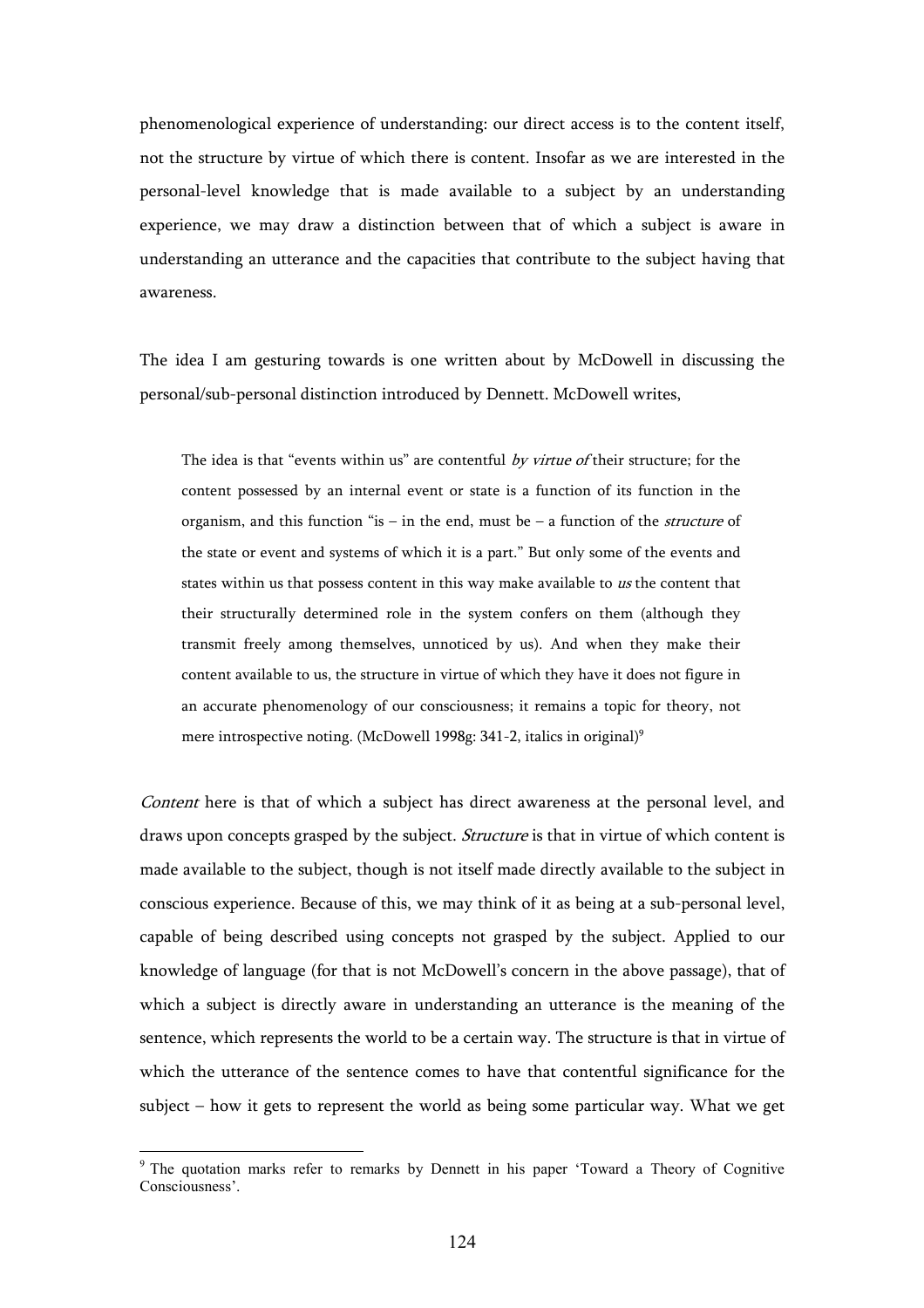phenomenological experience of understanding: our direct access is to the content itself, not the structure by virtue of which there is content. Insofar as we are interested in the personal-level knowledge that is made available to a subject by an understanding experience, we may draw a distinction between that of which a subject is aware in understanding an utterance and the capacities that contribute to the subject having that awareness.

The idea I am gesturing towards is one written about by McDowell in discussing the personal/sub-personal distinction introduced by Dennett. McDowell writes,

> The idea is that "events within us" are contentful *by virtue of* their structure; for the content possessed by an internal event or state is a function of its function in the organism, and this function "is – in the end, must be – a function of the *structure* of the state or event and systems of which it is a part." But only some of the events and states within us that possess content in this way make available to *us* the content that their structurally determined role in the system confers on them (although they transmit freely among themselves, unnoticed by us). And when they make their content available to us, the structure in virtue of which they have it does not figure in an accurate phenomenology of our consciousness; it remains a topic for theory, not mere introspective noting. (McDowell 1998g: 341-2, italics in original)[9]

*Content* here is that of which a subject has direct awareness at the personal level, and draws upon concepts grasped by the subject. *Structure* is that in virtue of which content is made available to the subject, though is not itself made directly available to the subject in conscious experience. Because of this, we may think of it as being at a sub-personal level, capable of being described using concepts not grasped by the subject. Applied to our knowledge of language (for that is not McDowell's concern in the above passage), that of which a subject is directly aware in understanding an utterance is the meaning of the sentence, which represents the world to be a certain way. The structure is that in virtue of which the utterance of the sentence comes to have that contentful significance for the subject – how it gets to represent the world as being some particular way. What we get

---

[9] The quotation marks refer to remarks by Dennett in his paper 'Toward a Theory of Cognitive Consciousness'.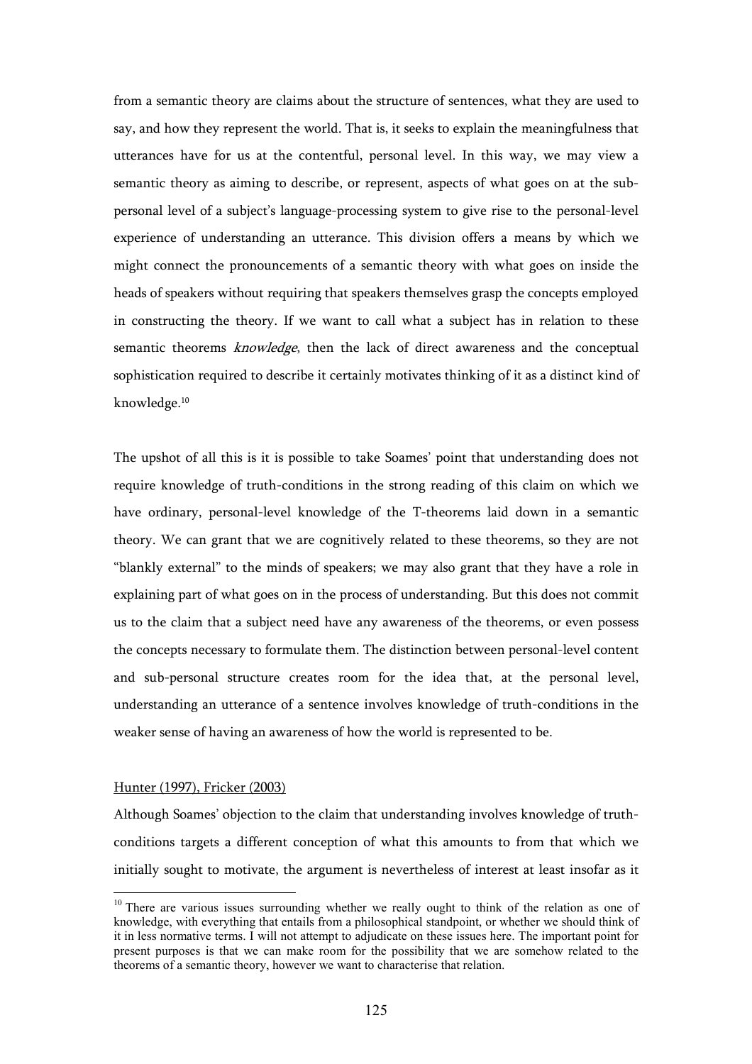from a semantic theory are claims about the structure of sentences, what they are used to say, and how they represent the world. That is, it seeks to explain the meaningfulness that utterances have for us at the contentful, personal level. In this way, we may view a semantic theory as aiming to describe, or represent, aspects of what goes on at the sub-personal level of a subject's language-processing system to give rise to the personal-level experience of understanding an utterance. This division offers a means by which we might connect the pronouncements of a semantic theory with what goes on inside the heads of speakers without requiring that speakers themselves grasp the concepts employed in constructing the theory. If we want to call what a subject has in relation to these semantic theorems *knowledge*, then the lack of direct awareness and the conceptual sophistication required to describe it certainly motivates thinking of it as a distinct kind of knowledge.[10]

The upshot of all this is it is possible to take Soames' point that understanding does not require knowledge of truth-conditions in the strong reading of this claim on which we have ordinary, personal-level knowledge of the T-theorems laid down in a semantic theory. We can grant that we are cognitively related to these theorems, so they are not "blankly external" to the minds of speakers; we may also grant that they have a role in explaining part of what goes on in the process of understanding. But this does not commit us to the claim that a subject need have any awareness of the theorems, or even possess the concepts necessary to formulate them. The distinction between personal-level content and sub-personal structure creates room for the idea that, at the personal level, understanding an utterance of a sentence involves knowledge of truth-conditions in the weaker sense of having an awareness of how the world is represented to be.

<u>Hunter (1997), Fricker (2003)</u>

Although Soames' objection to the claim that understanding involves knowledge of truth-conditions targets a different conception of what this amounts to from that which we initially sought to motivate, the argument is nevertheless of interest at least insofar as it

[10] There are various issues surrounding whether we really ought to think of the relation as one of knowledge, with everything that entails from a philosophical standpoint, or whether we should think of it in less normative terms. I will not attempt to adjudicate on these issues here. The important point for present purposes is that we can make room for the possibility that we are somehow related to the theorems of a semantic theory, however we want to characterise that relation.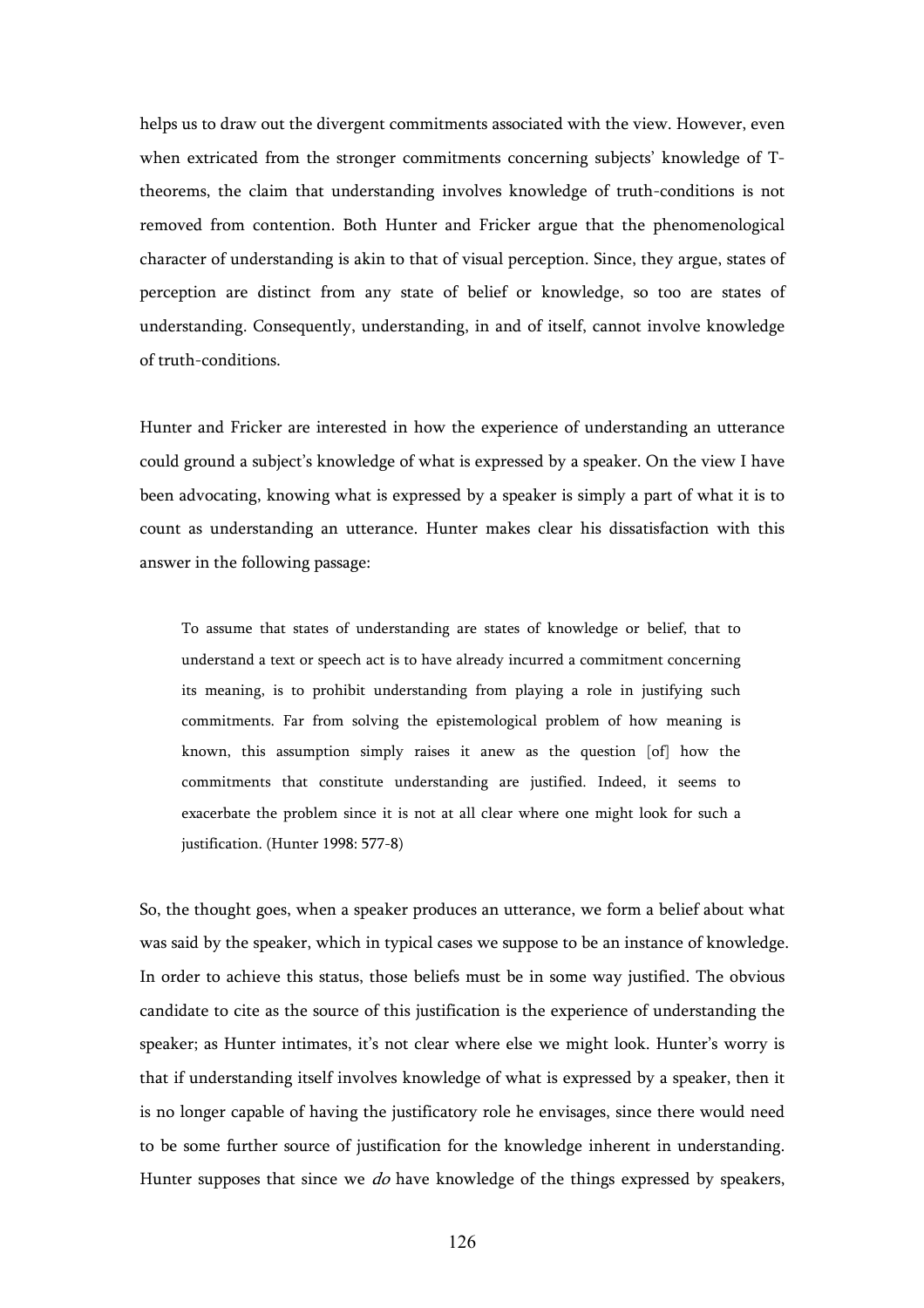helps us to draw out the divergent commitments associated with the view. However, even when extricated from the stronger commitments concerning subjects' knowledge of T-theorems, the claim that understanding involves knowledge of truth-conditions is not removed from contention. Both Hunter and Fricker argue that the phenomenological character of understanding is akin to that of visual perception. Since, they argue, states of perception are distinct from any state of belief or knowledge, so too are states of understanding. Consequently, understanding, in and of itself, cannot involve knowledge of truth-conditions.

Hunter and Fricker are interested in how the experience of understanding an utterance could ground a subject's knowledge of what is expressed by a speaker. On the view I have been advocating, knowing what is expressed by a speaker is simply a part of what it is to count as understanding an utterance. Hunter makes clear his dissatisfaction with this answer in the following passage:

> To assume that states of understanding are states of knowledge or belief, that to understand a text or speech act is to have already incurred a commitment concerning its meaning, is to prohibit understanding from playing a role in justifying such commitments. Far from solving the epistemological problem of how meaning is known, this assumption simply raises it anew as the question [of] how the commitments that constitute understanding are justified. Indeed, it seems to exacerbate the problem since it is not at all clear where one might look for such a justification. (Hunter 1998: 577-8)

So, the thought goes, when a speaker produces an utterance, we form a belief about what was said by the speaker, which in typical cases we suppose to be an instance of knowledge. In order to achieve this status, those beliefs must be in some way justified. The obvious candidate to cite as the source of this justification is the experience of understanding the speaker; as Hunter intimates, it's not clear where else we might look. Hunter's worry is that if understanding itself involves knowledge of what is expressed by a speaker, then it is no longer capable of having the justificatory role he envisages, since there would need to be some further source of justification for the knowledge inherent in understanding. Hunter supposes that since we *do* have knowledge of the things expressed by speakers,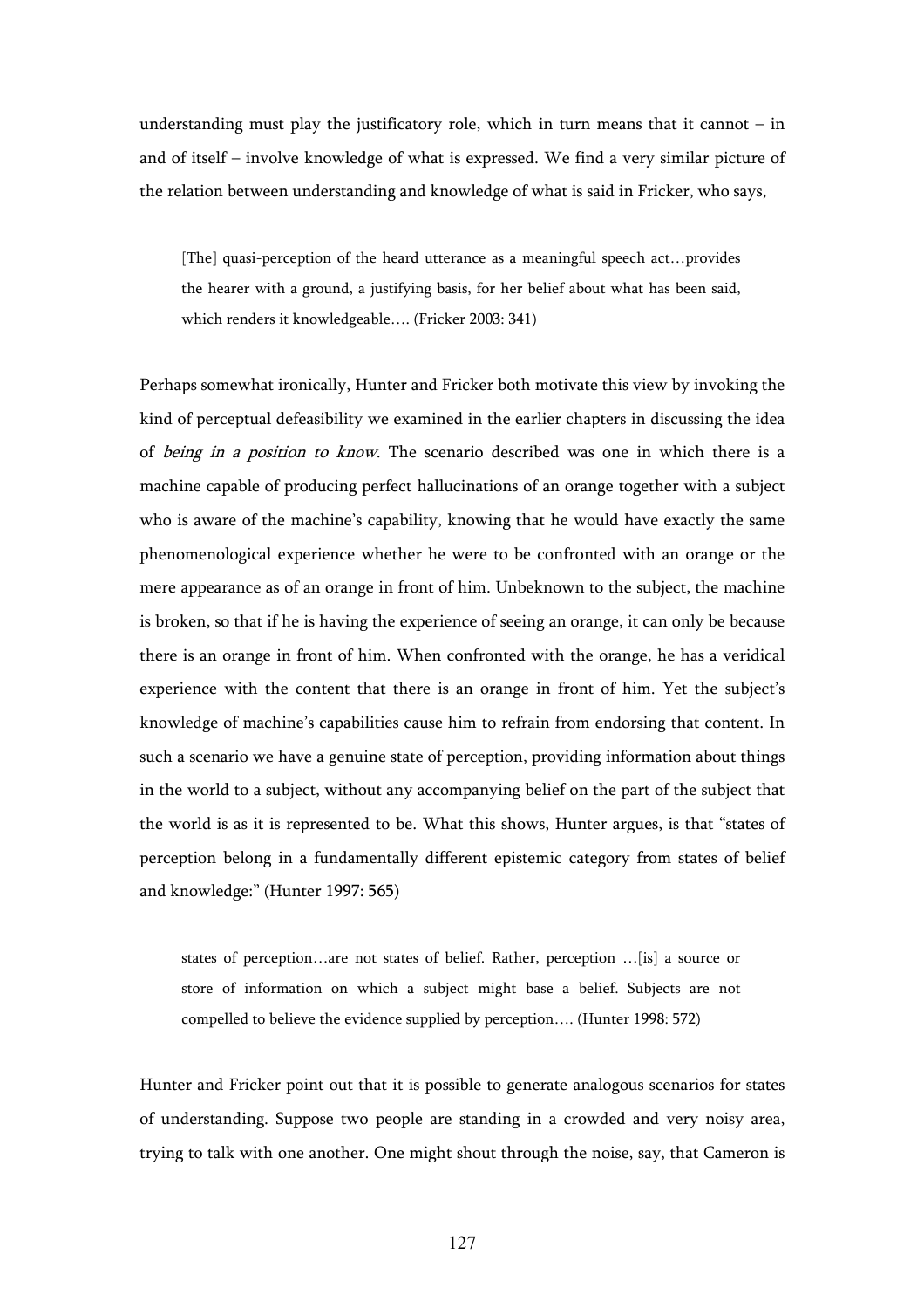understanding must play the justificatory role, which in turn means that it cannot – in and of itself – involve knowledge of what is expressed. We find a very similar picture of the relation between understanding and knowledge of what is said in Fricker, who says,

> [The] quasi-perception of the heard utterance as a meaningful speech act…provides the hearer with a ground, a justifying basis, for her belief about what has been said, which renders it knowledgeable…. (Fricker 2003: 341)

Perhaps somewhat ironically, Hunter and Fricker both motivate this view by invoking the kind of perceptual defeasibility we examined in the earlier chapters in discussing the idea of *being in a position to know*. The scenario described was one in which there is a machine capable of producing perfect hallucinations of an orange together with a subject who is aware of the machine's capability, knowing that he would have exactly the same phenomenological experience whether he were to be confronted with an orange or the mere appearance as of an orange in front of him. Unbeknown to the subject, the machine is broken, so that if he is having the experience of seeing an orange, it can only be because there is an orange in front of him. When confronted with the orange, he has a veridical experience with the content that there is an orange in front of him. Yet the subject's knowledge of machine's capabilities cause him to refrain from endorsing that content. In such a scenario we have a genuine state of perception, providing information about things in the world to a subject, without any accompanying belief on the part of the subject that the world is as it is represented to be. What this shows, Hunter argues, is that "states of perception belong in a fundamentally different epistemic category from states of belief and knowledge:" (Hunter 1997: 565)

> states of perception…are not states of belief. Rather, perception …[is] a source or store of information on which a subject might base a belief. Subjects are not compelled to believe the evidence supplied by perception…. (Hunter 1998: 572)

Hunter and Fricker point out that it is possible to generate analogous scenarios for states of understanding. Suppose two people are standing in a crowded and very noisy area, trying to talk with one another. One might shout through the noise, say, that Cameron is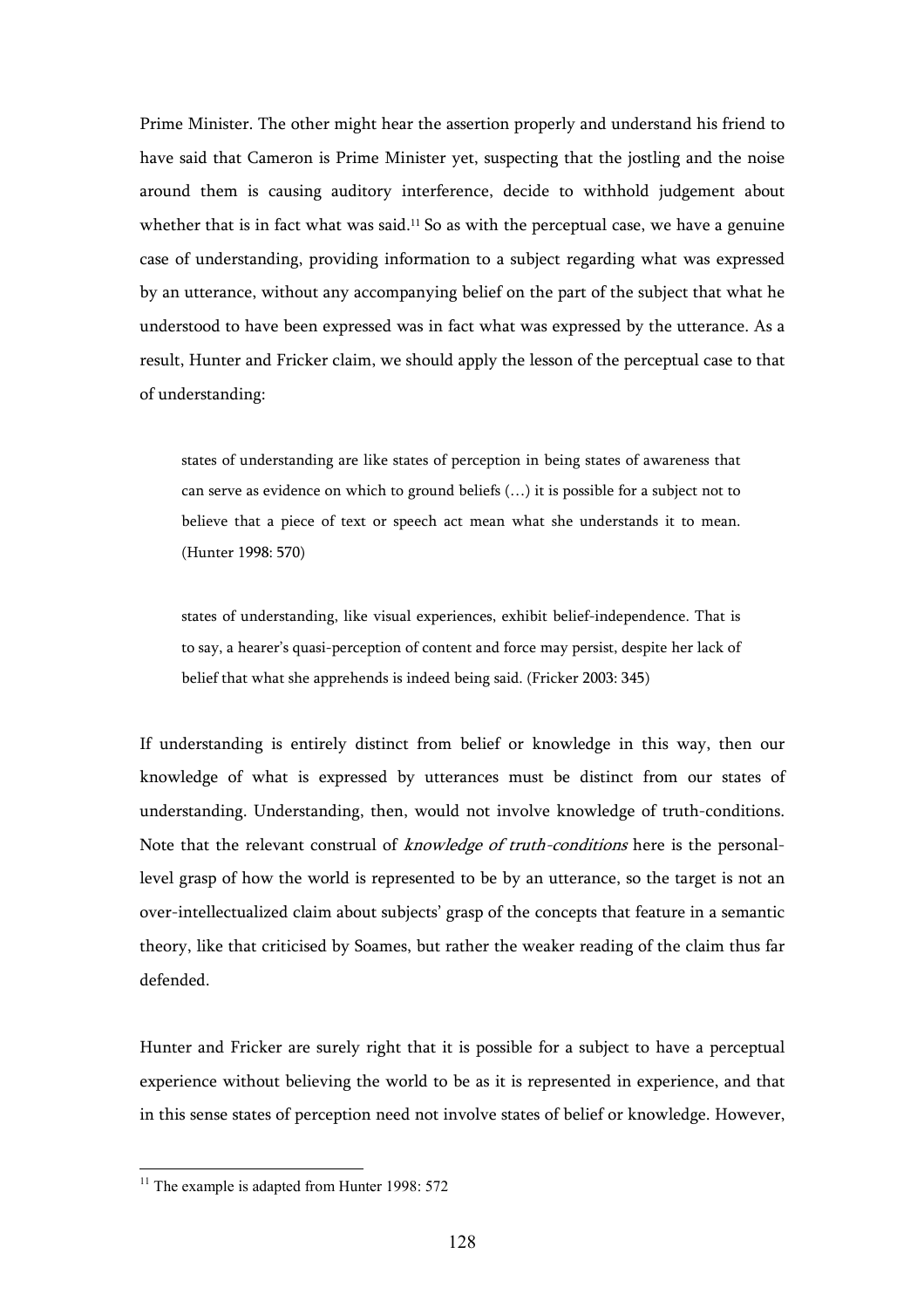Prime Minister. The other might hear the assertion properly and understand his friend to have said that Cameron is Prime Minister yet, suspecting that the jostling and the noise around them is causing auditory interference, decide to withhold judgement about whether that is in fact what was said.[11] So as with the perceptual case, we have a genuine case of understanding, providing information to a subject regarding what was expressed by an utterance, without any accompanying belief on the part of the subject that what he understood to have been expressed was in fact what was expressed by the utterance. As a result, Hunter and Fricker claim, we should apply the lesson of the perceptual case to that of understanding:

> states of understanding are like states of perception in being states of awareness that can serve as evidence on which to ground beliefs (…) it is possible for a subject not to believe that a piece of text or speech act mean what she understands it to mean. (Hunter 1998: 570)

> states of understanding, like visual experiences, exhibit belief-independence. That is to say, a hearer's quasi-perception of content and force may persist, despite her lack of belief that what she apprehends is indeed being said. (Fricker 2003: 345)

If understanding is entirely distinct from belief or knowledge in this way, then our knowledge of what is expressed by utterances must be distinct from our states of understanding. Understanding, then, would not involve knowledge of truth-conditions. Note that the relevant construal of *knowledge of truth-conditions* here is the personal-level grasp of how the world is represented to be by an utterance, so the target is not an over-intellectualized claim about subjects' grasp of the concepts that feature in a semantic theory, like that criticised by Soames, but rather the weaker reading of the claim thus far defended.

Hunter and Fricker are surely right that it is possible for a subject to have a perceptual experience without believing the world to be as it is represented in experience, and that in this sense states of perception need not involve states of belief or knowledge. However,

[11] The example is adapted from Hunter 1998: 572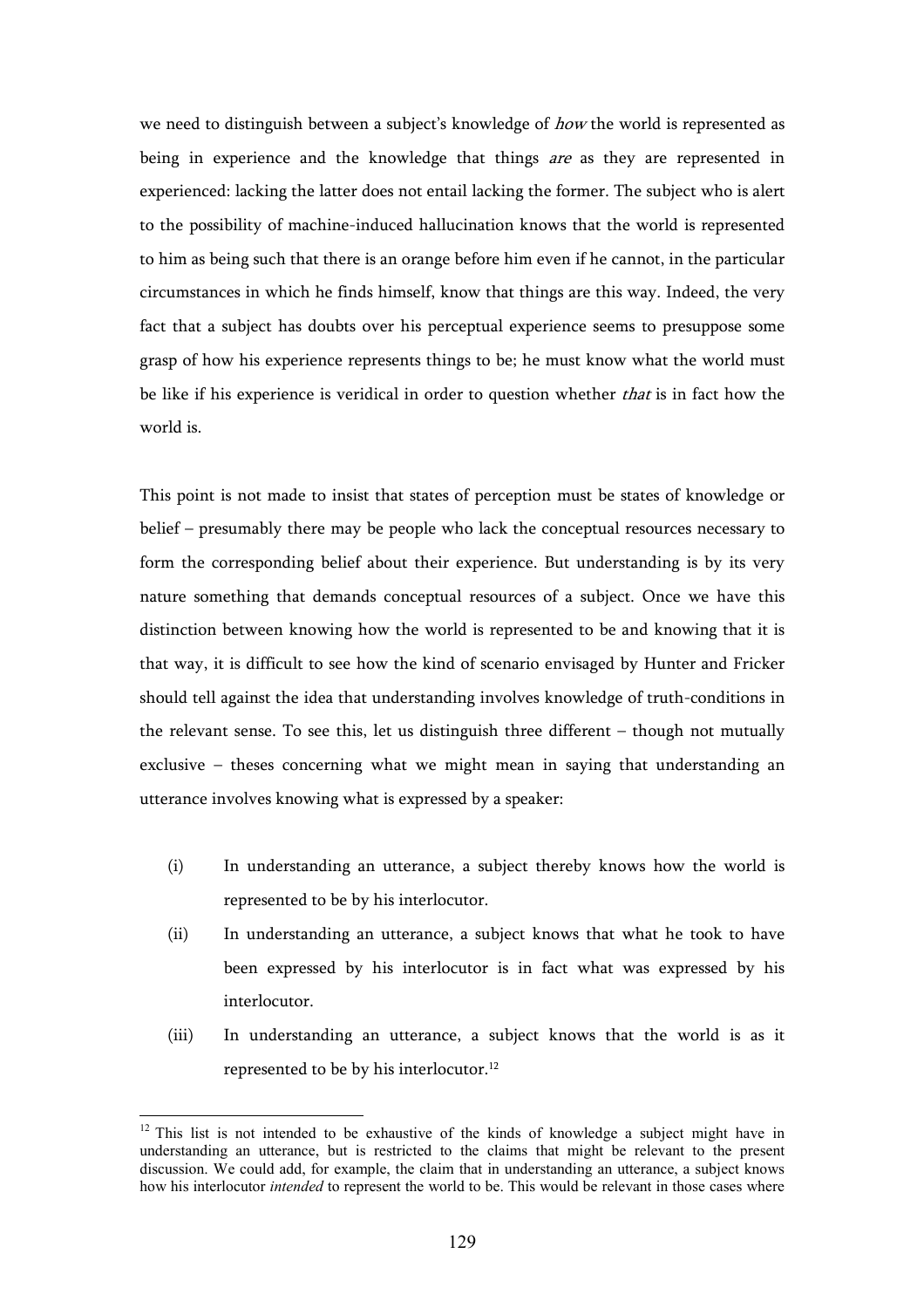we need to distinguish between a subject's knowledge of *how* the world is represented as being in experience and the knowledge that things *are* as they are represented in experienced: lacking the latter does not entail lacking the former. The subject who is alert to the possibility of machine-induced hallucination knows that the world is represented to him as being such that there is an orange before him even if he cannot, in the particular circumstances in which he finds himself, know that things are this way. Indeed, the very fact that a subject has doubts over his perceptual experience seems to presuppose some grasp of how his experience represents things to be; he must know what the world must be like if his experience is veridical in order to question whether *that* is in fact how the world is.

This point is not made to insist that states of perception must be states of knowledge or belief – presumably there may be people who lack the conceptual resources necessary to form the corresponding belief about their experience. But understanding is by its very nature something that demands conceptual resources of a subject. Once we have this distinction between knowing how the world is represented to be and knowing that it is that way, it is difficult to see how the kind of scenario envisaged by Hunter and Fricker should tell against the idea that understanding involves knowledge of truth-conditions in the relevant sense. To see this, let us distinguish three different – though not mutually exclusive – theses concerning what we might mean in saying that understanding an utterance involves knowing what is expressed by a speaker:

(i) In understanding an utterance, a subject thereby knows how the world is represented to be by his interlocutor.

(ii) In understanding an utterance, a subject knows that what he took to have been expressed by his interlocutor is in fact what was expressed by his interlocutor.

(iii) In understanding an utterance, a subject knows that the world is as it represented to be by his interlocutor.[12]

[12] This list is not intended to be exhaustive of the kinds of knowledge a subject might have in understanding an utterance, but is restricted to the claims that might be relevant to the present discussion. We could add, for example, the claim that in understanding an utterance, a subject knows how his interlocutor *intended* to represent the world to be. This would be relevant in those cases where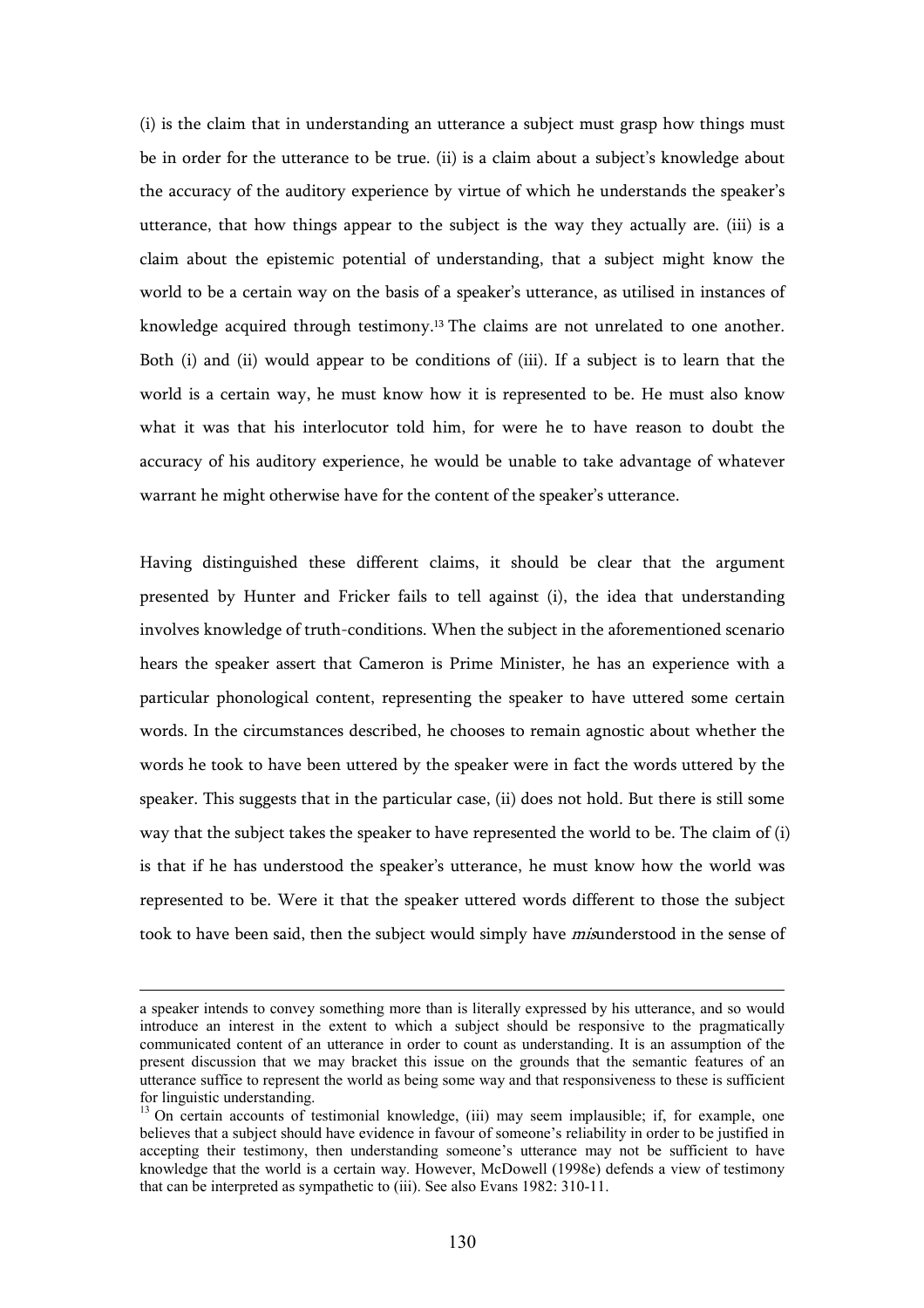(i) is the claim that in understanding an utterance a subject must grasp how things must be in order for the utterance to be true. (ii) is a claim about a subject's knowledge about the accuracy of the auditory experience by virtue of which he understands the speaker's utterance, that how things appear to the subject is the way they actually are. (iii) is a claim about the epistemic potential of understanding, that a subject might know the world to be a certain way on the basis of a speaker's utterance, as utilised in instances of knowledge acquired through testimony.[13] The claims are not unrelated to one another. Both (i) and (ii) would appear to be conditions of (iii). If a subject is to learn that the world is a certain way, he must know how it is represented to be. He must also know what it was that his interlocutor told him, for were he to have reason to doubt the accuracy of his auditory experience, he would be unable to take advantage of whatever warrant he might otherwise have for the content of the speaker's utterance.

Having distinguished these different claims, it should be clear that the argument presented by Hunter and Fricker fails to tell against (i), the idea that understanding involves knowledge of truth-conditions. When the subject in the aforementioned scenario hears the speaker assert that Cameron is Prime Minister, he has an experience with a particular phonological content, representing the speaker to have uttered some certain words. In the circumstances described, he chooses to remain agnostic about whether the words he took to have been uttered by the speaker were in fact the words uttered by the speaker. This suggests that in the particular case, (ii) does not hold. But there is still some way that the subject takes the speaker to have represented the world to be. The claim of (i) is that if he has understood the speaker's utterance, he must know how the world was represented to be. Were it that the speaker uttered words different to those the subject took to have been said, then the subject would simply have *mis*understood in the sense of

---

a speaker intends to convey something more than is literally expressed by his utterance, and so would introduce an interest in the extent to which a subject should be responsive to the pragmatically communicated content of an utterance in order to count as understanding. It is an assumption of the present discussion that we may bracket this issue on the grounds that the semantic features of an utterance suffice to represent the world as being some way and that responsiveness to these is sufficient for linguistic understanding.

[13] On certain accounts of testimonial knowledge, (iii) may seem implausible; if, for example, one believes that a subject should have evidence in favour of someone's reliability in order to be justified in accepting their testimony, then understanding someone's utterance may not be sufficient to have knowledge that the world is a certain way. However, McDowell (1998e) defends a view of testimony that can be interpreted as sympathetic to (iii). See also Evans 1982: 310-11.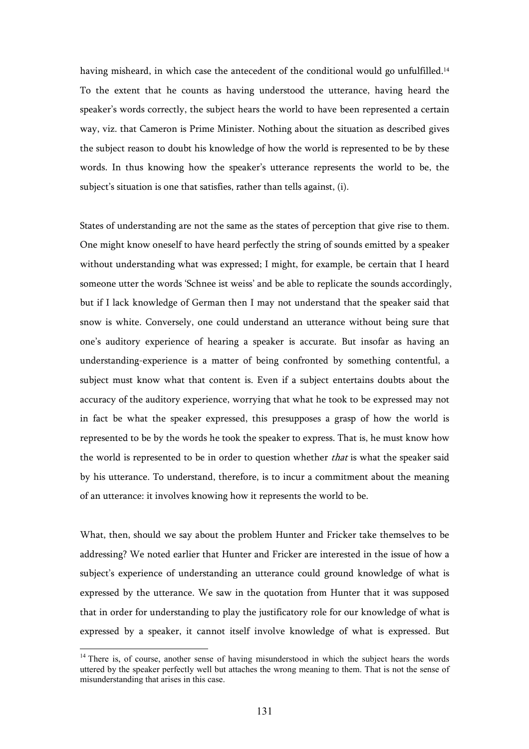having misheard, in which case the antecedent of the conditional would go unfulfilled.[14] To the extent that he counts as having understood the utterance, having heard the speaker's words correctly, the subject hears the world to have been represented a certain way, viz. that Cameron is Prime Minister. Nothing about the situation as described gives the subject reason to doubt his knowledge of how the world is represented to be by these words. In thus knowing how the speaker's utterance represents the world to be, the subject's situation is one that satisfies, rather than tells against, (i).

States of understanding are not the same as the states of perception that give rise to them. One might know oneself to have heard perfectly the string of sounds emitted by a speaker without understanding what was expressed; I might, for example, be certain that I heard someone utter the words 'Schnee ist weiss' and be able to replicate the sounds accordingly, but if I lack knowledge of German then I may not understand that the speaker said that snow is white. Conversely, one could understand an utterance without being sure that one's auditory experience of hearing a speaker is accurate. But insofar as having an understanding-experience is a matter of being confronted by something contentful, a subject must know what that content is. Even if a subject entertains doubts about the accuracy of the auditory experience, worrying that what he took to be expressed may not in fact be what the speaker expressed, this presupposes a grasp of how the world is represented to be by the words he took the speaker to express. That is, he must know how the world is represented to be in order to question whether *that* is what the speaker said by his utterance. To understand, therefore, is to incur a commitment about the meaning of an utterance: it involves knowing how it represents the world to be.

What, then, should we say about the problem Hunter and Fricker take themselves to be addressing? We noted earlier that Hunter and Fricker are interested in the issue of how a subject's experience of understanding an utterance could ground knowledge of what is expressed by the utterance. We saw in the quotation from Hunter that it was supposed that in order for understanding to play the justificatory role for our knowledge of what is expressed by a speaker, it cannot itself involve knowledge of what is expressed. But

[14] There is, of course, another sense of having misunderstood in which the subject hears the words uttered by the speaker perfectly well but attaches the wrong meaning to them. That is not the sense of misunderstanding that arises in this case.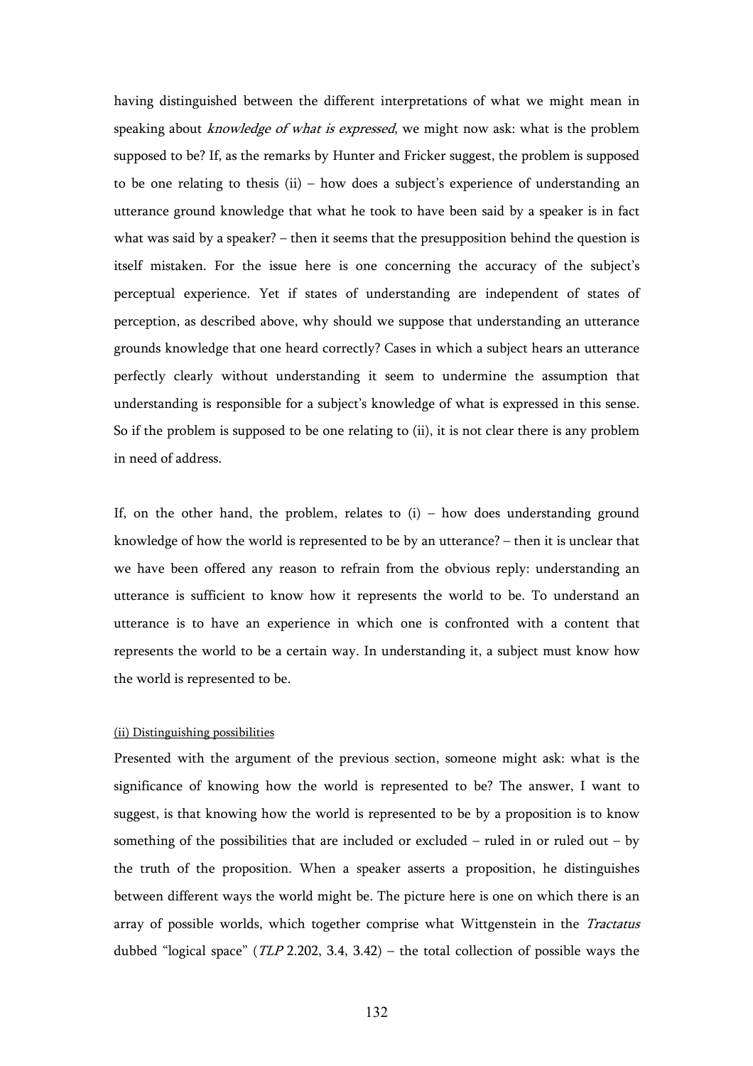having distinguished between the different interpretations of what we might mean in speaking about *knowledge of what is expressed*, we might now ask: what is the problem supposed to be? If, as the remarks by Hunter and Fricker suggest, the problem is supposed to be one relating to thesis (ii) – how does a subject's experience of understanding an utterance ground knowledge that what he took to have been said by a speaker is in fact what was said by a speaker? – then it seems that the presupposition behind the question is itself mistaken. For the issue here is one concerning the accuracy of the subject's perceptual experience. Yet if states of understanding are independent of states of perception, as described above, why should we suppose that understanding an utterance grounds knowledge that one heard correctly? Cases in which a subject hears an utterance perfectly clearly without understanding it seem to undermine the assumption that understanding is responsible for a subject's knowledge of what is expressed in this sense. So if the problem is supposed to be one relating to (ii), it is not clear there is any problem in need of address.

If, on the other hand, the problem, relates to (i) – how does understanding ground knowledge of how the world is represented to be by an utterance? – then it is unclear that we have been offered any reason to refrain from the obvious reply: understanding an utterance is sufficient to know how it represents the world to be. To understand an utterance is to have an experience in which one is confronted with a content that represents the world to be a certain way. In understanding it, a subject must know how the world is represented to be.

### (ii) Distinguishing possibilities

Presented with the argument of the previous section, someone might ask: what is the significance of knowing how the world is represented to be? The answer, I want to suggest, is that knowing how the world is represented to be by a proposition is to know something of the possibilities that are included or excluded – ruled in or ruled out – by the truth of the proposition. When a speaker asserts a proposition, he distinguishes between different ways the world might be. The picture here is one on which there is an array of possible worlds, which together comprise what Wittgenstein in the *Tractatus* dubbed "logical space" (*TLP* 2.202, 3.4, 3.42) – the total collection of possible ways the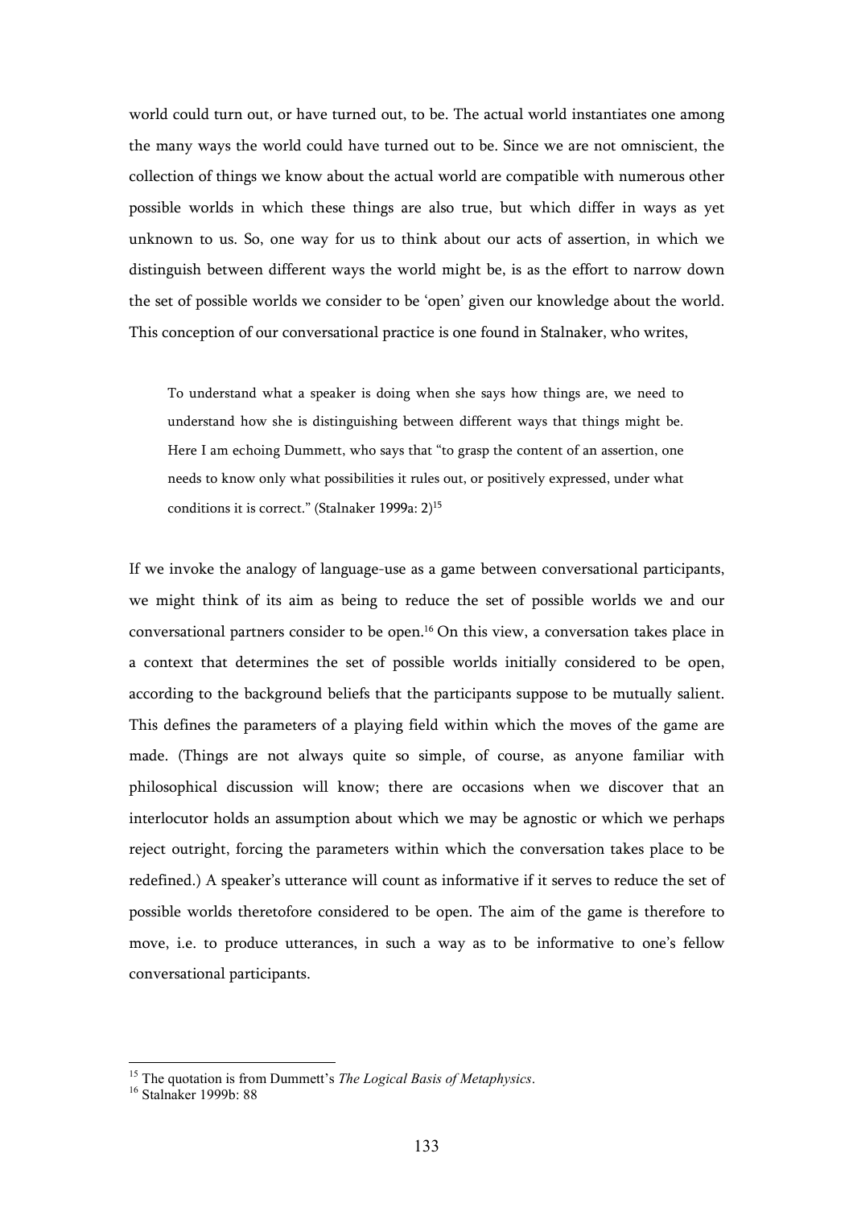world could turn out, or have turned out, to be. The actual world instantiates one among the many ways the world could have turned out to be. Since we are not omniscient, the collection of things we know about the actual world are compatible with numerous other possible worlds in which these things are also true, but which differ in ways as yet unknown to us. So, one way for us to think about our acts of assertion, in which we distinguish between different ways the world might be, is as the effort to narrow down the set of possible worlds we consider to be 'open' given our knowledge about the world. This conception of our conversational practice is one found in Stalnaker, who writes,

> To understand what a speaker is doing when she says how things are, we need to understand how she is distinguishing between different ways that things might be. Here I am echoing Dummett, who says that "to grasp the content of an assertion, one needs to know only what possibilities it rules out, or positively expressed, under what conditions it is correct." (Stalnaker 1999a: 2)[15]

If we invoke the analogy of language-use as a game between conversational participants, we might think of its aim as being to reduce the set of possible worlds we and our conversational partners consider to be open.[16] On this view, a conversation takes place in a context that determines the set of possible worlds initially considered to be open, according to the background beliefs that the participants suppose to be mutually salient. This defines the parameters of a playing field within which the moves of the game are made. (Things are not always quite so simple, of course, as anyone familiar with philosophical discussion will know; there are occasions when we discover that an interlocutor holds an assumption about which we may be agnostic or which we perhaps reject outright, forcing the parameters within which the conversation takes place to be redefined.) A speaker's utterance will count as informative if it serves to reduce the set of possible worlds theretofore considered to be open. The aim of the game is therefore to move, i.e. to produce utterances, in such a way as to be informative to one's fellow conversational participants.

---

[15] The quotation is from Dummett's *The Logical Basis of Metaphysics*.

[16] Stalnaker 1999b: 88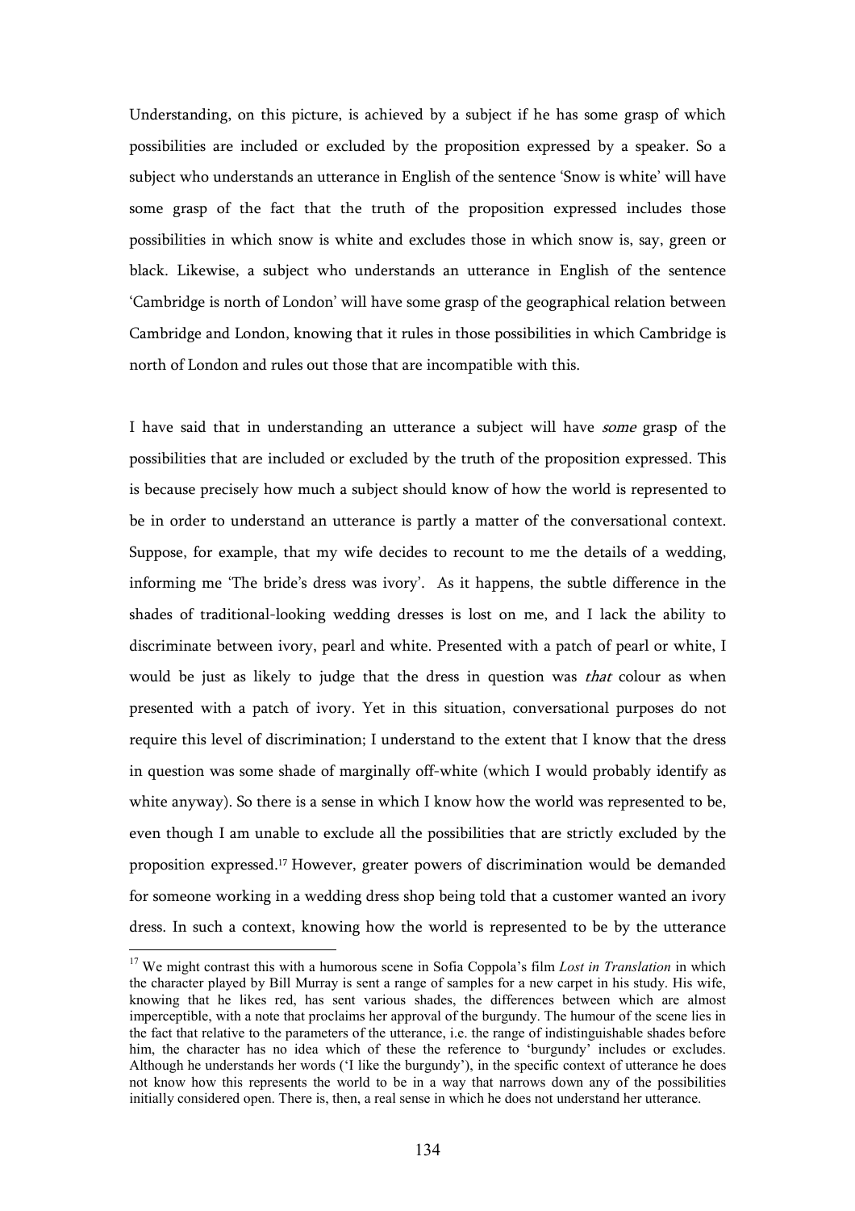Understanding, on this picture, is achieved by a subject if he has some grasp of which possibilities are included or excluded by the proposition expressed by a speaker. So a subject who understands an utterance in English of the sentence 'Snow is white' will have some grasp of the fact that the truth of the proposition expressed includes those possibilities in which snow is white and excludes those in which snow is, say, green or black. Likewise, a subject who understands an utterance in English of the sentence 'Cambridge is north of London' will have some grasp of the geographical relation between Cambridge and London, knowing that it rules in those possibilities in which Cambridge is north of London and rules out those that are incompatible with this.

I have said that in understanding an utterance a subject will have *some* grasp of the possibilities that are included or excluded by the truth of the proposition expressed. This is because precisely how much a subject should know of how the world is represented to be in order to understand an utterance is partly a matter of the conversational context. Suppose, for example, that my wife decides to recount to me the details of a wedding, informing me 'The bride's dress was ivory'. As it happens, the subtle difference in the shades of traditional-looking wedding dresses is lost on me, and I lack the ability to discriminate between ivory, pearl and white. Presented with a patch of pearl or white, I would be just as likely to judge that the dress in question was *that* colour as when presented with a patch of ivory. Yet in this situation, conversational purposes do not require this level of discrimination; I understand to the extent that I know that the dress in question was some shade of marginally off-white (which I would probably identify as white anyway). So there is a sense in which I know how the world was represented to be, even though I am unable to exclude all the possibilities that are strictly excluded by the proposition expressed.[17] However, greater powers of discrimination would be demanded for someone working in a wedding dress shop being told that a customer wanted an ivory dress. In such a context, knowing how the world is represented to be by the utterance

[17] We might contrast this with a humorous scene in Sofia Coppola's film *Lost in Translation* in which the character played by Bill Murray is sent a range of samples for a new carpet in his study. His wife, knowing that he likes red, has sent various shades, the differences between which are almost imperceptible, with a note that proclaims her approval of the burgundy. The humour of the scene lies in the fact that relative to the parameters of the utterance, i.e. the range of indistinguishable shades before him, the character has no idea which of these the reference to 'burgundy' includes or excludes. Although he understands her words ('I like the burgundy'), in the specific context of utterance he does not know how this represents the world to be in a way that narrows down any of the possibilities initially considered open. There is, then, a real sense in which he does not understand her utterance.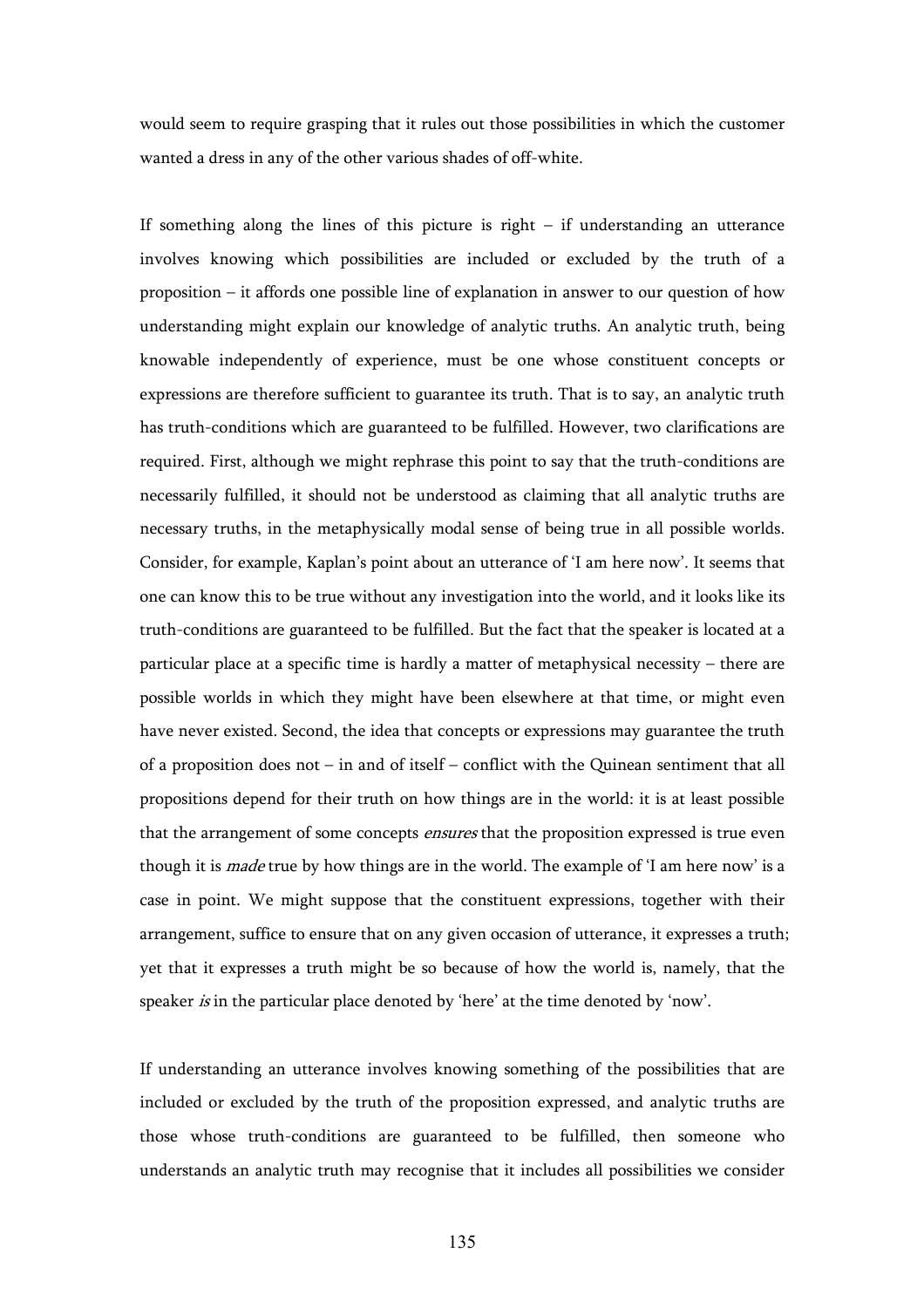would seem to require grasping that it rules out those possibilities in which the customer wanted a dress in any of the other various shades of off-white.

If something along the lines of this picture is right – if understanding an utterance involves knowing which possibilities are included or excluded by the truth of a proposition – it affords one possible line of explanation in answer to our question of how understanding might explain our knowledge of analytic truths. An analytic truth, being knowable independently of experience, must be one whose constituent concepts or expressions are therefore sufficient to guarantee its truth. That is to say, an analytic truth has truth-conditions which are guaranteed to be fulfilled. However, two clarifications are required. First, although we might rephrase this point to say that the truth-conditions are necessarily fulfilled, it should not be understood as claiming that all analytic truths are necessary truths, in the metaphysically modal sense of being true in all possible worlds. Consider, for example, Kaplan's point about an utterance of 'I am here now'. It seems that one can know this to be true without any investigation into the world, and it looks like its truth-conditions are guaranteed to be fulfilled. But the fact that the speaker is located at a particular place at a specific time is hardly a matter of metaphysical necessity – there are possible worlds in which they might have been elsewhere at that time, or might even have never existed. Second, the idea that concepts or expressions may guarantee the truth of a proposition does not – in and of itself – conflict with the Quinean sentiment that all propositions depend for their truth on how things are in the world: it is at least possible that the arrangement of some concepts *ensures* that the proposition expressed is true even though it is *made* true by how things are in the world. The example of 'I am here now' is a case in point. We might suppose that the constituent expressions, together with their arrangement, suffice to ensure that on any given occasion of utterance, it expresses a truth; yet that it expresses a truth might be so because of how the world is, namely, that the speaker *is* in the particular place denoted by 'here' at the time denoted by 'now'.

If understanding an utterance involves knowing something of the possibilities that are included or excluded by the truth of the proposition expressed, and analytic truths are those whose truth-conditions are guaranteed to be fulfilled, then someone who understands an analytic truth may recognise that it includes all possibilities we consider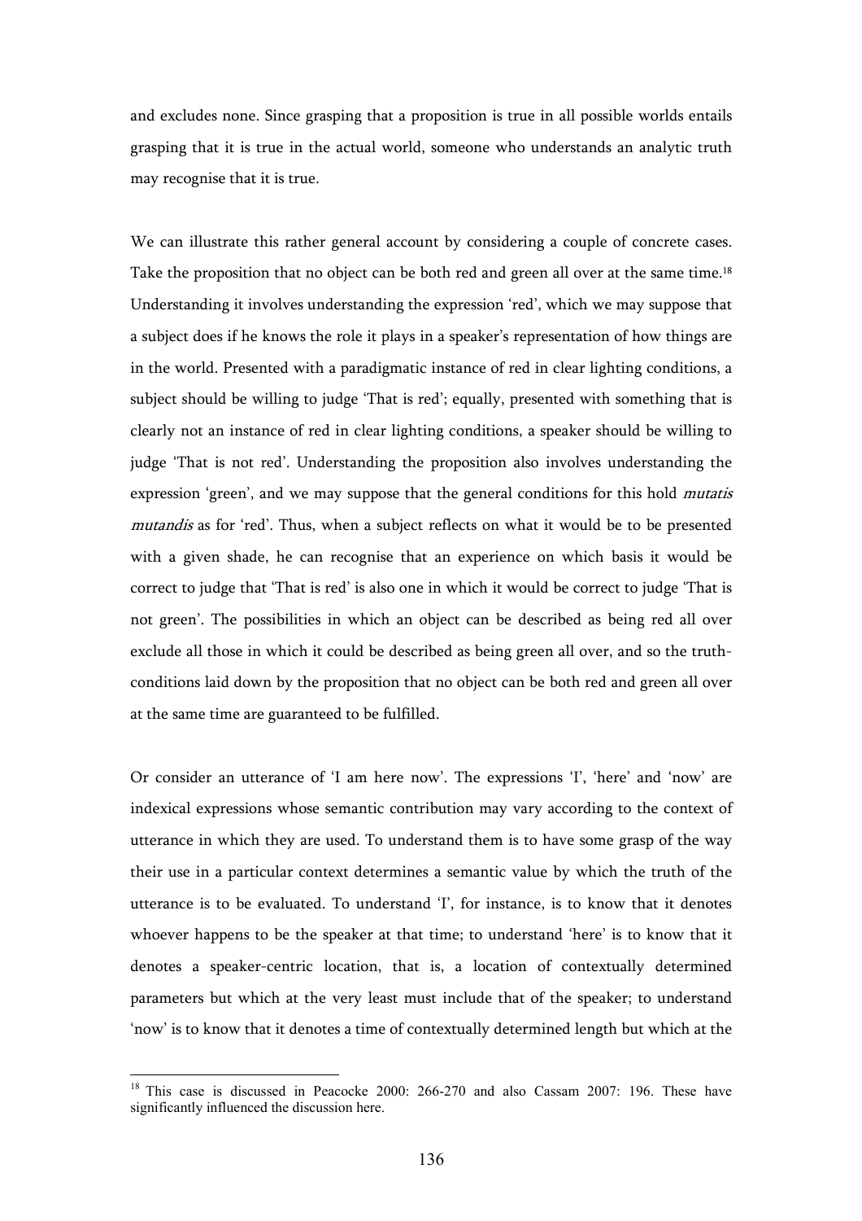and excludes none. Since grasping that a proposition is true in all possible worlds entails grasping that it is true in the actual world, someone who understands an analytic truth may recognise that it is true.

We can illustrate this rather general account by considering a couple of concrete cases. Take the proposition that no object can be both red and green all over at the same time.[18] Understanding it involves understanding the expression 'red', which we may suppose that a subject does if he knows the role it plays in a speaker's representation of how things are in the world. Presented with a paradigmatic instance of red in clear lighting conditions, a subject should be willing to judge 'That is red'; equally, presented with something that is clearly not an instance of red in clear lighting conditions, a speaker should be willing to judge 'That is not red'. Understanding the proposition also involves understanding the expression 'green', and we may suppose that the general conditions for this hold *mutatis mutandis* as for 'red'. Thus, when a subject reflects on what it would be to be presented with a given shade, he can recognise that an experience on which basis it would be correct to judge that 'That is red' is also one in which it would be correct to judge 'That is not green'. The possibilities in which an object can be described as being red all over exclude all those in which it could be described as being green all over, and so the truth-conditions laid down by the proposition that no object can be both red and green all over at the same time are guaranteed to be fulfilled.

Or consider an utterance of 'I am here now'. The expressions 'I', 'here' and 'now' are indexical expressions whose semantic contribution may vary according to the context of utterance in which they are used. To understand them is to have some grasp of the way their use in a particular context determines a semantic value by which the truth of the utterance is to be evaluated. To understand 'I', for instance, is to know that it denotes whoever happens to be the speaker at that time; to understand 'here' is to know that it denotes a speaker-centric location, that is, a location of contextually determined parameters but which at the very least must include that of the speaker; to understand 'now' is to know that it denotes a time of contextually determined length but which at the

---

[18] This case is discussed in Peacocke 2000: 266-270 and also Cassam 2007: 196. These have significantly influenced the discussion here.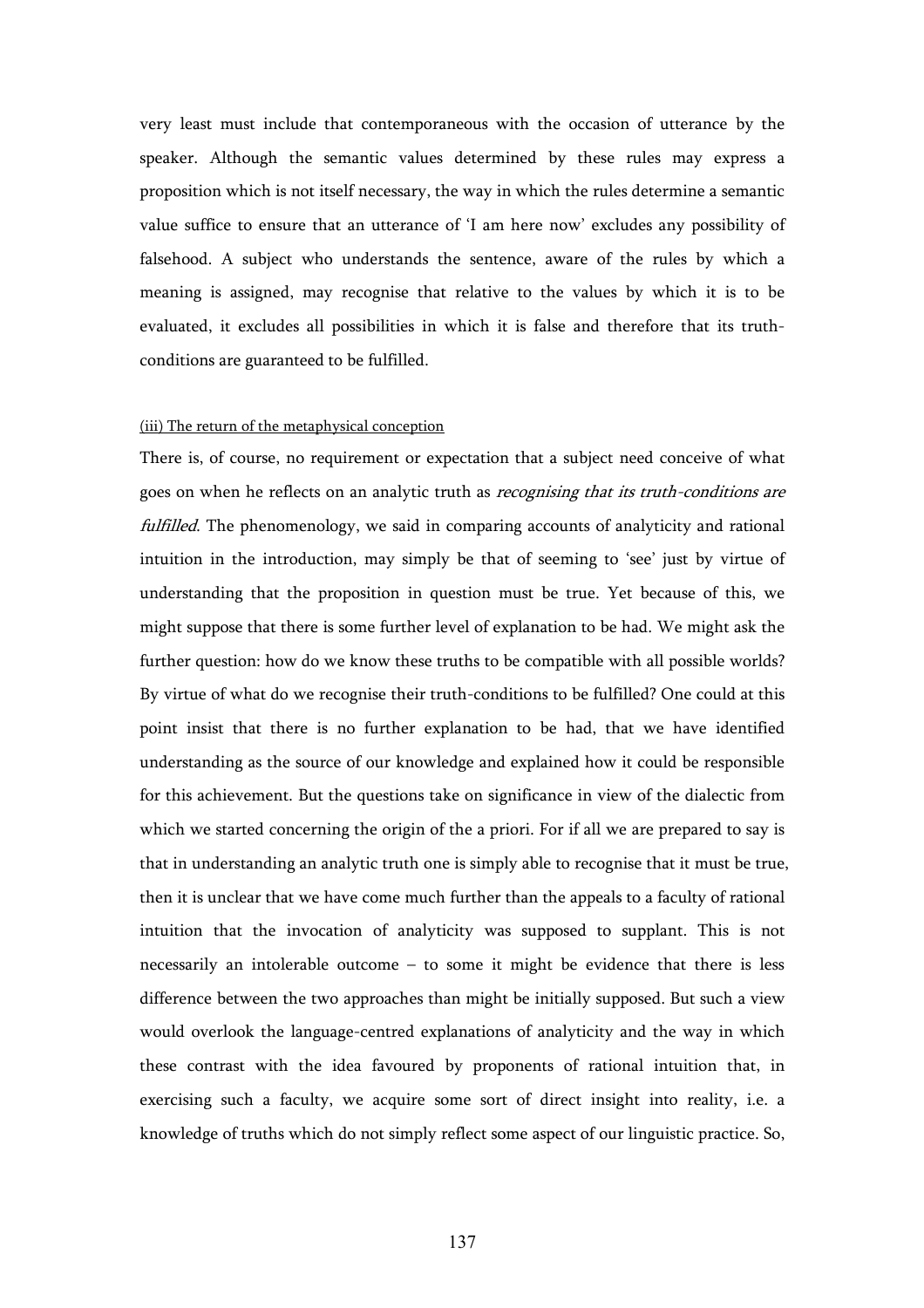very least must include that contemporaneous with the occasion of utterance by the speaker. Although the semantic values determined by these rules may express a proposition which is not itself necessary, the way in which the rules determine a semantic value suffice to ensure that an utterance of 'I am here now' excludes any possibility of falsehood. A subject who understands the sentence, aware of the rules by which a meaning is assigned, may recognise that relative to the values by which it is to be evaluated, it excludes all possibilities in which it is false and therefore that its truth-conditions are guaranteed to be fulfilled.

<u>(iii) The return of the metaphysical conception</u>

There is, of course, no requirement or expectation that a subject need conceive of what goes on when he reflects on an analytic truth as *recognising that its truth-conditions are fulfilled*. The phenomenology, we said in comparing accounts of analyticity and rational intuition in the introduction, may simply be that of seeming to 'see' just by virtue of understanding that the proposition in question must be true. Yet because of this, we might suppose that there is some further level of explanation to be had. We might ask the further question: how do we know these truths to be compatible with all possible worlds? By virtue of what do we recognise their truth-conditions to be fulfilled? One could at this point insist that there is no further explanation to be had, that we have identified understanding as the source of our knowledge and explained how it could be responsible for this achievement. But the questions take on significance in view of the dialectic from which we started concerning the origin of the a priori. For if all we are prepared to say is that in understanding an analytic truth one is simply able to recognise that it must be true, then it is unclear that we have come much further than the appeals to a faculty of rational intuition that the invocation of analyticity was supposed to supplant. This is not necessarily an intolerable outcome – to some it might be evidence that there is less difference between the two approaches than might be initially supposed. But such a view would overlook the language-centred explanations of analyticity and the way in which these contrast with the idea favoured by proponents of rational intuition that, in exercising such a faculty, we acquire some sort of direct insight into reality, i.e. a knowledge of truths which do not simply reflect some aspect of our linguistic practice. So,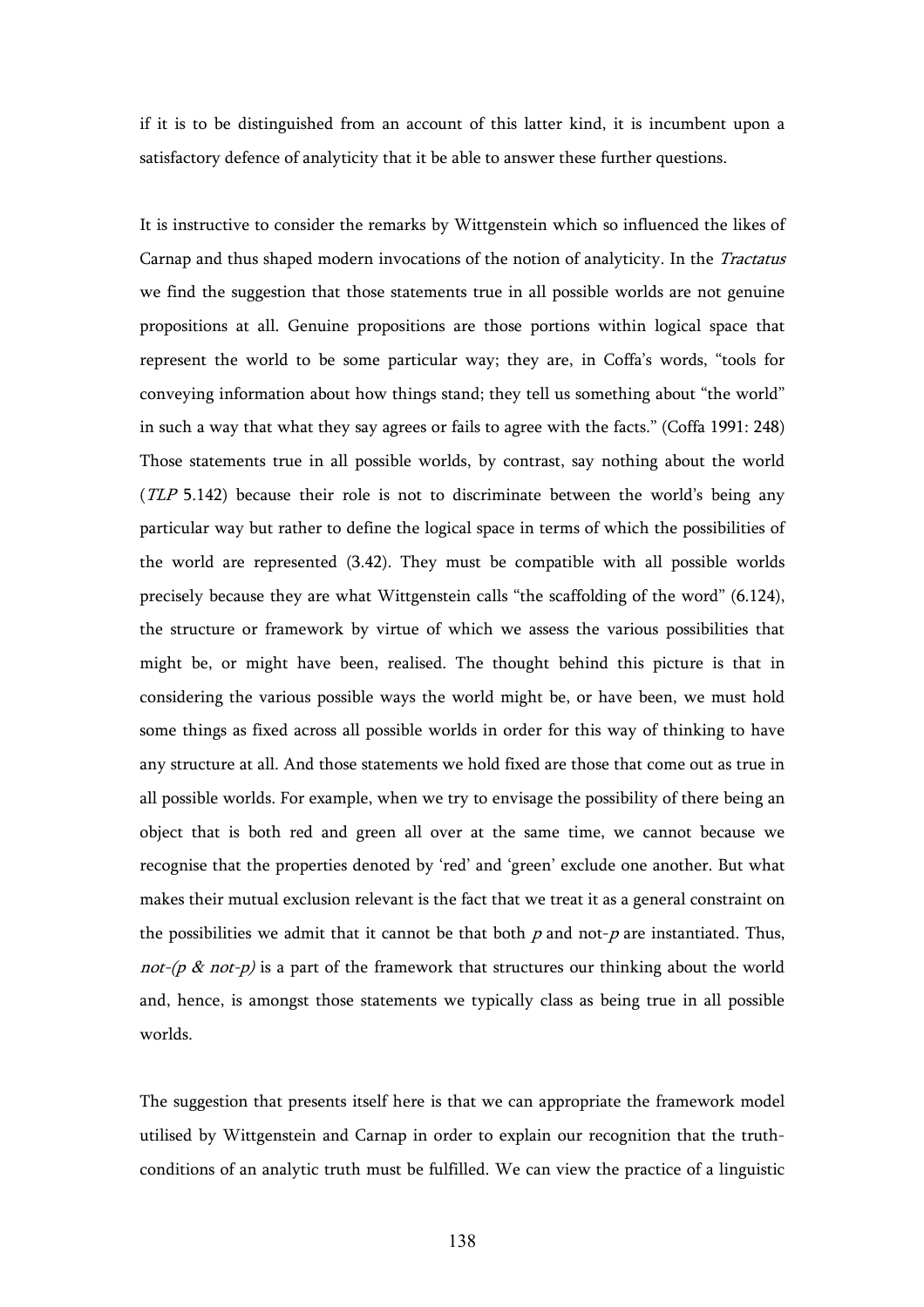if it is to be distinguished from an account of this latter kind, it is incumbent upon a satisfactory defence of analyticity that it be able to answer these further questions.

It is instructive to consider the remarks by Wittgenstein which so influenced the likes of Carnap and thus shaped modern invocations of the notion of analyticity. In the *Tractatus* we find the suggestion that those statements true in all possible worlds are not genuine propositions at all. Genuine propositions are those portions within logical space that represent the world to be some particular way; they are, in Coffa's words, "tools for conveying information about how things stand; they tell us something about "the world" in such a way that what they say agrees or fails to agree with the facts." (Coffa 1991: 248) Those statements true in all possible worlds, by contrast, say nothing about the world (*TLP* 5.142) because their role is not to discriminate between the world's being any particular way but rather to define the logical space in terms of which the possibilities of the world are represented (3.42). They must be compatible with all possible worlds precisely because they are what Wittgenstein calls "the scaffolding of the word" (6.124), the structure or framework by virtue of which we assess the various possibilities that might be, or might have been, realised. The thought behind this picture is that in considering the various possible ways the world might be, or have been, we must hold some things as fixed across all possible worlds in order for this way of thinking to have any structure at all. And those statements we hold fixed are those that come out as true in all possible worlds. For example, when we try to envisage the possibility of there being an object that is both red and green all over at the same time, we cannot because we recognise that the properties denoted by 'red' and 'green' exclude one another. But what makes their mutual exclusion relevant is the fact that we treat it as a general constraint on the possibilities we admit that it cannot be that both *p* and not-*p* are instantiated. Thus, *not-(p & not-p)* is a part of the framework that structures our thinking about the world and, hence, is amongst those statements we typically class as being true in all possible worlds.

The suggestion that presents itself here is that we can appropriate the framework model utilised by Wittgenstein and Carnap in order to explain our recognition that the truth-conditions of an analytic truth must be fulfilled. We can view the practice of a linguistic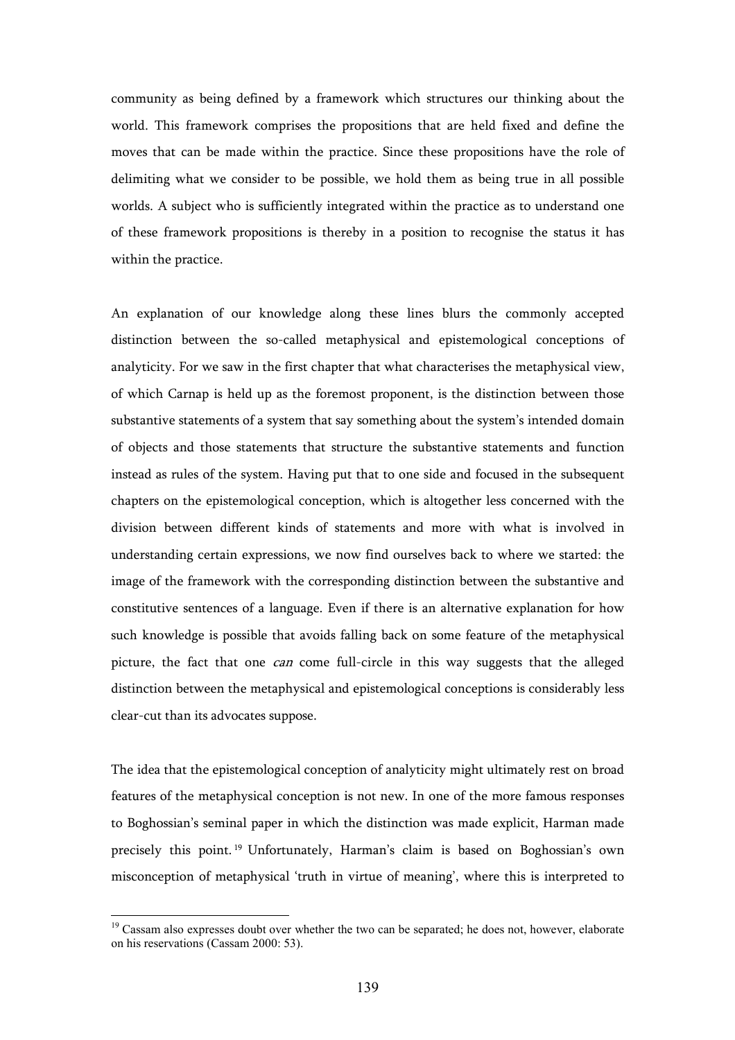community as being defined by a framework which structures our thinking about the world. This framework comprises the propositions that are held fixed and define the moves that can be made within the practice. Since these propositions have the role of delimiting what we consider to be possible, we hold them as being true in all possible worlds. A subject who is sufficiently integrated within the practice as to understand one of these framework propositions is thereby in a position to recognise the status it has within the practice.

An explanation of our knowledge along these lines blurs the commonly accepted distinction between the so-called metaphysical and epistemological conceptions of analyticity. For we saw in the first chapter that what characterises the metaphysical view, of which Carnap is held up as the foremost proponent, is the distinction between those substantive statements of a system that say something about the system's intended domain of objects and those statements that structure the substantive statements and function instead as rules of the system. Having put that to one side and focused in the subsequent chapters on the epistemological conception, which is altogether less concerned with the division between different kinds of statements and more with what is involved in understanding certain expressions, we now find ourselves back to where we started: the image of the framework with the corresponding distinction between the substantive and constitutive sentences of a language. Even if there is an alternative explanation for how such knowledge is possible that avoids falling back on some feature of the metaphysical picture, the fact that one *can* come full-circle in this way suggests that the alleged distinction between the metaphysical and epistemological conceptions is considerably less clear-cut than its advocates suppose.

The idea that the epistemological conception of analyticity might ultimately rest on broad features of the metaphysical conception is not new. In one of the more famous responses to Boghossian's seminal paper in which the distinction was made explicit, Harman made precisely this point.[19] Unfortunately, Harman's claim is based on Boghossian's own misconception of metaphysical 'truth in virtue of meaning', where this is interpreted to

[19] Cassam also expresses doubt over whether the two can be separated; he does not, however, elaborate on his reservations (Cassam 2000: 53).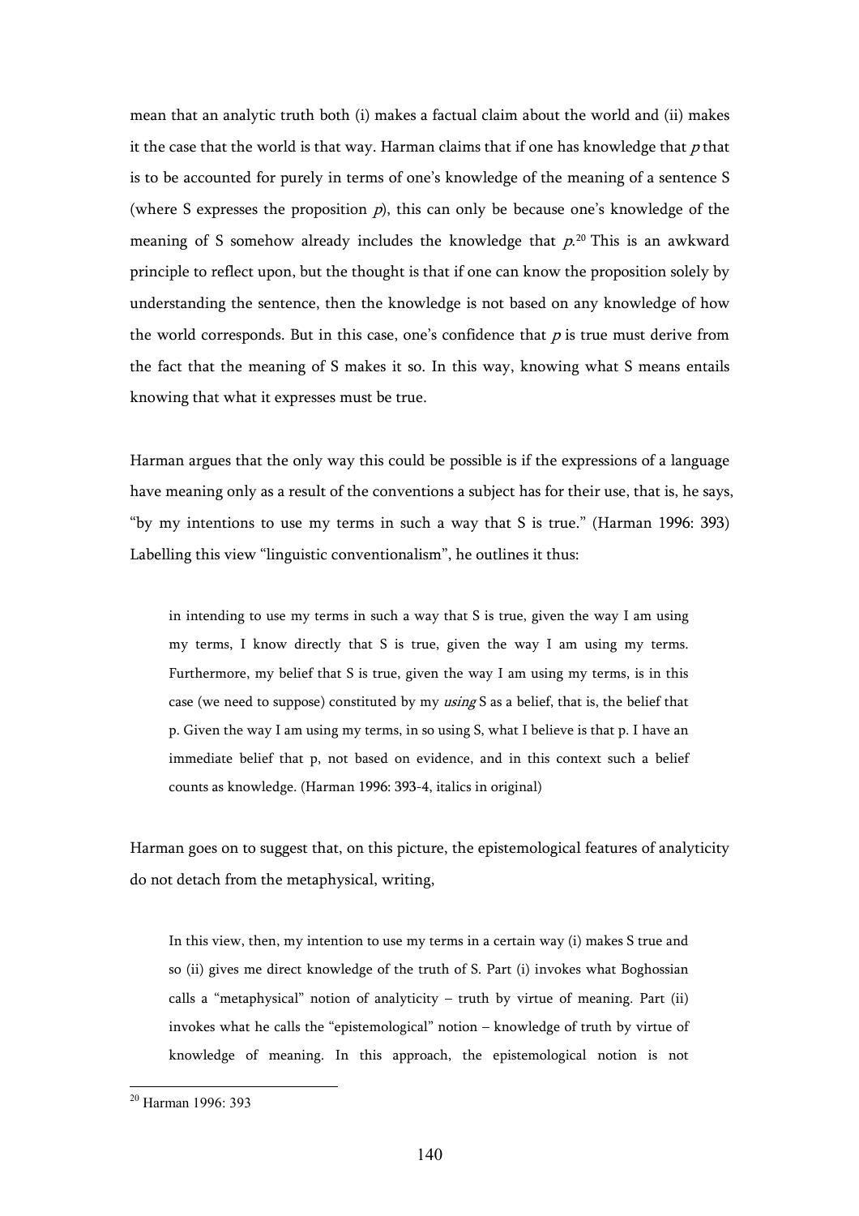mean that an analytic truth both (i) makes a factual claim about the world and (ii) makes it the case that the world is that way. Harman claims that if one has knowledge that *p* that is to be accounted for purely in terms of one's knowledge of the meaning of a sentence S (where S expresses the proposition *p*), this can only be because one's knowledge of the meaning of S somehow already includes the knowledge that *p*.[20] This is an awkward principle to reflect upon, but the thought is that if one can know the proposition solely by understanding the sentence, then the knowledge is not based on any knowledge of how the world corresponds. But in this case, one's confidence that *p* is true must derive from the fact that the meaning of S makes it so. In this way, knowing what S means entails knowing that what it expresses must be true.

Harman argues that the only way this could be possible is if the expressions of a language have meaning only as a result of the conventions a subject has for their use, that is, he says, "by my intentions to use my terms in such a way that S is true." (Harman 1996: 393) Labelling this view "linguistic conventionalism", he outlines it thus:

> in intending to use my terms in such a way that S is true, given the way I am using my terms, I know directly that S is true, given the way I am using my terms. Furthermore, my belief that S is true, given the way I am using my terms, is in this case (we need to suppose) constituted by my *using* S as a belief, that is, the belief that p. Given the way I am using my terms, in so using S, what I believe is that p. I have an immediate belief that p, not based on evidence, and in this context such a belief counts as knowledge. (Harman 1996: 393-4, italics in original)

Harman goes on to suggest that, on this picture, the epistemological features of analyticity do not detach from the metaphysical, writing,

> In this view, then, my intention to use my terms in a certain way (i) makes S true and so (ii) gives me direct knowledge of the truth of S. Part (i) invokes what Boghossian calls a "metaphysical" notion of analyticity – truth by virtue of meaning. Part (ii) invokes what he calls the "epistemological" notion – knowledge of truth by virtue of knowledge of meaning. In this approach, the epistemological notion is not

---

[20] Harman 1996: 393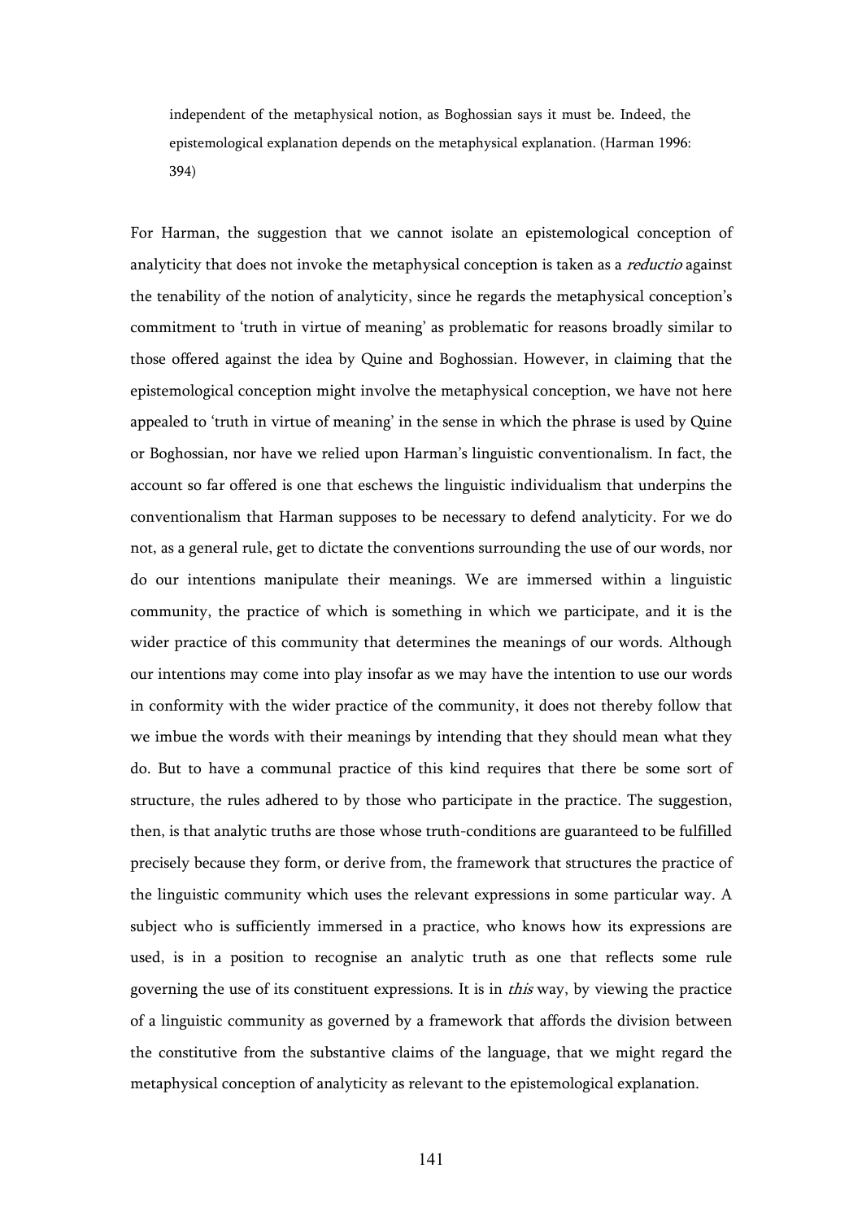> independent of the metaphysical notion, as Boghossian says it must be. Indeed, the epistemological explanation depends on the metaphysical explanation. (Harman 1996: 394)

For Harman, the suggestion that we cannot isolate an epistemological conception of analyticity that does not invoke the metaphysical conception is taken as a *reductio* against the tenability of the notion of analyticity, since he regards the metaphysical conception's commitment to 'truth in virtue of meaning' as problematic for reasons broadly similar to those offered against the idea by Quine and Boghossian. However, in claiming that the epistemological conception might involve the metaphysical conception, we have not here appealed to 'truth in virtue of meaning' in the sense in which the phrase is used by Quine or Boghossian, nor have we relied upon Harman's linguistic conventionalism. In fact, the account so far offered is one that eschews the linguistic individualism that underpins the conventionalism that Harman supposes to be necessary to defend analyticity. For we do not, as a general rule, get to dictate the conventions surrounding the use of our words, nor do our intentions manipulate their meanings. We are immersed within a linguistic community, the practice of which is something in which we participate, and it is the wider practice of this community that determines the meanings of our words. Although our intentions may come into play insofar as we may have the intention to use our words in conformity with the wider practice of the community, it does not thereby follow that we imbue the words with their meanings by intending that they should mean what they do. But to have a communal practice of this kind requires that there be some sort of structure, the rules adhered to by those who participate in the practice. The suggestion, then, is that analytic truths are those whose truth-conditions are guaranteed to be fulfilled precisely because they form, or derive from, the framework that structures the practice of the linguistic community which uses the relevant expressions in some particular way. A subject who is sufficiently immersed in a practice, who knows how its expressions are used, is in a position to recognise an analytic truth as one that reflects some rule governing the use of its constituent expressions. It is in *this* way, by viewing the practice of a linguistic community as governed by a framework that affords the division between the constitutive from the substantive claims of the language, that we might regard the metaphysical conception of analyticity as relevant to the epistemological explanation.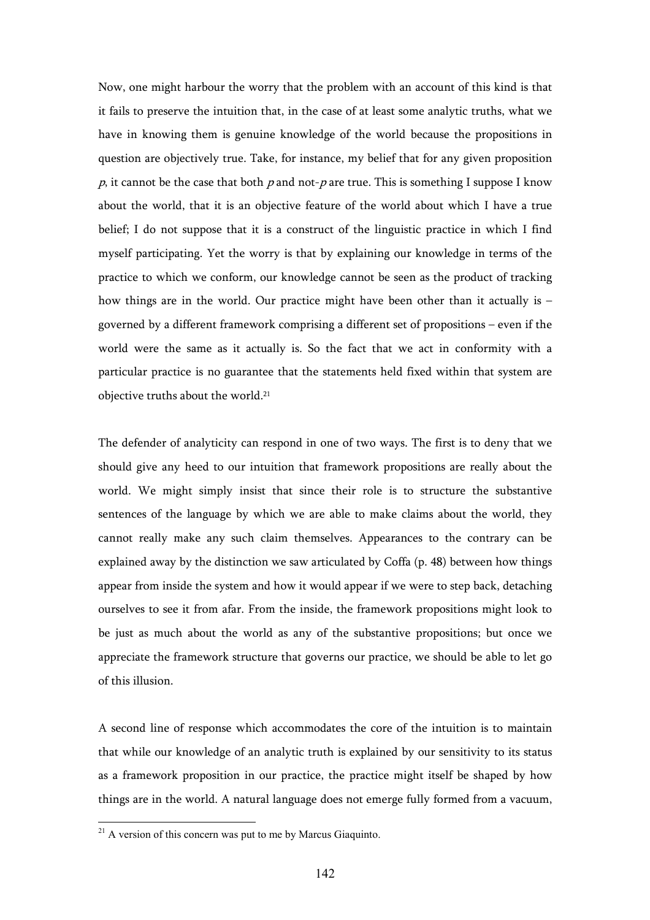Now, one might harbour the worry that the problem with an account of this kind is that it fails to preserve the intuition that, in the case of at least some analytic truths, what we have in knowing them is genuine knowledge of the world because the propositions in question are objectively true. Take, for instance, my belief that for any given proposition *p*, it cannot be the case that both *p* and not-*p* are true. This is something I suppose I know about the world, that it is an objective feature of the world about which I have a true belief; I do not suppose that it is a construct of the linguistic practice in which I find myself participating. Yet the worry is that by explaining our knowledge in terms of the practice to which we conform, our knowledge cannot be seen as the product of tracking how things are in the world. Our practice might have been other than it actually is – governed by a different framework comprising a different set of propositions – even if the world were the same as it actually is. So the fact that we act in conformity with a particular practice is no guarantee that the statements held fixed within that system are objective truths about the world.[21]

The defender of analyticity can respond in one of two ways. The first is to deny that we should give any heed to our intuition that framework propositions are really about the world. We might simply insist that since their role is to structure the substantive sentences of the language by which we are able to make claims about the world, they cannot really make any such claim themselves. Appearances to the contrary can be explained away by the distinction we saw articulated by Coffa (p. 48) between how things appear from inside the system and how it would appear if we were to step back, detaching ourselves to see it from afar. From the inside, the framework propositions might look to be just as much about the world as any of the substantive propositions; but once we appreciate the framework structure that governs our practice, we should be able to let go of this illusion.

A second line of response which accommodates the core of the intuition is to maintain that while our knowledge of an analytic truth is explained by our sensitivity to its status as a framework proposition in our practice, the practice might itself be shaped by how things are in the world. A natural language does not emerge fully formed from a vacuum,

[21] A version of this concern was put to me by Marcus Giaquinto.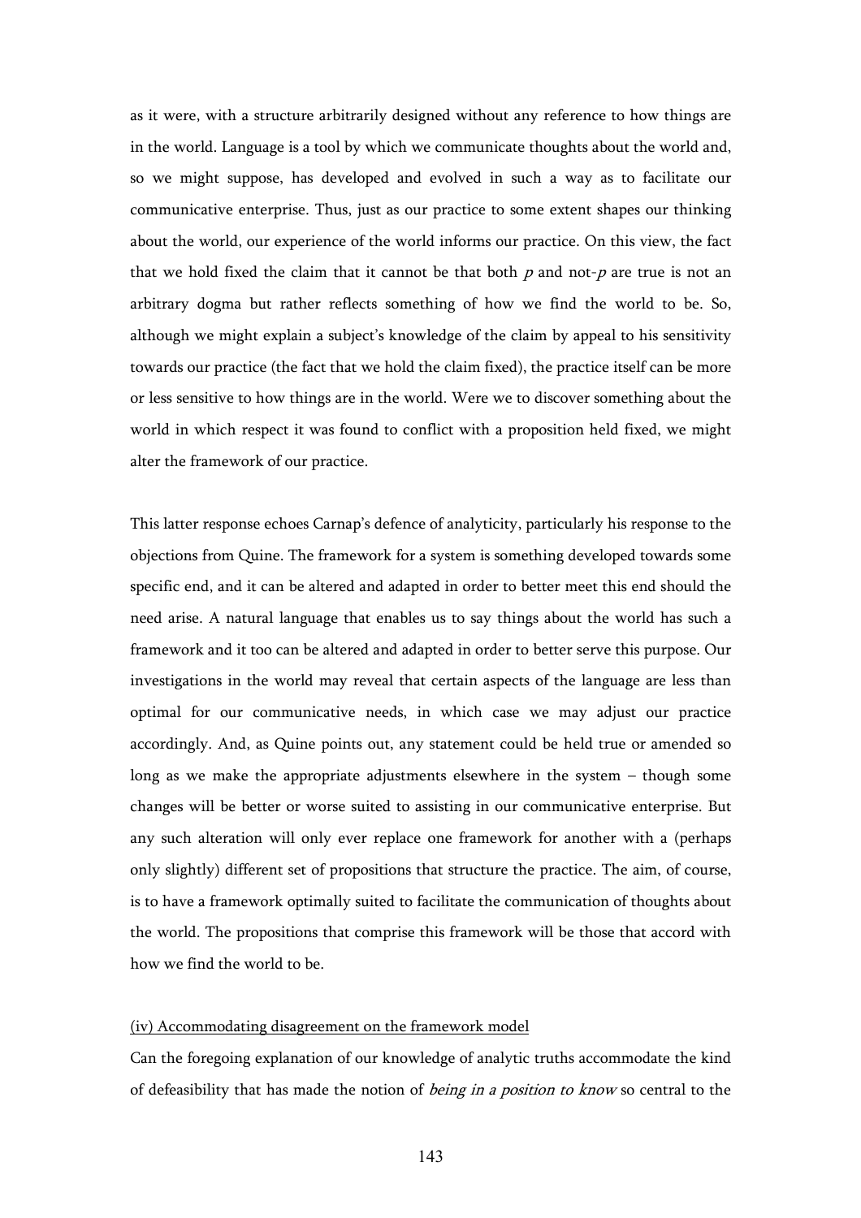as it were, with a structure arbitrarily designed without any reference to how things are in the world. Language is a tool by which we communicate thoughts about the world and, so we might suppose, has developed and evolved in such a way as to facilitate our communicative enterprise. Thus, just as our practice to some extent shapes our thinking about the world, our experience of the world informs our practice. On this view, the fact that we hold fixed the claim that it cannot be that both *p* and not-*p* are true is not an arbitrary dogma but rather reflects something of how we find the world to be. So, although we might explain a subject's knowledge of the claim by appeal to his sensitivity towards our practice (the fact that we hold the claim fixed), the practice itself can be more or less sensitive to how things are in the world. Were we to discover something about the world in which respect it was found to conflict with a proposition held fixed, we might alter the framework of our practice.

This latter response echoes Carnap's defence of analyticity, particularly his response to the objections from Quine. The framework for a system is something developed towards some specific end, and it can be altered and adapted in order to better meet this end should the need arise. A natural language that enables us to say things about the world has such a framework and it too can be altered and adapted in order to better serve this purpose. Our investigations in the world may reveal that certain aspects of the language are less than optimal for our communicative needs, in which case we may adjust our practice accordingly. And, as Quine points out, any statement could be held true or amended so long as we make the appropriate adjustments elsewhere in the system – though some changes will be better or worse suited to assisting in our communicative enterprise. But any such alteration will only ever replace one framework for another with a (perhaps only slightly) different set of propositions that structure the practice. The aim, of course, is to have a framework optimally suited to facilitate the communication of thoughts about the world. The propositions that comprise this framework will be those that accord with how we find the world to be.

(iv) Accommodating disagreement on the framework model

Can the foregoing explanation of our knowledge of analytic truths accommodate the kind of defeasibility that has made the notion of *being in a position to know* so central to the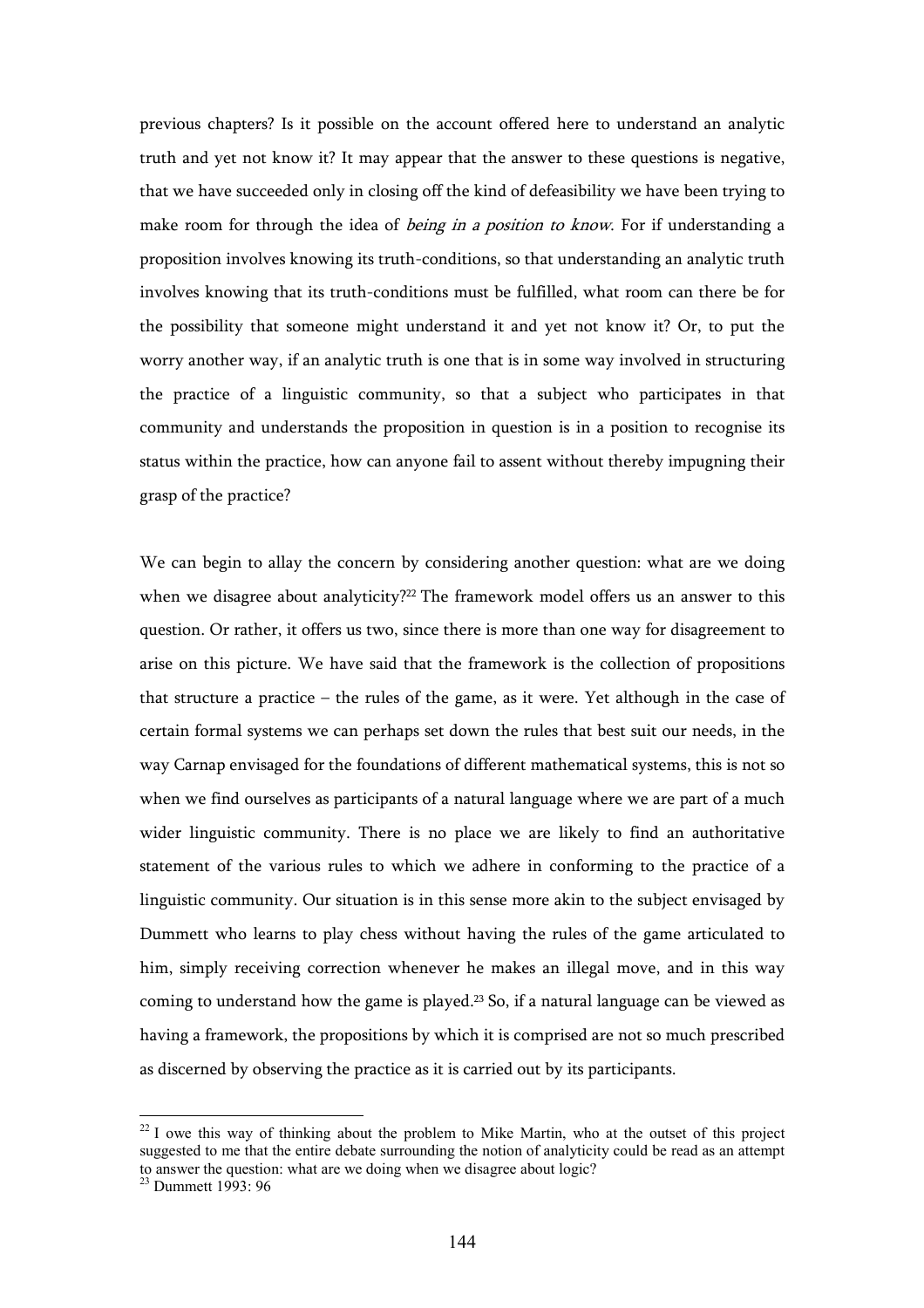previous chapters? Is it possible on the account offered here to understand an analytic truth and yet not know it? It may appear that the answer to these questions is negative, that we have succeeded only in closing off the kind of defeasibility we have been trying to make room for through the idea of *being in a position to know*. For if understanding a proposition involves knowing its truth-conditions, so that understanding an analytic truth involves knowing that its truth-conditions must be fulfilled, what room can there be for the possibility that someone might understand it and yet not know it? Or, to put the worry another way, if an analytic truth is one that is in some way involved in structuring the practice of a linguistic community, so that a subject who participates in that community and understands the proposition in question is in a position to recognise its status within the practice, how can anyone fail to assent without thereby impugning their grasp of the practice?

We can begin to allay the concern by considering another question: what are we doing when we disagree about analyticity?[22] The framework model offers us an answer to this question. Or rather, it offers us two, since there is more than one way for disagreement to arise on this picture. We have said that the framework is the collection of propositions that structure a practice – the rules of the game, as it were. Yet although in the case of certain formal systems we can perhaps set down the rules that best suit our needs, in the way Carnap envisaged for the foundations of different mathematical systems, this is not so when we find ourselves as participants of a natural language where we are part of a much wider linguistic community. There is no place we are likely to find an authoritative statement of the various rules to which we adhere in conforming to the practice of a linguistic community. Our situation is in this sense more akin to the subject envisaged by Dummett who learns to play chess without having the rules of the game articulated to him, simply receiving correction whenever he makes an illegal move, and in this way coming to understand how the game is played.[23] So, if a natural language can be viewed as having a framework, the propositions by which it is comprised are not so much prescribed as discerned by observing the practice as it is carried out by its participants.

[22] I owe this way of thinking about the problem to Mike Martin, who at the outset of this project suggested to me that the entire debate surrounding the notion of analyticity could be read as an attempt to answer the question: what are we doing when we disagree about logic?

[23] Dummett 1993: 96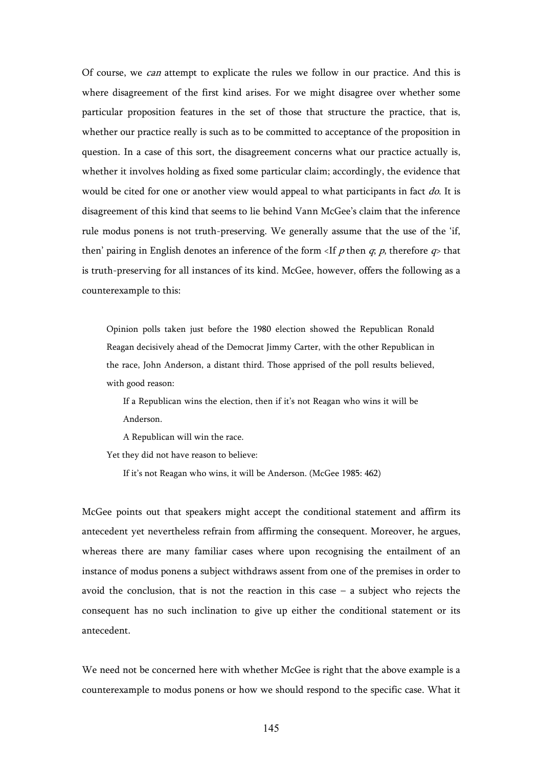Of course, we *can* attempt to explicate the rules we follow in our practice. And this is where disagreement of the first kind arises. For we might disagree over whether some particular proposition features in the set of those that structure the practice, that is, whether our practice really is such as to be committed to acceptance of the proposition in question. In a case of this sort, the disagreement concerns what our practice actually is, whether it involves holding as fixed some particular claim; accordingly, the evidence that would be cited for one or another view would appeal to what participants in fact *do*. It is disagreement of this kind that seems to lie behind Vann McGee's claim that the inference rule modus ponens is not truth-preserving. We generally assume that the use of the 'if, then' pairing in English denotes an inference of the form <If *p* then *q*; *p*, therefore *q*> that is truth-preserving for all instances of its kind. McGee, however, offers the following as a counterexample to this:

> Opinion polls taken just before the 1980 election showed the Republican Ronald Reagan decisively ahead of the Democrat Jimmy Carter, with the other Republican in the race, John Anderson, a distant third. Those apprised of the poll results believed, with good reason:
>
> > If a Republican wins the election, then if it's not Reagan who wins it will be Anderson.
> >
> > A Republican will win the race.
>
> Yet they did not have reason to believe:
>
> > If it's not Reagan who wins, it will be Anderson. (McGee 1985: 462)

McGee points out that speakers might accept the conditional statement and affirm its antecedent yet nevertheless refrain from affirming the consequent. Moreover, he argues, whereas there are many familiar cases where upon recognising the entailment of an instance of modus ponens a subject withdraws assent from one of the premises in order to avoid the conclusion, that is not the reaction in this case – a subject who rejects the consequent has no such inclination to give up either the conditional statement or its antecedent.

We need not be concerned here with whether McGee is right that the above example is a counterexample to modus ponens or how we should respond to the specific case. What it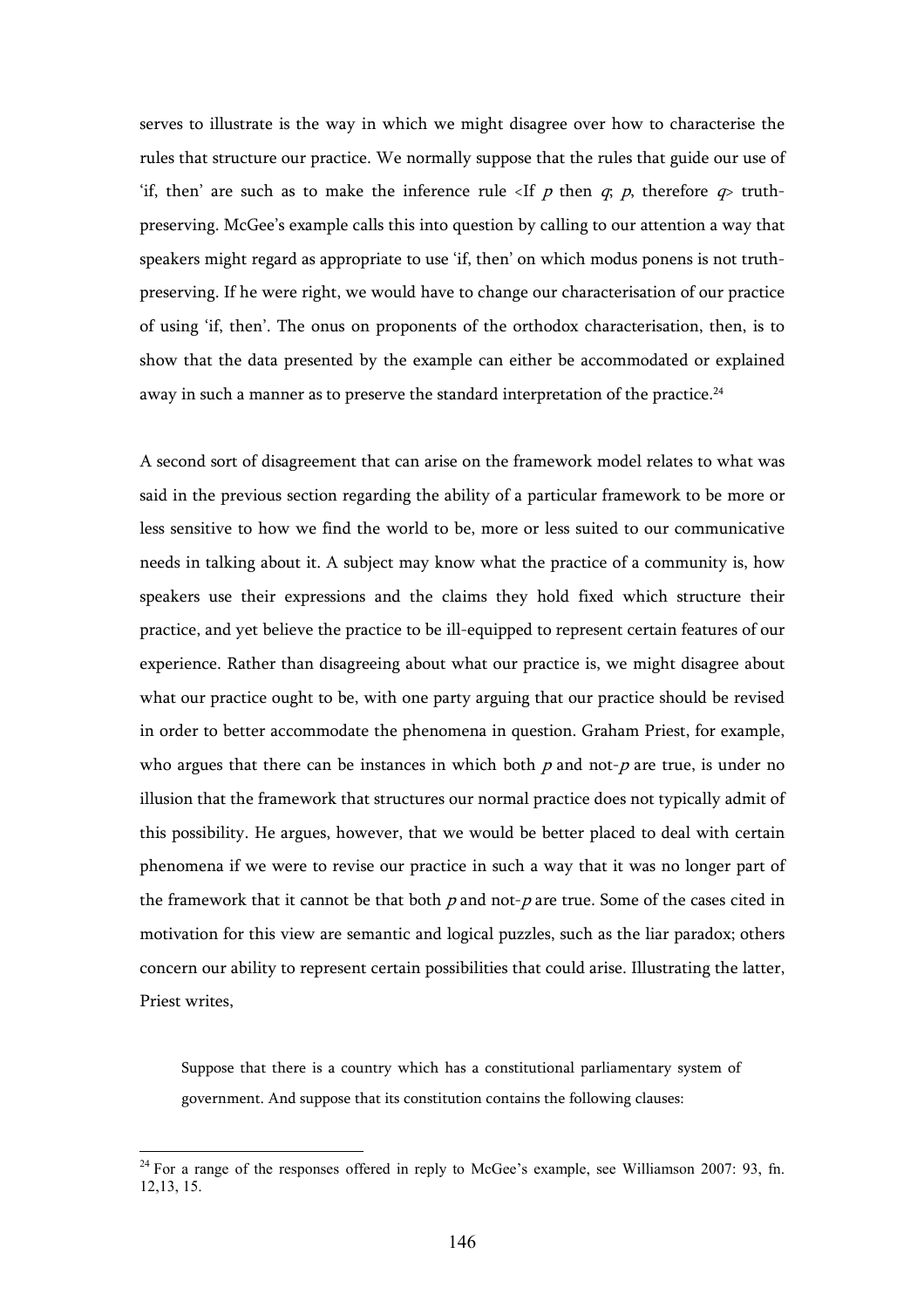serves to illustrate is the way in which we might disagree over how to characterise the rules that structure our practice. We normally suppose that the rules that guide our use of 'if, then' are such as to make the inference rule <If *p* then *q*; *p*, therefore *q*> truth-preserving. McGee's example calls this into question by calling to our attention a way that speakers might regard as appropriate to use 'if, then' on which modus ponens is not truth-preserving. If he were right, we would have to change our characterisation of our practice of using 'if, then'. The onus on proponents of the orthodox characterisation, then, is to show that the data presented by the example can either be accommodated or explained away in such a manner as to preserve the standard interpretation of the practice.[24]

A second sort of disagreement that can arise on the framework model relates to what was said in the previous section regarding the ability of a particular framework to be more or less sensitive to how we find the world to be, more or less suited to our communicative needs in talking about it. A subject may know what the practice of a community is, how speakers use their expressions and the claims they hold fixed which structure their practice, and yet believe the practice to be ill-equipped to represent certain features of our experience. Rather than disagreeing about what our practice is, we might disagree about what our practice ought to be, with one party arguing that our practice should be revised in order to better accommodate the phenomena in question. Graham Priest, for example, who argues that there can be instances in which both *p* and not-*p* are true, is under no illusion that the framework that structures our normal practice does not typically admit of this possibility. He argues, however, that we would be better placed to deal with certain phenomena if we were to revise our practice in such a way that it was no longer part of the framework that it cannot be that both *p* and not-*p* are true. Some of the cases cited in motivation for this view are semantic and logical puzzles, such as the liar paradox; others concern our ability to represent certain possibilities that could arise. Illustrating the latter, Priest writes,

> Suppose that there is a country which has a constitutional parliamentary system of government. And suppose that its constitution contains the following clauses:

[24] For a range of the responses offered in reply to McGee's example, see Williamson 2007: 93, fn. 12,13, 15.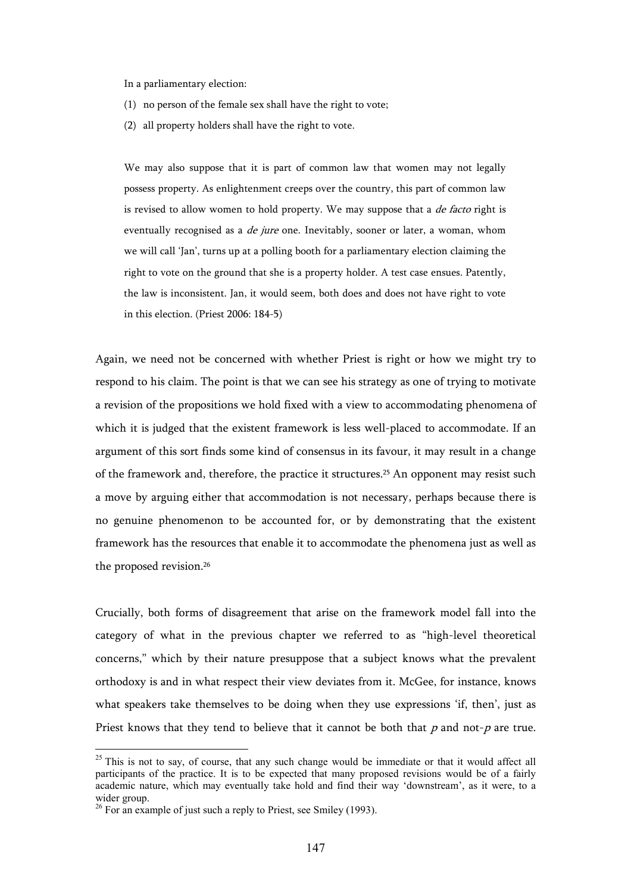> In a parliamentary election:
>
> (1) no person of the female sex shall have the right to vote;
>
> (2) all property holders shall have the right to vote.
>
> We may also suppose that it is part of common law that women may not legally possess property. As enlightenment creeps over the country, this part of common law is revised to allow women to hold property. We may suppose that a *de facto* right is eventually recognised as a *de jure* one. Inevitably, sooner or later, a woman, whom we will call 'Jan', turns up at a polling booth for a parliamentary election claiming the right to vote on the ground that she is a property holder. A test case ensues. Patently, the law is inconsistent. Jan, it would seem, both does and does not have right to vote in this election. (Priest 2006: 184-5)

Again, we need not be concerned with whether Priest is right or how we might try to respond to his claim. The point is that we can see his strategy as one of trying to motivate a revision of the propositions we hold fixed with a view to accommodating phenomena of which it is judged that the existent framework is less well-placed to accommodate. If an argument of this sort finds some kind of consensus in its favour, it may result in a change of the framework and, therefore, the practice it structures.[25] An opponent may resist such a move by arguing either that accommodation is not necessary, perhaps because there is no genuine phenomenon to be accounted for, or by demonstrating that the existent framework has the resources that enable it to accommodate the phenomena just as well as the proposed revision.[26]

Crucially, both forms of disagreement that arise on the framework model fall into the category of what in the previous chapter we referred to as "high-level theoretical concerns," which by their nature presuppose that a subject knows what the prevalent orthodoxy is and in what respect their view deviates from it. McGee, for instance, knows what speakers take themselves to be doing when they use expressions 'if, then', just as Priest knows that they tend to believe that it cannot be both that *p* and not-*p* are true.

---

[25] This is not to say, of course, that any such change would be immediate or that it would affect all participants of the practice. It is to be expected that many proposed revisions would be of a fairly academic nature, which may eventually take hold and find their way 'downstream', as it were, to a wider group.

[26] For an example of just such a reply to Priest, see Smiley (1993).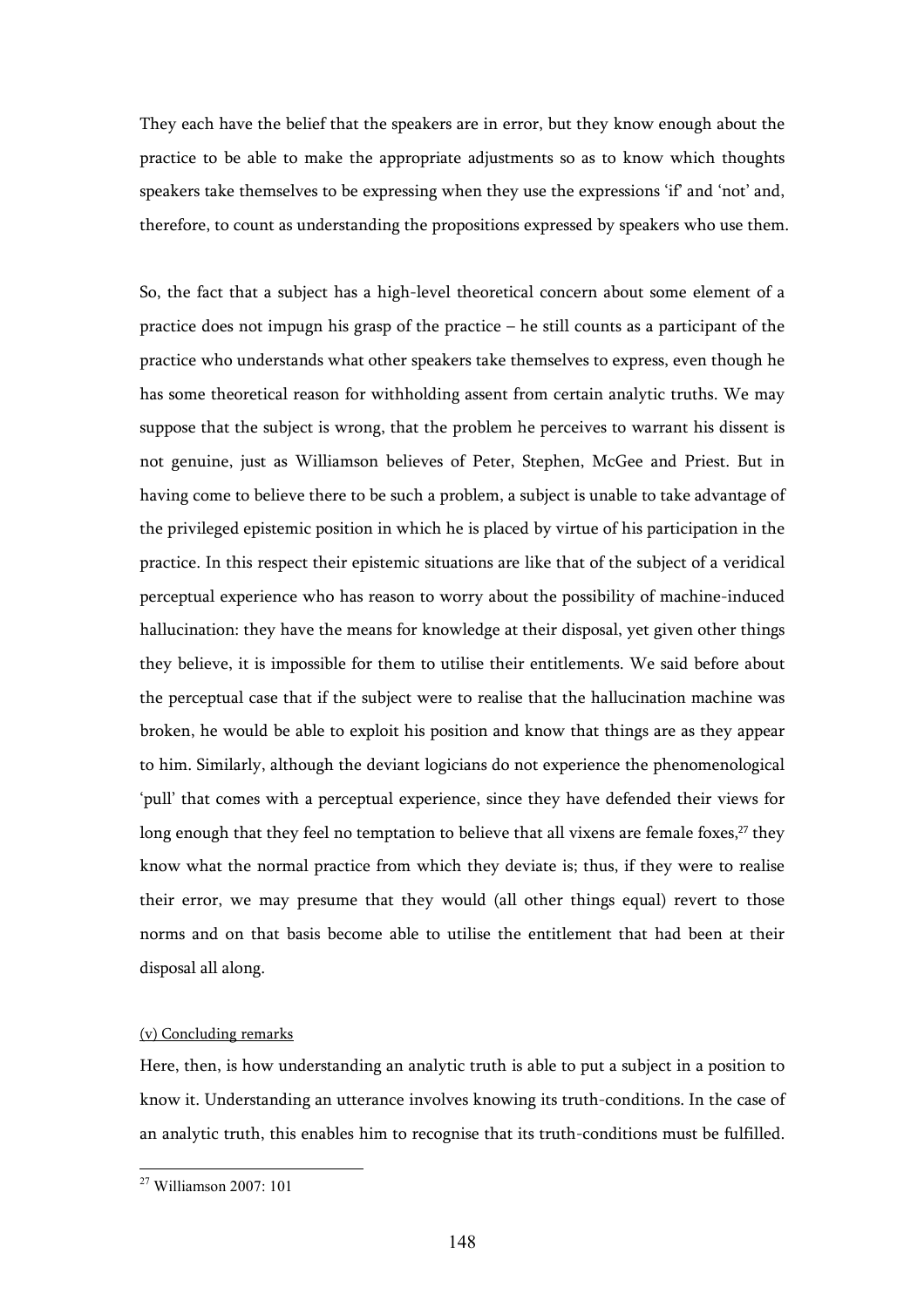They each have the belief that the speakers are in error, but they know enough about the practice to be able to make the appropriate adjustments so as to know which thoughts speakers take themselves to be expressing when they use the expressions 'if' and 'not' and, therefore, to count as understanding the propositions expressed by speakers who use them.

So, the fact that a subject has a high-level theoretical concern about some element of a practice does not impugn his grasp of the practice – he still counts as a participant of the practice who understands what other speakers take themselves to express, even though he has some theoretical reason for withholding assent from certain analytic truths. We may suppose that the subject is wrong, that the problem he perceives to warrant his dissent is not genuine, just as Williamson believes of Peter, Stephen, McGee and Priest. But in having come to believe there to be such a problem, a subject is unable to take advantage of the privileged epistemic position in which he is placed by virtue of his participation in the practice. In this respect their epistemic situations are like that of the subject of a veridical perceptual experience who has reason to worry about the possibility of machine-induced hallucination: they have the means for knowledge at their disposal, yet given other things they believe, it is impossible for them to utilise their entitlements. We said before about the perceptual case that if the subject were to realise that the hallucination machine was broken, he would be able to exploit his position and know that things are as they appear to him. Similarly, although the deviant logicians do not experience the phenomenological 'pull' that comes with a perceptual experience, since they have defended their views for long enough that they feel no temptation to believe that all vixens are female foxes,[27] they know what the normal practice from which they deviate is; thus, if they were to realise their error, we may presume that they would (all other things equal) revert to those norms and on that basis become able to utilise the entitlement that had been at their disposal all along.

(v) Concluding remarks

Here, then, is how understanding an analytic truth is able to put a subject in a position to know it. Understanding an utterance involves knowing its truth-conditions. In the case of an analytic truth, this enables him to recognise that its truth-conditions must be fulfilled.

[27] Williamson 2007: 101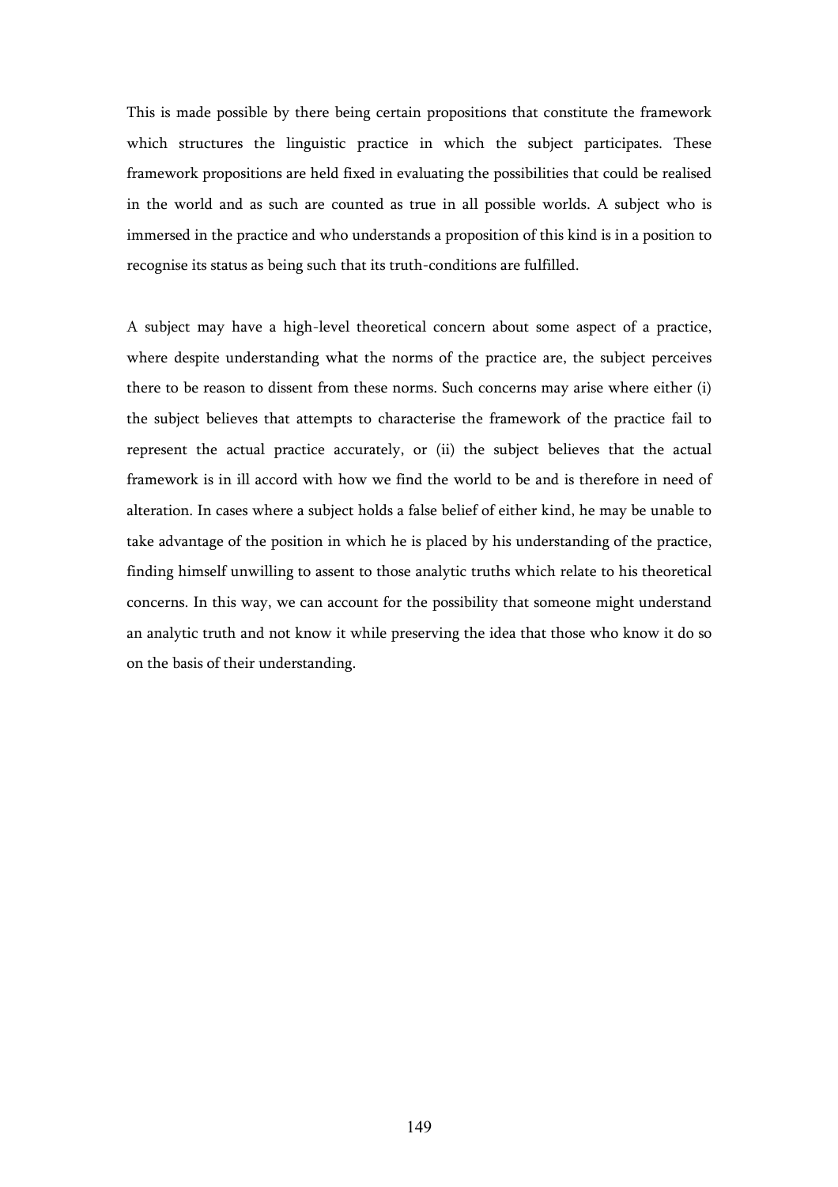This is made possible by there being certain propositions that constitute the framework which structures the linguistic practice in which the subject participates. These framework propositions are held fixed in evaluating the possibilities that could be realised in the world and as such are counted as true in all possible worlds. A subject who is immersed in the practice and who understands a proposition of this kind is in a position to recognise its status as being such that its truth-conditions are fulfilled.

A subject may have a high-level theoretical concern about some aspect of a practice, where despite understanding what the norms of the practice are, the subject perceives there to be reason to dissent from these norms. Such concerns may arise where either (i) the subject believes that attempts to characterise the framework of the practice fail to represent the actual practice accurately, or (ii) the subject believes that the actual framework is in ill accord with how we find the world to be and is therefore in need of alteration. In cases where a subject holds a false belief of either kind, he may be unable to take advantage of the position in which he is placed by his understanding of the practice, finding himself unwilling to assent to those analytic truths which relate to his theoretical concerns. In this way, we can account for the possibility that someone might understand an analytic truth and not know it while preserving the idea that those who know it do so on the basis of their understanding.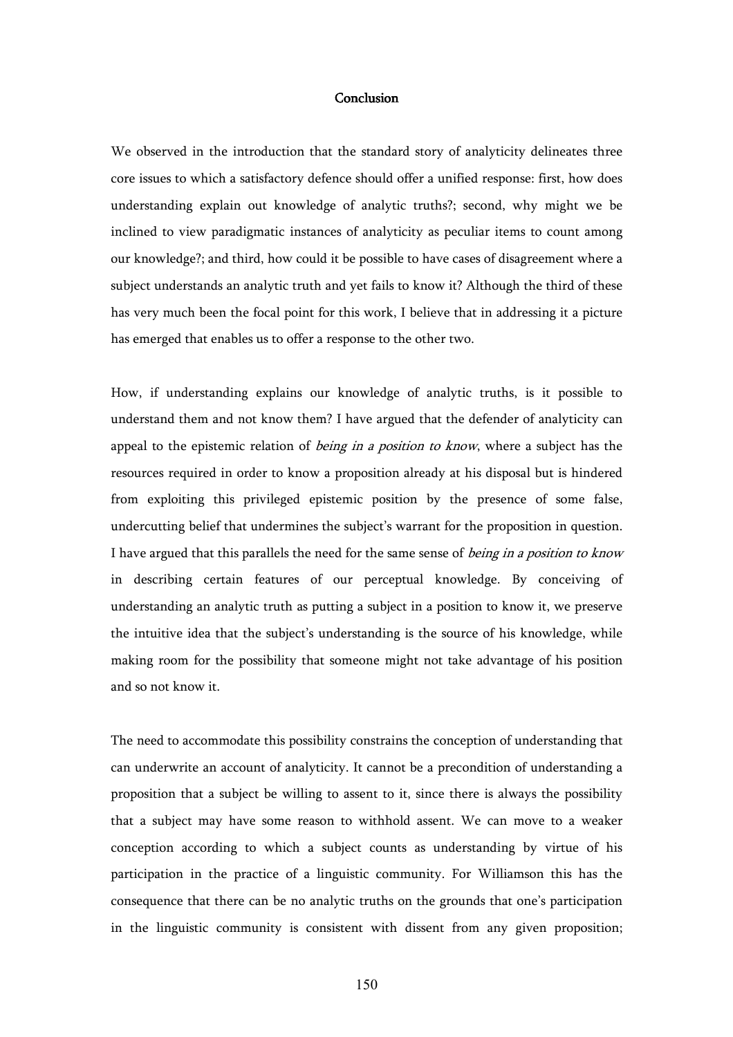# Conclusion

We observed in the introduction that the standard story of analyticity delineates three core issues to which a satisfactory defence should offer a unified response: first, how does understanding explain out knowledge of analytic truths?; second, why might we be inclined to view paradigmatic instances of analyticity as peculiar items to count among our knowledge?; and third, how could it be possible to have cases of disagreement where a subject understands an analytic truth and yet fails to know it? Although the third of these has very much been the focal point for this work, I believe that in addressing it a picture has emerged that enables us to offer a response to the other two.

How, if understanding explains our knowledge of analytic truths, is it possible to understand them and not know them? I have argued that the defender of analyticity can appeal to the epistemic relation of *being in a position to know*, where a subject has the resources required in order to know a proposition already at his disposal but is hindered from exploiting this privileged epistemic position by the presence of some false, undercutting belief that undermines the subject's warrant for the proposition in question. I have argued that this parallels the need for the same sense of *being in a position to know* in describing certain features of our perceptual knowledge. By conceiving of understanding an analytic truth as putting a subject in a position to know it, we preserve the intuitive idea that the subject's understanding is the source of his knowledge, while making room for the possibility that someone might not take advantage of his position and so not know it.

The need to accommodate this possibility constrains the conception of understanding that can underwrite an account of analyticity. It cannot be a precondition of understanding a proposition that a subject be willing to assent to it, since there is always the possibility that a subject may have some reason to withhold assent. We can move to a weaker conception according to which a subject counts as understanding by virtue of his participation in the practice of a linguistic community. For Williamson this has the consequence that there can be no analytic truths on the grounds that one's participation in the linguistic community is consistent with dissent from any given proposition;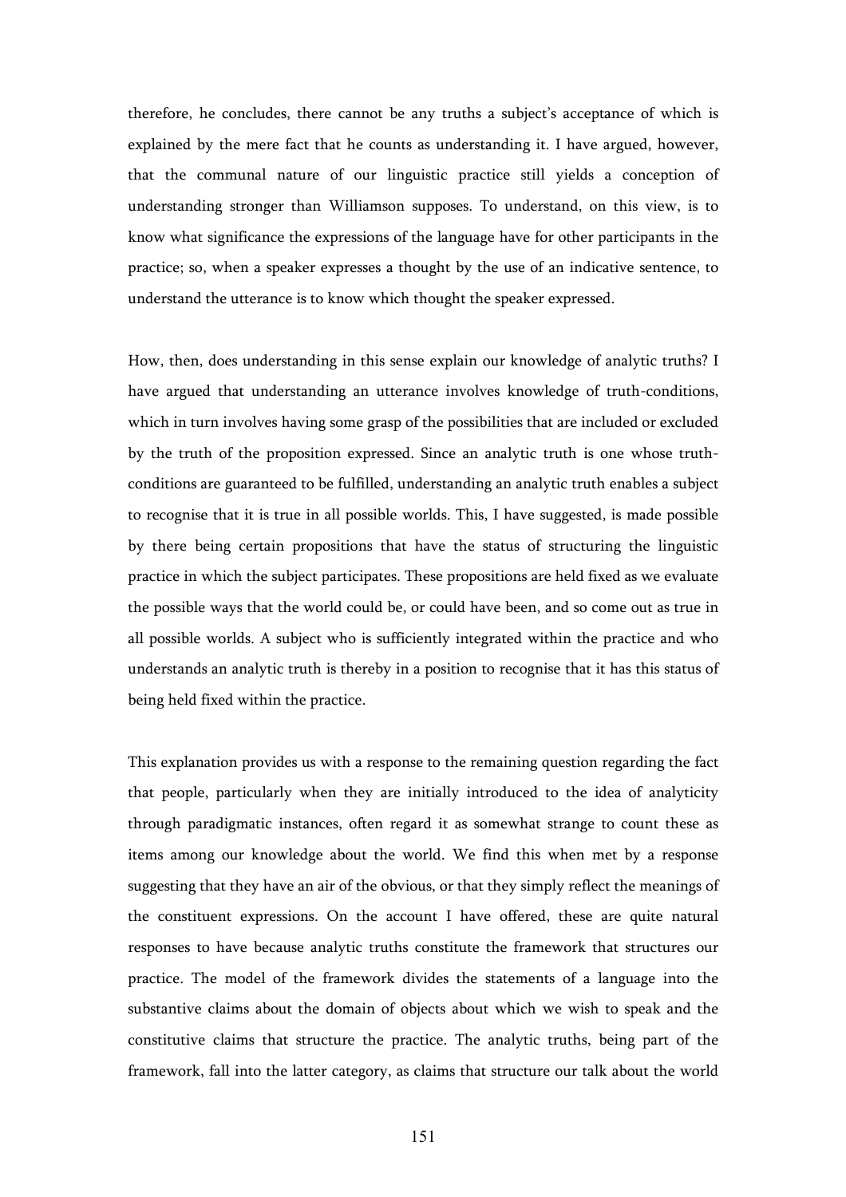therefore, he concludes, there cannot be any truths a subject's acceptance of which is explained by the mere fact that he counts as understanding it. I have argued, however, that the communal nature of our linguistic practice still yields a conception of understanding stronger than Williamson supposes. To understand, on this view, is to know what significance the expressions of the language have for other participants in the practice; so, when a speaker expresses a thought by the use of an indicative sentence, to understand the utterance is to know which thought the speaker expressed.

How, then, does understanding in this sense explain our knowledge of analytic truths? I have argued that understanding an utterance involves knowledge of truth-conditions, which in turn involves having some grasp of the possibilities that are included or excluded by the truth of the proposition expressed. Since an analytic truth is one whose truth-conditions are guaranteed to be fulfilled, understanding an analytic truth enables a subject to recognise that it is true in all possible worlds. This, I have suggested, is made possible by there being certain propositions that have the status of structuring the linguistic practice in which the subject participates. These propositions are held fixed as we evaluate the possible ways that the world could be, or could have been, and so come out as true in all possible worlds. A subject who is sufficiently integrated within the practice and who understands an analytic truth is thereby in a position to recognise that it has this status of being held fixed within the practice.

This explanation provides us with a response to the remaining question regarding the fact that people, particularly when they are initially introduced to the idea of analyticity through paradigmatic instances, often regard it as somewhat strange to count these as items among our knowledge about the world. We find this when met by a response suggesting that they have an air of the obvious, or that they simply reflect the meanings of the constituent expressions. On the account I have offered, these are quite natural responses to have because analytic truths constitute the framework that structures our practice. The model of the framework divides the statements of a language into the substantive claims about the domain of objects about which we wish to speak and the constitutive claims that structure the practice. The analytic truths, being part of the framework, fall into the latter category, as claims that structure our talk about the world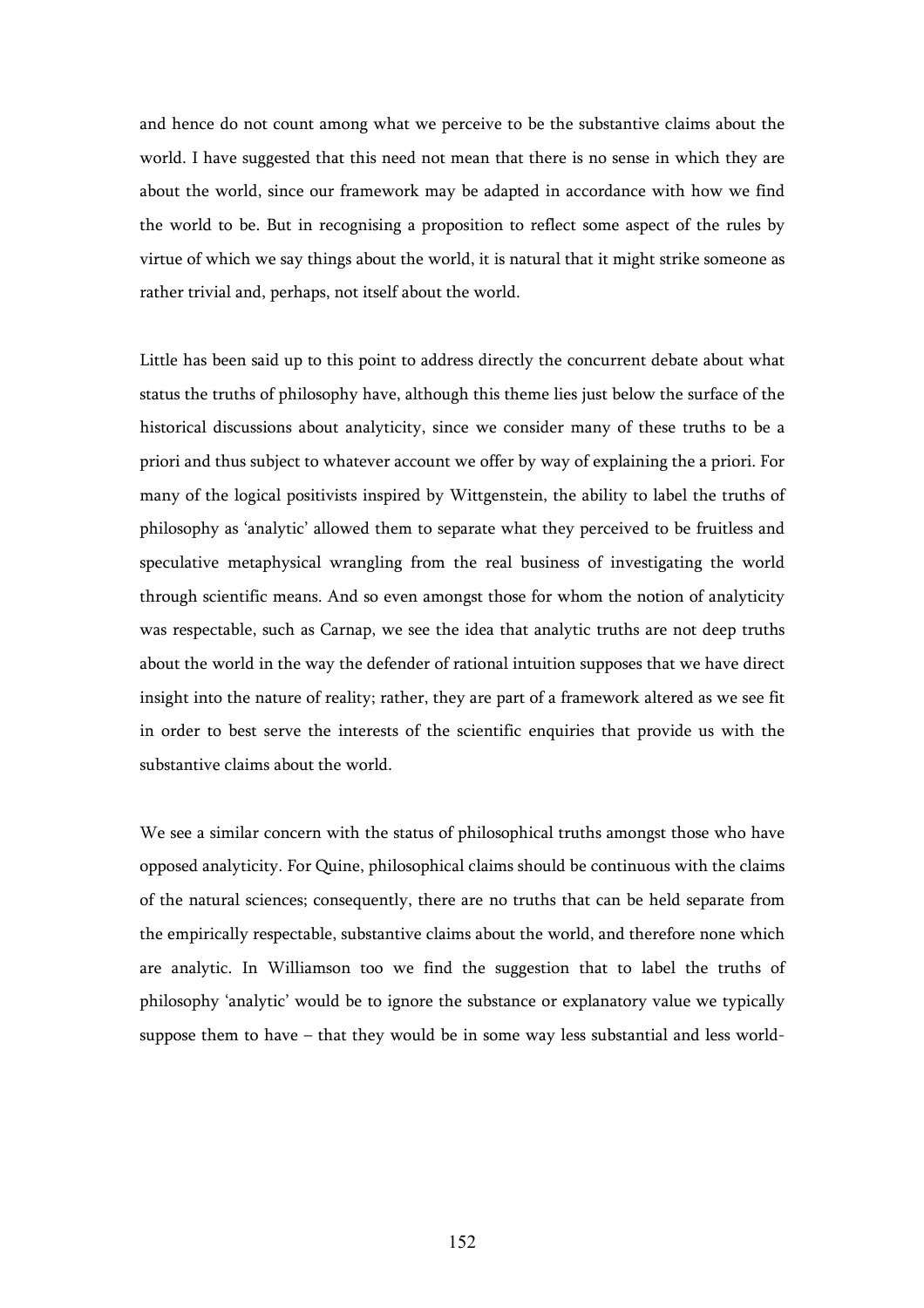and hence do not count among what we perceive to be the substantive claims about the world. I have suggested that this need not mean that there is no sense in which they are about the world, since our framework may be adapted in accordance with how we find the world to be. But in recognising a proposition to reflect some aspect of the rules by virtue of which we say things about the world, it is natural that it might strike someone as rather trivial and, perhaps, not itself about the world.

Little has been said up to this point to address directly the concurrent debate about what status the truths of philosophy have, although this theme lies just below the surface of the historical discussions about analyticity, since we consider many of these truths to be a priori and thus subject to whatever account we offer by way of explaining the a priori. For many of the logical positivists inspired by Wittgenstein, the ability to label the truths of philosophy as 'analytic' allowed them to separate what they perceived to be fruitless and speculative metaphysical wrangling from the real business of investigating the world through scientific means. And so even amongst those for whom the notion of analyticity was respectable, such as Carnap, we see the idea that analytic truths are not deep truths about the world in the way the defender of rational intuition supposes that we have direct insight into the nature of reality; rather, they are part of a framework altered as we see fit in order to best serve the interests of the scientific enquiries that provide us with the substantive claims about the world.

We see a similar concern with the status of philosophical truths amongst those who have opposed analyticity. For Quine, philosophical claims should be continuous with the claims of the natural sciences; consequently, there are no truths that can be held separate from the empirically respectable, substantive claims about the world, and therefore none which are analytic. In Williamson too we find the suggestion that to label the truths of philosophy 'analytic' would be to ignore the substance or explanatory value we typically suppose them to have – that they would be in some way less substantial and less world-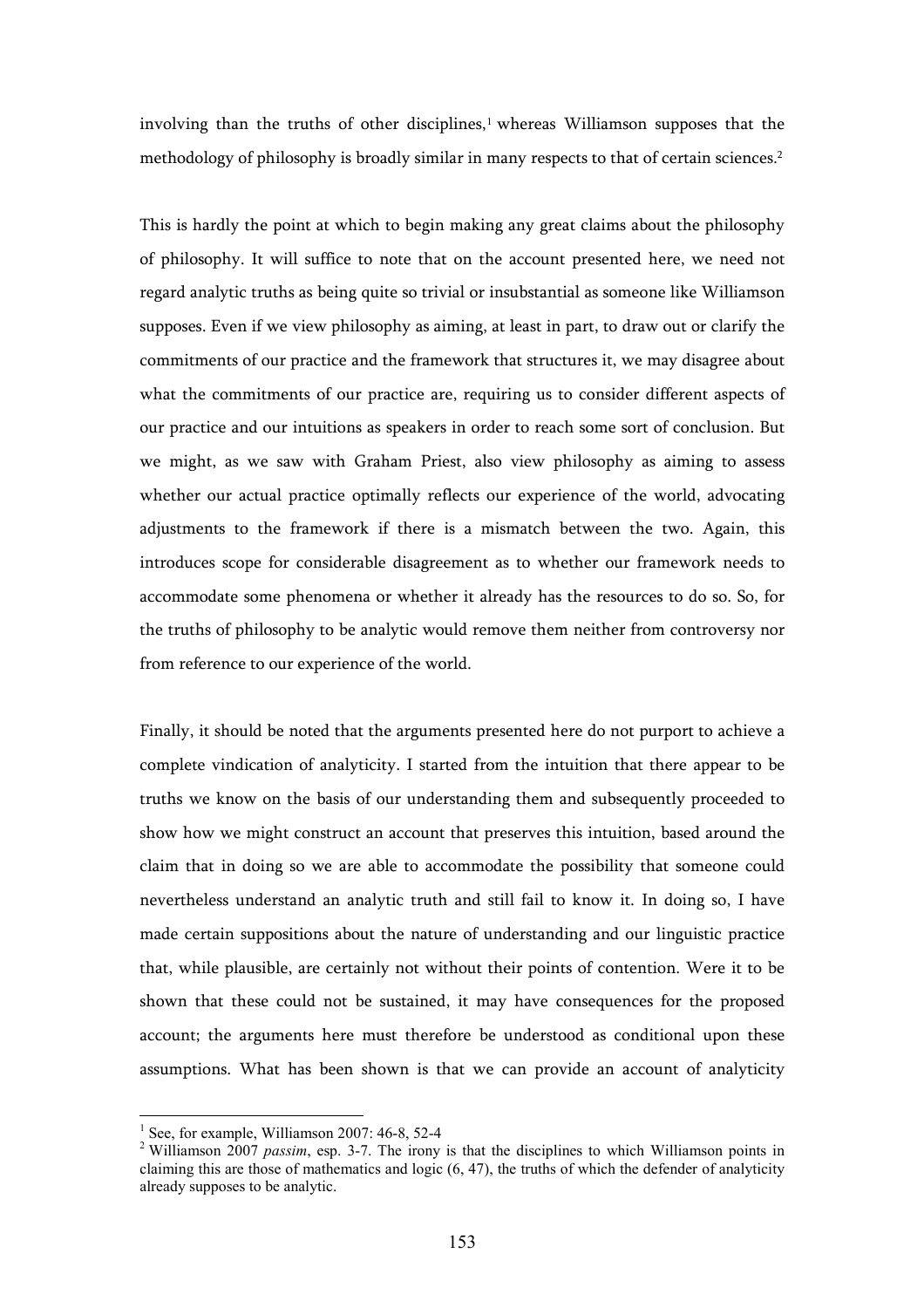involving than the truths of other disciplines,[1] whereas Williamson supposes that the methodology of philosophy is broadly similar in many respects to that of certain sciences.[2]

This is hardly the point at which to begin making any great claims about the philosophy of philosophy. It will suffice to note that on the account presented here, we need not regard analytic truths as being quite so trivial or insubstantial as someone like Williamson supposes. Even if we view philosophy as aiming, at least in part, to draw out or clarify the commitments of our practice and the framework that structures it, we may disagree about what the commitments of our practice are, requiring us to consider different aspects of our practice and our intuitions as speakers in order to reach some sort of conclusion. But we might, as we saw with Graham Priest, also view philosophy as aiming to assess whether our actual practice optimally reflects our experience of the world, advocating adjustments to the framework if there is a mismatch between the two. Again, this introduces scope for considerable disagreement as to whether our framework needs to accommodate some phenomena or whether it already has the resources to do so. So, for the truths of philosophy to be analytic would remove them neither from controversy nor from reference to our experience of the world.

Finally, it should be noted that the arguments presented here do not purport to achieve a complete vindication of analyticity. I started from the intuition that there appear to be truths we know on the basis of our understanding them and subsequently proceeded to show how we might construct an account that preserves this intuition, based around the claim that in doing so we are able to accommodate the possibility that someone could nevertheless understand an analytic truth and still fail to know it. In doing so, I have made certain suppositions about the nature of understanding and our linguistic practice that, while plausible, are certainly not without their points of contention. Were it to be shown that these could not be sustained, it may have consequences for the proposed account; the arguments here must therefore be understood as conditional upon these assumptions. What has been shown is that we can provide an account of analyticity

---

[1] See, for example, Williamson 2007: 46-8, 52-4

[2] Williamson 2007 *passim*, esp. 3-7. The irony is that the disciplines to which Williamson points in claiming this are those of mathematics and logic (6, 47), the truths of which the defender of analyticity already supposes to be analytic.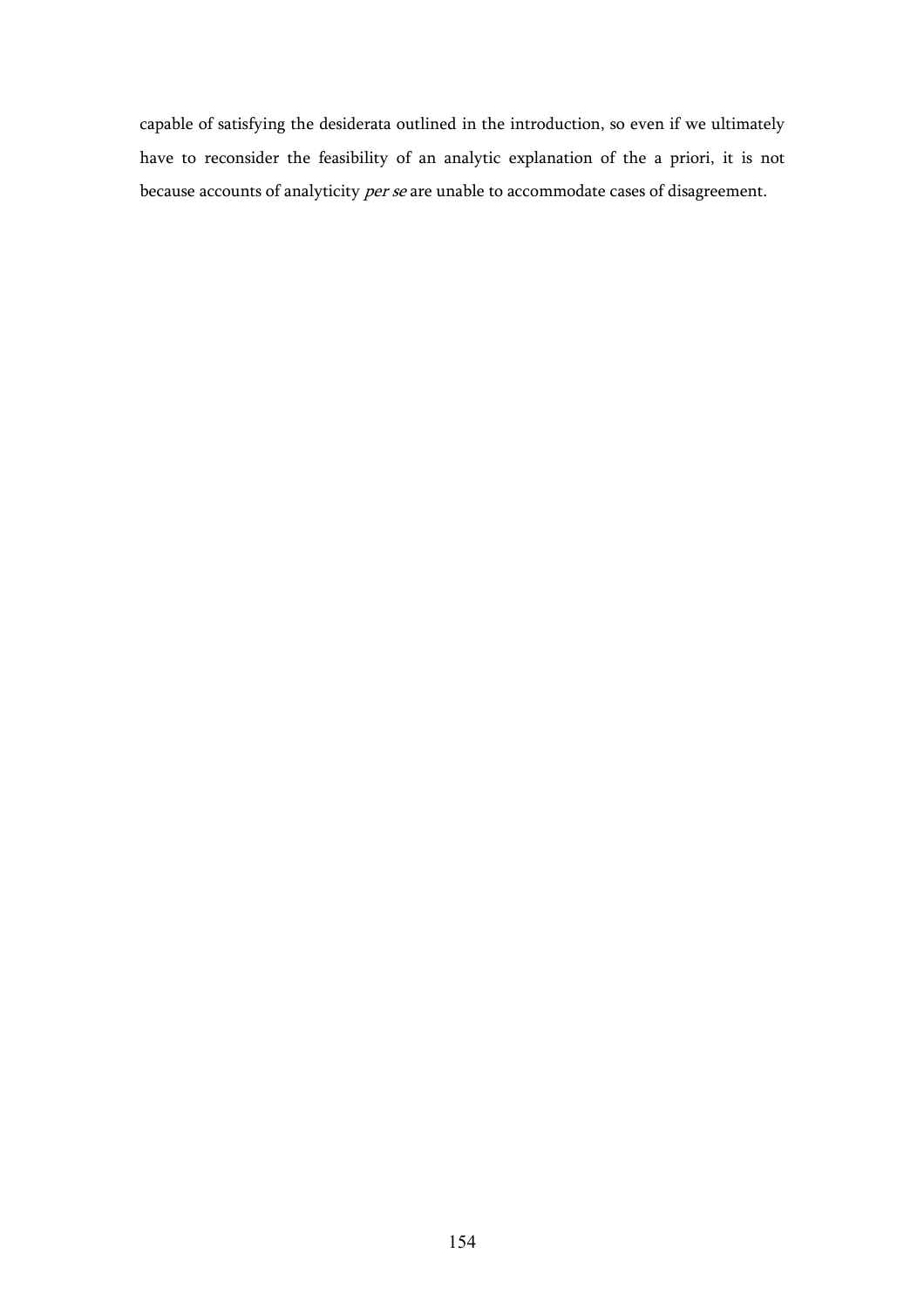capable of satisfying the desiderata outlined in the introduction, so even if we ultimately have to reconsider the feasibility of an analytic explanation of the a priori, it is not because accounts of analyticity *per se* are unable to accommodate cases of disagreement.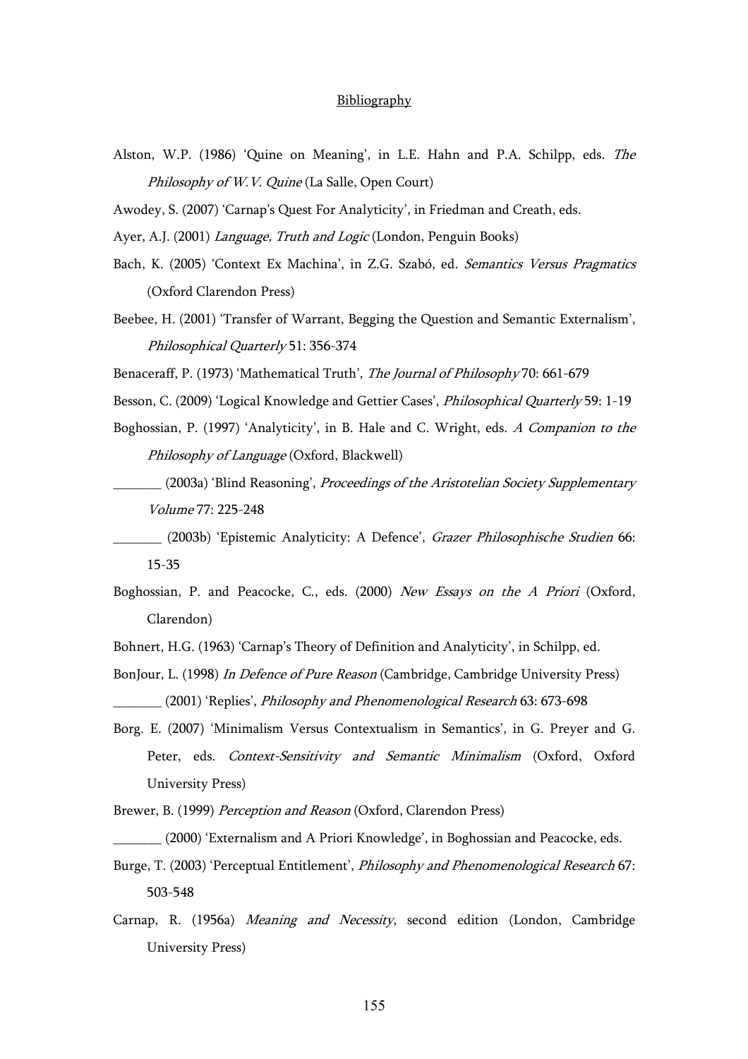## Bibliography

Alston, W.P. (1986) 'Quine on Meaning', in L.E. Hahn and P.A. Schilpp, eds. *The Philosophy of W.V. Quine* (La Salle, Open Court)

Awodey, S. (2007) 'Carnap's Quest For Analyticity', in Friedman and Creath, eds.

Ayer, A.J. (2001) *Language, Truth and Logic* (London, Penguin Books)

Bach, K. (2005) 'Context Ex Machina', in Z.G. Szabó, ed. *Semantics Versus Pragmatics* (Oxford Clarendon Press)

Beebee, H. (2001) 'Transfer of Warrant, Begging the Question and Semantic Externalism', *Philosophical Quarterly* 51: 356-374

Benaceraff, P. (1973) 'Mathematical Truth', *The Journal of Philosophy* 70: 661-679

Besson, C. (2009) 'Logical Knowledge and Gettier Cases', *Philosophical Quarterly* 59: 1-19

Boghossian, P. (1997) 'Analyticity', in B. Hale and C. Wright, eds. *A Companion to the Philosophy of Language* (Oxford, Blackwell)

_______ (2003a) 'Blind Reasoning', *Proceedings of the Aristotelian Society Supplementary Volume* 77: 225-248

_______ (2003b) 'Epistemic Analyticity: A Defence', *Grazer Philosophische Studien* 66: 15-35

Boghossian, P. and Peacocke, C., eds. (2000) *New Essays on the A Priori* (Oxford, Clarendon)

Bohnert, H.G. (1963) 'Carnap's Theory of Definition and Analyticity', in Schilpp, ed.

BonJour, L. (1998) *In Defence of Pure Reason* (Cambridge, Cambridge University Press)

_______ (2001) 'Replies', *Philosophy and Phenomenological Research* 63: 673-698

Borg. E. (2007) 'Minimalism Versus Contextualism in Semantics', in G. Preyer and G. Peter, eds. *Context-Sensitivity and Semantic Minimalism* (Oxford, Oxford University Press)

Brewer, B. (1999) *Perception and Reason* (Oxford, Clarendon Press)

_______ (2000) 'Externalism and A Priori Knowledge', in Boghossian and Peacocke, eds.

Burge, T. (2003) 'Perceptual Entitlement', *Philosophy and Phenomenological Research* 67: 503-548

Carnap, R. (1956a) *Meaning and Necessity*, second edition (London, Cambridge University Press)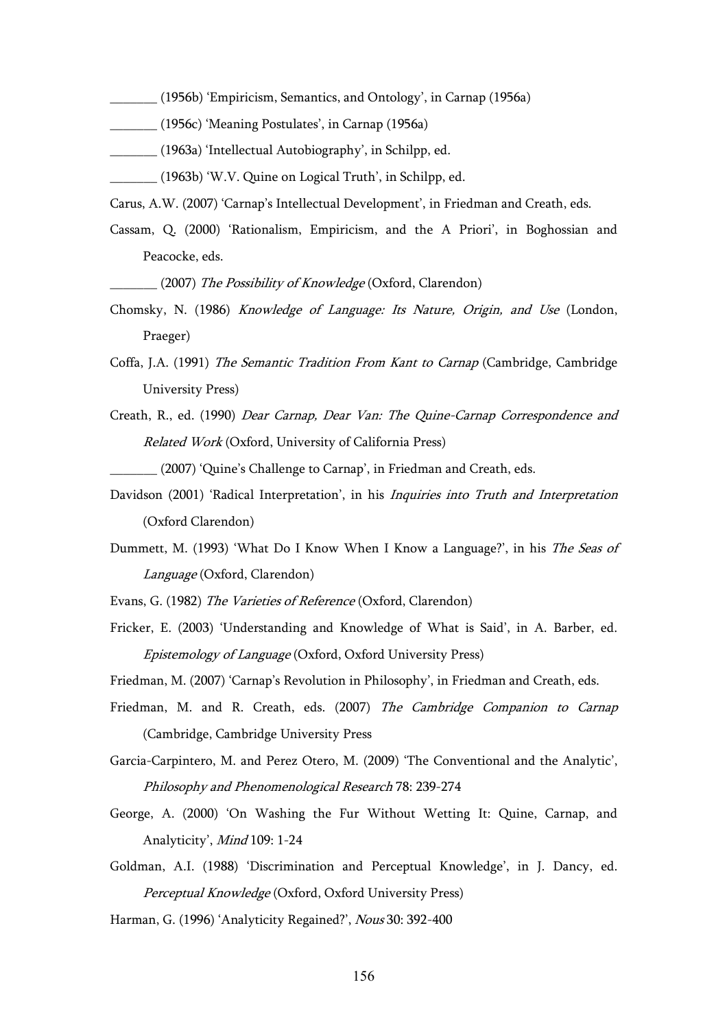_______ (1956b) 'Empiricism, Semantics, and Ontology', in Carnap (1956a)

_______ (1956c) 'Meaning Postulates', in Carnap (1956a)

_______ (1963a) 'Intellectual Autobiography', in Schilpp, ed.

_______ (1963b) 'W.V. Quine on Logical Truth', in Schilpp, ed.

Carus, A.W. (2007) 'Carnap's Intellectual Development', in Friedman and Creath, eds.

Cassam, Q. (2000) 'Rationalism, Empiricism, and the A Priori', in Boghossian and Peacocke, eds.

_______ (2007) *The Possibility of Knowledge* (Oxford, Clarendon)

Chomsky, N. (1986) *Knowledge of Language: Its Nature, Origin, and Use* (London, Praeger)

Coffa, J.A. (1991) *The Semantic Tradition From Kant to Carnap* (Cambridge, Cambridge University Press)

Creath, R., ed. (1990) *Dear Carnap, Dear Van: The Quine-Carnap Correspondence and Related Work* (Oxford, University of California Press)

_______ (2007) 'Quine's Challenge to Carnap', in Friedman and Creath, eds.

Davidson (2001) 'Radical Interpretation', in his *Inquiries into Truth and Interpretation* (Oxford Clarendon)

Dummett, M. (1993) 'What Do I Know When I Know a Language?', in his *The Seas of Language* (Oxford, Clarendon)

Evans, G. (1982) *The Varieties of Reference* (Oxford, Clarendon)

Fricker, E. (2003) 'Understanding and Knowledge of What is Said', in A. Barber, ed. *Epistemology of Language* (Oxford, Oxford University Press)

Friedman, M. (2007) 'Carnap's Revolution in Philosophy', in Friedman and Creath, eds.

Friedman, M. and R. Creath, eds. (2007) *The Cambridge Companion to Carnap* (Cambridge, Cambridge University Press

Garcia-Carpintero, M. and Perez Otero, M. (2009) 'The Conventional and the Analytic', *Philosophy and Phenomenological Research* 78: 239-274

George, A. (2000) 'On Washing the Fur Without Wetting It: Quine, Carnap, and Analyticity', *Mind* 109: 1-24

Goldman, A.I. (1988) 'Discrimination and Perceptual Knowledge', in J. Dancy, ed. *Perceptual Knowledge* (Oxford, Oxford University Press)

Harman, G. (1996) 'Analyticity Regained?', *Nous* 30: 392-400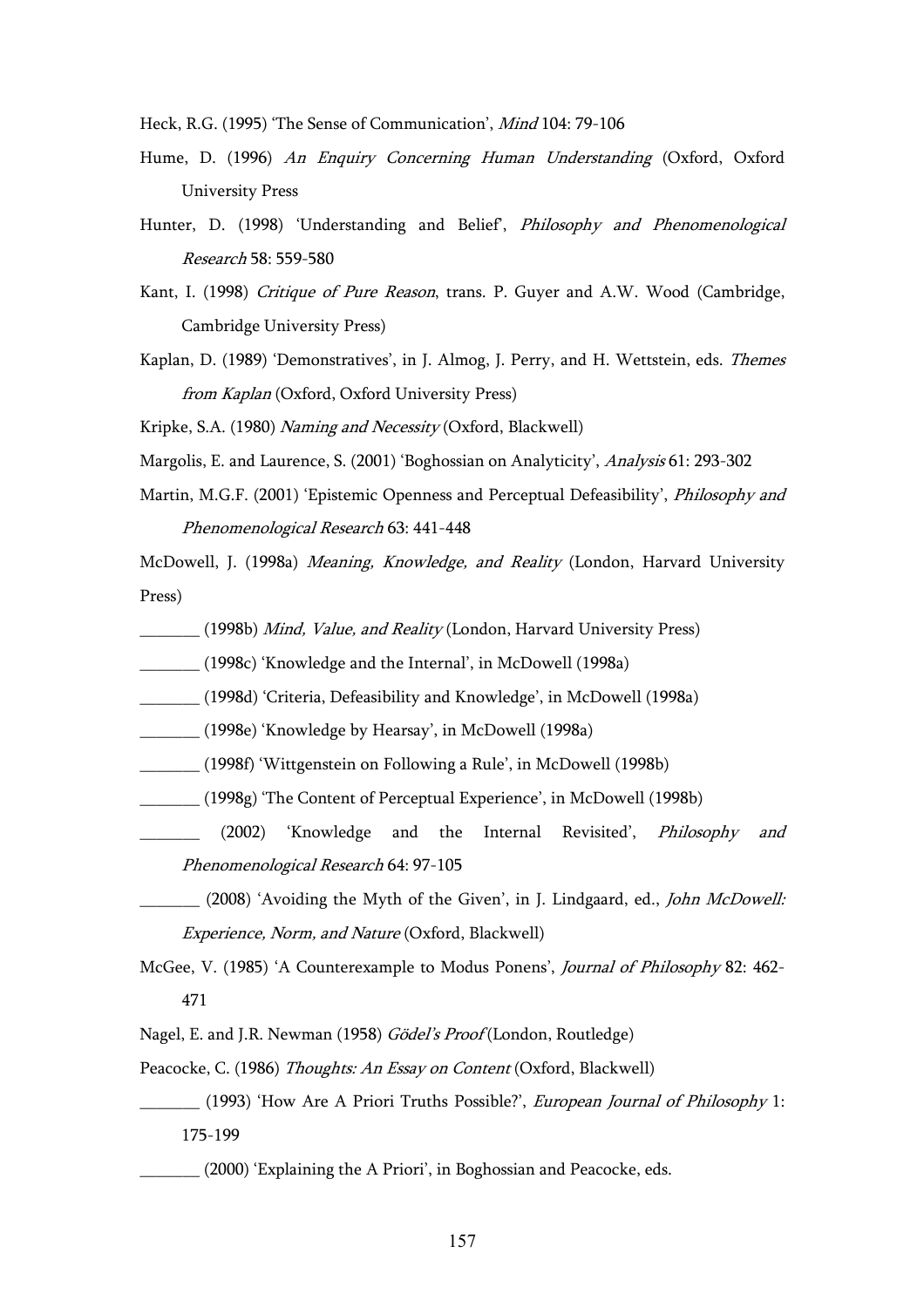Heck, R.G. (1995) 'The Sense of Communication', *Mind* 104: 79-106

Hume, D. (1996) *An Enquiry Concerning Human Understanding* (Oxford, Oxford University Press

Hunter, D. (1998) 'Understanding and Belief', *Philosophy and Phenomenological Research* 58: 559-580

Kant, I. (1998) *Critique of Pure Reason*, trans. P. Guyer and A.W. Wood (Cambridge, Cambridge University Press)

Kaplan, D. (1989) 'Demonstratives', in J. Almog, J. Perry, and H. Wettstein, eds. *Themes from Kaplan* (Oxford, Oxford University Press)

Kripke, S.A. (1980) *Naming and Necessity* (Oxford, Blackwell)

Margolis, E. and Laurence, S. (2001) 'Boghossian on Analyticity', *Analysis* 61: 293-302

Martin, M.G.F. (2001) 'Epistemic Openness and Perceptual Defeasibility', *Philosophy and Phenomenological Research* 63: 441-448

McDowell, J. (1998a) *Meaning, Knowledge, and Reality* (London, Harvard University Press)

_______ (1998b) *Mind, Value, and Reality* (London, Harvard University Press)

_______ (1998c) 'Knowledge and the Internal', in McDowell (1998a)

_______ (1998d) 'Criteria, Defeasibility and Knowledge', in McDowell (1998a)

_______ (1998e) 'Knowledge by Hearsay', in McDowell (1998a)

_______ (1998f) 'Wittgenstein on Following a Rule', in McDowell (1998b)

_______ (1998g) 'The Content of Perceptual Experience', in McDowell (1998b)

_______ (2002) 'Knowledge and the Internal Revisited', *Philosophy and Phenomenological Research* 64: 97-105

_______ (2008) 'Avoiding the Myth of the Given', in J. Lindgaard, ed., *John McDowell: Experience, Norm, and Nature* (Oxford, Blackwell)

McGee, V. (1985) 'A Counterexample to Modus Ponens', *Journal of Philosophy* 82: 462-471

Nagel, E. and J.R. Newman (1958) *Gödel's Proof* (London, Routledge)

Peacocke, C. (1986) *Thoughts: An Essay on Content* (Oxford, Blackwell)

_______ (1993) 'How Are A Priori Truths Possible?', *European Journal of Philosophy* 1: 175-199

_______ (2000) 'Explaining the A Priori', in Boghossian and Peacocke, eds.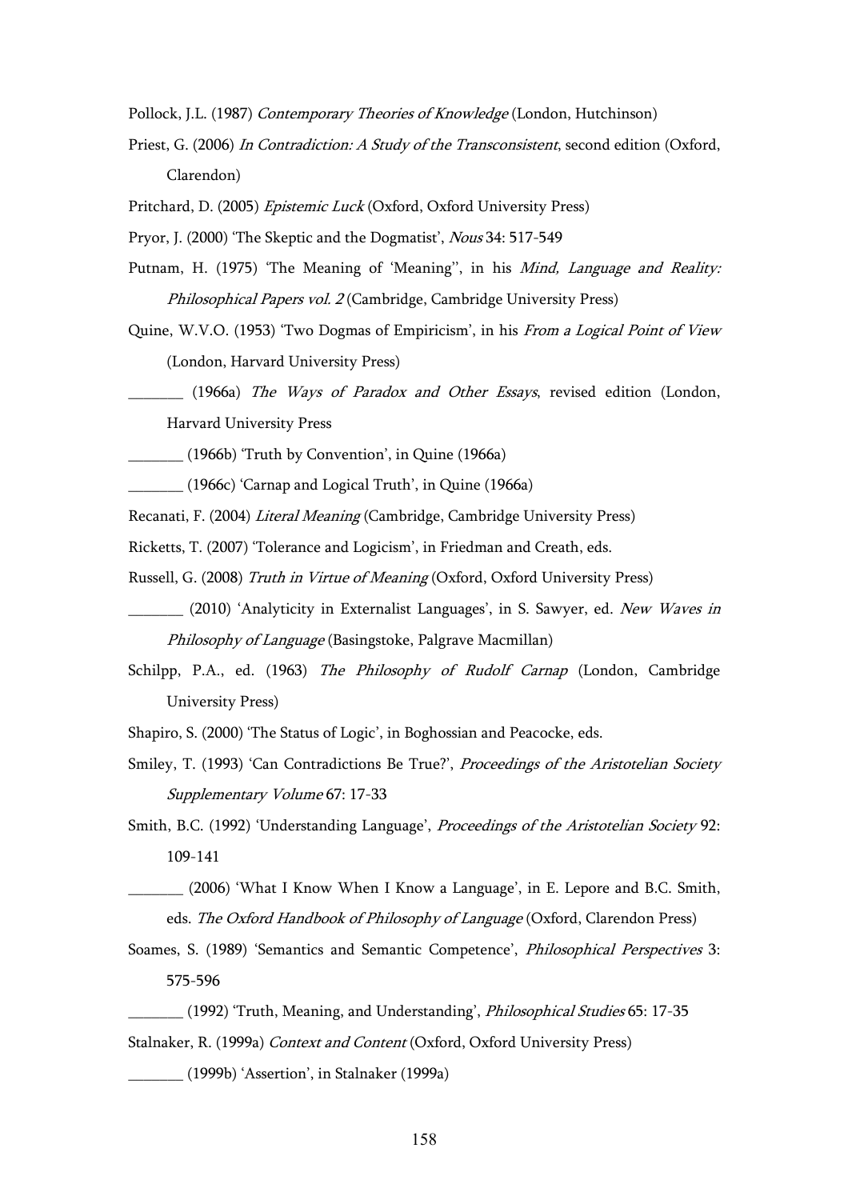Pollock, J.L. (1987) *Contemporary Theories of Knowledge* (London, Hutchinson)

Priest, G. (2006) *In Contradiction: A Study of the Transconsistent*, second edition (Oxford, Clarendon)

Pritchard, D. (2005) *Epistemic Luck* (Oxford, Oxford University Press)

Pryor, J. (2000) 'The Skeptic and the Dogmatist', *Nous* 34: 517-549

Putnam, H. (1975) 'The Meaning of 'Meaning'', in his *Mind, Language and Reality: Philosophical Papers vol. 2* (Cambridge, Cambridge University Press)

Quine, W.V.O. (1953) 'Two Dogmas of Empiricism', in his *From a Logical Point of View* (London, Harvard University Press)

_______ (1966a) *The Ways of Paradox and Other Essays*, revised edition (London, Harvard University Press

_______ (1966b) 'Truth by Convention', in Quine (1966a)

_______ (1966c) 'Carnap and Logical Truth', in Quine (1966a)

Recanati, F. (2004) *Literal Meaning* (Cambridge, Cambridge University Press)

Ricketts, T. (2007) 'Tolerance and Logicism', in Friedman and Creath, eds.

Russell, G. (2008) *Truth in Virtue of Meaning* (Oxford, Oxford University Press)

_______ (2010) 'Analyticity in Externalist Languages', in S. Sawyer, ed. *New Waves in Philosophy of Language* (Basingstoke, Palgrave Macmillan)

Schilpp, P.A., ed. (1963) *The Philosophy of Rudolf Carnap* (London, Cambridge University Press)

Shapiro, S. (2000) 'The Status of Logic', in Boghossian and Peacocke, eds.

Smiley, T. (1993) 'Can Contradictions Be True?', *Proceedings of the Aristotelian Society Supplementary Volume* 67: 17-33

Smith, B.C. (1992) 'Understanding Language', *Proceedings of the Aristotelian Society* 92: 109-141

_______ (2006) 'What I Know When I Know a Language', in E. Lepore and B.C. Smith, eds. *The Oxford Handbook of Philosophy of Language* (Oxford, Clarendon Press)

Soames, S. (1989) 'Semantics and Semantic Competence', *Philosophical Perspectives* 3: 575-596

_______ (1992) 'Truth, Meaning, and Understanding', *Philosophical Studies* 65: 17-35

Stalnaker, R. (1999a) *Context and Content* (Oxford, Oxford University Press)

_______ (1999b) 'Assertion', in Stalnaker (1999a)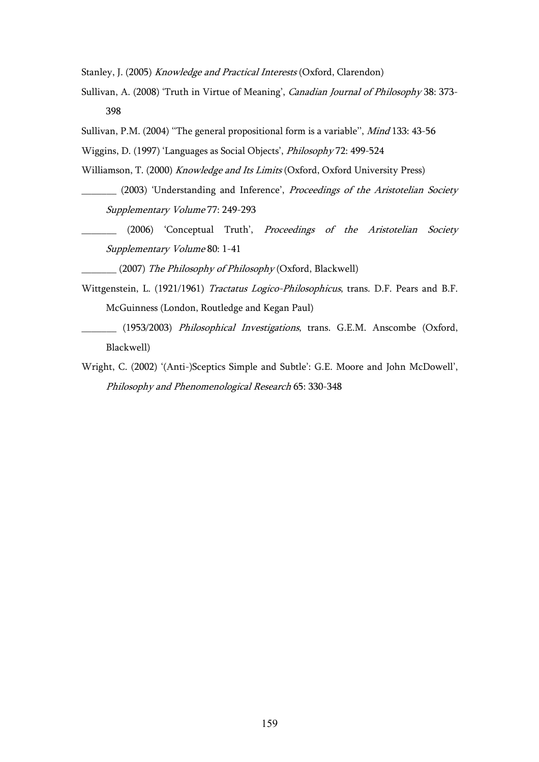Stanley, J. (2005) *Knowledge and Practical Interests* (Oxford, Clarendon)

Sullivan, A. (2008) 'Truth in Virtue of Meaning', *Canadian Journal of Philosophy* 38: 373-398

Sullivan, P.M. (2004) ''The general propositional form is a variable'', *Mind* 133: 43-56

Wiggins, D. (1997) 'Languages as Social Objects', *Philosophy* 72: 499-524

Williamson, T. (2000) *Knowledge and Its Limits* (Oxford, Oxford University Press)

_______ (2003) 'Understanding and Inference', *Proceedings of the Aristotelian Society Supplementary Volume* 77: 249-293

_______ (2006) 'Conceptual Truth', *Proceedings of the Aristotelian Society Supplementary Volume* 80: 1-41

_______ (2007) *The Philosophy of Philosophy* (Oxford, Blackwell)

Wittgenstein, L. (1921/1961) *Tractatus Logico-Philosophicus*, trans. D.F. Pears and B.F. McGuinness (London, Routledge and Kegan Paul)

_______ (1953/2003) *Philosophical Investigations*, trans. G.E.M. Anscombe (Oxford, Blackwell)

Wright, C. (2002) '(Anti-)Sceptics Simple and Subtle': G.E. Moore and John McDowell', *Philosophy and Phenomenological Research* 65: 330-348